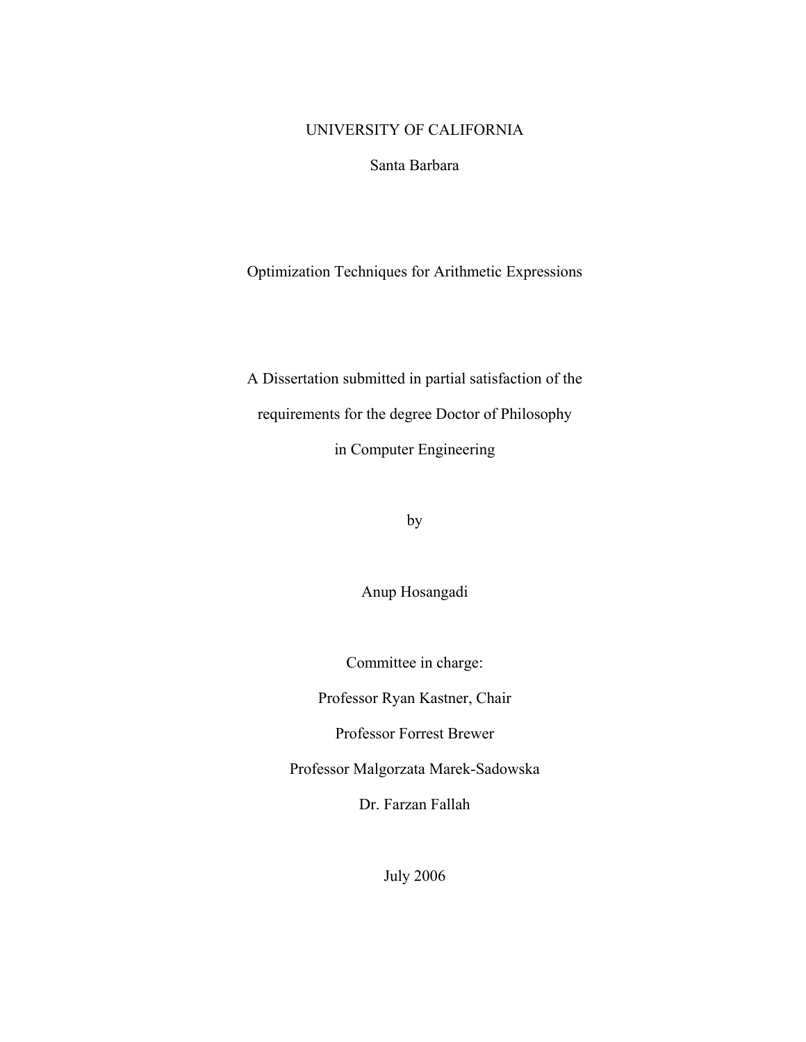UNIVERSITY OF CALIFORNIA

Santa Barbara

# Optimization Techniques for Arithmetic Expressions

A Dissertation submitted in partial satisfaction of the

requirements for the degree Doctor of Philosophy

in Computer Engineering

by

Anup Hosangadi

Committee in charge:

Professor Ryan Kastner, Chair

Professor Forrest Brewer

Professor Malgorzata Marek-Sadowska

Dr. Farzan Fallah

July 2006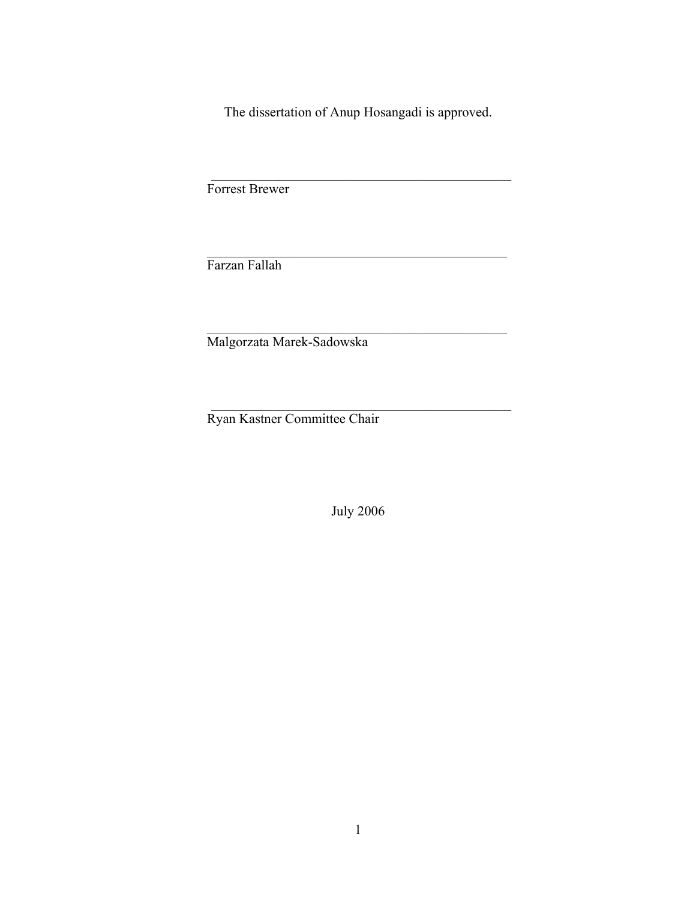The dissertation of Anup Hosangadi is approved.

_______________________________________________
Forrest Brewer

_______________________________________________
Farzan Fallah

_______________________________________________
Malgorzata Marek-Sadowska

_______________________________________________
Ryan Kastner Committee Chair

July 2006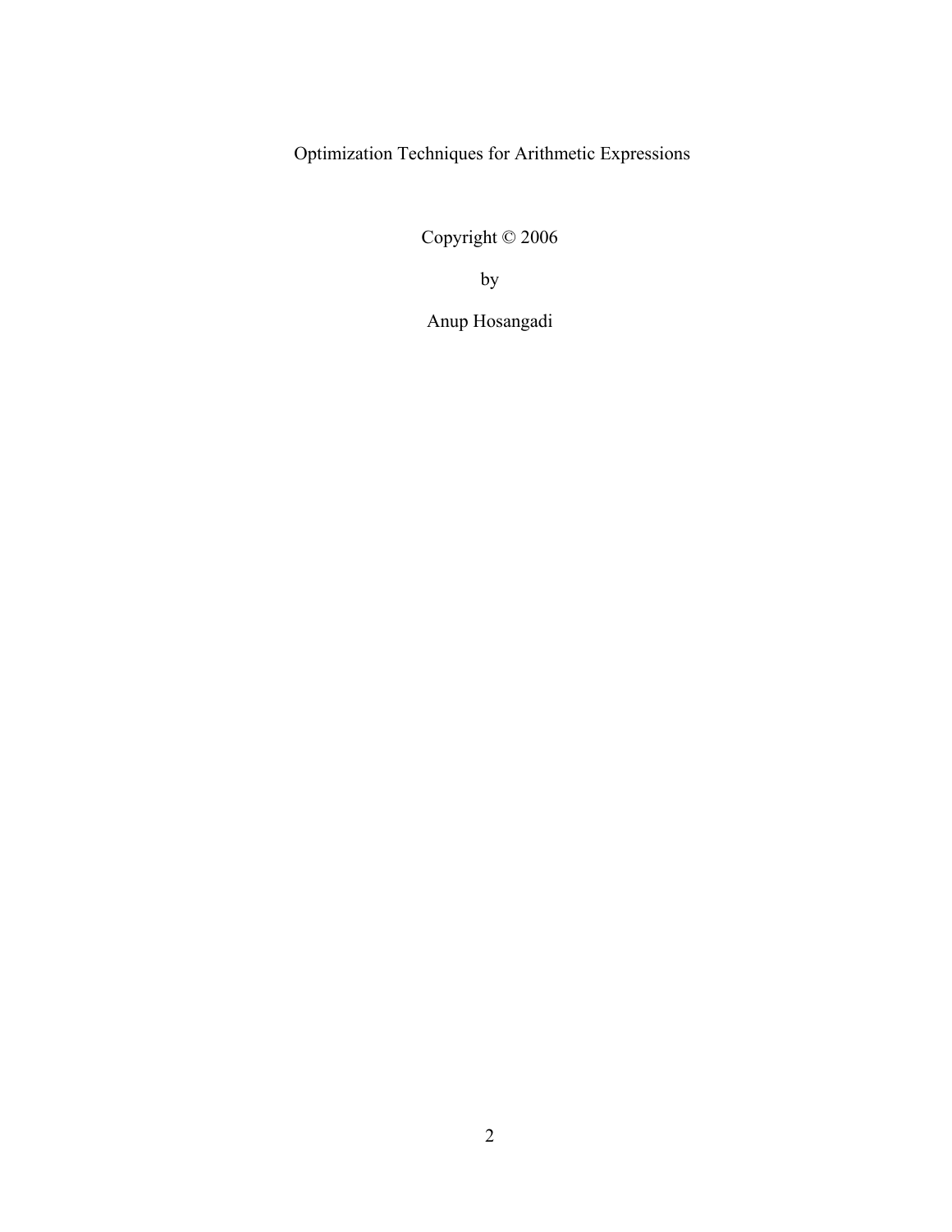Optimization Techniques for Arithmetic Expressions

Copyright © 2006

by

Anup Hosangadi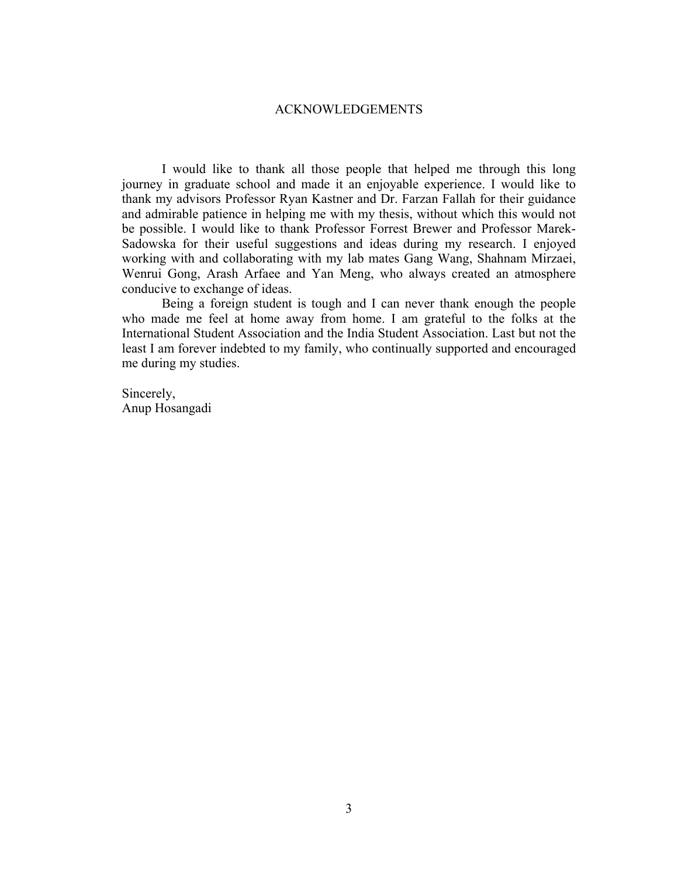# ACKNOWLEDGEMENTS

I would like to thank all those people that helped me through this long journey in graduate school and made it an enjoyable experience. I would like to thank my advisors Professor Ryan Kastner and Dr. Farzan Fallah for their guidance and admirable patience in helping me with my thesis, without which this would not be possible. I would like to thank Professor Forrest Brewer and Professor Marek-Sadowska for their useful suggestions and ideas during my research. I enjoyed working with and collaborating with my lab mates Gang Wang, Shahnam Mirzaei, Wenrui Gong, Arash Arfaee and Yan Meng, who always created an atmosphere conducive to exchange of ideas.

Being a foreign student is tough and I can never thank enough the people who made me feel at home away from home. I am grateful to the folks at the International Student Association and the India Student Association. Last but not the least I am forever indebted to my family, who continually supported and encouraged me during my studies.

Sincerely,
Anup Hosangadi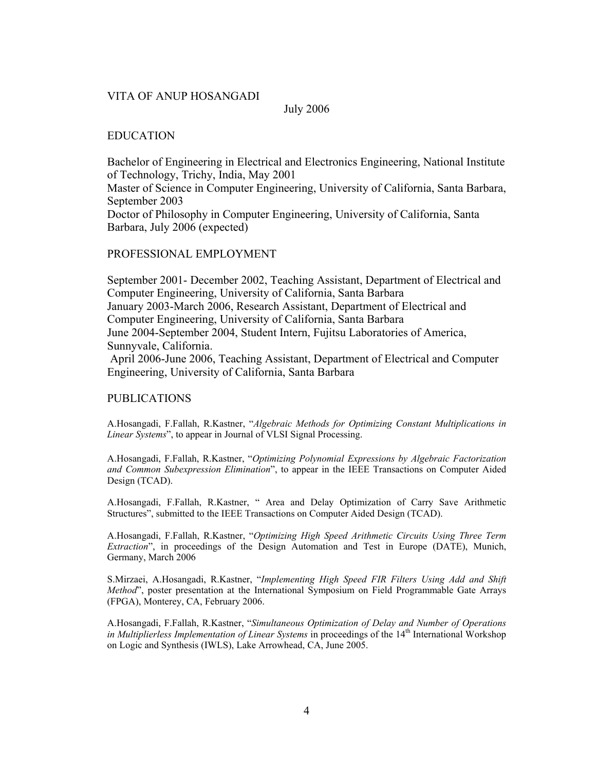VITA OF ANUP HOSANGADI

July 2006

EDUCATION

Bachelor of Engineering in Electrical and Electronics Engineering, National Institute of Technology, Trichy, India, May 2001
Master of Science in Computer Engineering, University of California, Santa Barbara, September 2003
Doctor of Philosophy in Computer Engineering, University of California, Santa Barbara, July 2006 (expected)

PROFESSIONAL EMPLOYMENT

September 2001- December 2002, Teaching Assistant, Department of Electrical and Computer Engineering, University of California, Santa Barbara
January 2003-March 2006, Research Assistant, Department of Electrical and Computer Engineering, University of California, Santa Barbara
June 2004-September 2004, Student Intern, Fujitsu Laboratories of America, Sunnyvale, California.
April 2006-June 2006, Teaching Assistant, Department of Electrical and Computer Engineering, University of California, Santa Barbara

PUBLICATIONS

A.Hosangadi, F.Fallah, R.Kastner, "*Algebraic Methods for Optimizing Constant Multiplications in Linear Systems*", to appear in Journal of VLSI Signal Processing.

A.Hosangadi, F.Fallah, R.Kastner, "*Optimizing Polynomial Expressions by Algebraic Factorization and Common Subexpression Elimination*", to appear in the IEEE Transactions on Computer Aided Design (TCAD).

A.Hosangadi, F.Fallah, R.Kastner, " Area and Delay Optimization of Carry Save Arithmetic Structures", submitted to the IEEE Transactions on Computer Aided Design (TCAD).

A.Hosangadi, F.Fallah, R.Kastner, "*Optimizing High Speed Arithmetic Circuits Using Three Term Extraction*", in proceedings of the Design Automation and Test in Europe (DATE), Munich, Germany, March 2006

S.Mirzaei, A.Hosangadi, R.Kastner, "*Implementing High Speed FIR Filters Using Add and Shift Method*", poster presentation at the International Symposium on Field Programmable Gate Arrays (FPGA), Monterey, CA, February 2006.

A.Hosangadi, F.Fallah, R.Kastner, "*Simultaneous Optimization of Delay and Number of Operations in Multiplierless Implementation of Linear Systems* in proceedings of the 14th International Workshop on Logic and Synthesis (IWLS), Lake Arrowhead, CA, June 2005.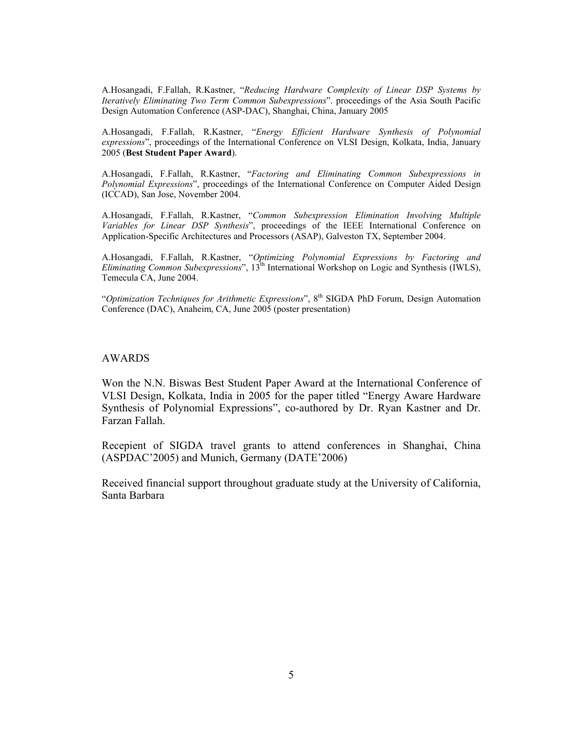A.Hosangadi, F.Fallah, R.Kastner, "*Reducing Hardware Complexity of Linear DSP Systems by Iteratively Eliminating Two Term Common Subexpressions*". proceedings of the Asia South Pacific Design Automation Conference (ASP-DAC), Shanghai, China, January 2005

A.Hosangadi, F.Fallah, R.Kastner, "*Energy Efficient Hardware Synthesis of Polynomial expressions*", proceedings of the International Conference on VLSI Design, Kolkata, India, January 2005 (**Best Student Paper Award**).

A.Hosangadi, F.Fallah, R.Kastner, "*Factoring and Eliminating Common Subexpressions in Polynomial Expressions*", proceedings of the International Conference on Computer Aided Design (ICCAD), San Jose, November 2004.

A.Hosangadi, F.Fallah, R.Kastner, "*Common Subexpression Elimination Involving Multiple Variables for Linear DSP Synthesis*", proceedings of the IEEE International Conference on Application-Specific Architectures and Processors (ASAP), Galveston TX, September 2004.

A.Hosangadi, F.Fallah, R.Kastner, "*Optimizing Polynomial Expressions by Factoring and Eliminating Common Subexpressions*", 13th International Workshop on Logic and Synthesis (IWLS), Temecula CA, June 2004.

"*Optimization Techniques for Arithmetic Expressions*", 8th SIGDA PhD Forum, Design Automation Conference (DAC), Anaheim, CA, June 2005 (poster presentation)

## AWARDS

Won the N.N. Biswas Best Student Paper Award at the International Conference of VLSI Design, Kolkata, India in 2005 for the paper titled "Energy Aware Hardware Synthesis of Polynomial Expressions", co-authored by Dr. Ryan Kastner and Dr. Farzan Fallah.

Recepient of SIGDA travel grants to attend conferences in Shanghai, China (ASPDAC'2005) and Munich, Germany (DATE'2006)

Received financial support throughout graduate study at the University of California, Santa Barbara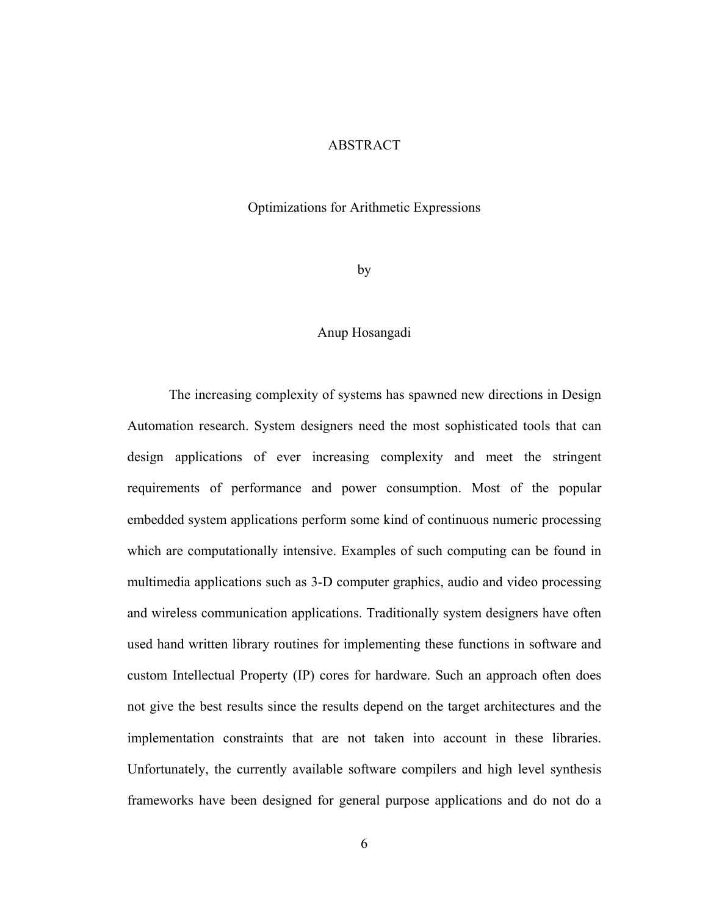# ABSTRACT

## Optimizations for Arithmetic Expressions

by

Anup Hosangadi

The increasing complexity of systems has spawned new directions in Design Automation research. System designers need the most sophisticated tools that can design applications of ever increasing complexity and meet the stringent requirements of performance and power consumption. Most of the popular embedded system applications perform some kind of continuous numeric processing which are computationally intensive. Examples of such computing can be found in multimedia applications such as 3-D computer graphics, audio and video processing and wireless communication applications. Traditionally system designers have often used hand written library routines for implementing these functions in software and custom Intellectual Property (IP) cores for hardware. Such an approach often does not give the best results since the results depend on the target architectures and the implementation constraints that are not taken into account in these libraries. Unfortunately, the currently available software compilers and high level synthesis frameworks have been designed for general purpose applications and do not do a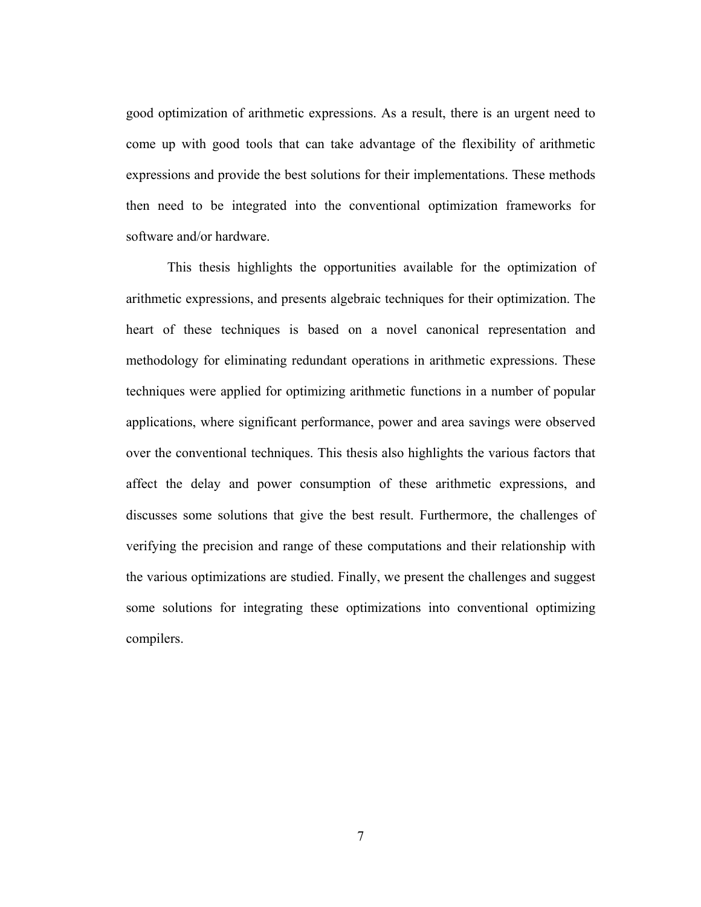good optimization of arithmetic expressions. As a result, there is an urgent need to come up with good tools that can take advantage of the flexibility of arithmetic expressions and provide the best solutions for their implementations. These methods then need to be integrated into the conventional optimization frameworks for software and/or hardware.

This thesis highlights the opportunities available for the optimization of arithmetic expressions, and presents algebraic techniques for their optimization. The heart of these techniques is based on a novel canonical representation and methodology for eliminating redundant operations in arithmetic expressions. These techniques were applied for optimizing arithmetic functions in a number of popular applications, where significant performance, power and area savings were observed over the conventional techniques. This thesis also highlights the various factors that affect the delay and power consumption of these arithmetic expressions, and discusses some solutions that give the best result. Furthermore, the challenges of verifying the precision and range of these computations and their relationship with the various optimizations are studied. Finally, we present the challenges and suggest some solutions for integrating these optimizations into conventional optimizing compilers.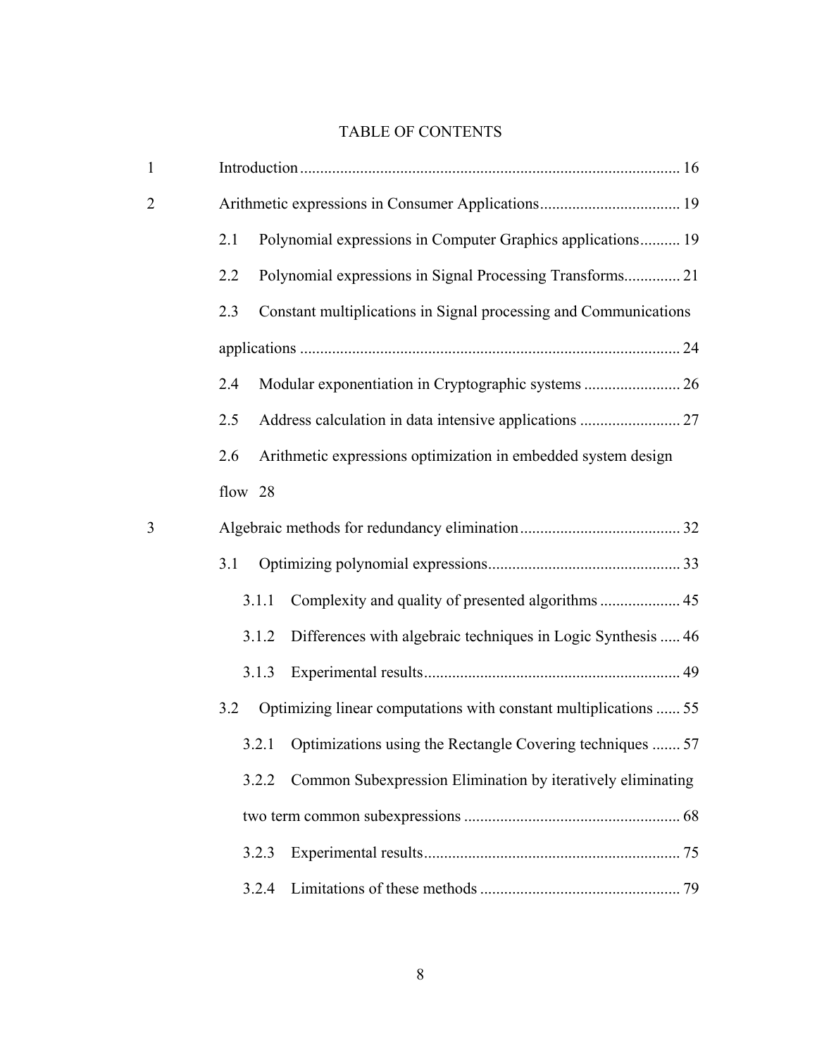# TABLE OF CONTENTS

1 Introduction .............................................................................................. 16

2 Arithmetic expressions in Consumer Applications................................... 19

- 2.1 Polynomial expressions in Computer Graphics applications.......... 19
- 2.2 Polynomial expressions in Signal Processing Transforms.............. 21
- 2.3 Constant multiplications in Signal processing and Communications applications .............................................................................................. 24
- 2.4 Modular exponentiation in Cryptographic systems ........................ 26
- 2.5 Address calculation in data intensive applications ......................... 27
- 2.6 Arithmetic expressions optimization in embedded system design flow 28

3 Algebraic methods for redundancy elimination....................................... 32

- 3.1 Optimizing polynomial expressions................................................ 33
  - 3.1.1 Complexity and quality of presented algorithms .................... 45
  - 3.1.2 Differences with algebraic techniques in Logic Synthesis ..... 46
  - 3.1.3 Experimental results............................................................... 49
- 3.2 Optimizing linear computations with constant multiplications ...... 55
  - 3.2.1 Optimizations using the Rectangle Covering techniques ....... 57
  - 3.2.2 Common Subexpression Elimination by iteratively eliminating two term common subexpressions ..................................................... 68
  - 3.2.3 Experimental results............................................................... 75
  - 3.2.4 Limitations of these methods ................................................. 79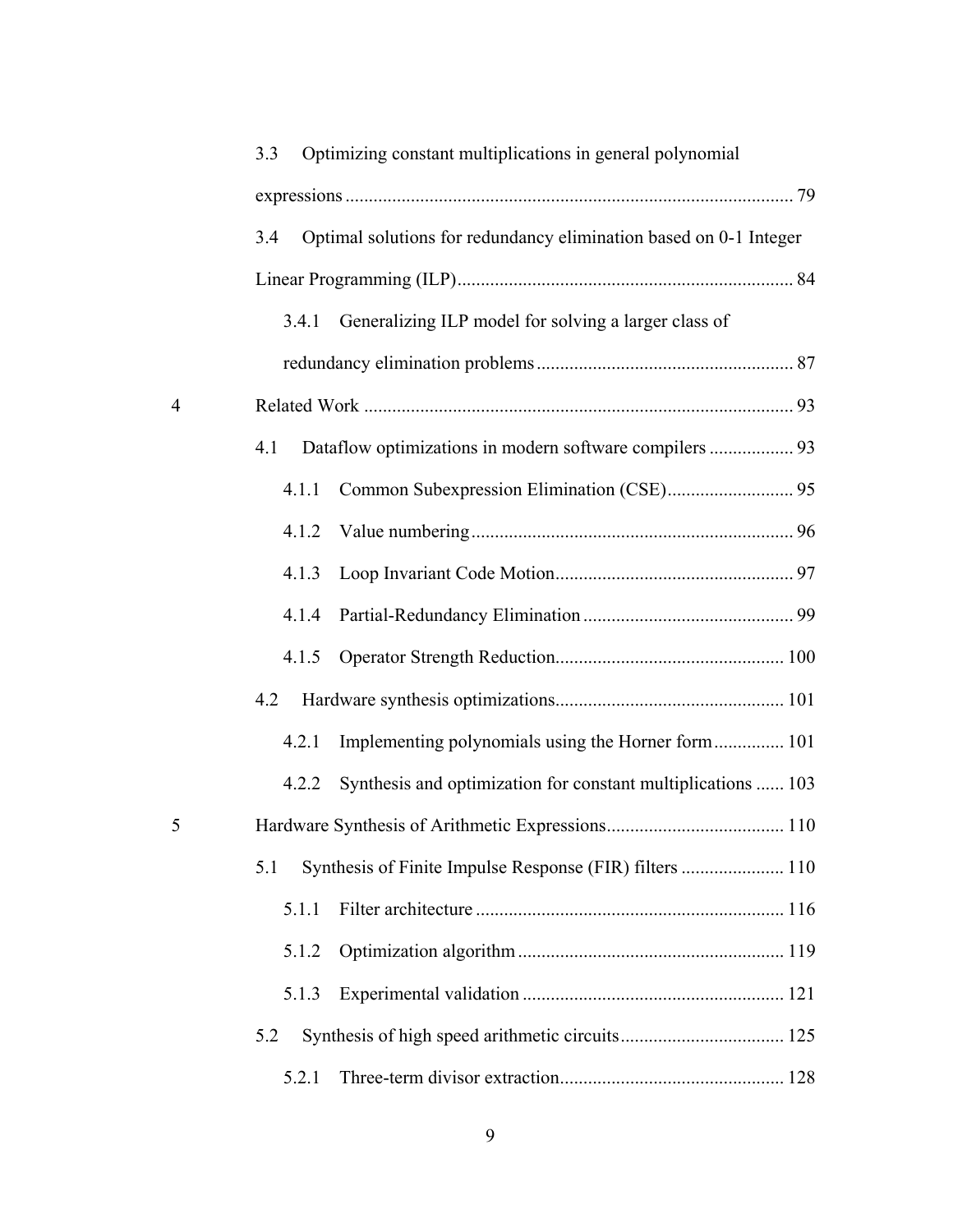3.3 Optimizing constant multiplications in general polynomial expressions ........ 79

3.4 Optimal solutions for redundancy elimination based on 0-1 Integer Linear Programming (ILP) ........ 84

3.4.1 Generalizing ILP model for solving a larger class of redundancy elimination problems ........ 87

4 Related Work ........ 93

4.1 Dataflow optimizations in modern software compilers ........ 93

4.1.1 Common Subexpression Elimination (CSE) ........ 95

4.1.2 Value numbering ........ 96

4.1.3 Loop Invariant Code Motion ........ 97

4.1.4 Partial-Redundancy Elimination ........ 99

4.1.5 Operator Strength Reduction ........ 100

4.2 Hardware synthesis optimizations ........ 101

4.2.1 Implementing polynomials using the Horner form ........ 101

4.2.2 Synthesis and optimization for constant multiplications ........ 103

5 Hardware Synthesis of Arithmetic Expressions ........ 110

5.1 Synthesis of Finite Impulse Response (FIR) filters ........ 110

5.1.1 Filter architecture ........ 116

5.1.2 Optimization algorithm ........ 119

5.1.3 Experimental validation ........ 121

5.2 Synthesis of high speed arithmetic circuits ........ 125

5.2.1 Three-term divisor extraction ........ 128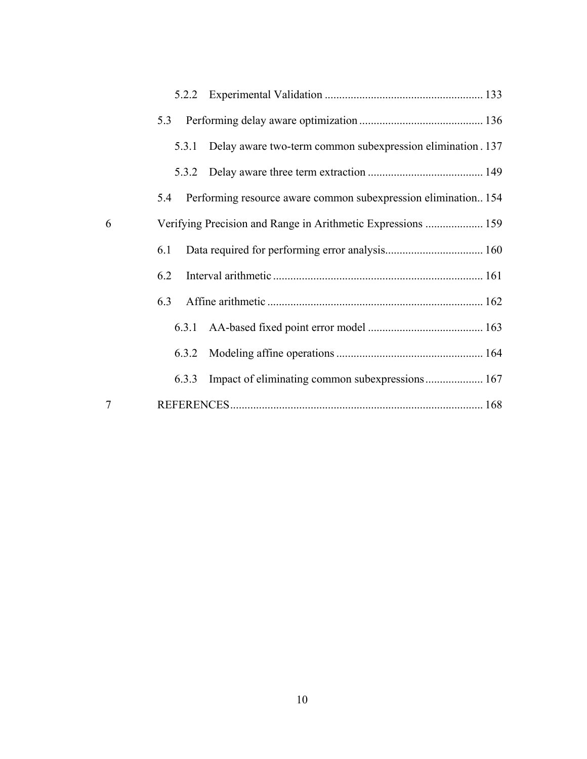5.2.2 Experimental Validation ........................................................ 133

5.3 Performing delay aware optimization ............................................ 136

5.3.1 Delay aware two-term common subexpression elimination . 137

5.3.2 Delay aware three term extraction ......................................... 149

5.4 Performing resource aware common subexpression elimination.. 154

6 Verifying Precision and Range in Arithmetic Expressions .................... 159

6.1 Data required for performing error analysis.................................. 160

6.2 Interval arithmetic ......................................................................... 161

6.3 Affine arithmetic ........................................................................... 162

6.3.1 AA-based fixed point error model ......................................... 163

6.3.2 Modeling affine operations .................................................... 164

6.3.3 Impact of eliminating common subexpressions.................... 167

7 REFERENCES....................................................................................... 168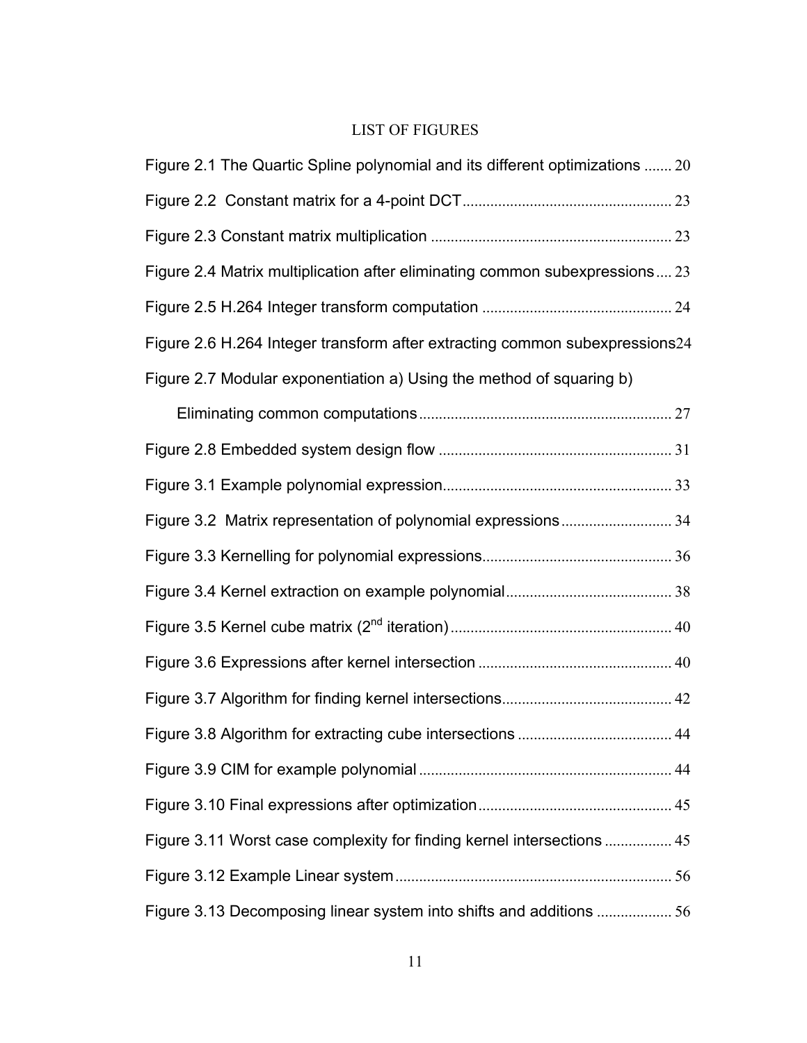# LIST OF FIGURES

Figure 2.1 The Quartic Spline polynomial and its different optimizations ....... 20

Figure 2.2 Constant matrix for a 4-point DCT .................................................... 23

Figure 2.3 Constant matrix multiplication ............................................................ 23

Figure 2.4 Matrix multiplication after eliminating common subexpressions .... 23

Figure 2.5 H.264 Integer transform computation ................................................ 24

Figure 2.6 H.264 Integer transform after extracting common subexpressions 24

Figure 2.7 Modular exponentiation a) Using the method of squaring b) Eliminating common computations ................................................................ 27

Figure 2.8 Embedded system design flow ........................................................... 31

Figure 3.1 Example polynomial expression ......................................................... 33

Figure 3.2 Matrix representation of polynomial expressions ............................ 34

Figure 3.3 Kernelling for polynomial expressions ................................................ 36

Figure 3.4 Kernel extraction on example polynomial .......................................... 38

Figure 3.5 Kernel cube matrix ($2^{nd}$ iteration) ....................................................... 40

Figure 3.6 Expressions after kernel intersection ................................................. 40

Figure 3.7 Algorithm for finding kernel intersections ........................................... 42

Figure 3.8 Algorithm for extracting cube intersections ....................................... 44

Figure 3.9 CIM for example polynomial ................................................................ 44

Figure 3.10 Final expressions after optimization ................................................. 45

Figure 3.11 Worst case complexity for finding kernel intersections ................. 45

Figure 3.12 Example Linear system ...................................................................... 56

Figure 3.13 Decomposing linear system into shifts and additions ................... 56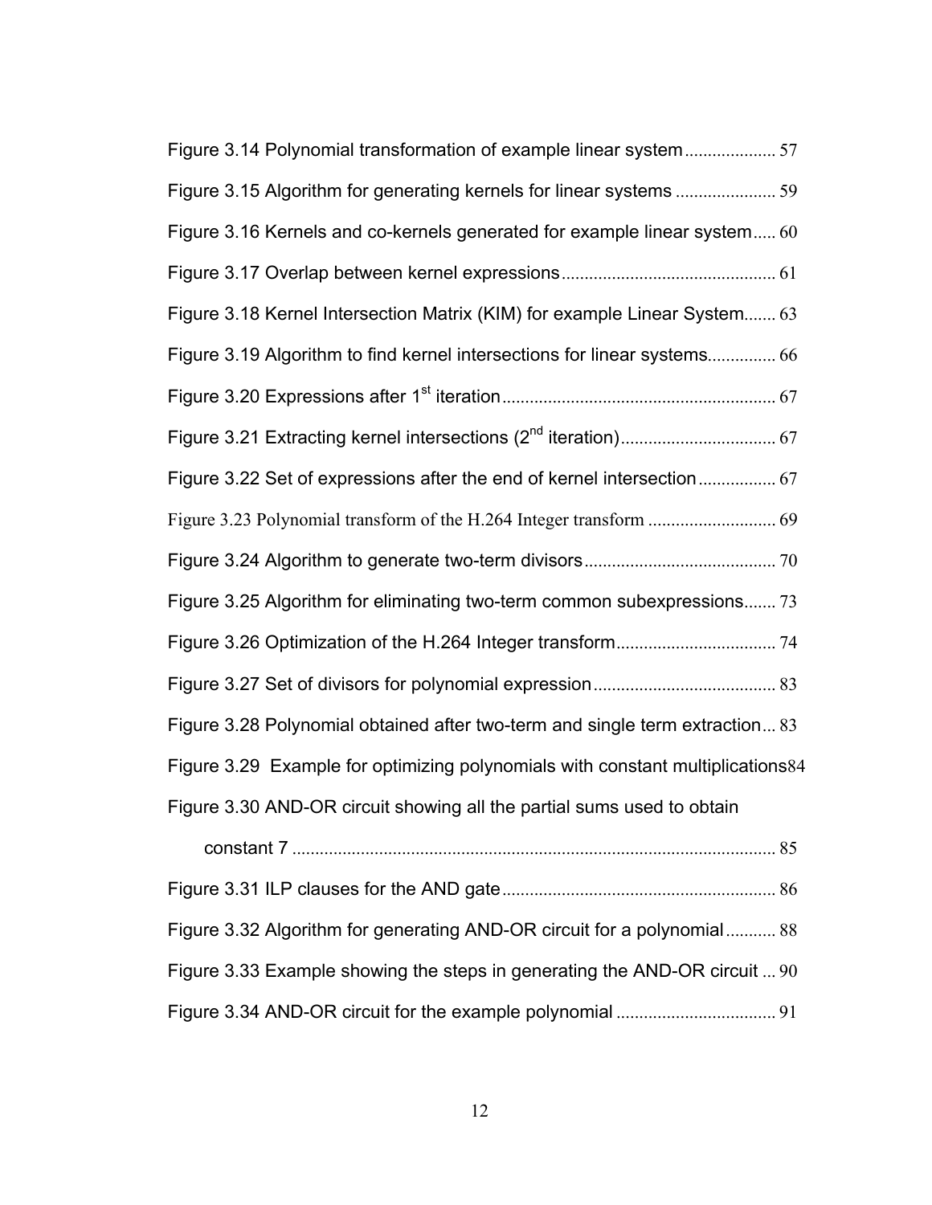Figure 3.14 Polynomial transformation of example linear system .................... 57

Figure 3.15 Algorithm for generating kernels for linear systems ...................... 59

Figure 3.16 Kernels and co-kernels generated for example linear system..... 60

Figure 3.17 Overlap between kernel expressions .............................................. 61

Figure 3.18 Kernel Intersection Matrix (KIM) for example Linear System....... 63

Figure 3.19 Algorithm to find kernel intersections for linear systems............... 66

Figure 3.20 Expressions after 1st iteration ........................................................... 67

Figure 3.21 Extracting kernel intersections (2nd iteration).................................. 67

Figure 3.22 Set of expressions after the end of kernel intersection ................. 67

Figure 3.23 Polynomial transform of the H.264 Integer transform ............................ 69

Figure 3.24 Algorithm to generate two-term divisors.......................................... 70

Figure 3.25 Algorithm for eliminating two-term common subexpressions....... 73

Figure 3.26 Optimization of the H.264 Integer transform................................... 74

Figure 3.27 Set of divisors for polynomial expression ........................................ 83

Figure 3.28 Polynomial obtained after two-term and single term extraction... 83

Figure 3.29 Example for optimizing polynomials with constant multiplications 84

Figure 3.30 AND-OR circuit showing all the partial sums used to obtain constant 7 .......................................................................................................... 85

Figure 3.31 ILP clauses for the AND gate ........................................................... 86

Figure 3.32 Algorithm for generating AND-OR circuit for a polynomial ........... 88

Figure 3.33 Example showing the steps in generating the AND-OR circuit ... 90

Figure 3.34 AND-OR circuit for the example polynomial ................................... 91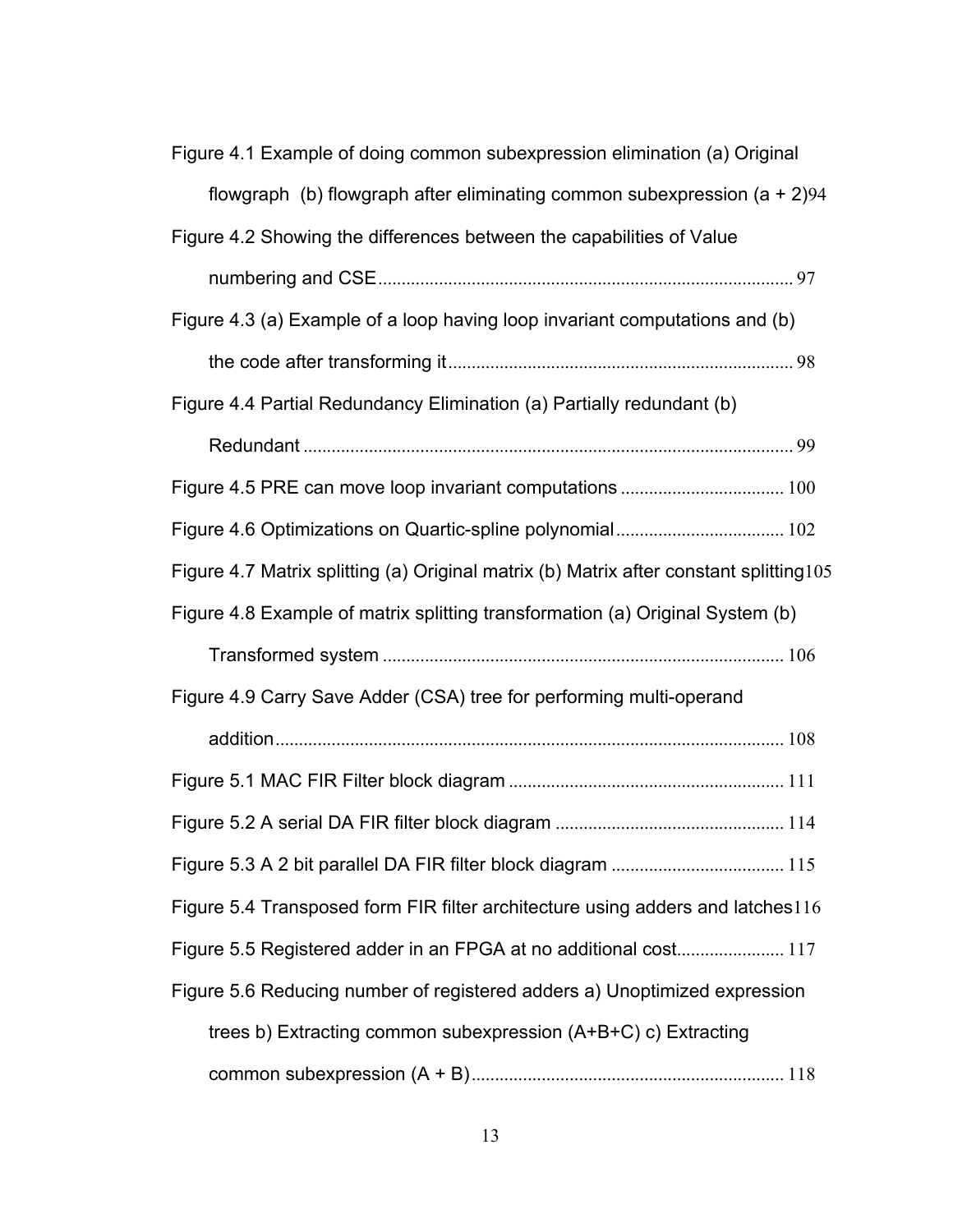Figure 4.1 Example of doing common subexpression elimination (a) Original flowgraph (b) flowgraph after eliminating common subexpression (a + 2) 94

Figure 4.2 Showing the differences between the capabilities of Value numbering and CSE ........ 97

Figure 4.3 (a) Example of a loop having loop invariant computations and (b) the code after transforming it ........ 98

Figure 4.4 Partial Redundancy Elimination (a) Partially redundant (b) Redundant ........ 99

Figure 4.5 PRE can move loop invariant computations ........ 100

Figure 4.6 Optimizations on Quartic-spline polynomial ........ 102

Figure 4.7 Matrix splitting (a) Original matrix (b) Matrix after constant splitting 105

Figure 4.8 Example of matrix splitting transformation (a) Original System (b) Transformed system ........ 106

Figure 4.9 Carry Save Adder (CSA) tree for performing multi-operand addition ........ 108

Figure 5.1 MAC FIR Filter block diagram ........ 111

Figure 5.2 A serial DA FIR filter block diagram ........ 114

Figure 5.3 A 2 bit parallel DA FIR filter block diagram ........ 115

Figure 5.4 Transposed form FIR filter architecture using adders and latches 116

Figure 5.5 Registered adder in an FPGA at no additional cost ........ 117

Figure 5.6 Reducing number of registered adders a) Unoptimized expression trees b) Extracting common subexpression (A+B+C) c) Extracting common subexpression (A + B) ........ 118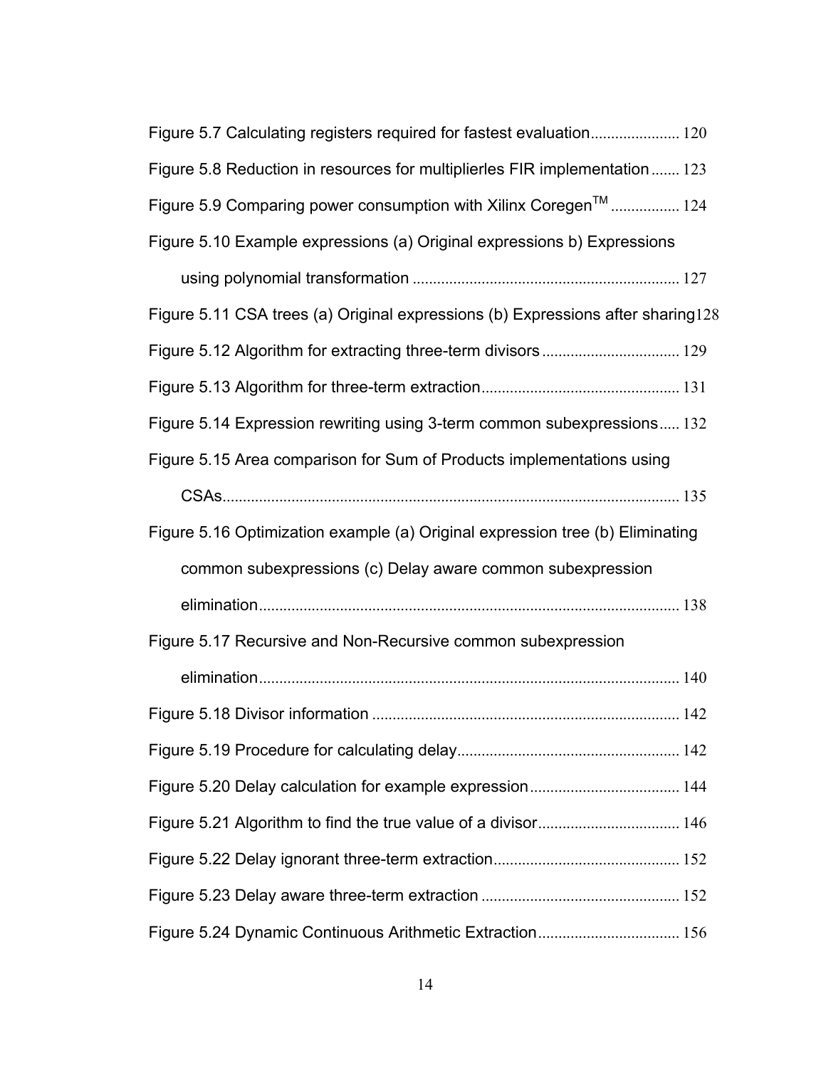Figure 5.7 Calculating registers required for fastest evaluation ...................... 120

Figure 5.8 Reduction in resources for multiplierles FIR implementation ....... 123

Figure 5.9 Comparing power consumption with Xilinx Coregen™ ................. 124

Figure 5.10 Example expressions (a) Original expressions b) Expressions using polynomial transformation ................................................................. 127

Figure 5.11 CSA trees (a) Original expressions (b) Expressions after sharing 128

Figure 5.12 Algorithm for extracting three-term divisors ................................. 129

Figure 5.13 Algorithm for three-term extraction ................................................. 131

Figure 5.14 Expression rewriting using 3-term common subexpressions ..... 132

Figure 5.15 Area comparison for Sum of Products implementations using CSAs ................................................................................................. 135

Figure 5.16 Optimization example (a) Original expression tree (b) Eliminating common subexpressions (c) Delay aware common subexpression elimination ....................................................................................... 138

Figure 5.17 Recursive and Non-Recursive common subexpression elimination ....................................................................................... 140

Figure 5.18 Divisor information ........................................................................... 142

Figure 5.19 Procedure for calculating delay ....................................................... 142

Figure 5.20 Delay calculation for example expression ..................................... 144

Figure 5.21 Algorithm to find the true value of a divisor ................................... 146

Figure 5.22 Delay ignorant three-term extraction .............................................. 152

Figure 5.23 Delay aware three-term extraction ................................................. 152

Figure 5.24 Dynamic Continuous Arithmetic Extraction ................................... 156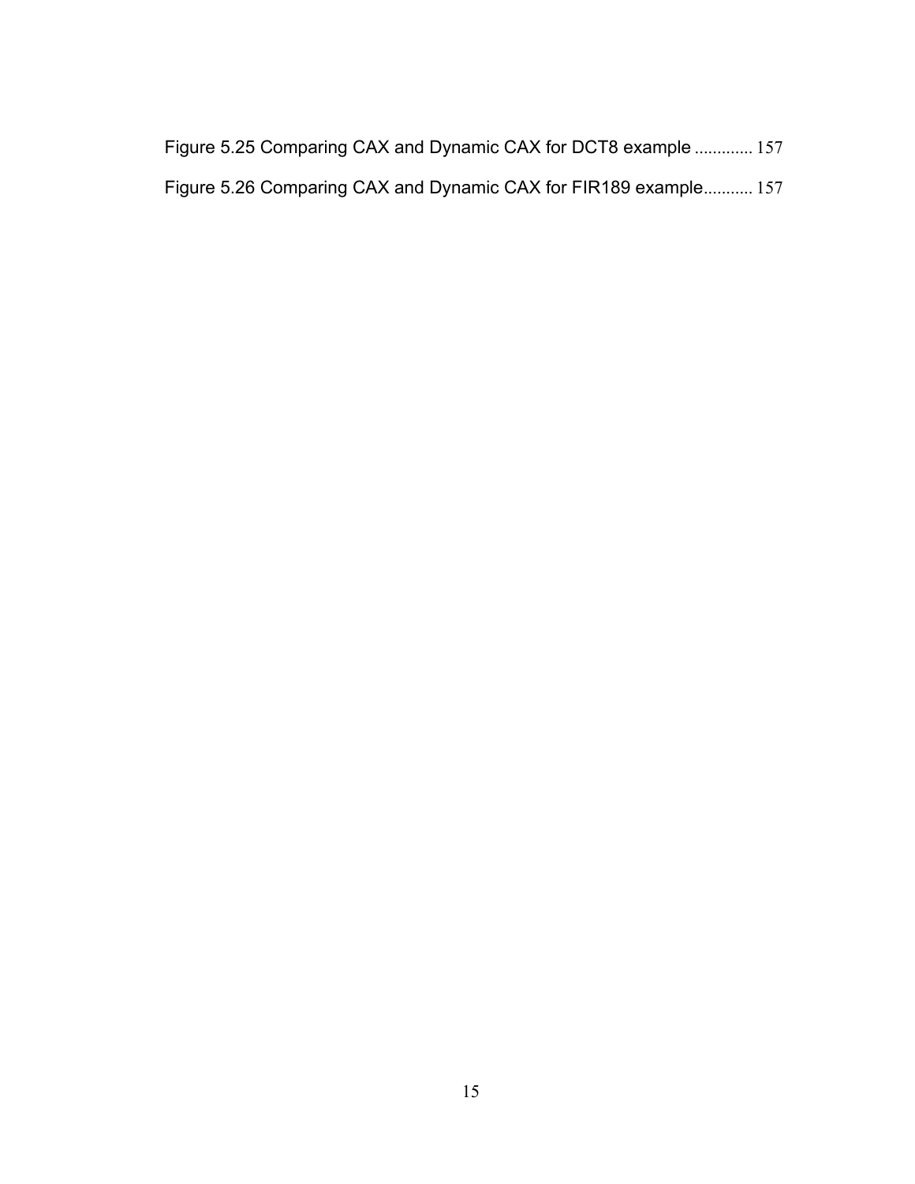Figure 5.25 Comparing CAX and Dynamic CAX for DCT8 example ............. 157

Figure 5.26 Comparing CAX and Dynamic CAX for FIR189 example........... 157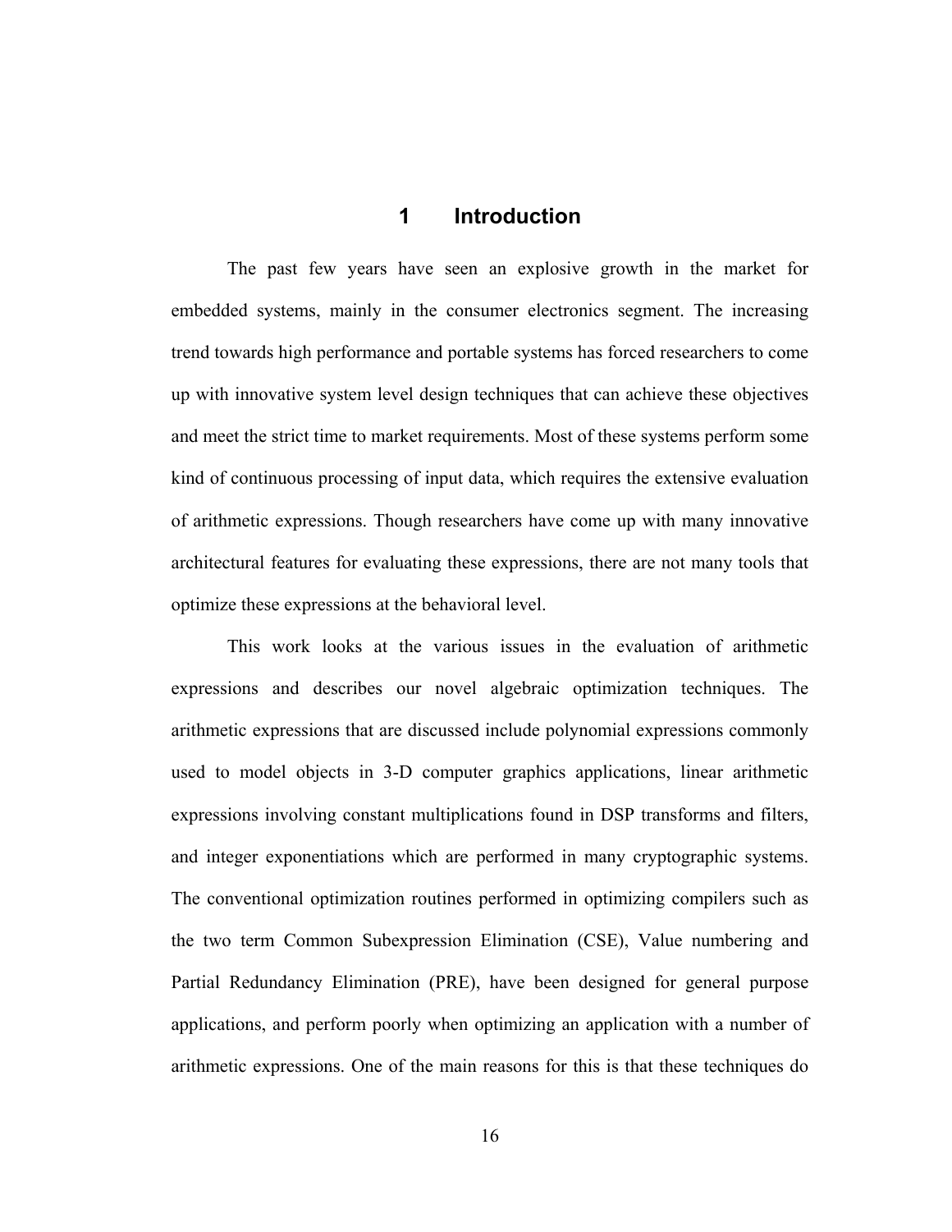# 1 Introduction

The past few years have seen an explosive growth in the market for embedded systems, mainly in the consumer electronics segment. The increasing trend towards high performance and portable systems has forced researchers to come up with innovative system level design techniques that can achieve these objectives and meet the strict time to market requirements. Most of these systems perform some kind of continuous processing of input data, which requires the extensive evaluation of arithmetic expressions. Though researchers have come up with many innovative architectural features for evaluating these expressions, there are not many tools that optimize these expressions at the behavioral level.

This work looks at the various issues in the evaluation of arithmetic expressions and describes our novel algebraic optimization techniques. The arithmetic expressions that are discussed include polynomial expressions commonly used to model objects in 3-D computer graphics applications, linear arithmetic expressions involving constant multiplications found in DSP transforms and filters, and integer exponentiations which are performed in many cryptographic systems. The conventional optimization routines performed in optimizing compilers such as the two term Common Subexpression Elimination (CSE), Value numbering and Partial Redundancy Elimination (PRE), have been designed for general purpose applications, and perform poorly when optimizing an application with a number of arithmetic expressions. One of the main reasons for this is that these techniques do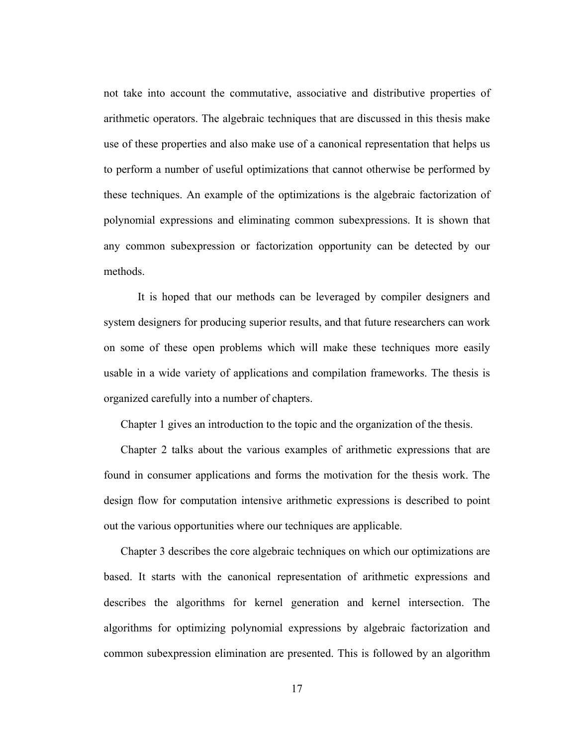not take into account the commutative, associative and distributive properties of arithmetic operators. The algebraic techniques that are discussed in this thesis make use of these properties and also make use of a canonical representation that helps us to perform a number of useful optimizations that cannot otherwise be performed by these techniques. An example of the optimizations is the algebraic factorization of polynomial expressions and eliminating common subexpressions. It is shown that any common subexpression or factorization opportunity can be detected by our methods.

It is hoped that our methods can be leveraged by compiler designers and system designers for producing superior results, and that future researchers can work on some of these open problems which will make these techniques more easily usable in a wide variety of applications and compilation frameworks. The thesis is organized carefully into a number of chapters.

Chapter 1 gives an introduction to the topic and the organization of the thesis.

Chapter 2 talks about the various examples of arithmetic expressions that are found in consumer applications and forms the motivation for the thesis work. The design flow for computation intensive arithmetic expressions is described to point out the various opportunities where our techniques are applicable.

Chapter 3 describes the core algebraic techniques on which our optimizations are based. It starts with the canonical representation of arithmetic expressions and describes the algorithms for kernel generation and kernel intersection. The algorithms for optimizing polynomial expressions by algebraic factorization and common subexpression elimination are presented. This is followed by an algorithm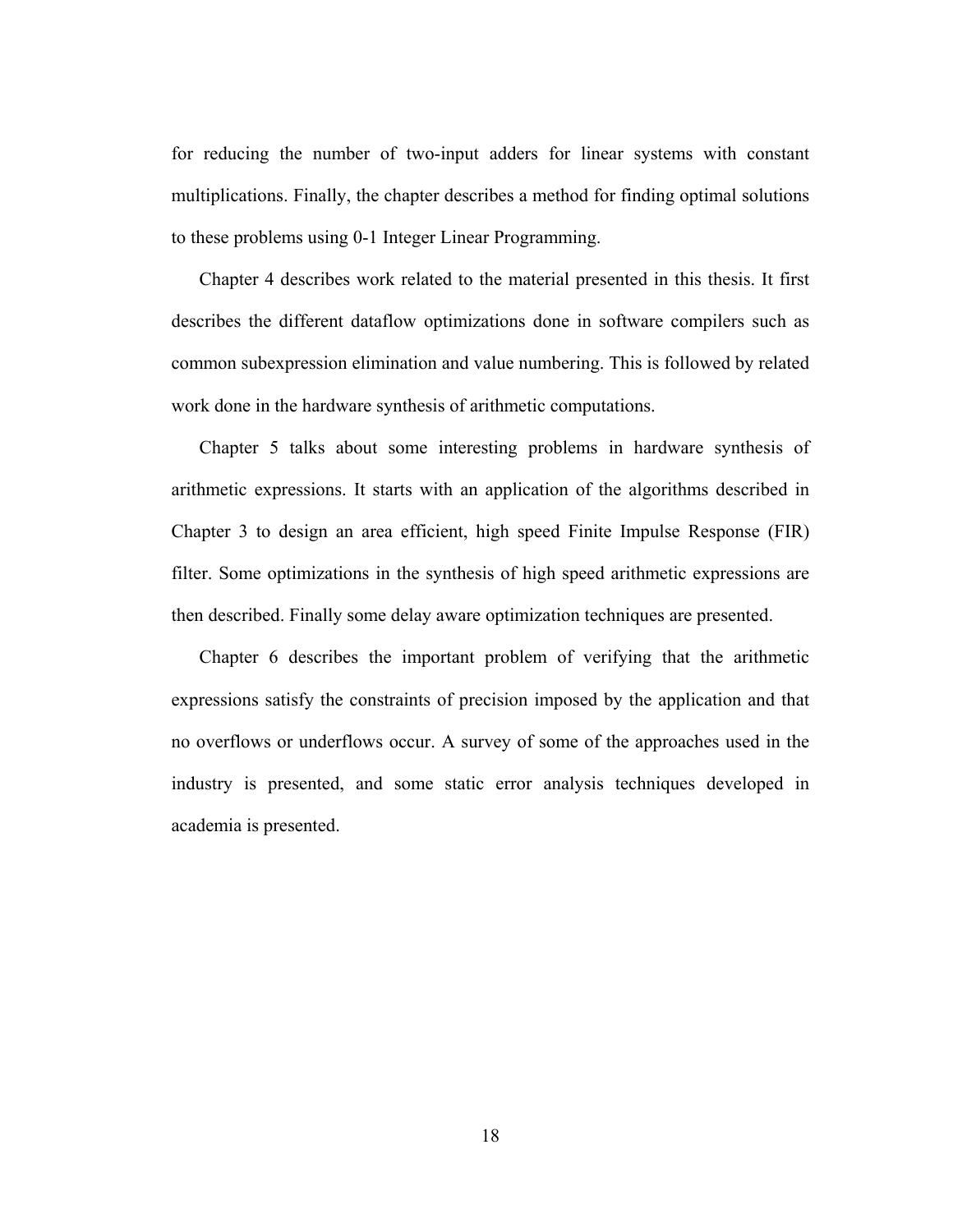for reducing the number of two-input adders for linear systems with constant multiplications. Finally, the chapter describes a method for finding optimal solutions to these problems using 0-1 Integer Linear Programming.

Chapter 4 describes work related to the material presented in this thesis. It first describes the different dataflow optimizations done in software compilers such as common subexpression elimination and value numbering. This is followed by related work done in the hardware synthesis of arithmetic computations.

Chapter 5 talks about some interesting problems in hardware synthesis of arithmetic expressions. It starts with an application of the algorithms described in Chapter 3 to design an area efficient, high speed Finite Impulse Response (FIR) filter. Some optimizations in the synthesis of high speed arithmetic expressions are then described. Finally some delay aware optimization techniques are presented.

Chapter 6 describes the important problem of verifying that the arithmetic expressions satisfy the constraints of precision imposed by the application and that no overflows or underflows occur. A survey of some of the approaches used in the industry is presented, and some static error analysis techniques developed in academia is presented.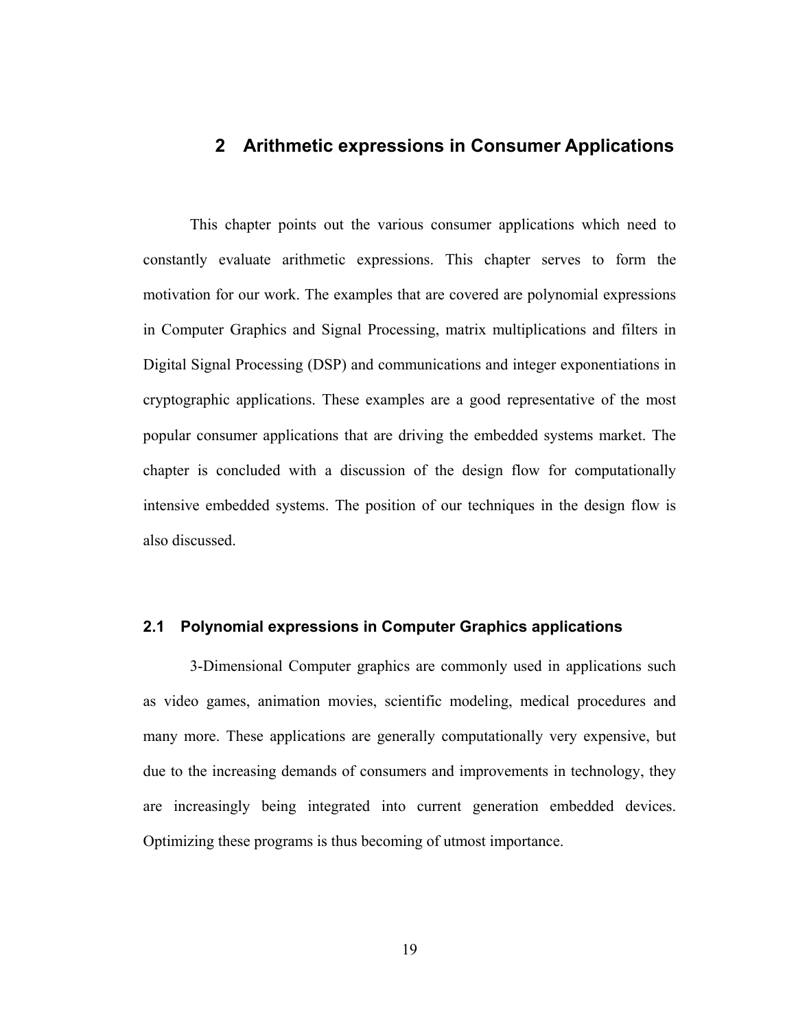# 2 Arithmetic expressions in Consumer Applications

This chapter points out the various consumer applications which need to constantly evaluate arithmetic expressions. This chapter serves to form the motivation for our work. The examples that are covered are polynomial expressions in Computer Graphics and Signal Processing, matrix multiplications and filters in Digital Signal Processing (DSP) and communications and integer exponentiations in cryptographic applications. These examples are a good representative of the most popular consumer applications that are driving the embedded systems market. The chapter is concluded with a discussion of the design flow for computationally intensive embedded systems. The position of our techniques in the design flow is also discussed.

## 2.1 Polynomial expressions in Computer Graphics applications

3-Dimensional Computer graphics are commonly used in applications such as video games, animation movies, scientific modeling, medical procedures and many more. These applications are generally computationally very expensive, but due to the increasing demands of consumers and improvements in technology, they are increasingly being integrated into current generation embedded devices. Optimizing these programs is thus becoming of utmost importance.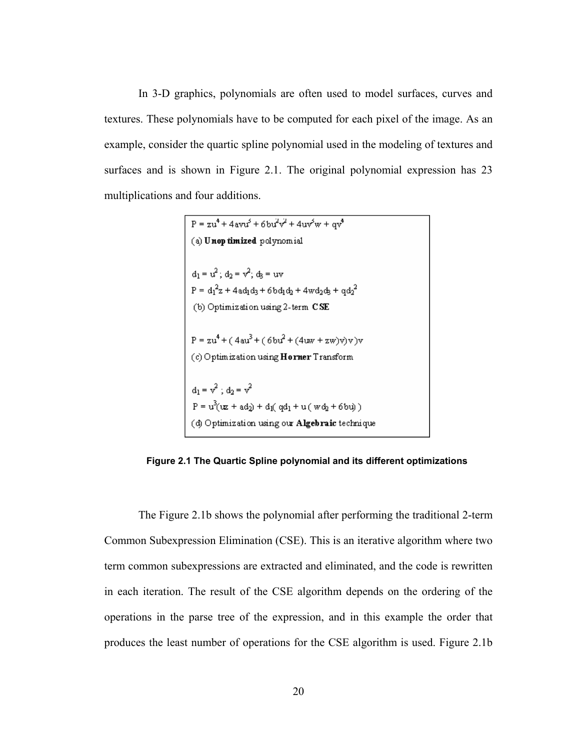In 3-D graphics, polynomials are often used to model surfaces, curves and textures. These polynomials have to be computed for each pixel of the image. As an example, consider the quartic spline polynomial used in the modeling of textures and surfaces and is shown in Figure 2.1. The original polynomial expression has 23 multiplications and four additions.

$$P = zu^4 + 4avu^3 + 6bu^2v^2 + 4uv^3w + qv^4$$

(a) **Unoptimized** polynomial

$$d_1 = u^2\,;\; d_2 = v^2\,;\; d_3 = uv$$
$$P = d_1^2 z + 4ad_1d_3 + 6bd_1d_2 + 4wd_2d_3 + qd_2^2$$

(b) Optimization using 2-term **CSE**

$$P = zu^4 + (\,4au^3 + (\,6bu^2 + (4uw + zw)v)v\,)v$$

(c) Optimization using **Horner** Transform

$$d_1 = v^2\;;\; d_2 = v^2$$
$$P = u^3(uz + ad_2) + d_1(\,qd_1 + u\,(\,wd_2 + 6bu)\,)$$

(d) Optimization using our **Algebraic** technique

**Figure 2.1 The Quartic Spline polynomial and its different optimizations**

The Figure 2.1b shows the polynomial after performing the traditional 2-term Common Subexpression Elimination (CSE). This is an iterative algorithm where two term common subexpressions are extracted and eliminated, and the code is rewritten in each iteration. The result of the CSE algorithm depends on the ordering of the operations in the parse tree of the expression, and in this example the order that produces the least number of operations for the CSE algorithm is used. Figure 2.1b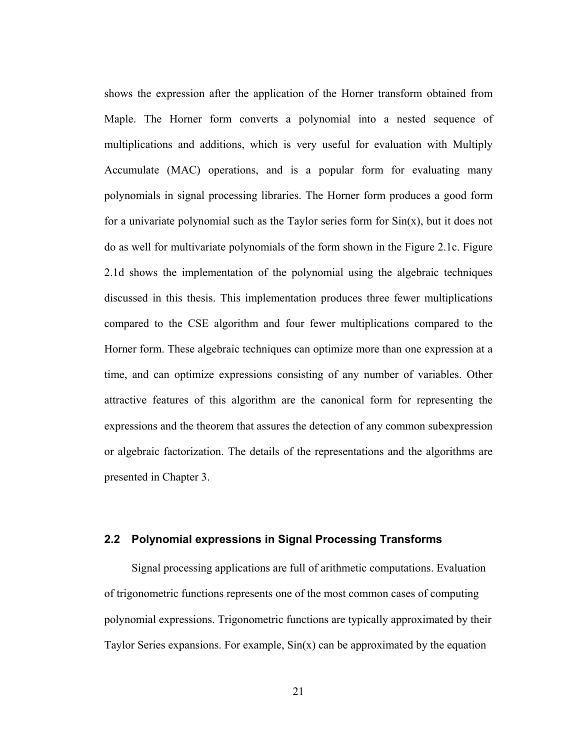shows the expression after the application of the Horner transform obtained from Maple. The Horner form converts a polynomial into a nested sequence of multiplications and additions, which is very useful for evaluation with Multiply Accumulate (MAC) operations, and is a popular form for evaluating many polynomials in signal processing libraries. The Horner form produces a good form for a univariate polynomial such as the Taylor series form for Sin(x), but it does not do as well for multivariate polynomials of the form shown in the Figure 2.1c. Figure 2.1d shows the implementation of the polynomial using the algebraic techniques discussed in this thesis. This implementation produces three fewer multiplications compared to the CSE algorithm and four fewer multiplications compared to the Horner form. These algebraic techniques can optimize more than one expression at a time, and can optimize expressions consisting of any number of variables. Other attractive features of this algorithm are the canonical form for representing the expressions and the theorem that assures the detection of any common subexpression or algebraic factorization. The details of the representations and the algorithms are presented in Chapter 3.

## 2.2 Polynomial expressions in Signal Processing Transforms

Signal processing applications are full of arithmetic computations. Evaluation of trigonometric functions represents one of the most common cases of computing polynomial expressions. Trigonometric functions are typically approximated by their Taylor Series expansions. For example, Sin(x) can be approximated by the equation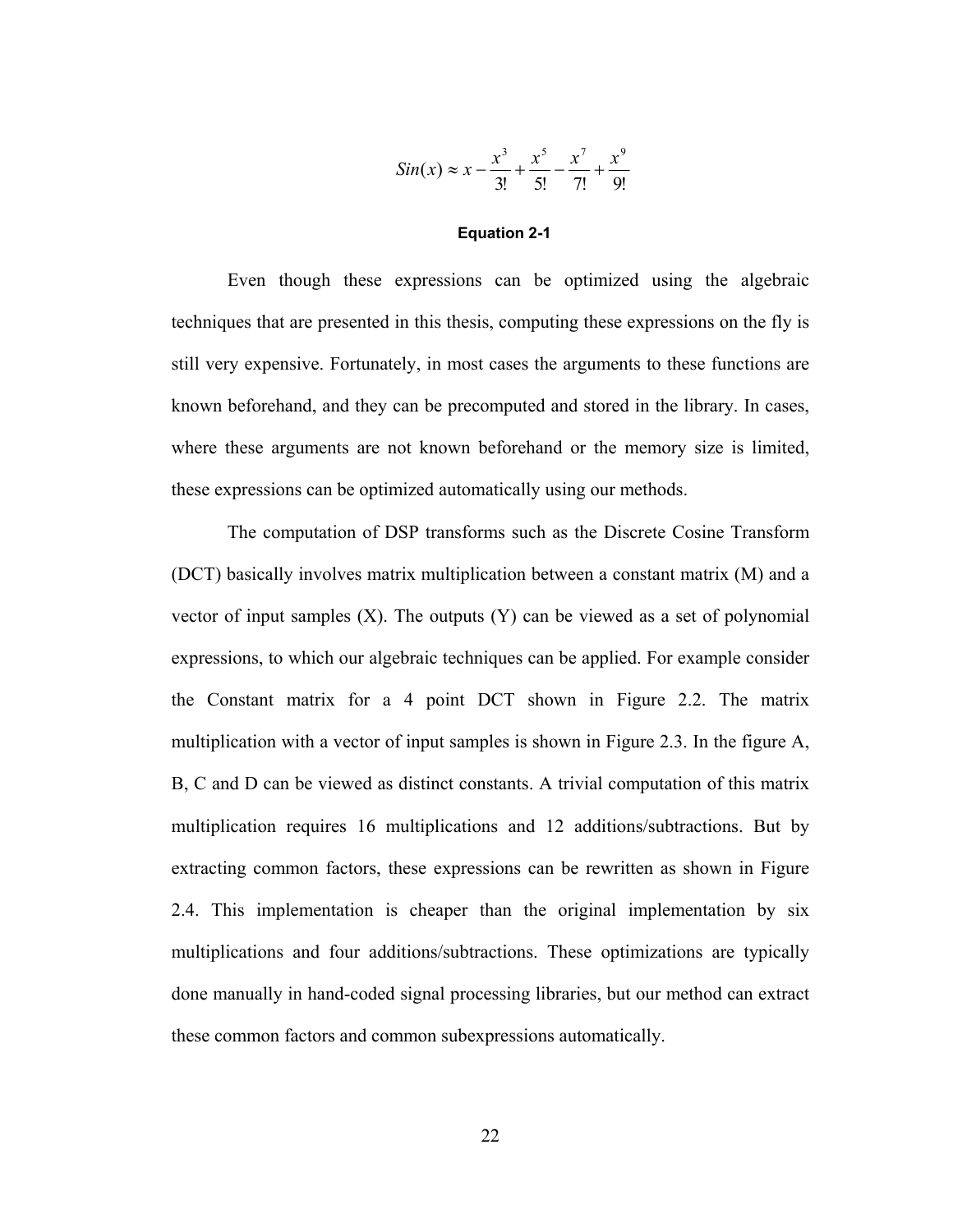$$Sin(x) \approx x - \frac{x^3}{3!} + \frac{x^5}{5!} - \frac{x^7}{7!} + \frac{x^9}{9!}$$

**Equation 2-1**

Even though these expressions can be optimized using the algebraic techniques that are presented in this thesis, computing these expressions on the fly is still very expensive. Fortunately, in most cases the arguments to these functions are known beforehand, and they can be precomputed and stored in the library. In cases, where these arguments are not known beforehand or the memory size is limited, these expressions can be optimized automatically using our methods.

The computation of DSP transforms such as the Discrete Cosine Transform (DCT) basically involves matrix multiplication between a constant matrix (M) and a vector of input samples (X). The outputs (Y) can be viewed as a set of polynomial expressions, to which our algebraic techniques can be applied. For example consider the Constant matrix for a 4 point DCT shown in Figure 2.2. The matrix multiplication with a vector of input samples is shown in Figure 2.3. In the figure A, B, C and D can be viewed as distinct constants. A trivial computation of this matrix multiplication requires 16 multiplications and 12 additions/subtractions. But by extracting common factors, these expressions can be rewritten as shown in Figure 2.4. This implementation is cheaper than the original implementation by six multiplications and four additions/subtractions. These optimizations are typically done manually in hand-coded signal processing libraries, but our method can extract these common factors and common subexpressions automatically.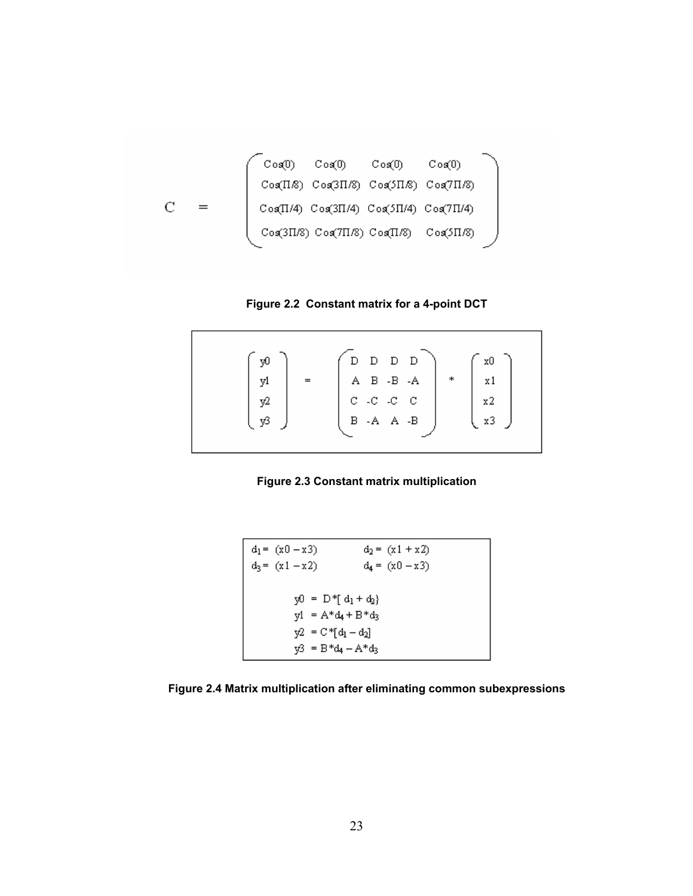$$
C = \begin{pmatrix} \cos(0) & \cos(0) & \cos(0) & \cos(0) \\ \cos(\Pi/8) & \cos(3\Pi/8) & \cos(5\Pi/8) & \cos(7\Pi/8) \\ \cos(\Pi/4) & \cos(3\Pi/4) & \cos(5\Pi/4) & \cos(7\Pi/4) \\ \cos(3\Pi/8) & \cos(7\Pi/8) & \cos(\Pi/8) & \cos(5\Pi/8) \end{pmatrix}
$$

**Figure 2.2 Constant matrix for a 4-point DCT**

$$
\begin{pmatrix} y0 \\ y1 \\ y2 \\ y3 \end{pmatrix} = \begin{pmatrix} D & D & D & D \\ A & B & -B & -A \\ C & -C & -C & C \\ B & -A & A & -B \end{pmatrix} * \begin{pmatrix} x0 \\ x1 \\ x2 \\ x3 \end{pmatrix}
$$

**Figure 2.3 Constant matrix multiplication**

$d_1 = (x0 - x3)$ $\quad$ $d_2 = (x1 + x2)$

$d_3 = (x1 - x2)$ $\quad$ $d_4 = (x0 - x3)$

$$y0 = D*[d_1 + d_2\}$$
$$y1 = A*d_4 + B*d_3$$
$$y2 = C*[d_1 - d_2]$$
$$y3 = B*d_4 - A*d_3$$

**Figure 2.4 Matrix multiplication after eliminating common subexpressions**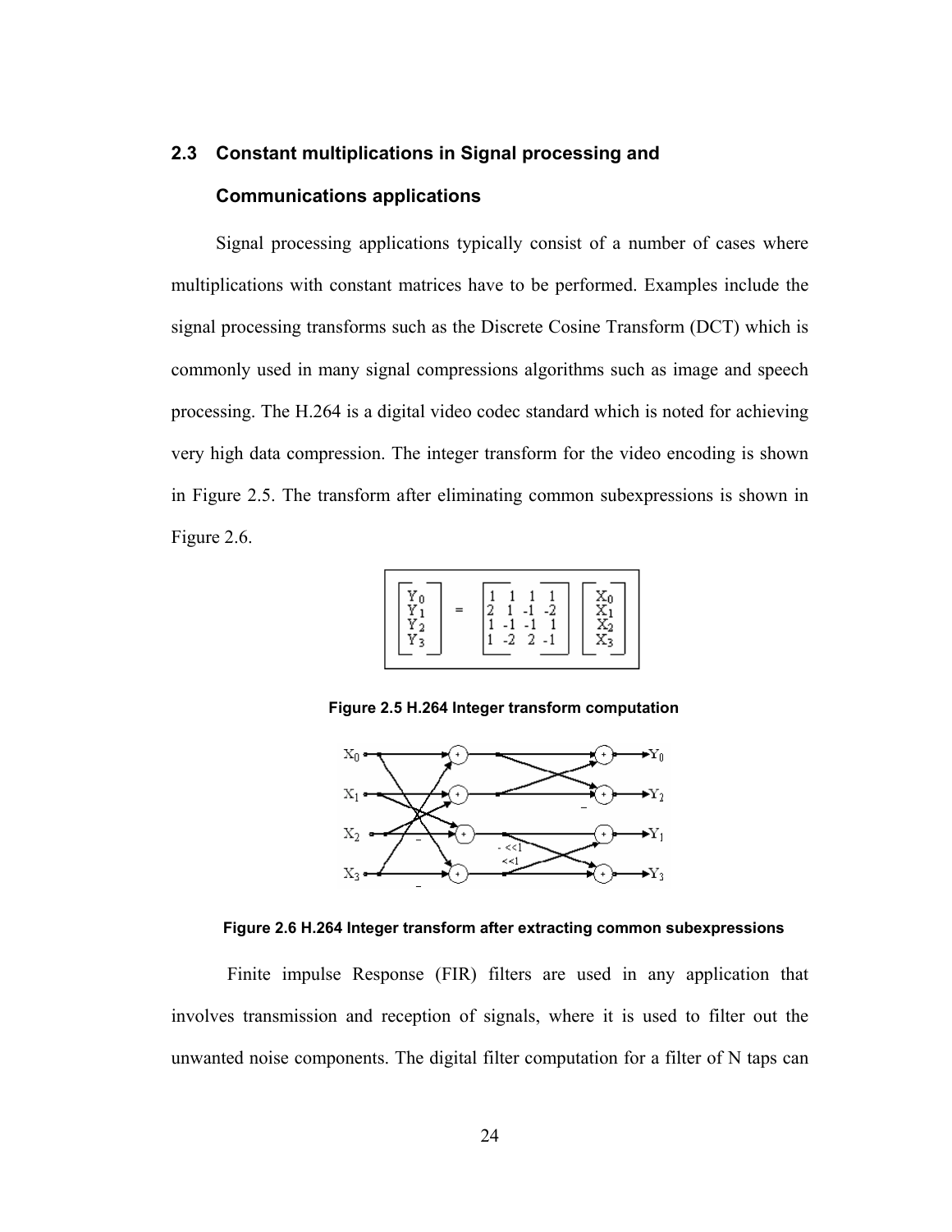## 2.3 Constant multiplications in Signal processing and Communications applications

Signal processing applications typically consist of a number of cases where multiplications with constant matrices have to be performed. Examples include the signal processing transforms such as the Discrete Cosine Transform (DCT) which is commonly used in many signal compressions algorithms such as image and speech processing. The H.264 is a digital video codec standard which is noted for achieving very high data compression. The integer transform for the video encoding is shown in Figure 2.5. The transform after eliminating common subexpressions is shown in Figure 2.6.

$$\begin{bmatrix} Y_0 \\ Y_1 \\ Y_2 \\ Y_3 \end{bmatrix} = \begin{bmatrix} 1 & 1 & 1 & 1 \\ 2 & 1 & -1 & -2 \\ 1 & -1 & -1 & 1 \\ 1 & -2 & 2 & -1 \end{bmatrix} \begin{bmatrix} X_0 \\ X_1 \\ X_2 \\ X_3 \end{bmatrix}$$

**Figure 2.5 H.264 Integer transform computation**

**Figure 2.6 H.264 Integer transform after extracting common subexpressions**

Finite impulse Response (FIR) filters are used in any application that involves transmission and reception of signals, where it is used to filter out the unwanted noise components. The digital filter computation for a filter of N taps can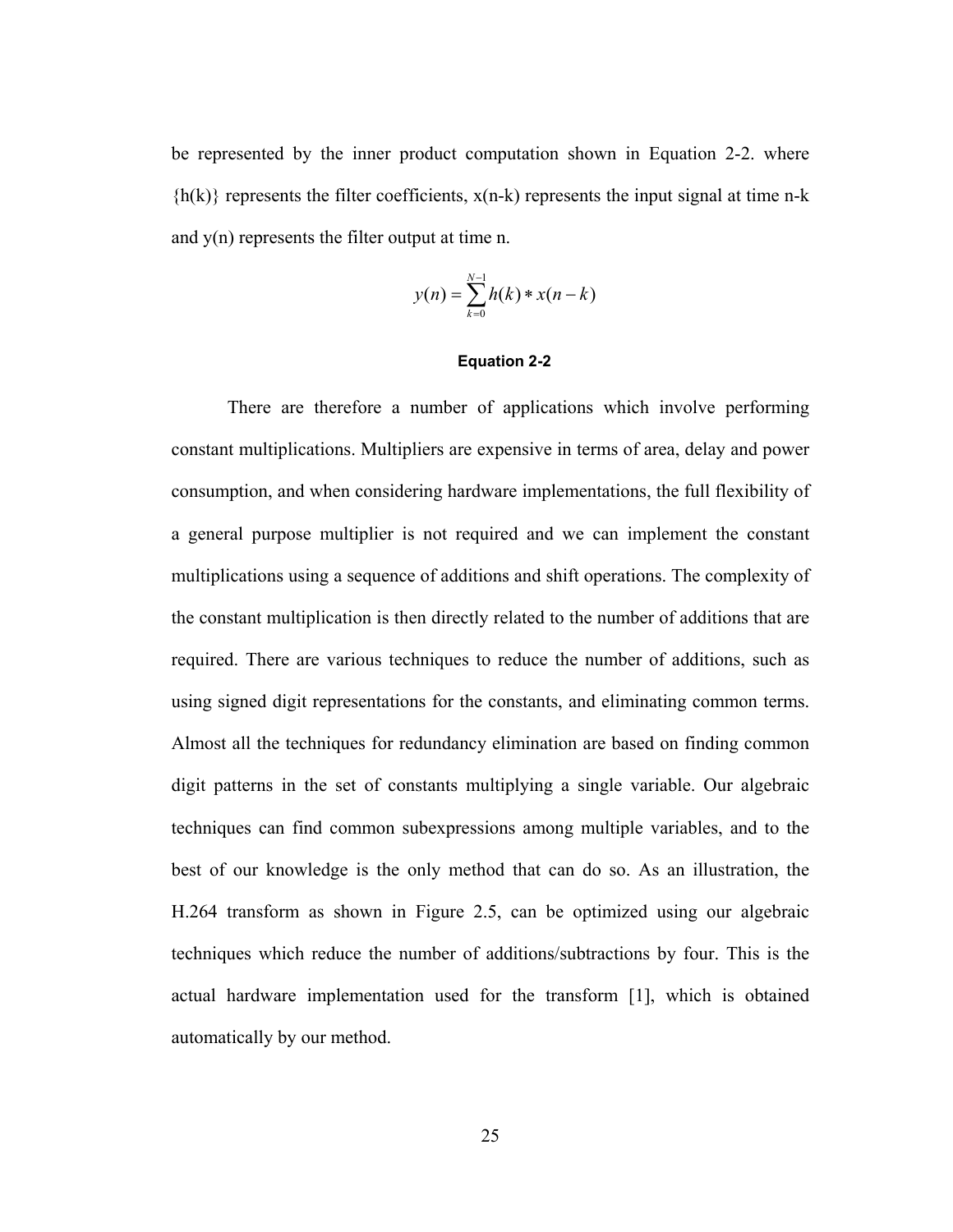be represented by the inner product computation shown in Equation 2-2. where {h(k)} represents the filter coefficients, x(n-k) represents the input signal at time n-k and y(n) represents the filter output at time n.

$$y(n) = \sum_{k=0}^{N-1} h(k) * x(n-k)$$

**Equation 2-2**

There are therefore a number of applications which involve performing constant multiplications. Multipliers are expensive in terms of area, delay and power consumption, and when considering hardware implementations, the full flexibility of a general purpose multiplier is not required and we can implement the constant multiplications using a sequence of additions and shift operations. The complexity of the constant multiplication is then directly related to the number of additions that are required. There are various techniques to reduce the number of additions, such as using signed digit representations for the constants, and eliminating common terms. Almost all the techniques for redundancy elimination are based on finding common digit patterns in the set of constants multiplying a single variable. Our algebraic techniques can find common subexpressions among multiple variables, and to the best of our knowledge is the only method that can do so. As an illustration, the H.264 transform as shown in Figure 2.5, can be optimized using our algebraic techniques which reduce the number of additions/subtractions by four. This is the actual hardware implementation used for the transform [1], which is obtained automatically by our method.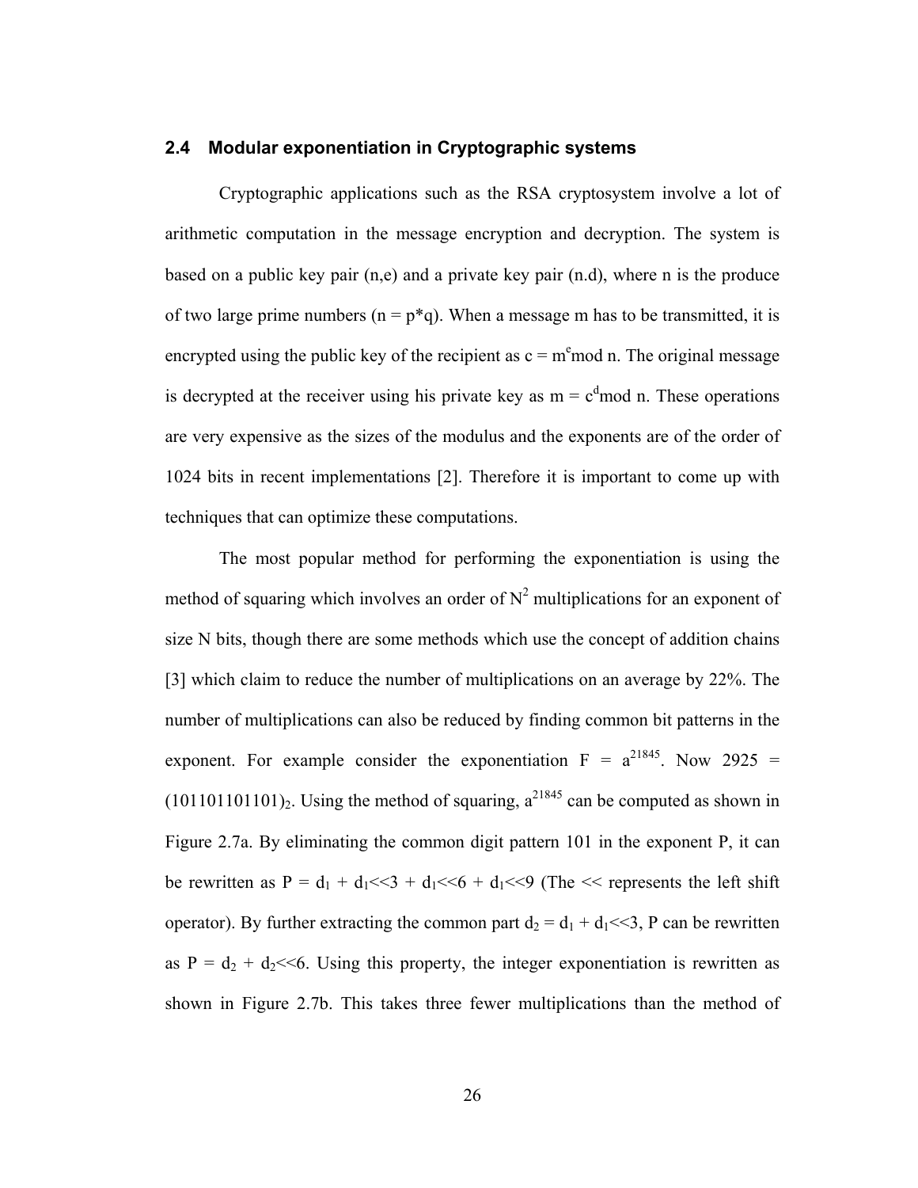## 2.4 Modular exponentiation in Cryptographic systems

Cryptographic applications such as the RSA cryptosystem involve a lot of arithmetic computation in the message encryption and decryption. The system is based on a public key pair (n,e) and a private key pair (n.d), where n is the produce of two large prime numbers (n = p*q). When a message m has to be transmitted, it is encrypted using the public key of the recipient as $c = m^e \bmod n$. The original message is decrypted at the receiver using his private key as $m = c^d \bmod n$. These operations are very expensive as the sizes of the modulus and the exponents are of the order of 1024 bits in recent implementations [2]. Therefore it is important to come up with techniques that can optimize these computations.

The most popular method for performing the exponentiation is using the method of squaring which involves an order of $N^2$ multiplications for an exponent of size N bits, though there are some methods which use the concept of addition chains [3] which claim to reduce the number of multiplications on an average by 22%. The number of multiplications can also be reduced by finding common bit patterns in the exponent. For example consider the exponentiation $F = a^{21845}$. Now 2925 = $(101101101101)_2$. Using the method of squaring, $a^{21845}$ can be computed as shown in Figure 2.7a. By eliminating the common digit pattern 101 in the exponent P, it can be rewritten as $P = d_1 + d_1{<<}3 + d_1{<<}6 + d_1{<<}9$ (The << represents the left shift operator). By further extracting the common part $d_2 = d_1 + d_1{<<}3$, P can be rewritten as $P = d_2 + d_2{<<}6$. Using this property, the integer exponentiation is rewritten as shown in Figure 2.7b. This takes three fewer multiplications than the method of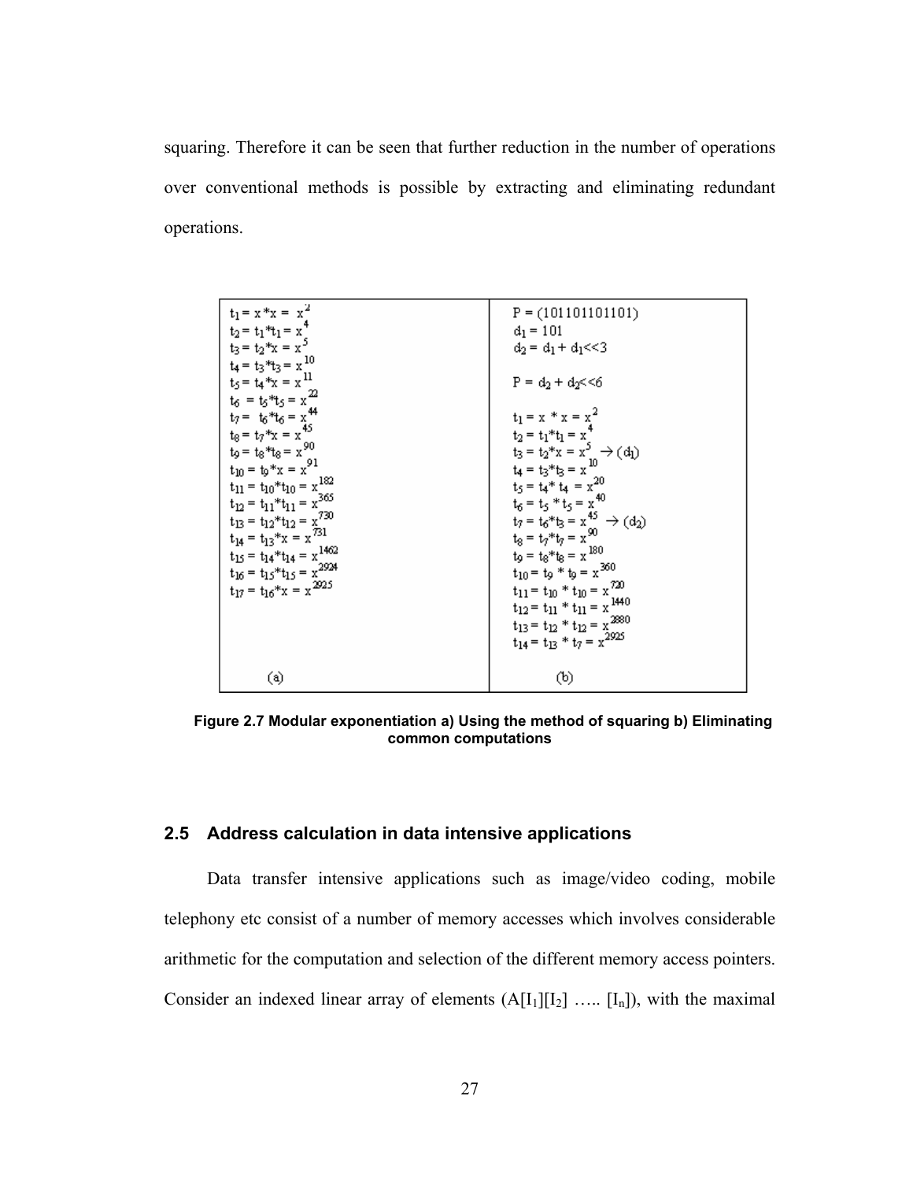squaring. Therefore it can be seen that further reduction in the number of operations over conventional methods is possible by extracting and eliminating redundant operations.

| (a) | (b) |
|---|---|
| $t_1 = x*x = x^2$<br>$t_2 = t_1*t_1 = x^4$<br>$t_3 = t_2*x = x^5$<br>$t_4 = t_3*t_3 = x^{10}$<br>$t_5 = t_4*x = x^{11}$<br>$t_6 = t_5*t_5 = x^{22}$<br>$t_7 = t_6*t_6 = x^{44}$<br>$t_8 = t_7*x = x^{45}$<br>$t_9 = t_8*t_8 = x^{90}$<br>$t_{10} = t_9*x = x^{91}$<br>$t_{11} = t_{10}*t_{10} = x^{182}$<br>$t_{12} = t_{11}*t_{11} = x^{365}$<br>$t_{13} = t_{12}*t_{12} = x^{730}$<br>$t_{14} = t_{13}*x = x^{731}$<br>$t_{15} = t_{14}*t_{14} = x^{1462}$<br>$t_{16} = t_{15}*t_{15} = x^{2924}$<br>$t_{17} = t_{16}*x = x^{2925}$ | $P = (101101101101)$<br>$d_1 = 101$<br>$d_2 = d_1 + d_1<<3$<br><br>$P = d_2 + d_2<<6$<br><br>$t_1 = x * x = x^2$<br>$t_2 = t_1*t_1 = x^4$<br>$t_3 = t_2*x = x^5 \rightarrow (d_1)$<br>$t_4 = t_3*t_3 = x^{10}$<br>$t_5 = t_4* t_4 = x^{20}$<br>$t_6 = t_5 * t_5 = x^{40}$<br>$t_7 = t_6*t_3 = x^{45} \rightarrow (d_2)$<br>$t_8 = t_7*t_7 = x^{90}$<br>$t_9 = t_8*t_8 = x^{180}$<br>$t_{10} = t_9 * t_9 = x^{360}$<br>$t_{11} = t_{10} * t_{10} = x^{720}$<br>$t_{12} = t_{11} * t_{11} = x^{1440}$<br>$t_{13} = t_{12} * t_{12} = x^{2880}$<br>$t_{14} = t_{13} * t_7 = x^{2925}$ |

**Figure 2.7 Modular exponentiation a) Using the method of squaring b) Eliminating common computations**

## 2.5 Address calculation in data intensive applications

Data transfer intensive applications such as image/video coding, mobile telephony etc consist of a number of memory accesses which involves considerable arithmetic for the computation and selection of the different memory access pointers. Consider an indexed linear array of elements ($A[I_1][I_2] \ldots [I_n]$), with the maximal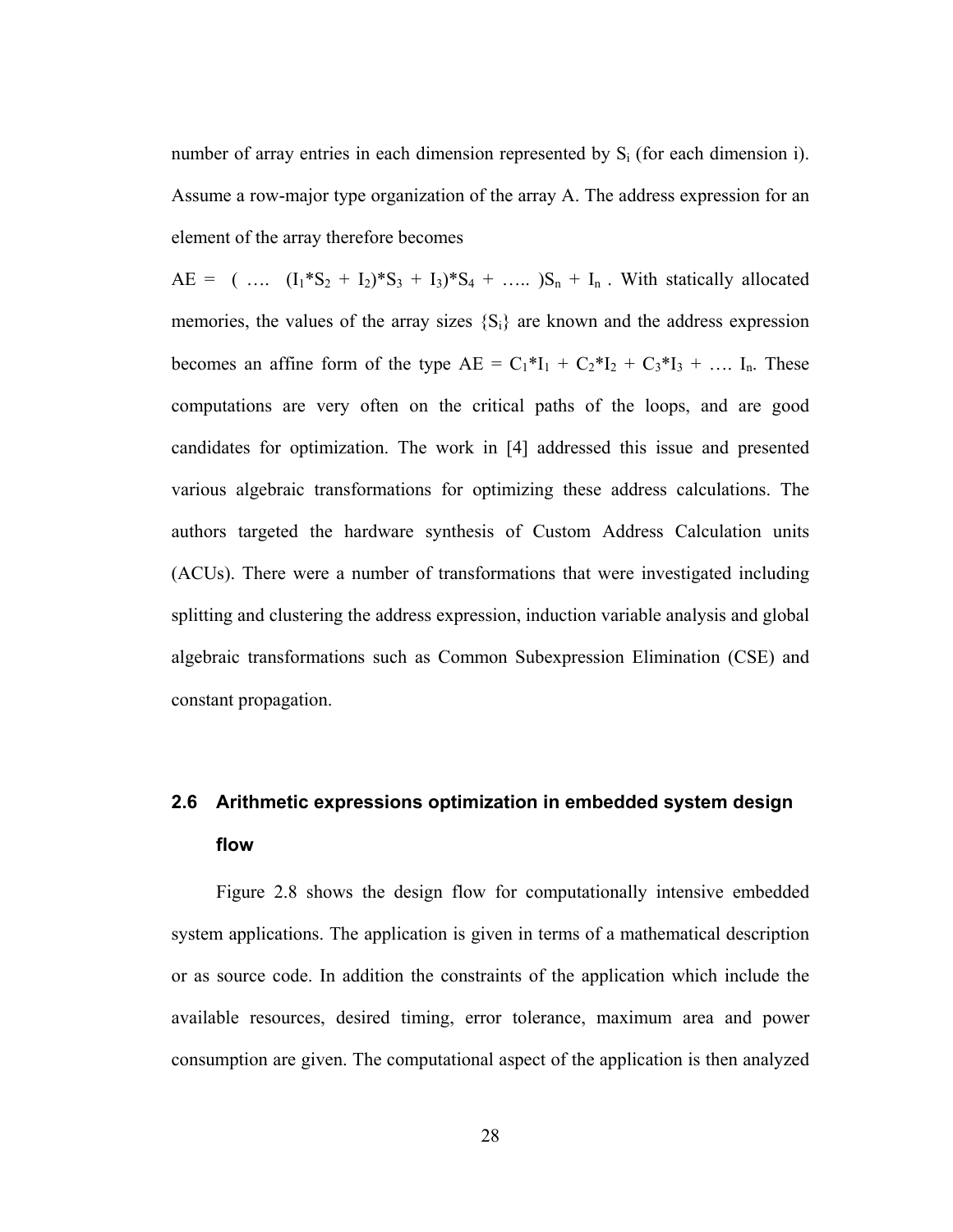number of array entries in each dimension represented by $S_i$ (for each dimension i). Assume a row-major type organization of the array A. The address expression for an element of the array therefore becomes

$AE = ( \ldots (I_1*S_2 + I_2)*S_3 + I_3)*S_4 + \ldots )S_n + I_n$ . With statically allocated memories, the values of the array sizes $\{S_i\}$ are known and the address expression becomes an affine form of the type $AE = C_1*I_1 + C_2*I_2 + C_3*I_3 + \ldots I_n$. These computations are very often on the critical paths of the loops, and are good candidates for optimization. The work in [4] addressed this issue and presented various algebraic transformations for optimizing these address calculations. The authors targeted the hardware synthesis of Custom Address Calculation units (ACUs). There were a number of transformations that were investigated including splitting and clustering the address expression, induction variable analysis and global algebraic transformations such as Common Subexpression Elimination (CSE) and constant propagation.

## 2.6 Arithmetic expressions optimization in embedded system design flow

Figure 2.8 shows the design flow for computationally intensive embedded system applications. The application is given in terms of a mathematical description or as source code. In addition the constraints of the application which include the available resources, desired timing, error tolerance, maximum area and power consumption are given. The computational aspect of the application is then analyzed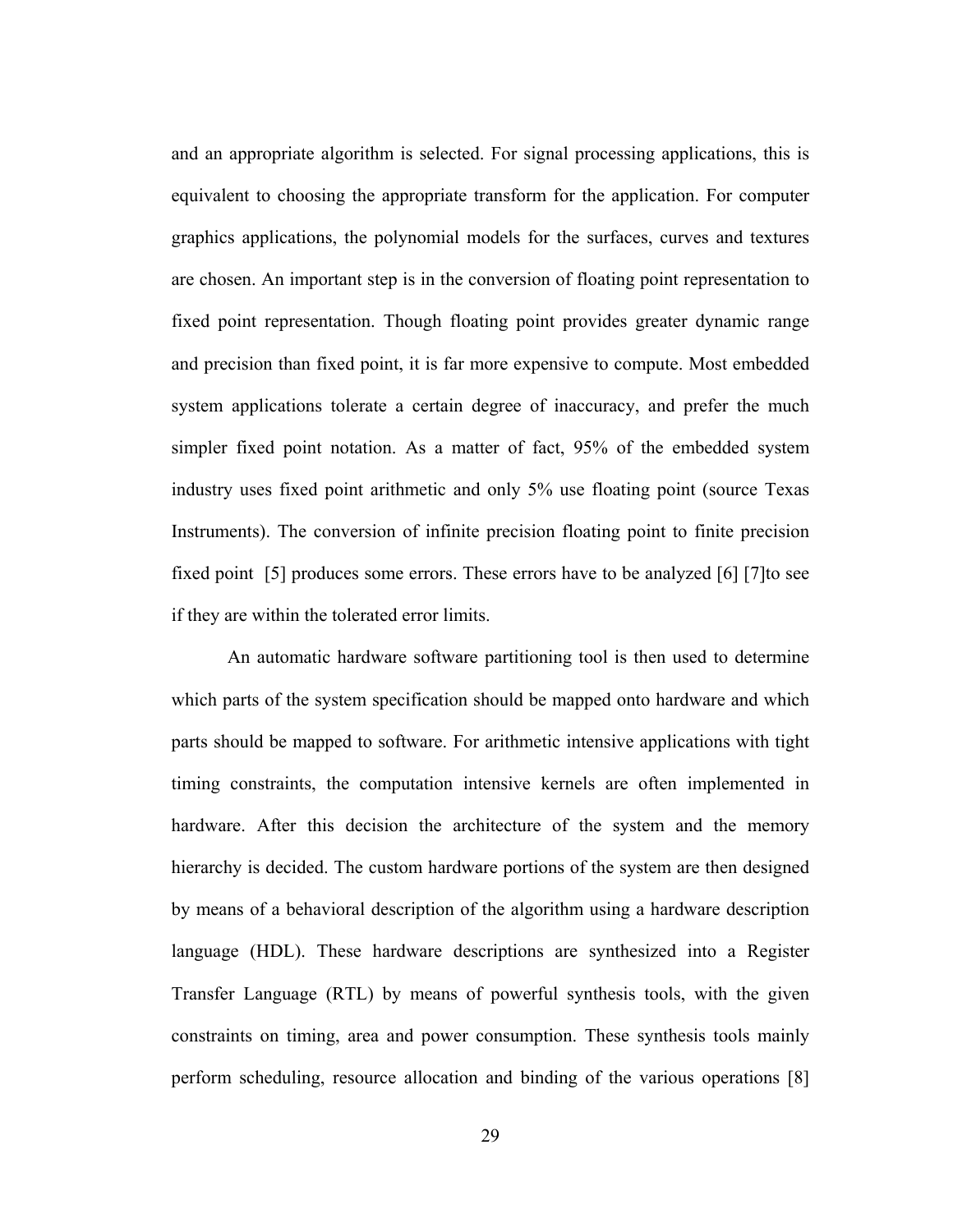and an appropriate algorithm is selected. For signal processing applications, this is equivalent to choosing the appropriate transform for the application. For computer graphics applications, the polynomial models for the surfaces, curves and textures are chosen. An important step is in the conversion of floating point representation to fixed point representation. Though floating point provides greater dynamic range and precision than fixed point, it is far more expensive to compute. Most embedded system applications tolerate a certain degree of inaccuracy, and prefer the much simpler fixed point notation. As a matter of fact, 95% of the embedded system industry uses fixed point arithmetic and only 5% use floating point (source Texas Instruments). The conversion of infinite precision floating point to finite precision fixed point [5] produces some errors. These errors have to be analyzed [6] [7]to see if they are within the tolerated error limits.

An automatic hardware software partitioning tool is then used to determine which parts of the system specification should be mapped onto hardware and which parts should be mapped to software. For arithmetic intensive applications with tight timing constraints, the computation intensive kernels are often implemented in hardware. After this decision the architecture of the system and the memory hierarchy is decided. The custom hardware portions of the system are then designed by means of a behavioral description of the algorithm using a hardware description language (HDL). These hardware descriptions are synthesized into a Register Transfer Language (RTL) by means of powerful synthesis tools, with the given constraints on timing, area and power consumption. These synthesis tools mainly perform scheduling, resource allocation and binding of the various operations [8]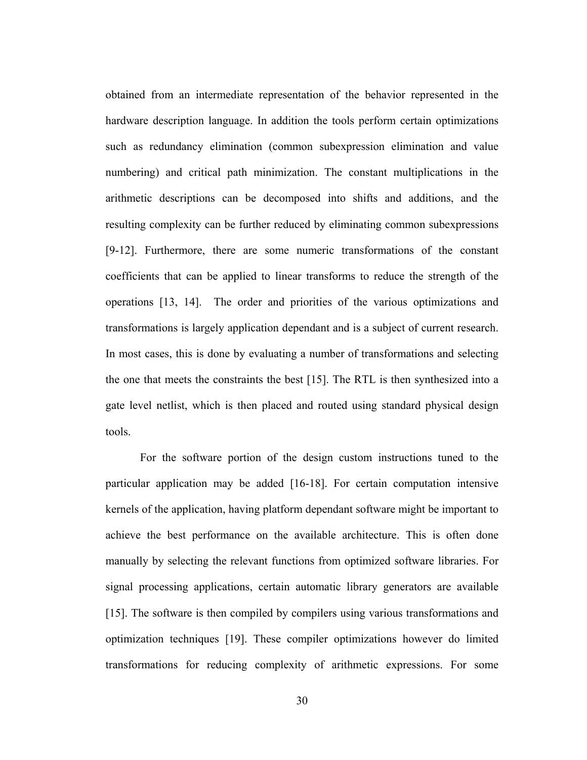obtained from an intermediate representation of the behavior represented in the hardware description language. In addition the tools perform certain optimizations such as redundancy elimination (common subexpression elimination and value numbering) and critical path minimization. The constant multiplications in the arithmetic descriptions can be decomposed into shifts and additions, and the resulting complexity can be further reduced by eliminating common subexpressions [9-12]. Furthermore, there are some numeric transformations of the constant coefficients that can be applied to linear transforms to reduce the strength of the operations [13, 14]. The order and priorities of the various optimizations and transformations is largely application dependant and is a subject of current research. In most cases, this is done by evaluating a number of transformations and selecting the one that meets the constraints the best [15]. The RTL is then synthesized into a gate level netlist, which is then placed and routed using standard physical design tools.

For the software portion of the design custom instructions tuned to the particular application may be added [16-18]. For certain computation intensive kernels of the application, having platform dependant software might be important to achieve the best performance on the available architecture. This is often done manually by selecting the relevant functions from optimized software libraries. For signal processing applications, certain automatic library generators are available [15]. The software is then compiled by compilers using various transformations and optimization techniques [19]. These compiler optimizations however do limited transformations for reducing complexity of arithmetic expressions. For some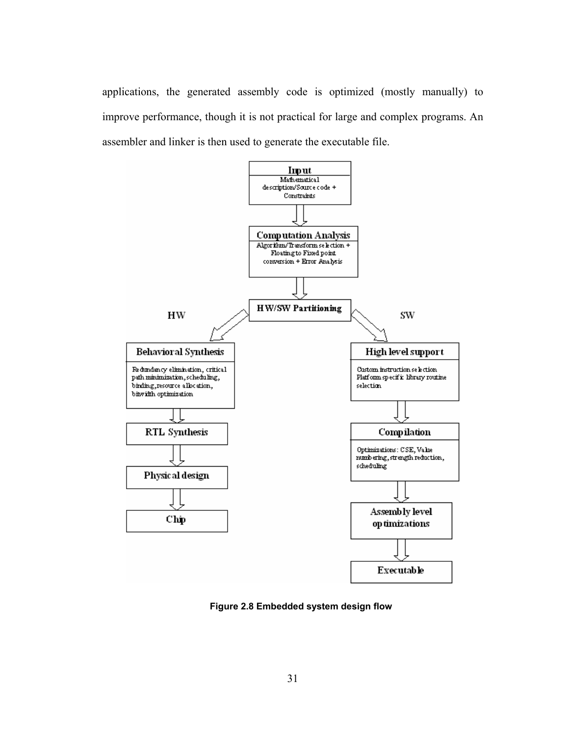applications, the generated assembly code is optimized (mostly manually) to improve performance, though it is not practical for large and complex programs. An assembler and linker is then used to generate the executable file.

**Input**
Mathematical description/Source code + Constraints

↓

**Computation Analysis**
Algorithm/Transform selection + Floating to Fixed point conversion + Error Analysis

↓

**HW/SW Partitioning**

HW:

- **Behavioral Synthesis**: Redundancy elimination, critical path minimization, scheduling, binding, resource allocation, bitwidth optimization
- ↓ **RTL Synthesis**
- ↓ **Physical design**
- ↓ **Chip**

SW:

- **High level support**: Custom instruction selection, Platform specific library routine selection
- ↓ **Compilation**: Optimizations: CSE, Value numbering, strength reduction, scheduling
- ↓ **Assembly level optimizations**
- ↓ **Executable**

**Figure 2.8 Embedded system design flow**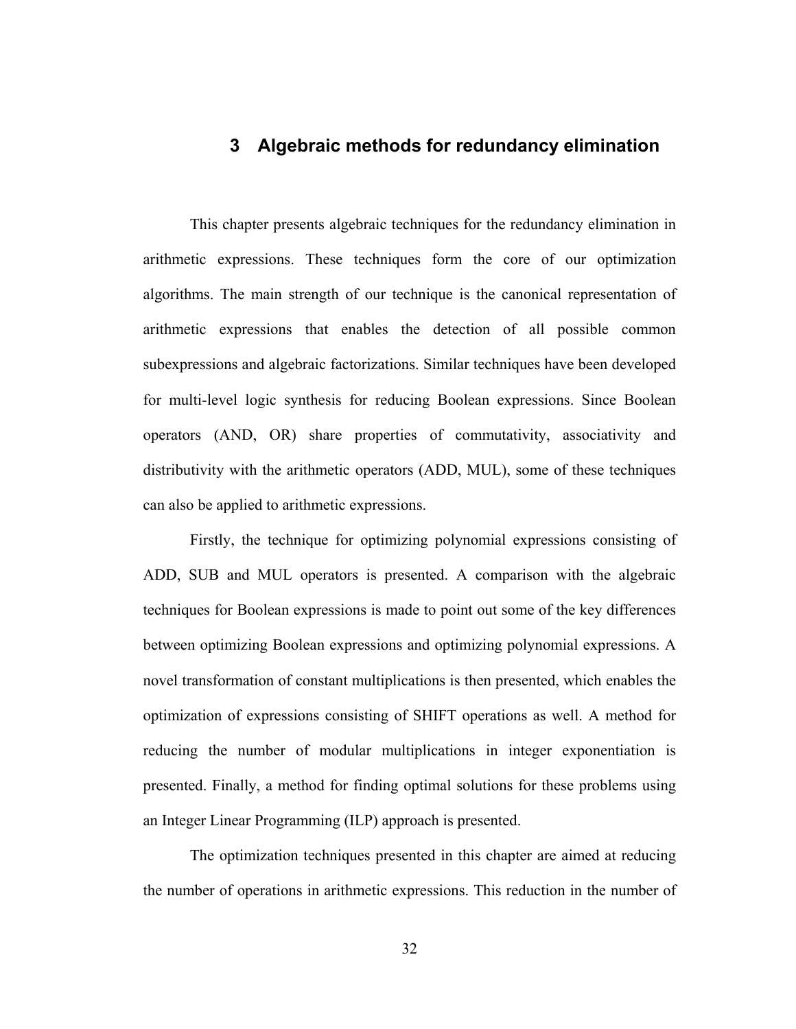# 3 Algebraic methods for redundancy elimination

This chapter presents algebraic techniques for the redundancy elimination in arithmetic expressions. These techniques form the core of our optimization algorithms. The main strength of our technique is the canonical representation of arithmetic expressions that enables the detection of all possible common subexpressions and algebraic factorizations. Similar techniques have been developed for multi-level logic synthesis for reducing Boolean expressions. Since Boolean operators (AND, OR) share properties of commutativity, associativity and distributivity with the arithmetic operators (ADD, MUL), some of these techniques can also be applied to arithmetic expressions.

Firstly, the technique for optimizing polynomial expressions consisting of ADD, SUB and MUL operators is presented. A comparison with the algebraic techniques for Boolean expressions is made to point out some of the key differences between optimizing Boolean expressions and optimizing polynomial expressions. A novel transformation of constant multiplications is then presented, which enables the optimization of expressions consisting of SHIFT operations as well. A method for reducing the number of modular multiplications in integer exponentiation is presented. Finally, a method for finding optimal solutions for these problems using an Integer Linear Programming (ILP) approach is presented.

The optimization techniques presented in this chapter are aimed at reducing the number of operations in arithmetic expressions. This reduction in the number of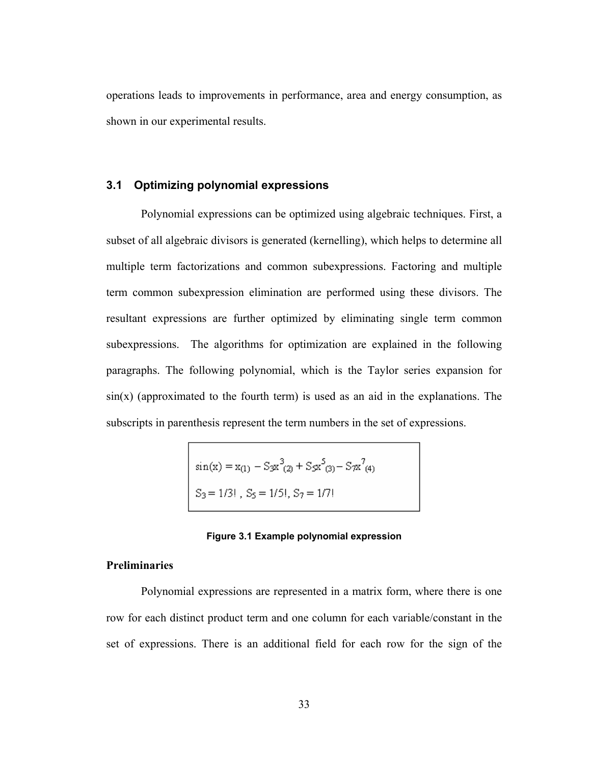operations leads to improvements in performance, area and energy consumption, as shown in our experimental results.

### 3.1 Optimizing polynomial expressions

Polynomial expressions can be optimized using algebraic techniques. First, a subset of all algebraic divisors is generated (kernelling), which helps to determine all multiple term factorizations and common subexpressions. Factoring and multiple term common subexpression elimination are performed using these divisors. The resultant expressions are further optimized by eliminating single term common subexpressions. The algorithms for optimization are explained in the following paragraphs. The following polynomial, which is the Taylor series expansion for sin(x) (approximated to the fourth term) is used as an aid in the explanations. The subscripts in parenthesis represent the term numbers in the set of expressions.

$$\sin(x) = x_{(1)} - S_3x^3_{(2)} + S_5x^5_{(3)} - S_7x^7_{(4)}$$

$$S_3 = 1/3!\ ,\ S_5 = 1/5!,\ S_7 = 1/7!$$

**Figure 3.1 Example polynomial expression**

**Preliminaries**

Polynomial expressions are represented in a matrix form, where there is one row for each distinct product term and one column for each variable/constant in the set of expressions. There is an additional field for each row for the sign of the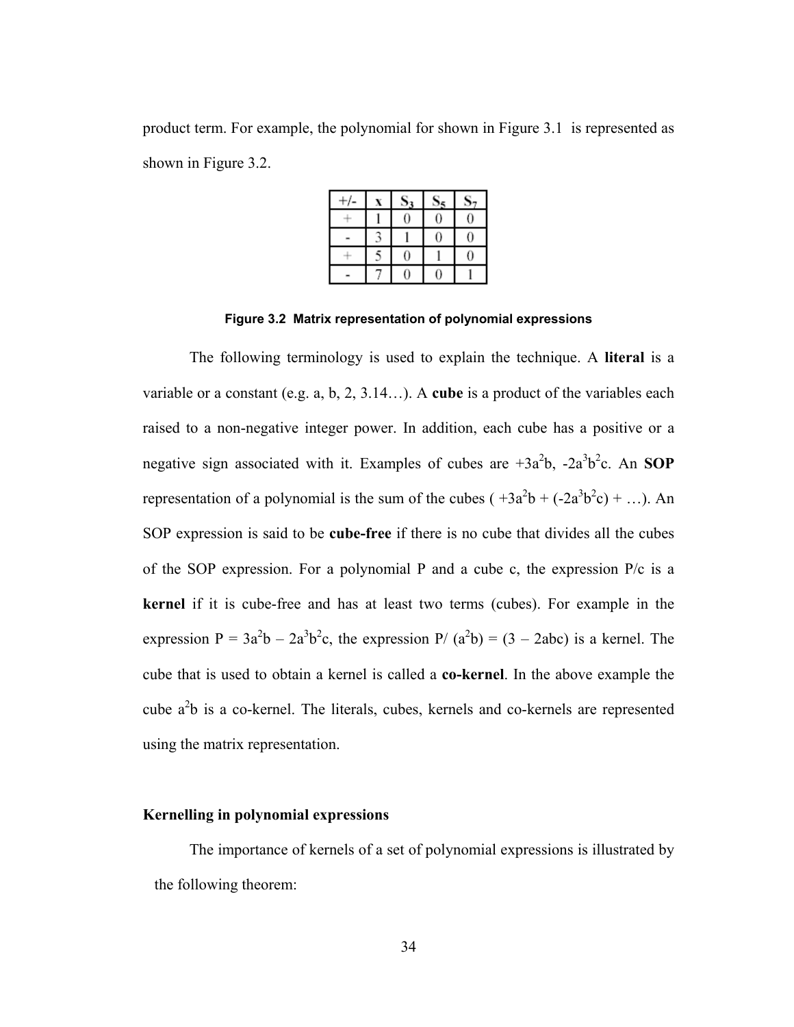product term. For example, the polynomial for shown in Figure 3.1 is represented as shown in Figure 3.2.

| +/- | x | $S_3$ | $S_5$ | $S_7$ |
|---|---|---|---|---|
| + | 1 | 0 | 0 | 0 |
| - | 3 | 1 | 0 | 0 |
| + | 5 | 0 | 1 | 0 |
| - | 7 | 0 | 0 | 1 |

**Figure 3.2 Matrix representation of polynomial expressions**

The following terminology is used to explain the technique. A **literal** is a variable or a constant (e.g. a, b, 2, 3.14…). A **cube** is a product of the variables each raised to a non-negative integer power. In addition, each cube has a positive or a negative sign associated with it. Examples of cubes are $+3a^2b$, $-2a^3b^2c$. An **SOP** representation of a polynomial is the sum of the cubes ( $+3a^2b + (-2a^3b^2c) + \ldots$). An SOP expression is said to be **cube-free** if there is no cube that divides all the cubes of the SOP expression. For a polynomial P and a cube c, the expression P/c is a **kernel** if it is cube-free and has at least two terms (cubes). For example in the expression $P = 3a^2b - 2a^3b^2c$, the expression $P/(a^2b) = (3 - 2abc)$ is a kernel. The cube that is used to obtain a kernel is called a **co-kernel**. In the above example the cube $a^2b$ is a co-kernel. The literals, cubes, kernels and co-kernels are represented using the matrix representation.

### Kernelling in polynomial expressions

The importance of kernels of a set of polynomial expressions is illustrated by the following theorem: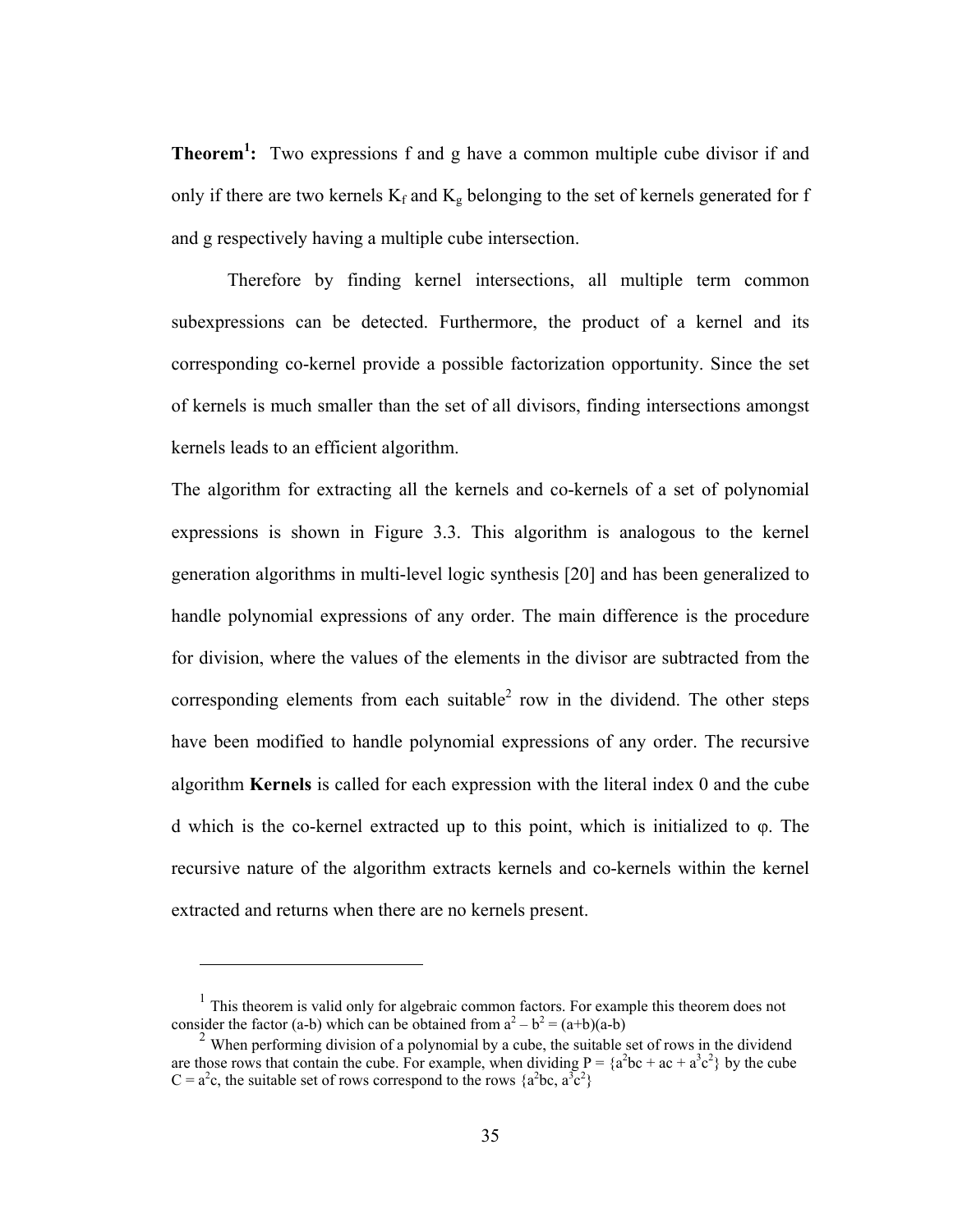**Theorem[1]:** Two expressions f and g have a common multiple cube divisor if and only if there are two kernels $K_f$ and $K_g$ belonging to the set of kernels generated for f and g respectively having a multiple cube intersection.

Therefore by finding kernel intersections, all multiple term common subexpressions can be detected. Furthermore, the product of a kernel and its corresponding co-kernel provide a possible factorization opportunity. Since the set of kernels is much smaller than the set of all divisors, finding intersections amongst kernels leads to an efficient algorithm.

The algorithm for extracting all the kernels and co-kernels of a set of polynomial expressions is shown in Figure 3.3. This algorithm is analogous to the kernel generation algorithms in multi-level logic synthesis [20] and has been generalized to handle polynomial expressions of any order. The main difference is the procedure for division, where the values of the elements in the divisor are subtracted from the corresponding elements from each suitable[2] row in the dividend. The other steps have been modified to handle polynomial expressions of any order. The recursive algorithm **Kernels** is called for each expression with the literal index 0 and the cube d which is the co-kernel extracted up to this point, which is initialized to φ. The recursive nature of the algorithm extracts kernels and co-kernels within the kernel extracted and returns when there are no kernels present.

---

[1] This theorem is valid only for algebraic common factors. For example this theorem does not consider the factor (a-b) which can be obtained from $a^2 - b^2 = (a+b)(a-b)$

[2] When performing division of a polynomial by a cube, the suitable set of rows in the dividend are those rows that contain the cube. For example, when dividing $P = \{a^2bc + ac + a^3c^2\}$ by the cube $C = a^2c$, the suitable set of rows correspond to the rows $\{a^2bc, a^3c^2\}$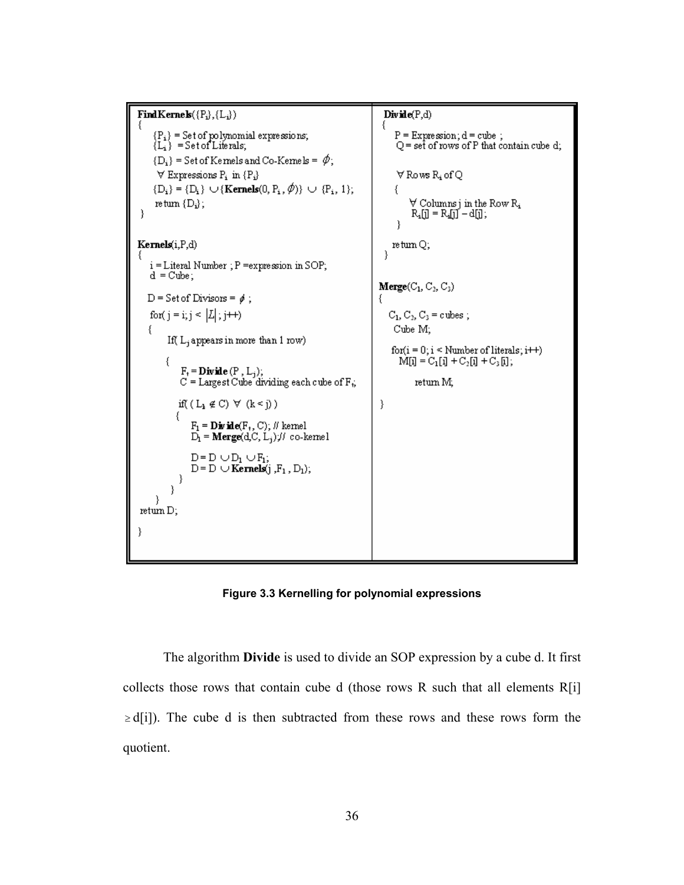```
FindKernels({Pi},{Li})
{
    {Pi} = Set of polynomial expressions;
    {Li} = Set of Literals;
    {Di} = Set of Kernels and Co-Kernels = ϕ;
    ∀ Expressions Pi in {Pi}
    {Di} = {Di} ∪ {Kernels(0, Pi, ϕ)} ∪ {Pi, 1};
    return {Di};
}

Kernels(i,P,d)
{
    i = Literal Number ; P = expression in SOP;
    d = Cube;

    D = Set of Divisors = ϕ ;
    for( j = i; j < |L|; j++)
    {
        If( Lj appears in more than 1 row)
        {
            Ft = Divide (P , Lj);
            C = Largest Cube dividing each cube of Ft;

            if( ( Lk ∉ C) ∀ (k < j) )
            {
                F1 = Divide(Ft, C); // kernel
                D1 = Merge(d,C, Lj);// co-kernel

                D = D ∪ D1 ∪ F1;
                D = D ∪ Kernels(j ,F1 , D1);
            }
        }
    }
    return D;
}

Divide(P,d)
{
    P = Expression; d = cube ;
    Q = set of rows of P that contain cube d;

    ∀ Rows Ri of Q
    {
        ∀ Columns j in the Row Ri
        Ri[j] = Ri[j] – d[j];
    }

    return Q;
}

Merge(C1, C2, C3)
{
    C1, C2, C3 = cubes ;
    Cube M;

    for(i = 0; i < Number of literals; i++)
        M[i] = C1[i] + C2[i] + C3[i];

    return M;
}
```

**Figure 3.3 Kernelling for polynomial expressions**

The algorithm **Divide** is used to divide an SOP expression by a cube d. It first collects those rows that contain cube d (those rows R such that all elements $R[i] \geq d[i]$). The cube d is then subtracted from these rows and these rows form the quotient.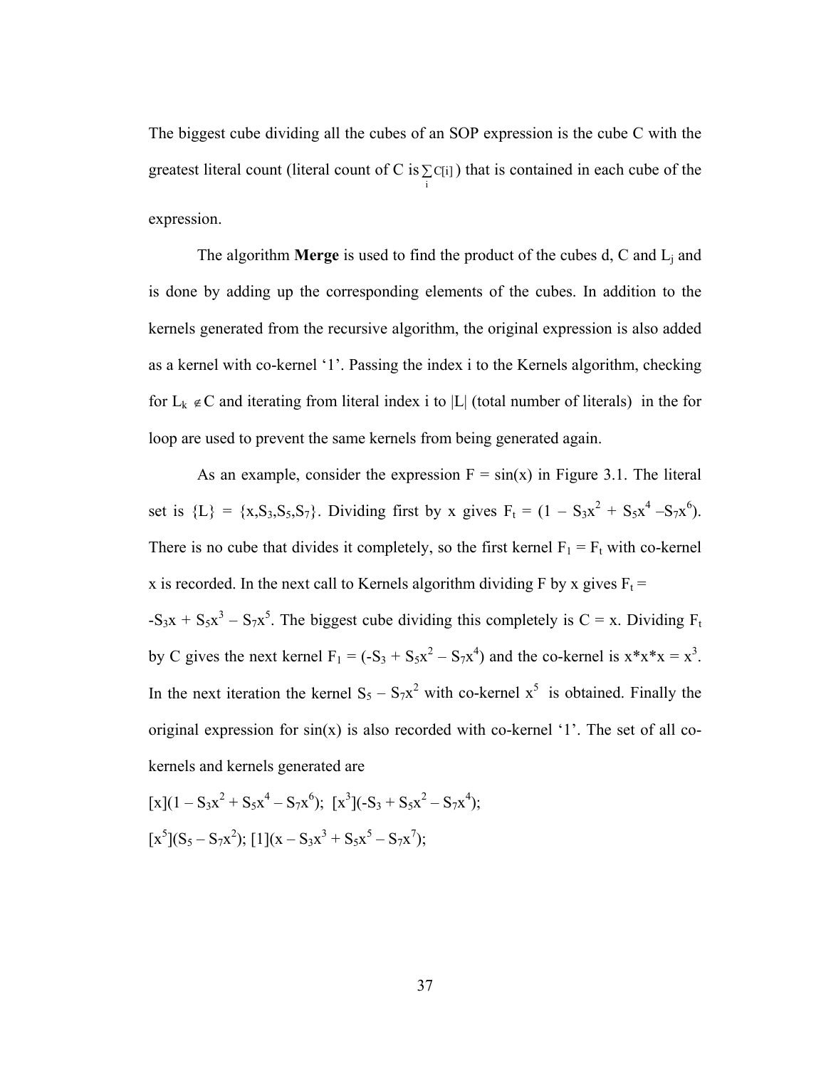The biggest cube dividing all the cubes of an SOP expression is the cube C with the greatest literal count (literal count of C is $\sum_i C[i]$) that is contained in each cube of the expression.

The algorithm **Merge** is used to find the product of the cubes d, C and $L_j$ and is done by adding up the corresponding elements of the cubes. In addition to the kernels generated from the recursive algorithm, the original expression is also added as a kernel with co-kernel '1'. Passing the index i to the Kernels algorithm, checking for $L_k \notin C$ and iterating from literal index i to |L| (total number of literals) in the for loop are used to prevent the same kernels from being generated again.

As an example, consider the expression F = sin(x) in Figure 3.1. The literal set is $\{L\} = \{x,S_3,S_5,S_7\}$. Dividing first by x gives $F_t = (1 - S_3x^2 + S_5x^4 - S_7x^6)$. There is no cube that divides it completely, so the first kernel $F_1 = F_t$ with co-kernel x is recorded. In the next call to Kernels algorithm dividing F by x gives $F_t =$ $-S_3x + S_5x^3 - S_7x^5$. The biggest cube dividing this completely is C = x. Dividing $F_t$ by C gives the next kernel $F_1 = (-S_3 + S_5x^2 - S_7x^4)$ and the co-kernel is $x*x*x = x^3$. In the next iteration the kernel $S_5 - S_7x^2$ with co-kernel $x^5$ is obtained. Finally the original expression for sin(x) is also recorded with co-kernel '1'. The set of all co-kernels and kernels generated are

$[x](1 - S_3x^2 + S_5x^4 - S_7x^6)$; $[x^3](-S_3 + S_5x^2 - S_7x^4)$;

$[x^5](S_5 - S_7x^2)$; $[1](x - S_3x^3 + S_5x^5 - S_7x^7)$;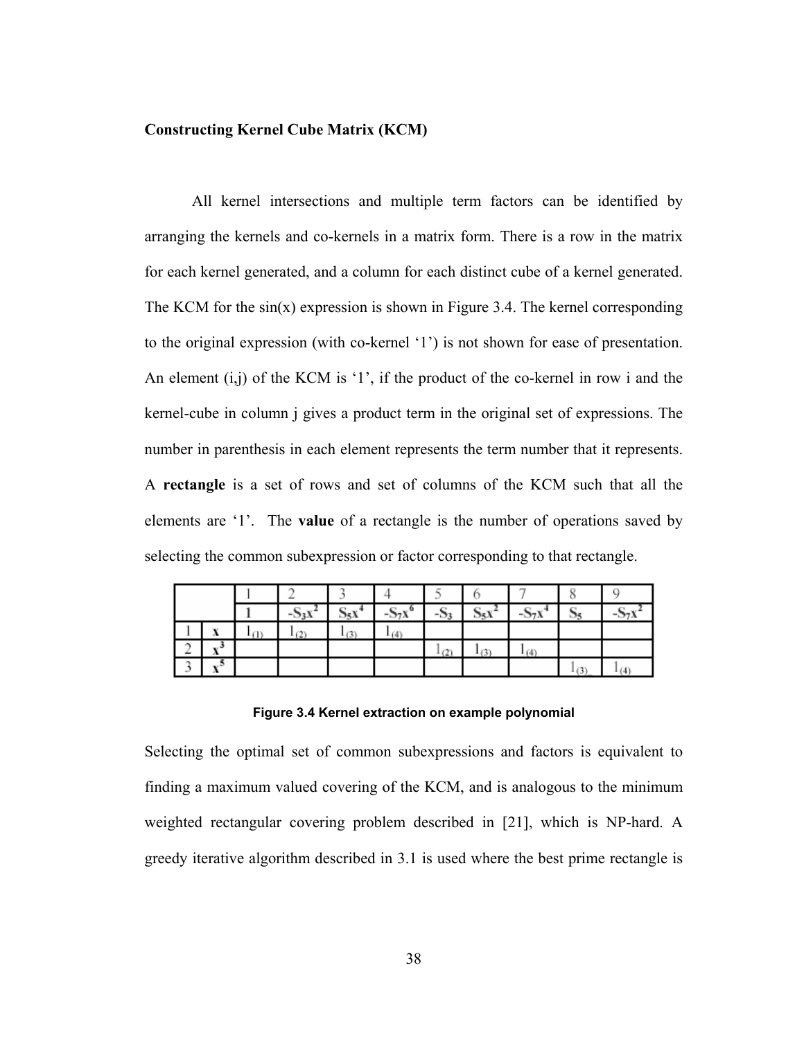**Constructing Kernel Cube Matrix (KCM)**

All kernel intersections and multiple term factors can be identified by arranging the kernels and co-kernels in a matrix form. There is a row in the matrix for each kernel generated, and a column for each distinct cube of a kernel generated. The KCM for the sin(x) expression is shown in Figure 3.4. The kernel corresponding to the original expression (with co-kernel '1') is not shown for ease of presentation. An element (i,j) of the KCM is '1', if the product of the co-kernel in row i and the kernel-cube in column j gives a product term in the original set of expressions. The number in parenthesis in each element represents the term number that it represents. A **rectangle** is a set of rows and set of columns of the KCM such that all the elements are '1'. The **value** of a rectangle is the number of operations saved by selecting the common subexpression or factor corresponding to that rectangle.

| | | 1 | 2 | 3 | 4 | 5 | 6 | 7 | 8 | 9 |
|---|---|---|---|---|---|---|---|---|---|---|
| | | 1 | $-S_3x^2$ | $S_5x^4$ | $-S_7x^6$ | $-S_3$ | $S_5x^2$ | $-S_7x^4$ | $S_5$ | $-S_7x^2$ |
| 1 | $x$ | $1_{(1)}$ | $1_{(2)}$ | $1_{(3)}$ | $1_{(4)}$ | | | | | |
| 2 | $x^3$ | | | | | $1_{(2)}$ | $1_{(3)}$ | $1_{(4)}$ | | |
| 3 | $x^5$ | | | | | | | | $1_{(3)}$ | $1_{(4)}$ |

**Figure 3.4 Kernel extraction on example polynomial**

Selecting the optimal set of common subexpressions and factors is equivalent to finding a maximum valued covering of the KCM, and is analogous to the minimum weighted rectangular covering problem described in [21], which is NP-hard. A greedy iterative algorithm described in 3.1 is used where the best prime rectangle is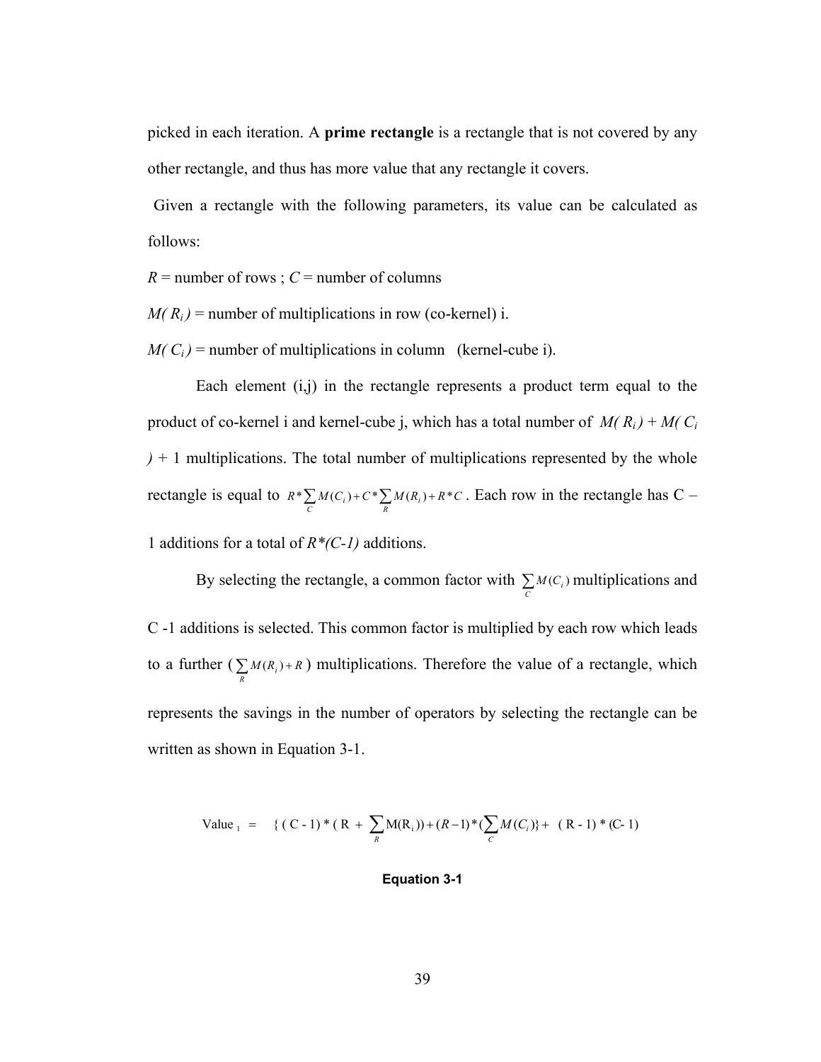picked in each iteration. A **prime rectangle** is a rectangle that is not covered by any other rectangle, and thus has more value that any rectangle it covers.

Given a rectangle with the following parameters, its value can be calculated as follows:

$R$ = number of rows ; $C$ = number of columns

$M(R_i)$ = number of multiplications in row (co-kernel) i.

$M(C_i)$ = number of multiplications in column (kernel-cube i).

Each element (i,j) in the rectangle represents a product term equal to the product of co-kernel i and kernel-cube j, which has a total number of $M(R_i) + M(C_i) + 1$ multiplications. The total number of multiplications represented by the whole rectangle is equal to $R * \sum_{C} M(C_i) + C * \sum_{R} M(R_i) + R * C$. Each row in the rectangle has C – 1 additions for a total of $R*(C-1)$ additions.

By selecting the rectangle, a common factor with $\sum_{C} M(C_i)$ multiplications and C -1 additions is selected. This common factor is multiplied by each row which leads to a further ($\sum_{R} M(R_i) + R$) multiplications. Therefore the value of a rectangle, which represents the savings in the number of operators by selecting the rectangle can be written as shown in Equation 3-1.

$$\text{Value}_1 = \{ (C - 1) * (R + \sum_{R} M(R_i)) + (R - 1) * (\sum_{C} M(C_i) \} + (R - 1) * (C - 1)$$

**Equation 3-1**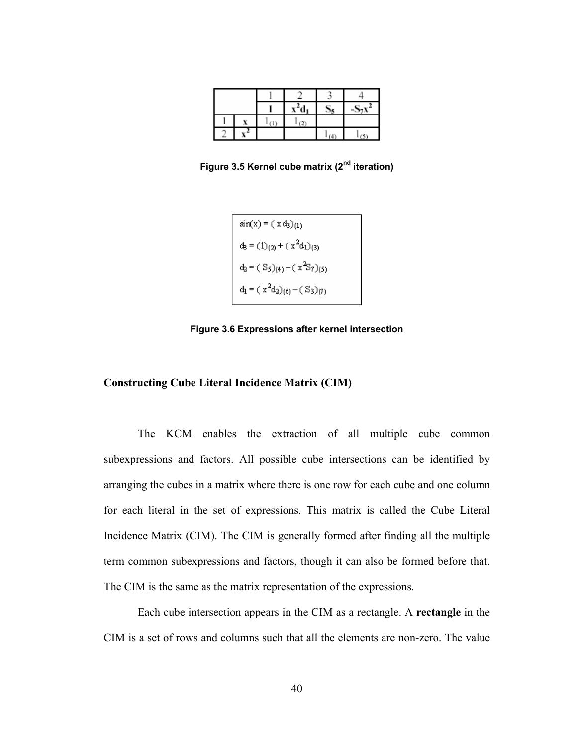|  |  | 1 | 2 | 3 | 4 |
|---|---|---|---|---|---|
|  |  | **1** | **$x^2d_1$** | **$S_5$** | **$-S_7x^2$** |
| 1 | **x** | $1_{(1)}$ | $1_{(2)}$ |  |  |
| 2 | **$x^2$** |  |  | $1_{(4)}$ | $1_{(5)}$ |

**Figure 3.5 Kernel cube matrix (2nd iteration)**

$$\sin(x) = (x\,d_3)_{(1)}$$

$$d_3 = (1)_{(2)} + (x^2 d_1)_{(3)}$$

$$d_2 = (S_5)_{(4)} - (x^2 S_7)_{(5)}$$

$$d_1 = (x^2 d_2)_{(6)} - (S_3)_{(7)}$$

**Figure 3.6 Expressions after kernel intersection**

### Constructing Cube Literal Incidence Matrix (CIM)

The KCM enables the extraction of all multiple cube common subexpressions and factors. All possible cube intersections can be identified by arranging the cubes in a matrix where there is one row for each cube and one column for each literal in the set of expressions. This matrix is called the Cube Literal Incidence Matrix (CIM). The CIM is generally formed after finding all the multiple term common subexpressions and factors, though it can also be formed before that. The CIM is the same as the matrix representation of the expressions.

Each cube intersection appears in the CIM as a rectangle. A **rectangle** in the CIM is a set of rows and columns such that all the elements are non-zero. The value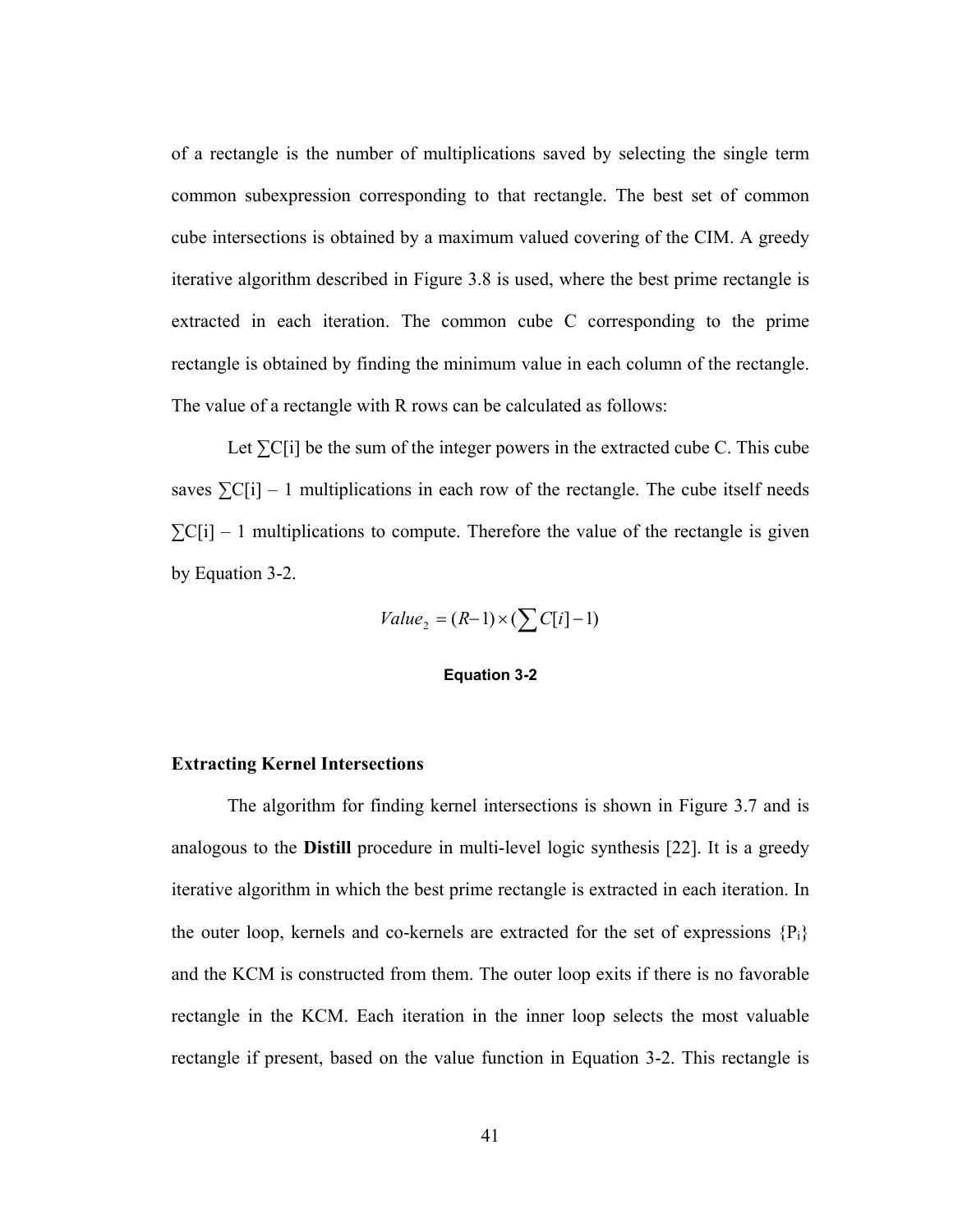of a rectangle is the number of multiplications saved by selecting the single term common subexpression corresponding to that rectangle. The best set of common cube intersections is obtained by a maximum valued covering of the CIM. A greedy iterative algorithm described in Figure 3.8 is used, where the best prime rectangle is extracted in each iteration. The common cube C corresponding to the prime rectangle is obtained by finding the minimum value in each column of the rectangle. The value of a rectangle with R rows can be calculated as follows:

Let $\sum C[i]$ be the sum of the integer powers in the extracted cube C. This cube saves $\sum C[i] - 1$ multiplications in each row of the rectangle. The cube itself needs $\sum C[i] - 1$ multiplications to compute. Therefore the value of the rectangle is given by Equation 3-2.

$$Value_2 = (R - 1) \times (\sum C[i] - 1)$$

**Equation 3-2**

### Extracting Kernel Intersections

The algorithm for finding kernel intersections is shown in Figure 3.7 and is analogous to the **Distill** procedure in multi-level logic synthesis [22]. It is a greedy iterative algorithm in which the best prime rectangle is extracted in each iteration. In the outer loop, kernels and co-kernels are extracted for the set of expressions $\{P_i\}$ and the KCM is constructed from them. The outer loop exits if there is no favorable rectangle in the KCM. Each iteration in the inner loop selects the most valuable rectangle if present, based on the value function in Equation 3-2. This rectangle is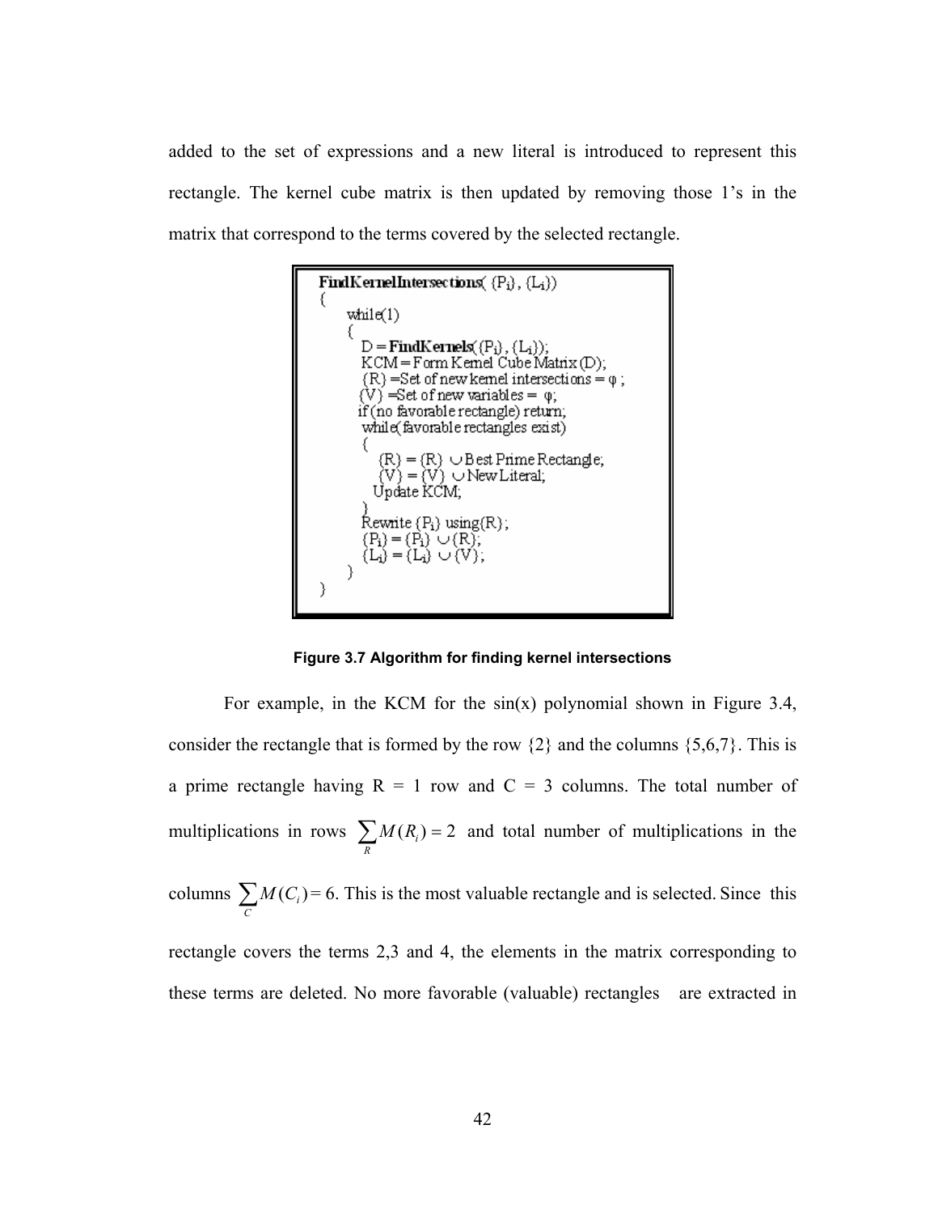added to the set of expressions and a new literal is introduced to represent this rectangle. The kernel cube matrix is then updated by removing those 1's in the matrix that correspond to the terms covered by the selected rectangle.

```
FindKernelIntersections( {Pi}, {Li})
{
    while(1)
    {
      D = FindKernels({Pi}, {Li});
      KCM = Form Kernel Cube Matrix (D);
      {R} =Set of new kernel intersections = φ ;
      {V} =Set of new variables = φ;
      if (no favorable rectangle) return;
      while(favorable rectangles exist)
      {
        {R} = {R} ∪ Best Prime Rectangle;
        {V} = {V} ∪ New Literal;
        Update KCM;
      }
      Rewrite {Pi} using(R);
      {Pi} = {Pi} ∪ {R};
      {Li} = {Li} ∪ {V};
    }
}
```

**Figure 3.7 Algorithm for finding kernel intersections**

For example, in the KCM for the sin(x) polynomial shown in Figure 3.4, consider the rectangle that is formed by the row {2} and the columns {5,6,7}. This is a prime rectangle having R = 1 row and C = 3 columns. The total number of multiplications in rows $\sum_{R} M(R_i) = 2$ and total number of multiplications in the columns $\sum_{C} M(C_i) = 6$. This is the most valuable rectangle and is selected. Since this rectangle covers the terms 2,3 and 4, the elements in the matrix corresponding to these terms are deleted. No more favorable (valuable) rectangles are extracted in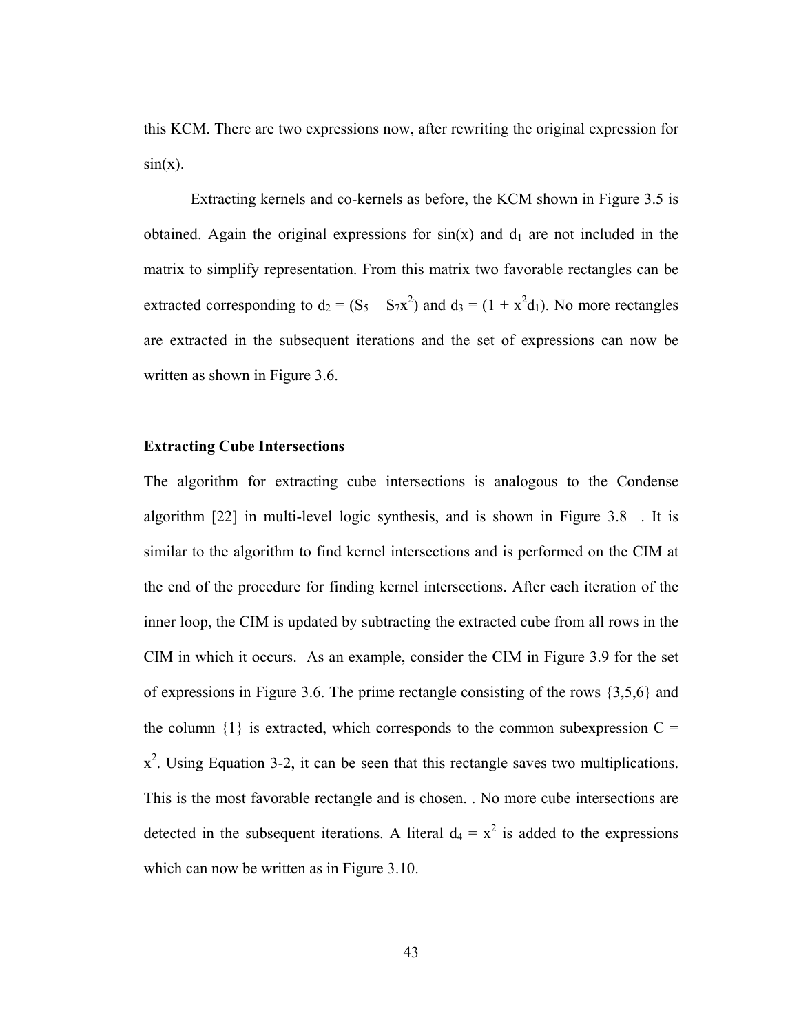this KCM. There are two expressions now, after rewriting the original expression for sin(x).

Extracting kernels and co-kernels as before, the KCM shown in Figure 3.5 is obtained. Again the original expressions for sin(x) and $d_1$ are not included in the matrix to simplify representation. From this matrix two favorable rectangles can be extracted corresponding to $d_2 = (S_5 – S_7x^2)$ and $d_3 = (1 + x^2d_1)$. No more rectangles are extracted in the subsequent iterations and the set of expressions can now be written as shown in Figure 3.6.

**Extracting Cube Intersections**

The algorithm for extracting cube intersections is analogous to the Condense algorithm [22] in multi-level logic synthesis, and is shown in Figure 3.8 . It is similar to the algorithm to find kernel intersections and is performed on the CIM at the end of the procedure for finding kernel intersections. After each iteration of the inner loop, the CIM is updated by subtracting the extracted cube from all rows in the CIM in which it occurs. As an example, consider the CIM in Figure 3.9 for the set of expressions in Figure 3.6. The prime rectangle consisting of the rows {3,5,6} and the column {1} is extracted, which corresponds to the common subexpression C = $x^2$. Using Equation 3-2, it can be seen that this rectangle saves two multiplications. This is the most favorable rectangle and is chosen. . No more cube intersections are detected in the subsequent iterations. A literal $d_4 = x^2$ is added to the expressions which can now be written as in Figure 3.10.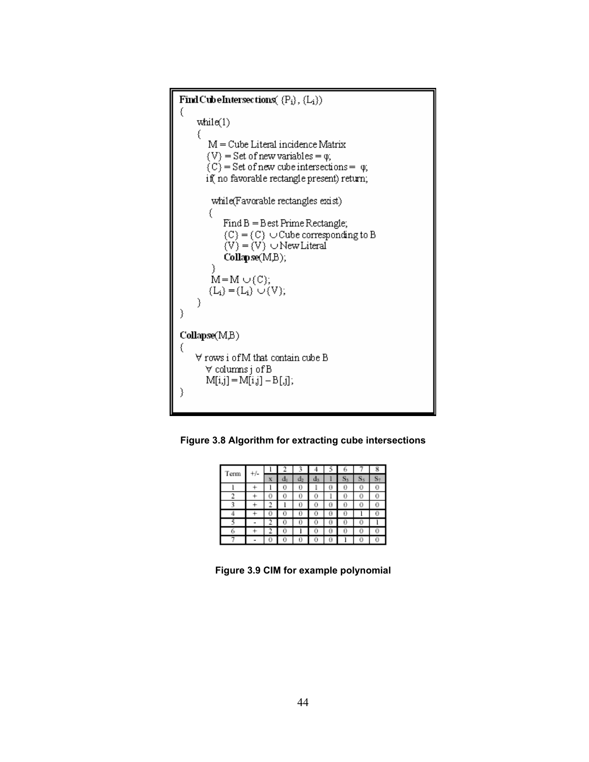```
FindCubeIntersections( {Pi}, {Li})
{
    while(1)
    {
        M = Cube Literal incidence Matrix
        {V} = Set of new variables = φ;
        {C} = Set of new cube intersections = φ;
        if( no favorable rectangle present) return;

        while(Favorable rectangles exist)
        {
            Find B = Best Prime Rectangle;
            {C} = {C} ∪ Cube corresponding to B
            {V} = {V} ∪ New Literal
            Collapse(M,B);
        }
        M = M ∪ {C};
        {Li} = {Li} ∪ {V};
    }
}

Collapse(M,B)
{
    ∀ rows i of M that contain cube B
        ∀ columns j of B
        M[i,j] = M[i,j] – B[,j];
}
```

**Figure 3.8 Algorithm for extracting cube intersections**

| Term | +/- | 1 | 2 | 3 | 4 | 5 | 6 | 7 | 8 |
|---|---|---|---|---|---|---|---|---|---|
| | | x | $d_1$ | $d_2$ | $d_3$ | 1 | $S_3$ | $S_5$ | $S_7$ |
| 1 | + | 1 | 0 | 0 | 1 | 0 | 0 | 0 | 0 |
| 2 | + | 0 | 0 | 0 | 0 | 1 | 0 | 0 | 0 |
| 3 | + | 2 | 1 | 0 | 0 | 0 | 0 | 0 | 0 |
| 4 | + | 0 | 0 | 0 | 0 | 0 | 0 | 1 | 0 |
| 5 | - | 2 | 0 | 0 | 0 | 0 | 0 | 0 | 1 |
| 6 | + | 2 | 0 | 1 | 0 | 0 | 0 | 0 | 0 |
| 7 | - | 0 | 0 | 0 | 0 | 0 | 1 | 0 | 0 |

**Figure 3.9 CIM for example polynomial**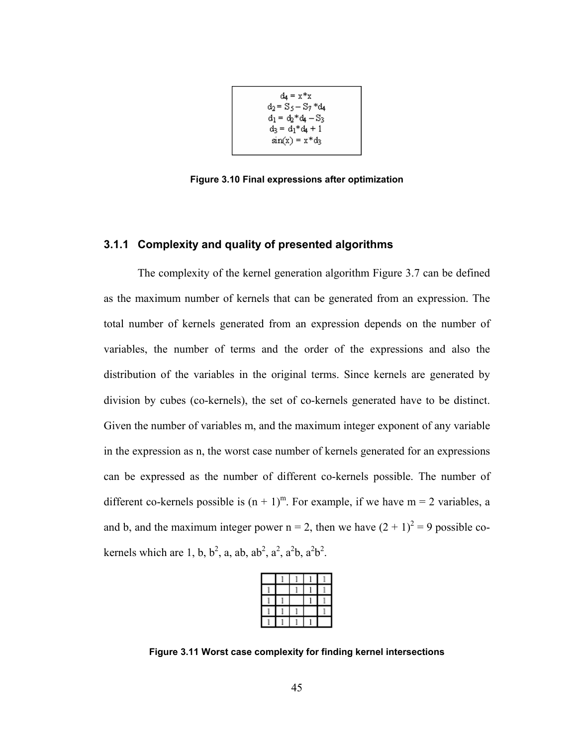$$d_4 = x*x$$
$$d_2 = S_5 - S_7*d_4$$
$$d_1 = d_2*d_4 - S_3$$
$$d_3 = d_1*d_4 + 1$$
$$\sin(x) = x*d_3$$

**Figure 3.10 Final expressions after optimization**

### 3.1.1 Complexity and quality of presented algorithms

The complexity of the kernel generation algorithm Figure 3.7 can be defined as the maximum number of kernels that can be generated from an expression. The total number of kernels generated from an expression depends on the number of variables, the number of terms and the order of the expressions and also the distribution of the variables in the original terms. Since kernels are generated by division by cubes (co-kernels), the set of co-kernels generated have to be distinct. Given the number of variables m, and the maximum integer exponent of any variable in the expression as n, the worst case number of kernels generated for an expressions can be expressed as the number of different co-kernels possible. The number of different co-kernels possible is $(n + 1)^m$. For example, if we have m = 2 variables, a and b, and the maximum integer power n = 2, then we have $(2 + 1)^2 = 9$ possible co-kernels which are 1, b, $b^2$, a, ab, $ab^2$, $a^2$, $a^2b$, $a^2b^2$.

| | | | | |
|---|---|---|---|---|
| | 1 | 1 | 1 | 1 |
| 1 | | 1 | 1 | 1 |
| 1 | 1 | | 1 | 1 |
| 1 | 1 | 1 | | 1 |
| 1 | 1 | 1 | 1 | |

**Figure 3.11 Worst case complexity for finding kernel intersections**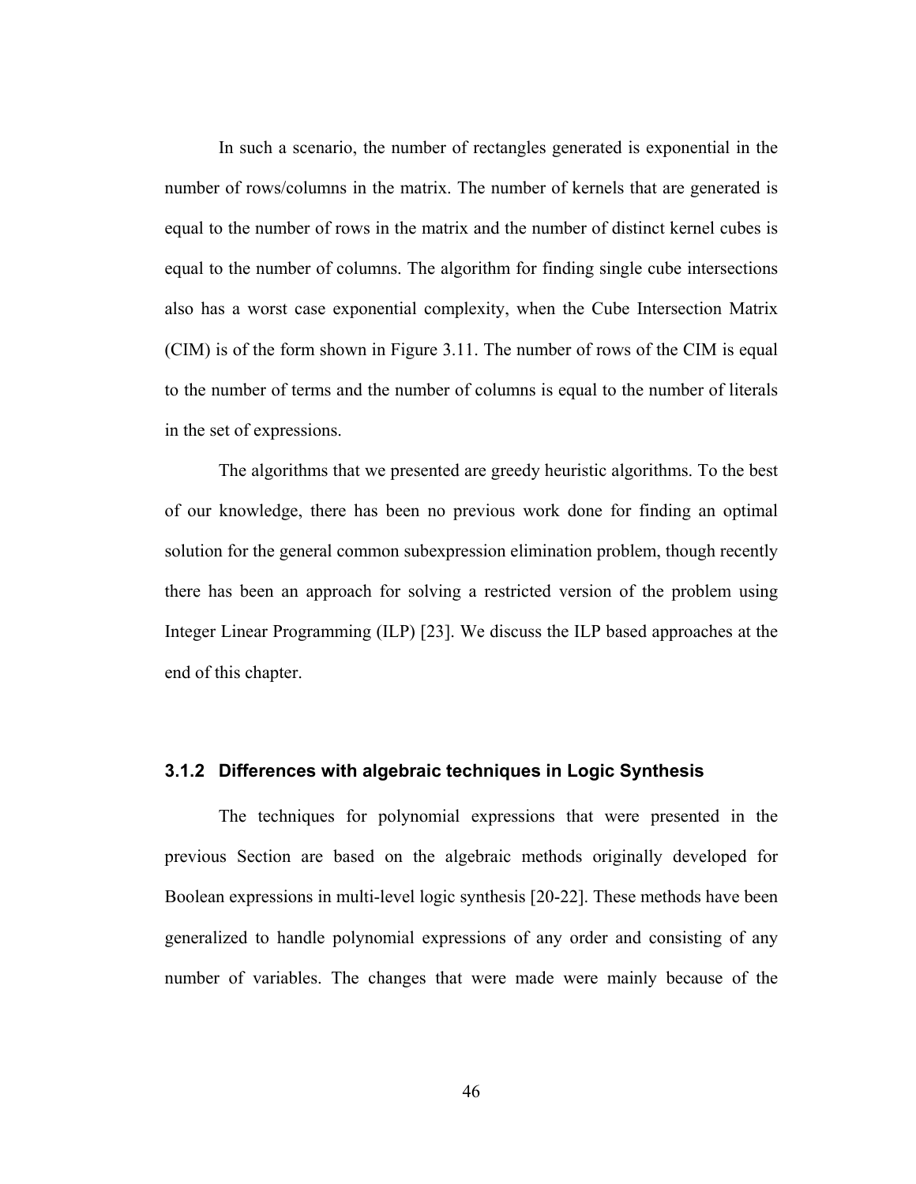In such a scenario, the number of rectangles generated is exponential in the number of rows/columns in the matrix. The number of kernels that are generated is equal to the number of rows in the matrix and the number of distinct kernel cubes is equal to the number of columns. The algorithm for finding single cube intersections also has a worst case exponential complexity, when the Cube Intersection Matrix (CIM) is of the form shown in Figure 3.11. The number of rows of the CIM is equal to the number of terms and the number of columns is equal to the number of literals in the set of expressions.

The algorithms that we presented are greedy heuristic algorithms. To the best of our knowledge, there has been no previous work done for finding an optimal solution for the general common subexpression elimination problem, though recently there has been an approach for solving a restricted version of the problem using Integer Linear Programming (ILP) [23]. We discuss the ILP based approaches at the end of this chapter.

### 3.1.2 Differences with algebraic techniques in Logic Synthesis

The techniques for polynomial expressions that were presented in the previous Section are based on the algebraic methods originally developed for Boolean expressions in multi-level logic synthesis [20-22]. These methods have been generalized to handle polynomial expressions of any order and consisting of any number of variables. The changes that were made were mainly because of the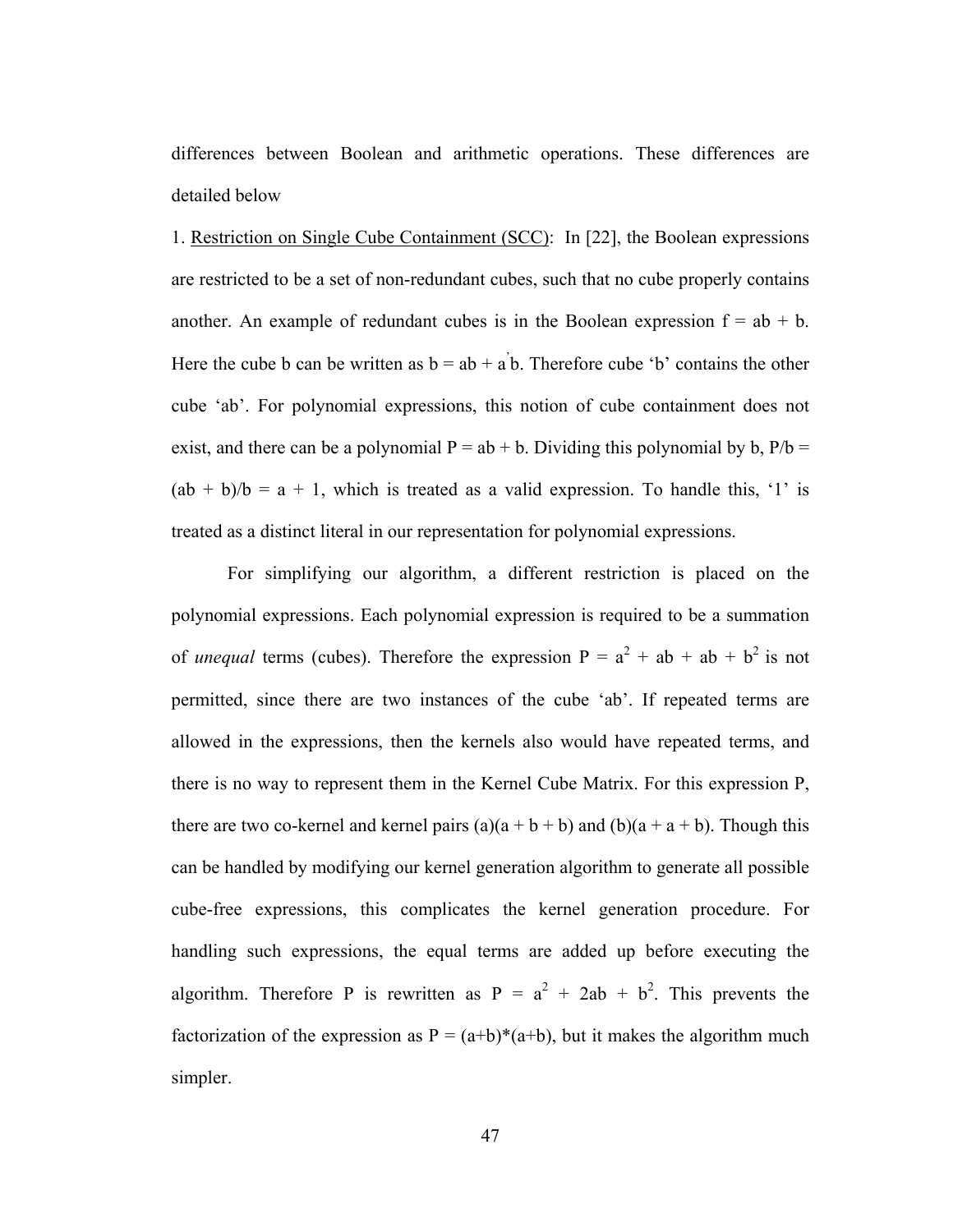differences between Boolean and arithmetic operations. These differences are detailed below

1. Restriction on Single Cube Containment (SCC): In [22], the Boolean expressions are restricted to be a set of non-redundant cubes, such that no cube properly contains another. An example of redundant cubes is in the Boolean expression $f = ab + b$. Here the cube b can be written as $b = ab + a'b$. Therefore cube 'b' contains the other cube 'ab'. For polynomial expressions, this notion of cube containment does not exist, and there can be a polynomial $P = ab + b$. Dividing this polynomial by b, $P/b = (ab + b)/b = a + 1$, which is treated as a valid expression. To handle this, '1' is treated as a distinct literal in our representation for polynomial expressions.

For simplifying our algorithm, a different restriction is placed on the polynomial expressions. Each polynomial expression is required to be a summation of *unequal* terms (cubes). Therefore the expression $P = a^2 + ab + ab + b^2$ is not permitted, since there are two instances of the cube 'ab'. If repeated terms are allowed in the expressions, then the kernels also would have repeated terms, and there is no way to represent them in the Kernel Cube Matrix. For this expression P, there are two co-kernel and kernel pairs $(a)(a + b + b)$ and $(b)(a + a + b)$. Though this can be handled by modifying our kernel generation algorithm to generate all possible cube-free expressions, this complicates the kernel generation procedure. For handling such expressions, the equal terms are added up before executing the algorithm. Therefore P is rewritten as $P = a^2 + 2ab + b^2$. This prevents the factorization of the expression as $P = (a+b)*(a+b)$, but it makes the algorithm much simpler.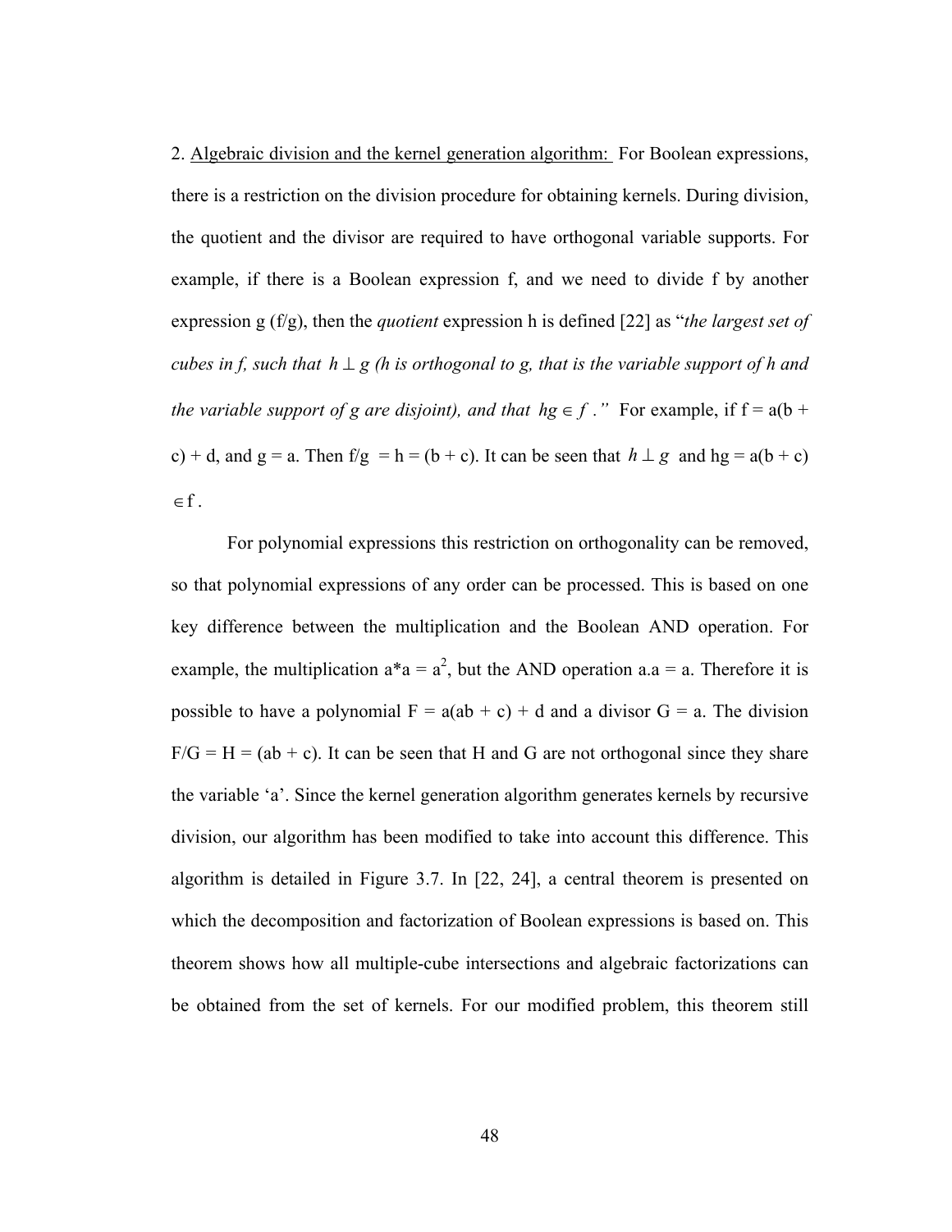2. Algebraic division and the kernel generation algorithm: For Boolean expressions, there is a restriction on the division procedure for obtaining kernels. During division, the quotient and the divisor are required to have orthogonal variable supports. For example, if there is a Boolean expression f, and we need to divide f by another expression g (f/g), then the *quotient* expression h is defined [22] as "*the largest set of cubes in f, such that* $h \perp g$ *(h is orthogonal to g, that is the variable support of h and the variable support of g are disjoint), and that* $hg \in f$*.*" For example, if f = a(b + c) + d, and g = a. Then f/g = h = (b + c). It can be seen that $h \perp g$ and hg = a(b + c) $\in$ f.

For polynomial expressions this restriction on orthogonality can be removed, so that polynomial expressions of any order can be processed. This is based on one key difference between the multiplication and the Boolean AND operation. For example, the multiplication a*a = $a^2$, but the AND operation a.a = a. Therefore it is possible to have a polynomial F = a(ab + c) + d and a divisor G = a. The division F/G = H = (ab + c). It can be seen that H and G are not orthogonal since they share the variable 'a'. Since the kernel generation algorithm generates kernels by recursive division, our algorithm has been modified to take into account this difference. This algorithm is detailed in Figure 3.7. In [22, 24], a central theorem is presented on which the decomposition and factorization of Boolean expressions is based on. This theorem shows how all multiple-cube intersections and algebraic factorizations can be obtained from the set of kernels. For our modified problem, this theorem still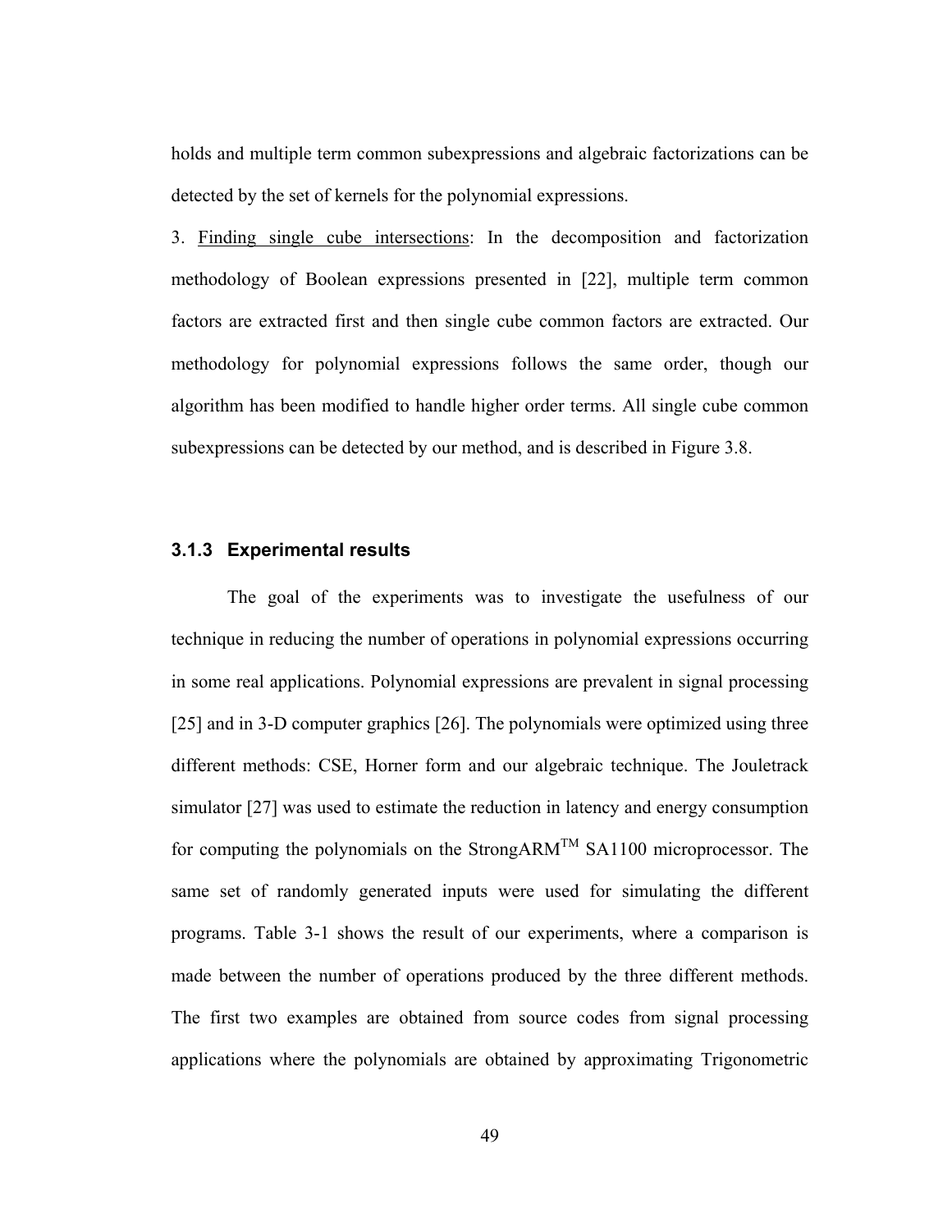holds and multiple term common subexpressions and algebraic factorizations can be detected by the set of kernels for the polynomial expressions.

3. <u>Finding single cube intersections</u>: In the decomposition and factorization methodology of Boolean expressions presented in [22], multiple term common factors are extracted first and then single cube common factors are extracted. Our methodology for polynomial expressions follows the same order, though our algorithm has been modified to handle higher order terms. All single cube common subexpressions can be detected by our method, and is described in Figure 3.8.

### 3.1.3 Experimental results

The goal of the experiments was to investigate the usefulness of our technique in reducing the number of operations in polynomial expressions occurring in some real applications. Polynomial expressions are prevalent in signal processing [25] and in 3-D computer graphics [26]. The polynomials were optimized using three different methods: CSE, Horner form and our algebraic technique. The Jouletrack simulator [27] was used to estimate the reduction in latency and energy consumption for computing the polynomials on the StrongARM™ SA1100 microprocessor. The same set of randomly generated inputs were used for simulating the different programs. Table 3-1 shows the result of our experiments, where a comparison is made between the number of operations produced by the three different methods. The first two examples are obtained from source codes from signal processing applications where the polynomials are obtained by approximating Trigonometric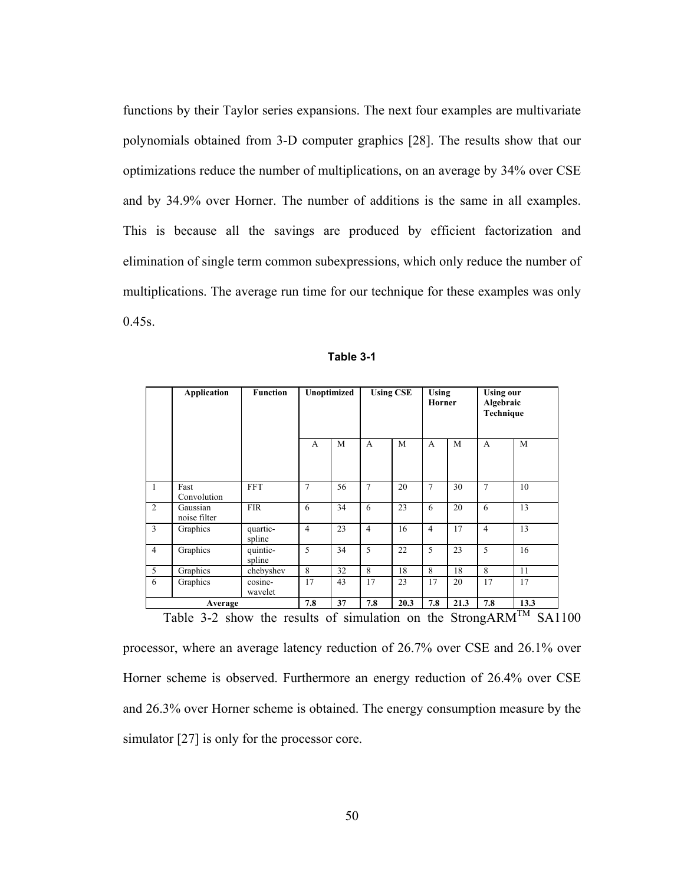functions by their Taylor series expansions. The next four examples are multivariate polynomials obtained from 3-D computer graphics [28]. The results show that our optimizations reduce the number of multiplications, on an average by 34% over CSE and by 34.9% over Horner. The number of additions is the same in all examples. This is because all the savings are produced by efficient factorization and elimination of single term common subexpressions, which only reduce the number of multiplications. The average run time for our technique for these examples was only 0.45s.

**Table 3-1**

| | Application | Function | Unoptimized | | Using CSE | | Using Horner | | Using our Algebraic Technique | |
|---|---|---|---|---|---|---|---|---|---|---|
| | | | A | M | A | M | A | M | A | M |
| 1 | Fast Convolution | FFT | 7 | 56 | 7 | 20 | 7 | 30 | 7 | 10 |
| 2 | Gaussian noise filter | FIR | 6 | 34 | 6 | 23 | 6 | 20 | 6 | 13 |
| 3 | Graphics | quartic-spline | 4 | 23 | 4 | 16 | 4 | 17 | 4 | 13 |
| 4 | Graphics | quintic-spline | 5 | 34 | 5 | 22 | 5 | 23 | 5 | 16 |
| 5 | Graphics | chebyshev | 8 | 32 | 8 | 18 | 8 | 18 | 8 | 11 |
| 6 | Graphics | cosine-wavelet | 17 | 43 | 17 | 23 | 17 | 20 | 17 | 17 |
| **Average** | | | **7.8** | **37** | **7.8** | **20.3** | **7.8** | **21.3** | **7.8** | **13.3** |

Table 3-2 show the results of simulation on the StrongARM™ SA1100 processor, where an average latency reduction of 26.7% over CSE and 26.1% over Horner scheme is observed. Furthermore an energy reduction of 26.4% over CSE and 26.3% over Horner scheme is obtained. The energy consumption measure by the simulator [27] is only for the processor core.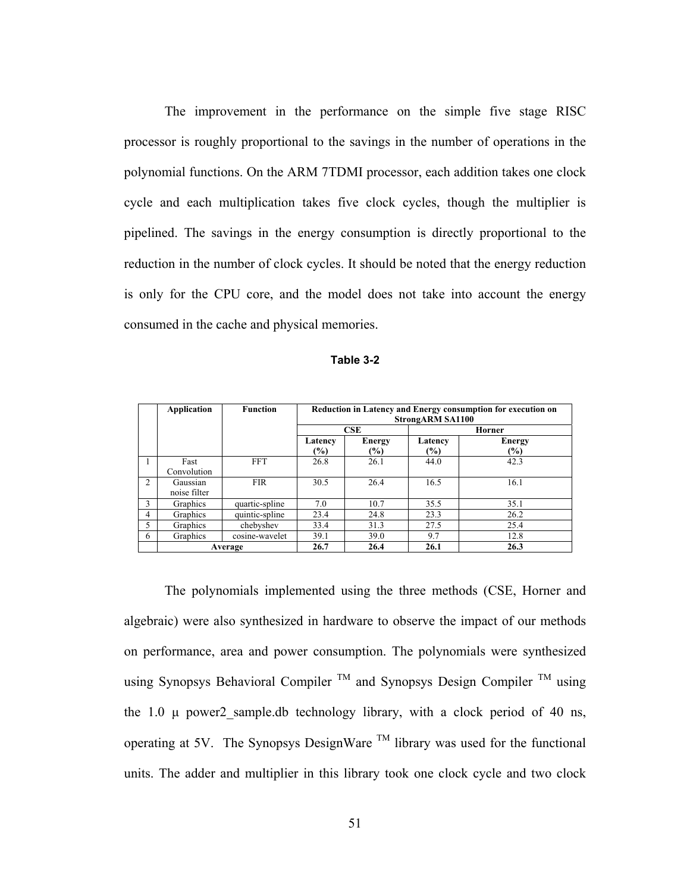The improvement in the performance on the simple five stage RISC processor is roughly proportional to the savings in the number of operations in the polynomial functions. On the ARM 7TDMI processor, each addition takes one clock cycle and each multiplication takes five clock cycles, though the multiplier is pipelined. The savings in the energy consumption is directly proportional to the reduction in the number of clock cycles. It should be noted that the energy reduction is only for the CPU core, and the model does not take into account the energy consumed in the cache and physical memories.

**Table 3-2**

| | Application | Function | Reduction in Latency and Energy consumption for execution on StrongARM SA1100 | | | |
|---|---|---|---|---|---|---|
| | | | CSE | | Horner | |
| | | | Latency (%) | Energy (%) | Latency (%) | Energy (%) |
| 1 | Fast Convolution | FFT | 26.8 | 26.1 | 44.0 | 42.3 |
| 2 | Gaussian noise filter | FIR | 30.5 | 26.4 | 16.5 | 16.1 |
| 3 | Graphics | quartic-spline | 7.0 | 10.7 | 35.5 | 35.1 |
| 4 | Graphics | quintic-spline | 23.4 | 24.8 | 23.3 | 26.2 |
| 5 | Graphics | chebyshev | 33.4 | 31.3 | 27.5 | 25.4 |
| 6 | Graphics | cosine-wavelet | 39.1 | 39.0 | 9.7 | 12.8 |
| | **Average** | | **26.7** | **26.4** | **26.1** | **26.3** |

The polynomials implemented using the three methods (CSE, Horner and algebraic) were also synthesized in hardware to observe the impact of our methods on performance, area and power consumption. The polynomials were synthesized using Synopsys Behavioral Compiler ™ and Synopsys Design Compiler ™ using the 1.0 µ power2_sample.db technology library, with a clock period of 40 ns, operating at 5V. The Synopsys DesignWare ™ library was used for the functional units. The adder and multiplier in this library took one clock cycle and two clock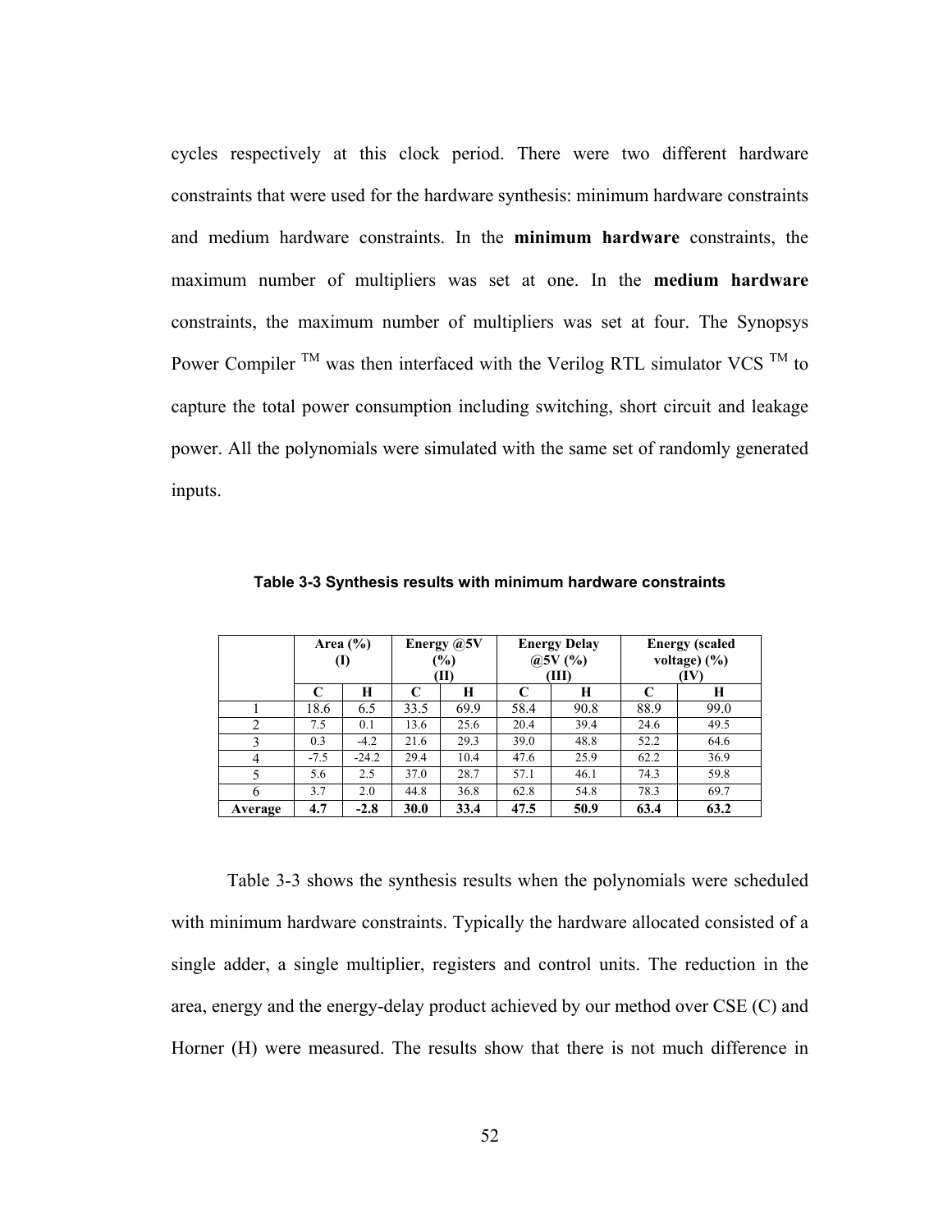cycles respectively at this clock period. There were two different hardware constraints that were used for the hardware synthesis: minimum hardware constraints and medium hardware constraints. In the **minimum hardware** constraints, the maximum number of multipliers was set at one. In the **medium hardware** constraints, the maximum number of multipliers was set at four. The Synopsys Power Compiler ™ was then interfaced with the Verilog RTL simulator VCS ™ to capture the total power consumption including switching, short circuit and leakage power. All the polynomials were simulated with the same set of randomly generated inputs.

**Table 3-3 Synthesis results with minimum hardware constraints**

| | Area (%) (I) | | Energy @5V (%) (II) | | Energy Delay @5V (%) (III) | | Energy (scaled voltage) (%) (IV) | |
|---|---|---|---|---|---|---|---|---|
| | C | H | C | H | C | H | C | H |
| 1 | 18.6 | 6.5 | 33.5 | 69.9 | 58.4 | 90.8 | 88.9 | 99.0 |
| 2 | 7.5 | 0.1 | 13.6 | 25.6 | 20.4 | 39.4 | 24.6 | 49.5 |
| 3 | 0.3 | -4.2 | 21.6 | 29.3 | 39.0 | 48.8 | 52.2 | 64.6 |
| 4 | -7.5 | -24.2 | 29.4 | 10.4 | 47.6 | 25.9 | 62.2 | 36.9 |
| 5 | 5.6 | 2.5 | 37.0 | 28.7 | 57.1 | 46.1 | 74.3 | 59.8 |
| 6 | 3.7 | 2.0 | 44.8 | 36.8 | 62.8 | 54.8 | 78.3 | 69.7 |
| **Average** | **4.7** | **-2.8** | **30.0** | **33.4** | **47.5** | **50.9** | **63.4** | **63.2** |

Table 3-3 shows the synthesis results when the polynomials were scheduled with minimum hardware constraints. Typically the hardware allocated consisted of a single adder, a single multiplier, registers and control units. The reduction in the area, energy and the energy-delay product achieved by our method over CSE (C) and Horner (H) were measured. The results show that there is not much difference in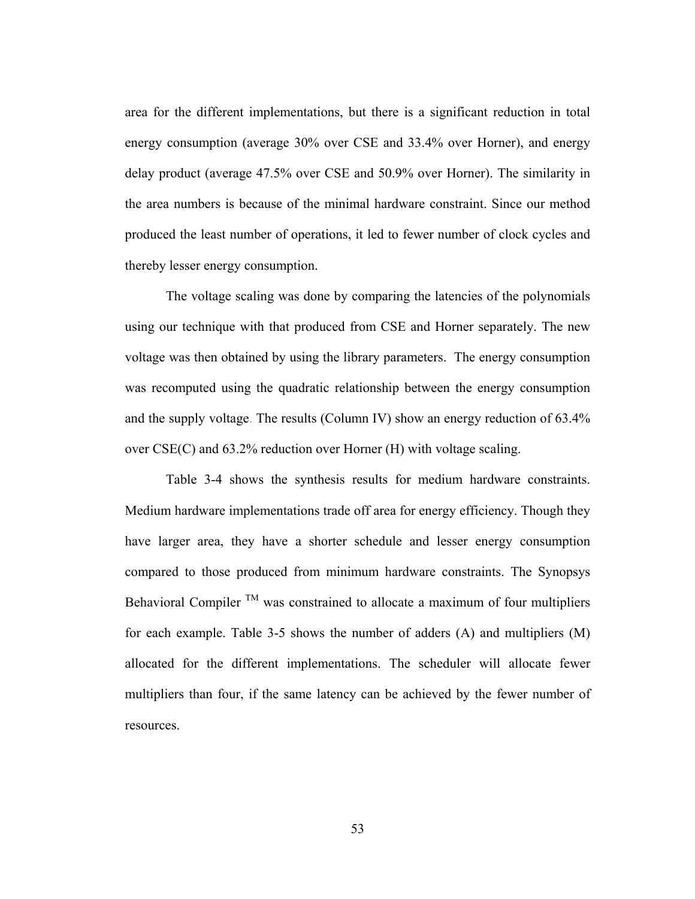area for the different implementations, but there is a significant reduction in total energy consumption (average 30% over CSE and 33.4% over Horner), and energy delay product (average 47.5% over CSE and 50.9% over Horner). The similarity in the area numbers is because of the minimal hardware constraint. Since our method produced the least number of operations, it led to fewer number of clock cycles and thereby lesser energy consumption.

The voltage scaling was done by comparing the latencies of the polynomials using our technique with that produced from CSE and Horner separately. The new voltage was then obtained by using the library parameters. The energy consumption was recomputed using the quadratic relationship between the energy consumption and the supply voltage. The results (Column IV) show an energy reduction of 63.4% over CSE(C) and 63.2% reduction over Horner (H) with voltage scaling.

Table 3-4 shows the synthesis results for medium hardware constraints. Medium hardware implementations trade off area for energy efficiency. Though they have larger area, they have a shorter schedule and lesser energy consumption compared to those produced from minimum hardware constraints. The Synopsys Behavioral Compiler TM was constrained to allocate a maximum of four multipliers for each example. Table 3-5 shows the number of adders (A) and multipliers (M) allocated for the different implementations. The scheduler will allocate fewer multipliers than four, if the same latency can be achieved by the fewer number of resources.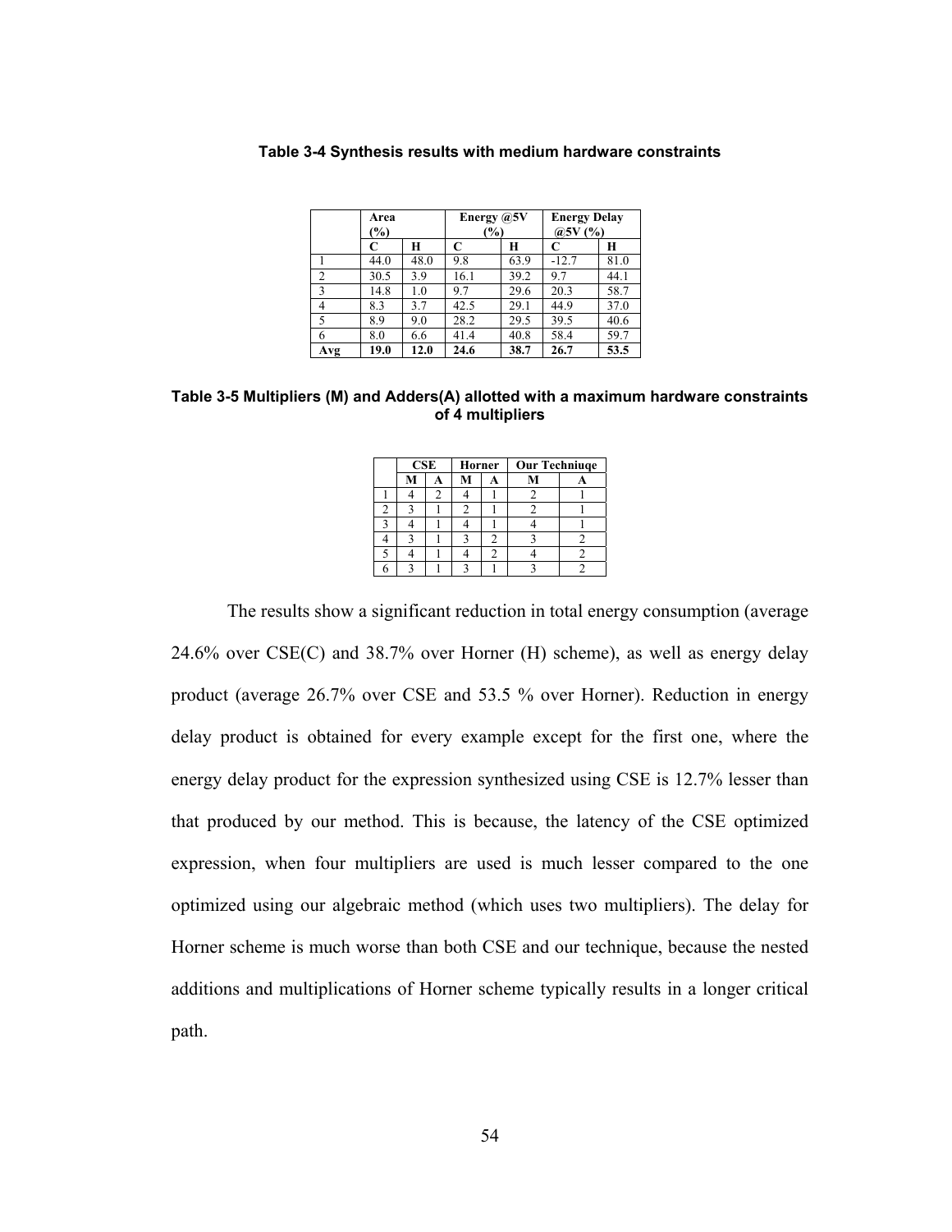**Table 3-4 Synthesis results with medium hardware constraints**

| | Area (%) | | Energy @5V (%) | | Energy Delay @5V (%) | |
|---|---|---|---|---|---|---|
| | C | H | C | H | C | H |
| 1 | 44.0 | 48.0 | 9.8 | 63.9 | -12.7 | 81.0 |
| 2 | 30.5 | 3.9 | 16.1 | 39.2 | 9.7 | 44.1 |
| 3 | 14.8 | 1.0 | 9.7 | 29.6 | 20.3 | 58.7 |
| 4 | 8.3 | 3.7 | 42.5 | 29.1 | 44.9 | 37.0 |
| 5 | 8.9 | 9.0 | 28.2 | 29.5 | 39.5 | 40.6 |
| 6 | 8.0 | 6.6 | 41.4 | 40.8 | 58.4 | 59.7 |
| **Avg** | **19.0** | **12.0** | **24.6** | **38.7** | **26.7** | **53.5** |

**Table 3-5 Multipliers (M) and Adders(A) allotted with a maximum hardware constraints of 4 multipliers**

| | CSE | | Horner | | Our Techniuqe | |
|---|---|---|---|---|---|---|
| | M | A | M | A | M | A |
| 1 | 4 | 2 | 4 | 1 | 2 | 1 |
| 2 | 3 | 1 | 2 | 1 | 2 | 1 |
| 3 | 4 | 1 | 4 | 1 | 4 | 1 |
| 4 | 3 | 1 | 3 | 2 | 3 | 2 |
| 5 | 4 | 1 | 4 | 2 | 4 | 2 |
| 6 | 3 | 1 | 3 | 1 | 3 | 2 |

The results show a significant reduction in total energy consumption (average 24.6% over CSE(C) and 38.7% over Horner (H) scheme), as well as energy delay product (average 26.7% over CSE and 53.5 % over Horner). Reduction in energy delay product is obtained for every example except for the first one, where the energy delay product for the expression synthesized using CSE is 12.7% lesser than that produced by our method. This is because, the latency of the CSE optimized expression, when four multipliers are used is much lesser compared to the one optimized using our algebraic method (which uses two multipliers). The delay for Horner scheme is much worse than both CSE and our technique, because the nested additions and multiplications of Horner scheme typically results in a longer critical path.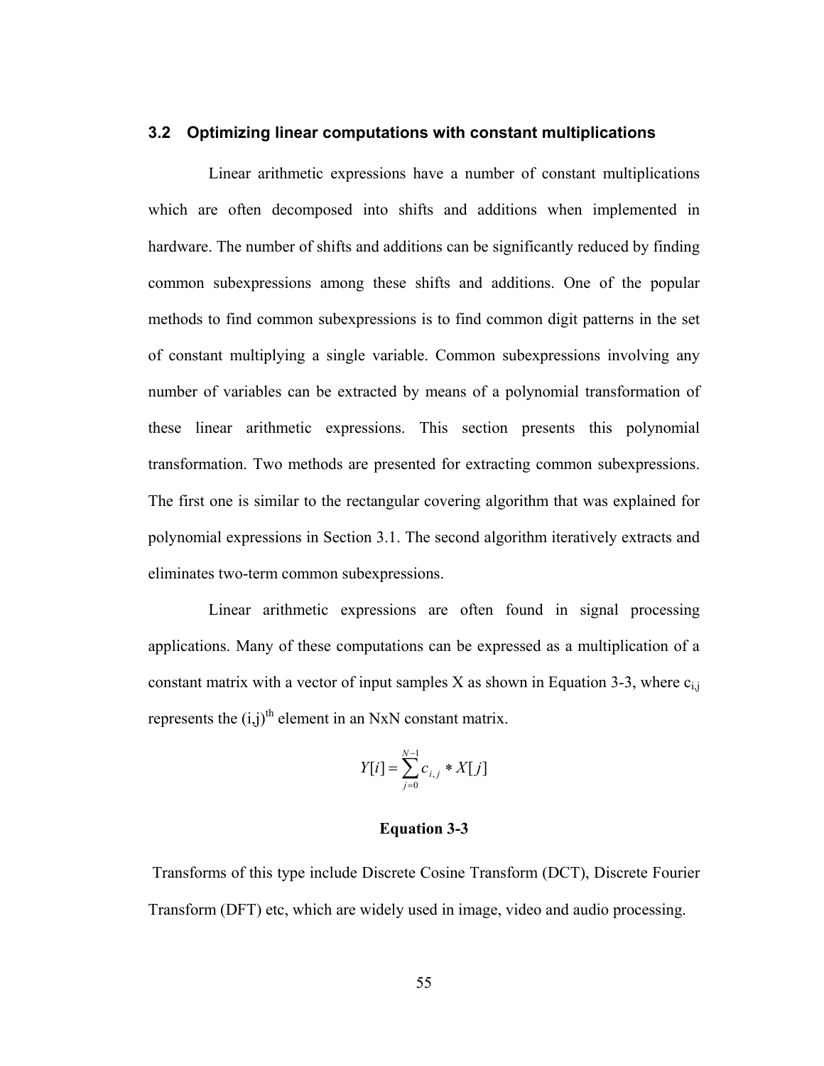## 3.2 Optimizing linear computations with constant multiplications

Linear arithmetic expressions have a number of constant multiplications which are often decomposed into shifts and additions when implemented in hardware. The number of shifts and additions can be significantly reduced by finding common subexpressions among these shifts and additions. One of the popular methods to find common subexpressions is to find common digit patterns in the set of constant multiplying a single variable. Common subexpressions involving any number of variables can be extracted by means of a polynomial transformation of these linear arithmetic expressions. This section presents this polynomial transformation. Two methods are presented for extracting common subexpressions. The first one is similar to the rectangular covering algorithm that was explained for polynomial expressions in Section 3.1. The second algorithm iteratively extracts and eliminates two-term common subexpressions.

Linear arithmetic expressions are often found in signal processing applications. Many of these computations can be expressed as a multiplication of a constant matrix with a vector of input samples X as shown in Equation 3-3, where $c_{i,j}$ represents the $(i,j)^{th}$ element in an NxN constant matrix.

$$Y[i] = \sum_{j=0}^{N-1} c_{i,j} * X[j]$$

**Equation 3-3**

Transforms of this type include Discrete Cosine Transform (DCT), Discrete Fourier Transform (DFT) etc, which are widely used in image, video and audio processing.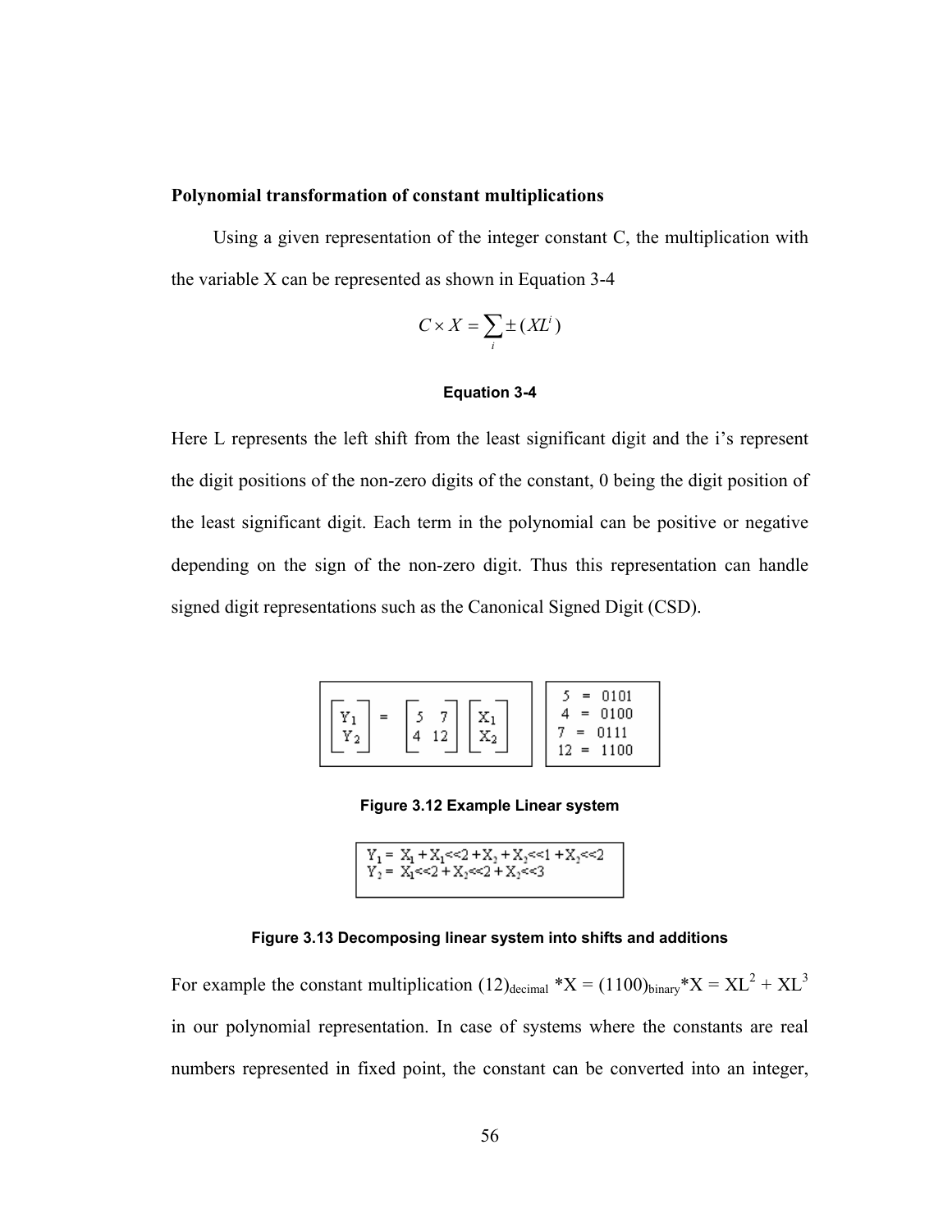**Polynomial transformation of constant multiplications**

Using a given representation of the integer constant C, the multiplication with the variable X can be represented as shown in Equation 3-4

$$C \times X = \sum_i \pm (XL^i)$$

**Equation 3-4**

Here L represents the left shift from the least significant digit and the i's represent the digit positions of the non-zero digits of the constant, 0 being the digit position of the least significant digit. Each term in the polynomial can be positive or negative depending on the sign of the non-zero digit. Thus this representation can handle signed digit representations such as the Canonical Signed Digit (CSD).

$$\begin{bmatrix} Y_1 \\ Y_2 \end{bmatrix} = \begin{bmatrix} 5 & 7 \\ 4 & 12 \end{bmatrix} \begin{bmatrix} X_1 \\ X_2 \end{bmatrix}$$

5 = 0101
4 = 0100
7 = 0111
12 = 1100

**Figure 3.12 Example Linear system**

$Y_1 = X_1 + X_1<<2 + X_2 + X_2<<1 + X_2<<2$
$Y_2 = X_1<<2 + X_2<<2 + X_2<<3$

**Figure 3.13 Decomposing linear system into shifts and additions**

For example the constant multiplication $(12)_{decimal} *X = (1100)_{binary}*X = XL^2 + XL^3$ in our polynomial representation. In case of systems where the constants are real numbers represented in fixed point, the constant can be converted into an integer,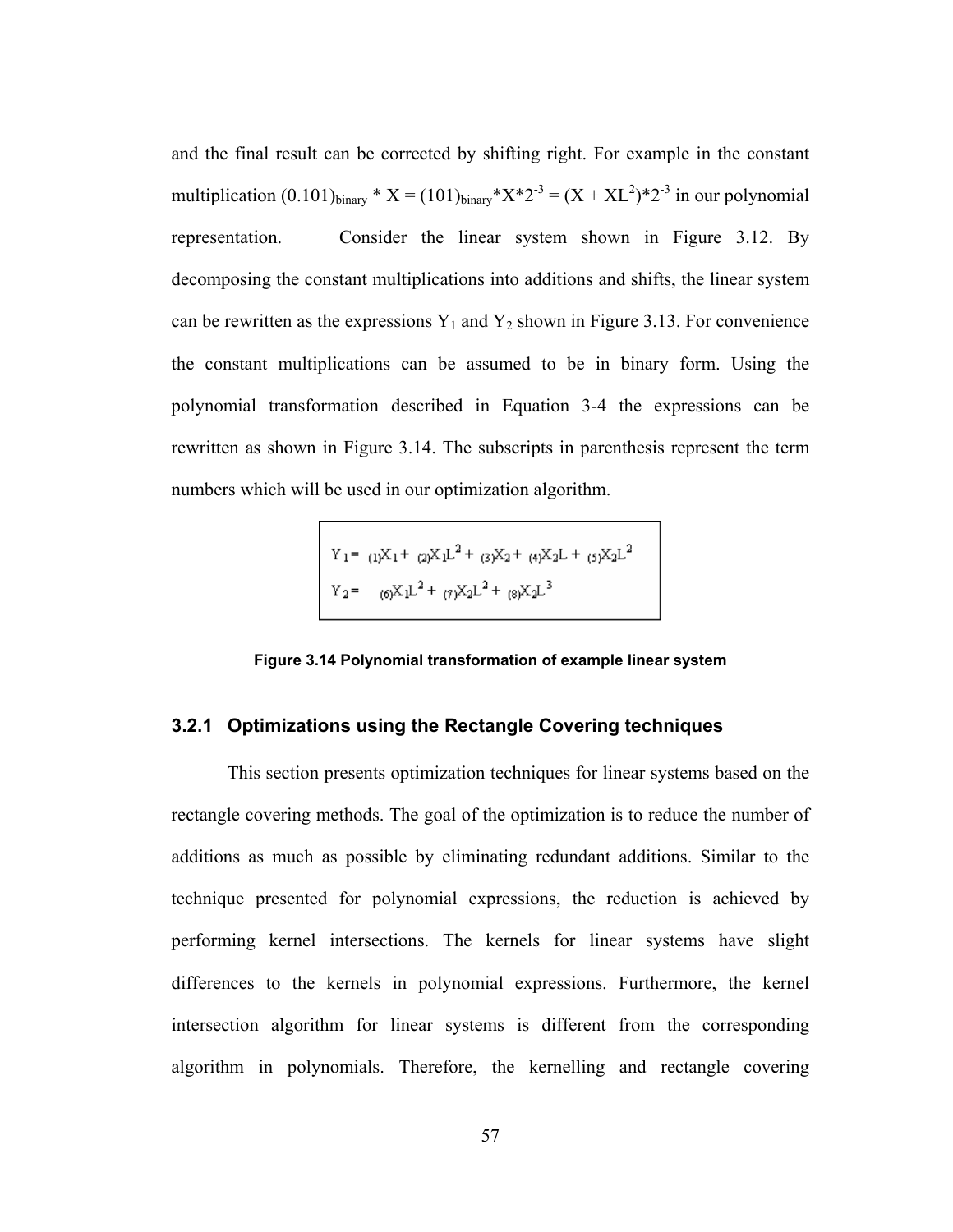and the final result can be corrected by shifting right. For example in the constant multiplication $(0.101)_{binary} * X = (101)_{binary}*X*2^{-3} = (X + XL^2)*2^{-3}$ in our polynomial representation. Consider the linear system shown in Figure 3.12. By decomposing the constant multiplications into additions and shifts, the linear system can be rewritten as the expressions $Y_1$ and $Y_2$ shown in Figure 3.13. For convenience the constant multiplications can be assumed to be in binary form. Using the polynomial transformation described in Equation 3-4 the expressions can be rewritten as shown in Figure 3.14. The subscripts in parenthesis represent the term numbers which will be used in our optimization algorithm.

$$Y_1 = {}_{(1)}X_1 + {}_{(2)}X_1L^2 + {}_{(3)}X_2 + {}_{(4)}X_2L + {}_{(5)}X_2L^2$$
$$Y_2 = {}_{(6)}X_1L^2 + {}_{(7)}X_2L^2 + {}_{(8)}X_2L^3$$

**Figure 3.14 Polynomial transformation of example linear system**

### 3.2.1 Optimizations using the Rectangle Covering techniques

This section presents optimization techniques for linear systems based on the rectangle covering methods. The goal of the optimization is to reduce the number of additions as much as possible by eliminating redundant additions. Similar to the technique presented for polynomial expressions, the reduction is achieved by performing kernel intersections. The kernels for linear systems have slight differences to the kernels in polynomial expressions. Furthermore, the kernel intersection algorithm for linear systems is different from the corresponding algorithm in polynomials. Therefore, the kernelling and rectangle covering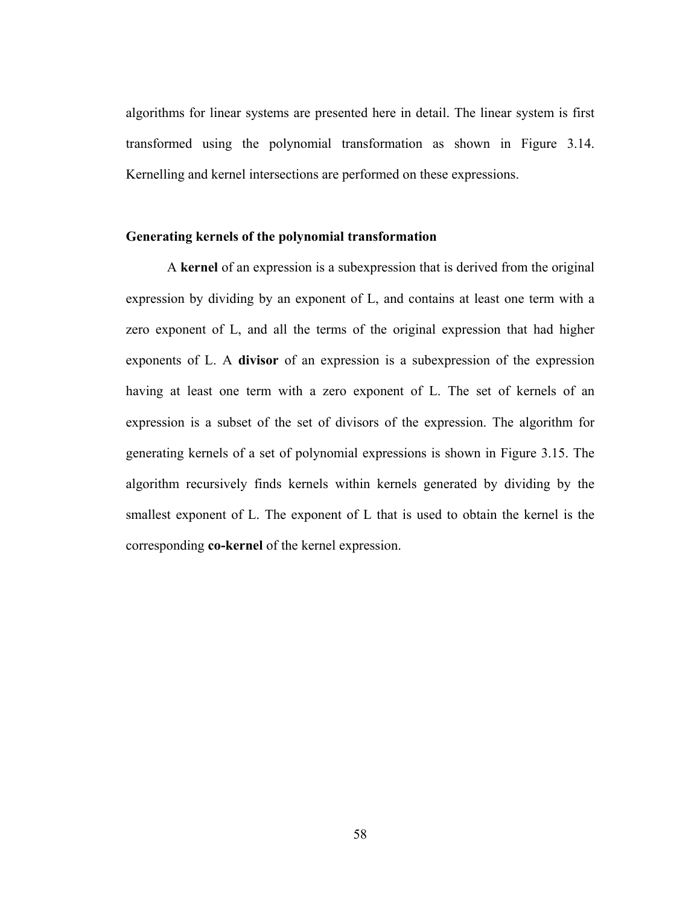algorithms for linear systems are presented here in detail. The linear system is first transformed using the polynomial transformation as shown in Figure 3.14. Kernelling and kernel intersections are performed on these expressions.

### Generating kernels of the polynomial transformation

A **kernel** of an expression is a subexpression that is derived from the original expression by dividing by an exponent of L, and contains at least one term with a zero exponent of L, and all the terms of the original expression that had higher exponents of L. A **divisor** of an expression is a subexpression of the expression having at least one term with a zero exponent of L. The set of kernels of an expression is a subset of the set of divisors of the expression. The algorithm for generating kernels of a set of polynomial expressions is shown in Figure 3.15. The algorithm recursively finds kernels within kernels generated by dividing by the smallest exponent of L. The exponent of L that is used to obtain the kernel is the corresponding **co-kernel** of the kernel expression.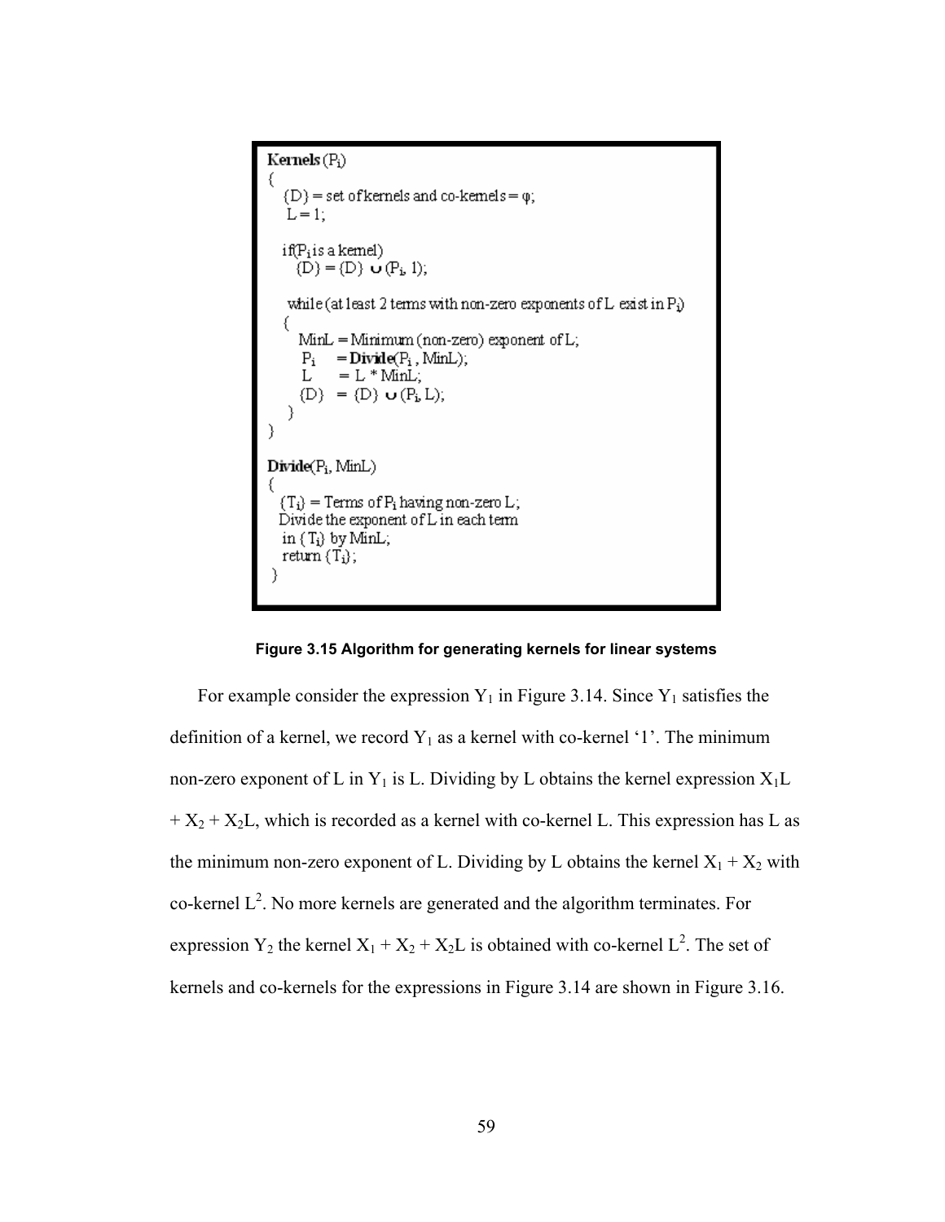```
Kernels(Pi)
{
   {D} = set of kernels and co-kernels = φ;
   L = 1;

   if(Pi is a kernel)
      {D} = {D} ∪ (Pi, 1);

   while (at least 2 terms with non-zero exponents of L exist in Pi)
   {
      MinL = Minimum (non-zero) exponent of L;
      Pi    = Divide(Pi , MinL);
      L     = L * MinL;
      {D}   = {D} ∪ (Pi, L);
   }
}

Divide(Pi, MinL)
{
   {Ti} = Terms of Pi having non-zero L;
   Divide the exponent of L in each term
   in {Ti} by MinL;
   return {Ti};
}
```

**Figure 3.15 Algorithm for generating kernels for linear systems**

For example consider the expression $Y_1$ in Figure 3.14. Since $Y_1$ satisfies the definition of a kernel, we record $Y_1$ as a kernel with co-kernel '1'. The minimum non-zero exponent of L in $Y_1$ is L. Dividing by L obtains the kernel expression $X_1L + X_2 + X_2L$, which is recorded as a kernel with co-kernel L. This expression has L as the minimum non-zero exponent of L. Dividing by L obtains the kernel $X_1 + X_2$ with co-kernel $L^2$. No more kernels are generated and the algorithm terminates. For expression $Y_2$ the kernel $X_1 + X_2 + X_2L$ is obtained with co-kernel $L^2$. The set of kernels and co-kernels for the expressions in Figure 3.14 are shown in Figure 3.16.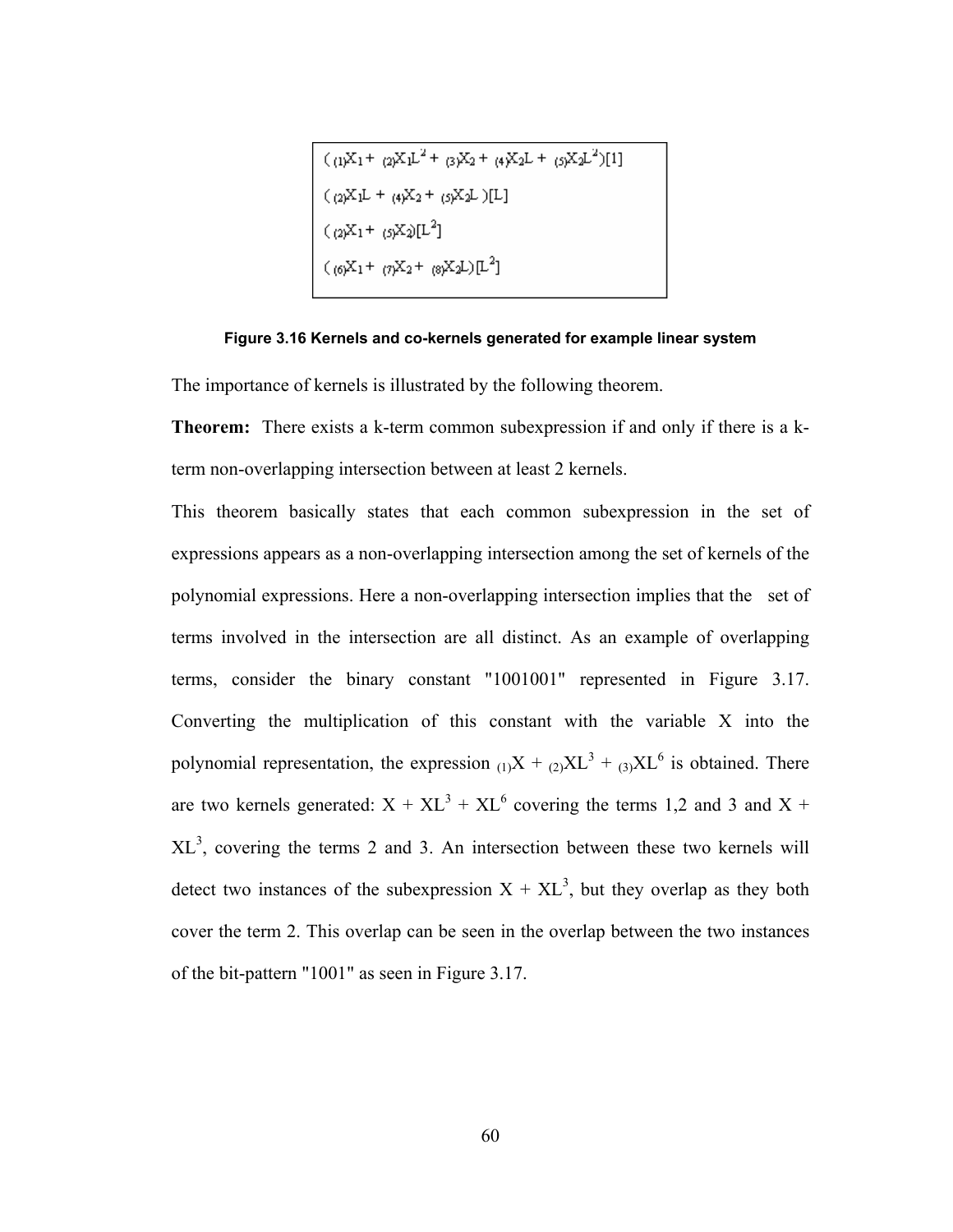$({}_{(1)}X_1 + {}_{(2)}X_1L^2 + {}_{(3)}X_2 + {}_{(4)}X_2L + {}_{(5)}X_2L^2)[1]$

$({}_{(2)}X_1L + {}_{(4)}X_2 + {}_{(5)}X_2L)[L]$

$({}_{(2)}X_1 + {}_{(5)}X_2)[L^2]$

$({}_{(6)}X_1 + {}_{(7)}X_2 + {}_{(8)}X_2L)[L^2]$

**Figure 3.16 Kernels and co-kernels generated for example linear system**

The importance of kernels is illustrated by the following theorem.

**Theorem:** There exists a k-term common subexpression if and only if there is a k-term non-overlapping intersection between at least 2 kernels.

This theorem basically states that each common subexpression in the set of expressions appears as a non-overlapping intersection among the set of kernels of the polynomial expressions. Here a non-overlapping intersection implies that the set of terms involved in the intersection are all distinct. As an example of overlapping terms, consider the binary constant "1001001" represented in Figure 3.17. Converting the multiplication of this constant with the variable X into the polynomial representation, the expression ${}_{(1)}X + {}_{(2)}XL^3 + {}_{(3)}XL^6$ is obtained. There are two kernels generated: $X + XL^3 + XL^6$ covering the terms 1,2 and 3 and $X + XL^3$, covering the terms 2 and 3. An intersection between these two kernels will detect two instances of the subexpression $X + XL^3$, but they overlap as they both cover the term 2. This overlap can be seen in the overlap between the two instances of the bit-pattern "1001" as seen in Figure 3.17.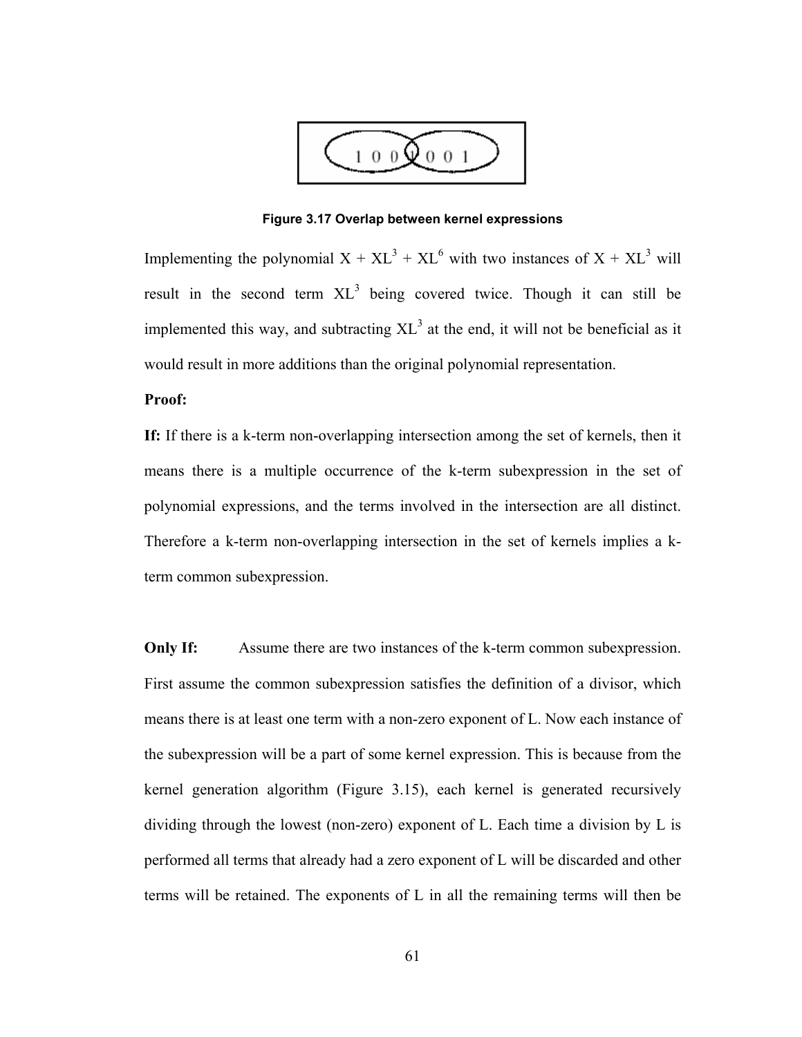Figure 3.17 Overlap between kernel expressions

Implementing the polynomial $X + XL^3 + XL^6$ with two instances of $X + XL^3$ will result in the second term $XL^3$ being covered twice. Though it can still be implemented this way, and subtracting $XL^3$ at the end, it will not be beneficial as it would result in more additions than the original polynomial representation.

**Proof:**

**If:** If there is a k-term non-overlapping intersection among the set of kernels, then it means there is a multiple occurrence of the k-term subexpression in the set of polynomial expressions, and the terms involved in the intersection are all distinct. Therefore a k-term non-overlapping intersection in the set of kernels implies a k-term common subexpression.

**Only If:** Assume there are two instances of the k-term common subexpression. First assume the common subexpression satisfies the definition of a divisor, which means there is at least one term with a non-zero exponent of L. Now each instance of the subexpression will be a part of some kernel expression. This is because from the kernel generation algorithm (Figure 3.15), each kernel is generated recursively dividing through the lowest (non-zero) exponent of L. Each time a division by L is performed all terms that already had a zero exponent of L will be discarded and other terms will be retained. The exponents of L in all the remaining terms will then be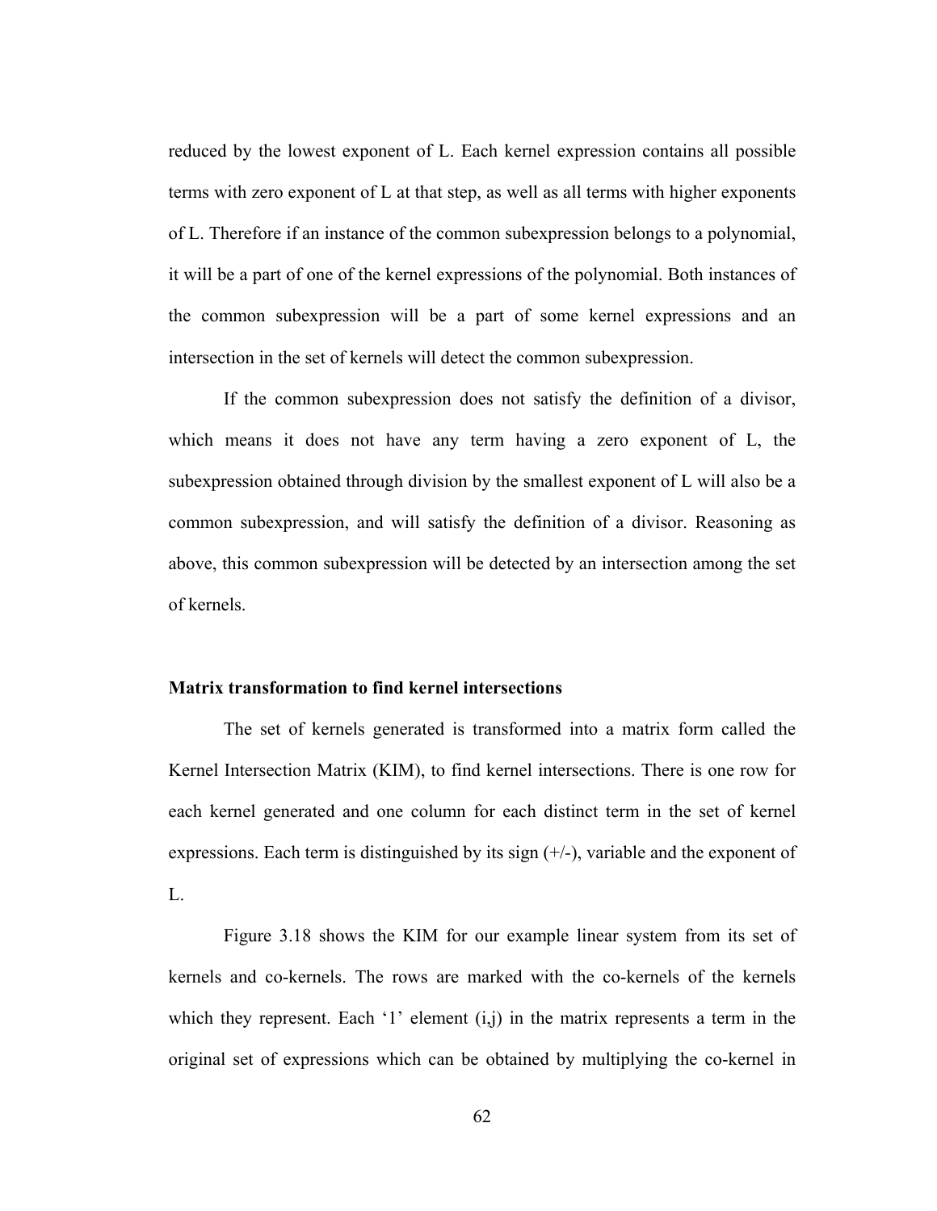reduced by the lowest exponent of L. Each kernel expression contains all possible terms with zero exponent of L at that step, as well as all terms with higher exponents of L. Therefore if an instance of the common subexpression belongs to a polynomial, it will be a part of one of the kernel expressions of the polynomial. Both instances of the common subexpression will be a part of some kernel expressions and an intersection in the set of kernels will detect the common subexpression.

If the common subexpression does not satisfy the definition of a divisor, which means it does not have any term having a zero exponent of L, the subexpression obtained through division by the smallest exponent of L will also be a common subexpression, and will satisfy the definition of a divisor. Reasoning as above, this common subexpression will be detected by an intersection among the set of kernels.

### Matrix transformation to find kernel intersections

The set of kernels generated is transformed into a matrix form called the Kernel Intersection Matrix (KIM), to find kernel intersections. There is one row for each kernel generated and one column for each distinct term in the set of kernel expressions. Each term is distinguished by its sign (+/-), variable and the exponent of L.

Figure 3.18 shows the KIM for our example linear system from its set of kernels and co-kernels. The rows are marked with the co-kernels of the kernels which they represent. Each '1' element (i,j) in the matrix represents a term in the original set of expressions which can be obtained by multiplying the co-kernel in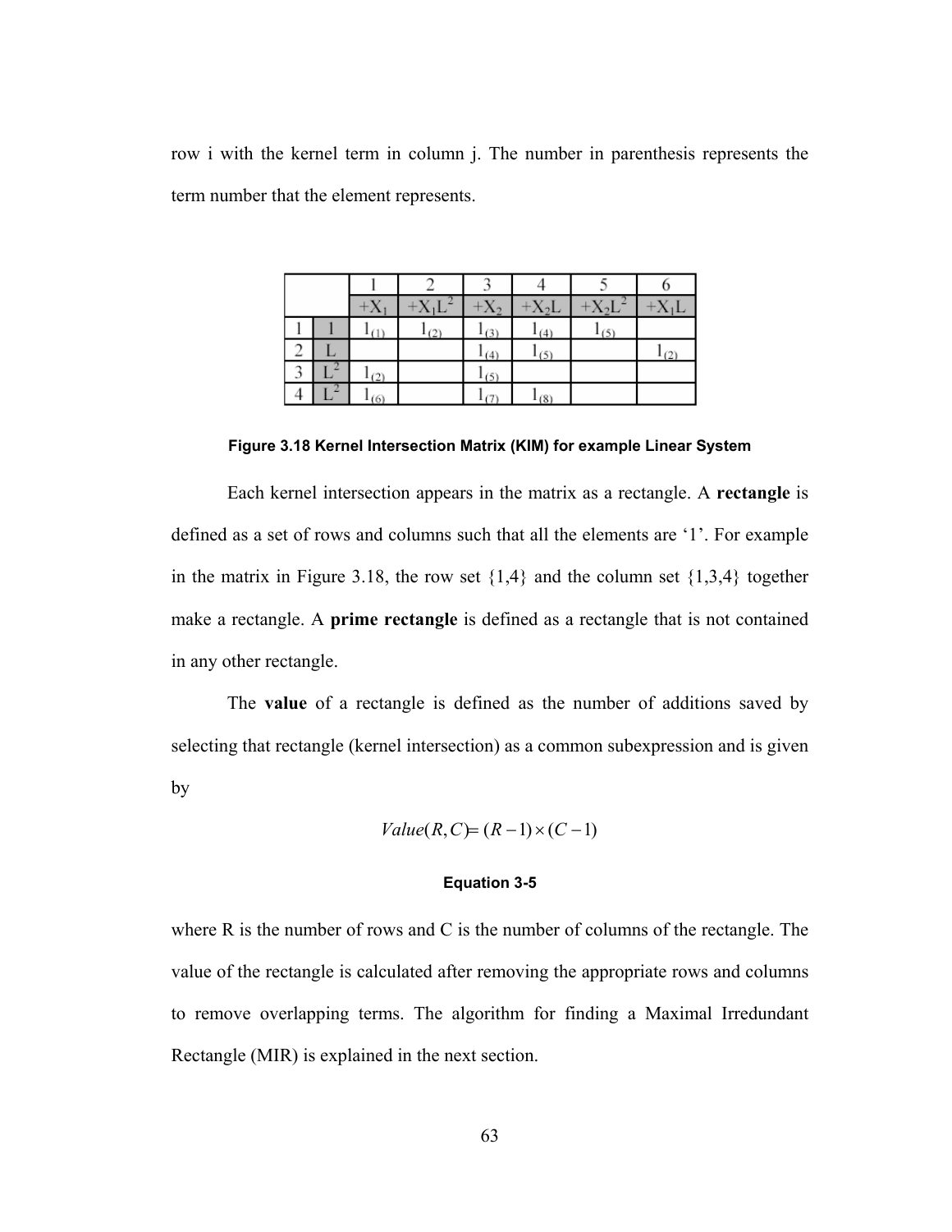row i with the kernel term in column j. The number in parenthesis represents the term number that the element represents.

| | | 1 | 2 | 3 | 4 | 5 | 6 |
|---|---|---|---|---|---|---|---|
| | | $+X_1$ | $+X_1L^2$ | $+X_2$ | $+X_2L$ | $+X_2L^2$ | $+X_1L$ |
| 1 | 1 | $1_{(1)}$ | $1_{(2)}$ | $1_{(3)}$ | $1_{(4)}$ | $1_{(5)}$ | |
| 2 | L | | | $1_{(4)}$ | $1_{(5)}$ | | $1_{(2)}$ |
| 3 | $L^2$ | $1_{(2)}$ | | $1_{(5)}$ | | | |
| 4 | $L^2$ | $1_{(6)}$ | | $1_{(7)}$ | $1_{(8)}$ | | |

**Figure 3.18 Kernel Intersection Matrix (KIM) for example Linear System**

Each kernel intersection appears in the matrix as a rectangle. A **rectangle** is defined as a set of rows and columns such that all the elements are '1'. For example in the matrix in Figure 3.18, the row set {1,4} and the column set {1,3,4} together make a rectangle. A **prime rectangle** is defined as a rectangle that is not contained in any other rectangle.

The **value** of a rectangle is defined as the number of additions saved by selecting that rectangle (kernel intersection) as a common subexpression and is given by

$$Value(R,C) = (R-1) \times (C-1)$$

**Equation 3-5**

where R is the number of rows and C is the number of columns of the rectangle. The value of the rectangle is calculated after removing the appropriate rows and columns to remove overlapping terms. The algorithm for finding a Maximal Irredundant Rectangle (MIR) is explained in the next section.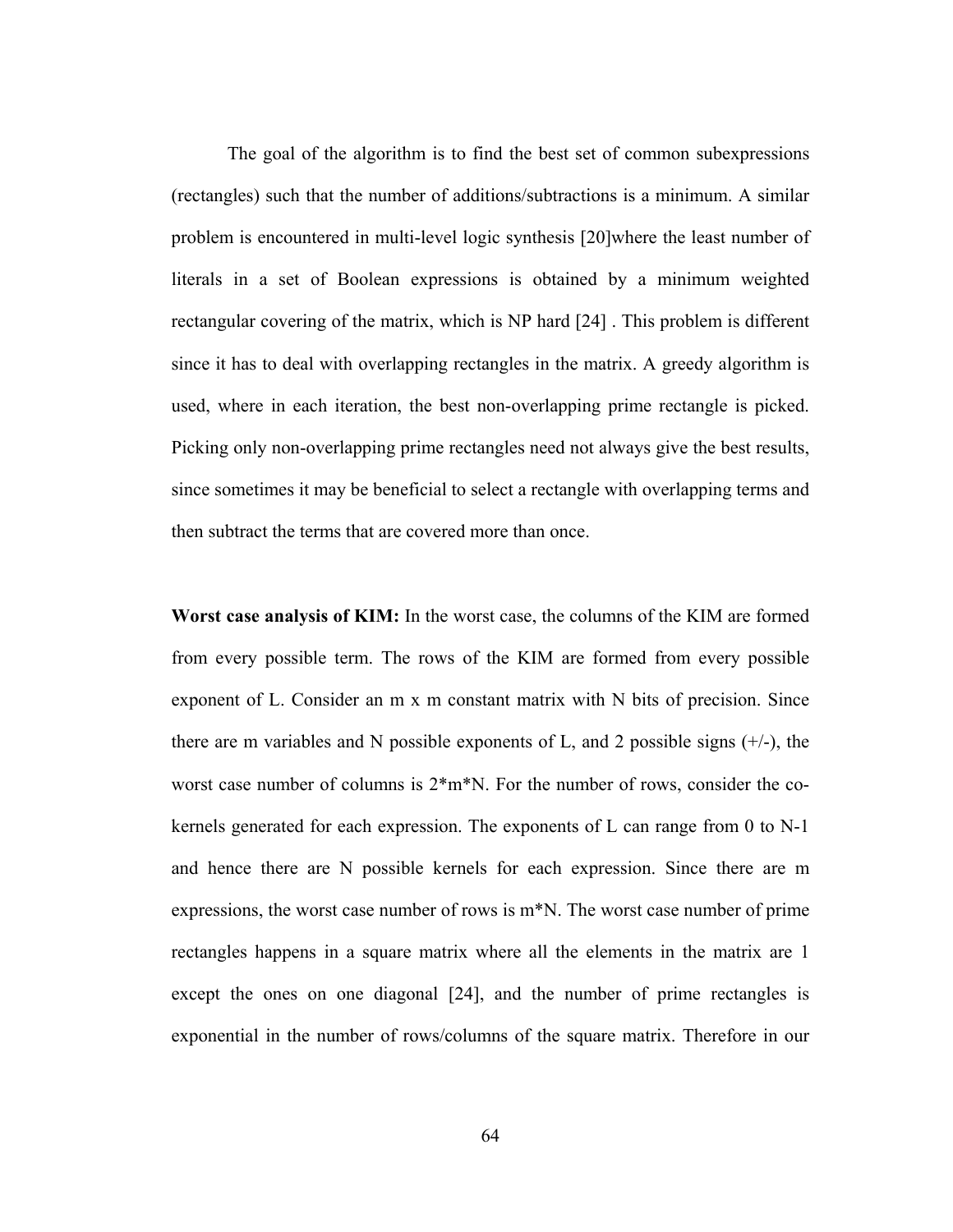The goal of the algorithm is to find the best set of common subexpressions (rectangles) such that the number of additions/subtractions is a minimum. A similar problem is encountered in multi-level logic synthesis [20]where the least number of literals in a set of Boolean expressions is obtained by a minimum weighted rectangular covering of the matrix, which is NP hard [24] . This problem is different since it has to deal with overlapping rectangles in the matrix. A greedy algorithm is used, where in each iteration, the best non-overlapping prime rectangle is picked. Picking only non-overlapping prime rectangles need not always give the best results, since sometimes it may be beneficial to select a rectangle with overlapping terms and then subtract the terms that are covered more than once.

**Worst case analysis of KIM:** In the worst case, the columns of the KIM are formed from every possible term. The rows of the KIM are formed from every possible exponent of L. Consider an m x m constant matrix with N bits of precision. Since there are m variables and N possible exponents of L, and 2 possible signs (+/-), the worst case number of columns is 2*m*N. For the number of rows, consider the co-kernels generated for each expression. The exponents of L can range from 0 to N-1 and hence there are N possible kernels for each expression. Since there are m expressions, the worst case number of rows is m*N. The worst case number of prime rectangles happens in a square matrix where all the elements in the matrix are 1 except the ones on one diagonal [24], and the number of prime rectangles is exponential in the number of rows/columns of the square matrix. Therefore in our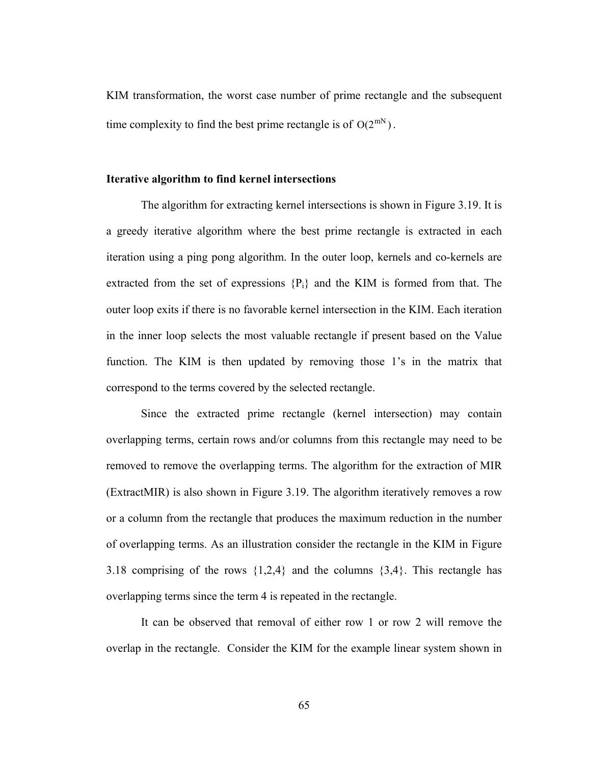KIM transformation, the worst case number of prime rectangle and the subsequent time complexity to find the best prime rectangle is of $O(2^{mN})$.

**Iterative algorithm to find kernel intersections**

The algorithm for extracting kernel intersections is shown in Figure 3.19. It is a greedy iterative algorithm where the best prime rectangle is extracted in each iteration using a ping pong algorithm. In the outer loop, kernels and co-kernels are extracted from the set of expressions $\{P_i\}$ and the KIM is formed from that. The outer loop exits if there is no favorable kernel intersection in the KIM. Each iteration in the inner loop selects the most valuable rectangle if present based on the Value function. The KIM is then updated by removing those 1's in the matrix that correspond to the terms covered by the selected rectangle.

Since the extracted prime rectangle (kernel intersection) may contain overlapping terms, certain rows and/or columns from this rectangle may need to be removed to remove the overlapping terms. The algorithm for the extraction of MIR (ExtractMIR) is also shown in Figure 3.19. The algorithm iteratively removes a row or a column from the rectangle that produces the maximum reduction in the number of overlapping terms. As an illustration consider the rectangle in the KIM in Figure 3.18 comprising of the rows {1,2,4} and the columns {3,4}. This rectangle has overlapping terms since the term 4 is repeated in the rectangle.

It can be observed that removal of either row 1 or row 2 will remove the overlap in the rectangle. Consider the KIM for the example linear system shown in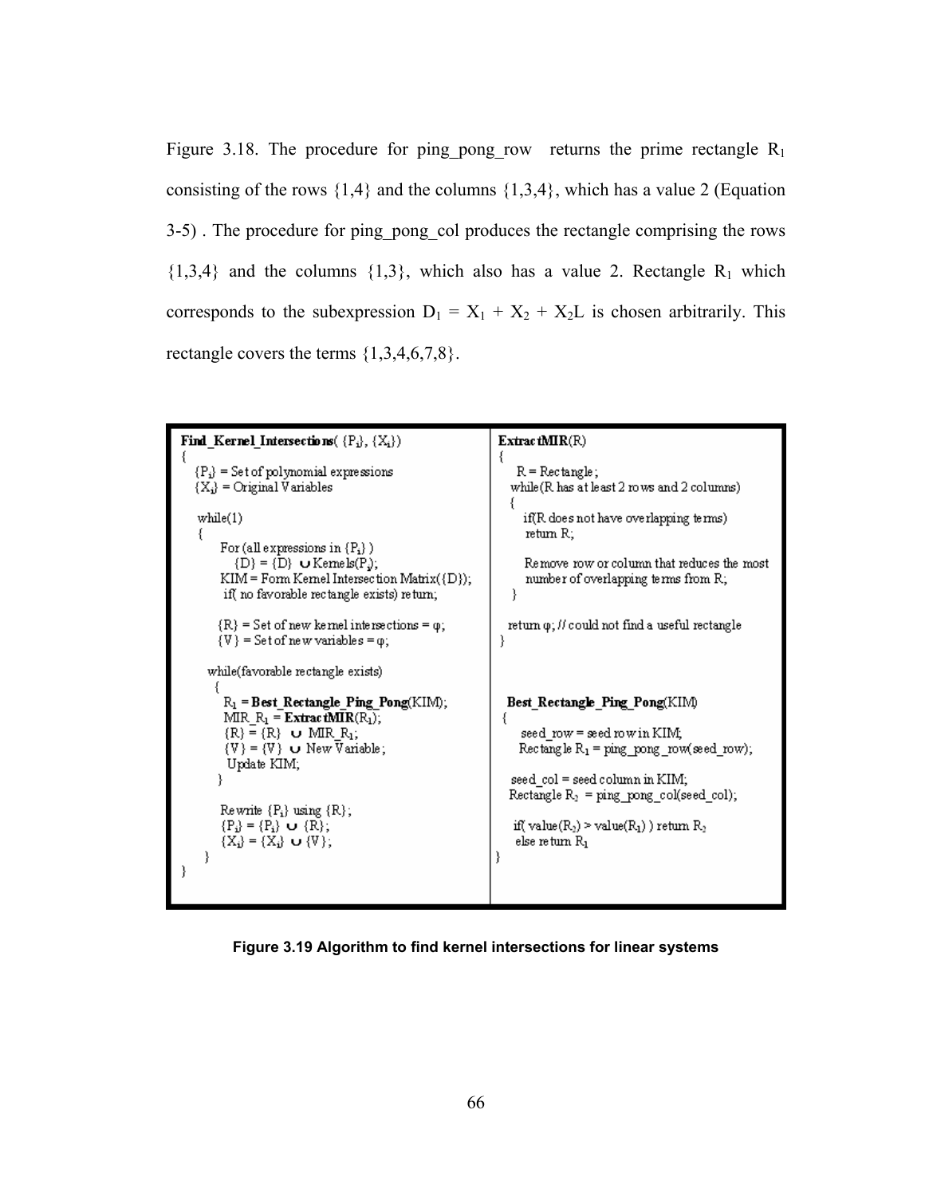Figure 3.18. The procedure for ping_pong_row returns the prime rectangle $R_1$ consisting of the rows {1,4} and the columns {1,3,4}, which has a value 2 (Equation 3-5) . The procedure for ping_pong_col produces the rectangle comprising the rows {1,3,4} and the columns {1,3}, which also has a value 2. Rectangle $R_1$ which corresponds to the subexpression $D_1 = X_1 + X_2 + X_2L$ is chosen arbitrarily. This rectangle covers the terms {1,3,4,6,7,8}.

```
Find_Kernel_Intersections( {Pi}, {Xi})
{
   {Pi} = Set of polynomial expressions
   {Xi} = Original Variables

   while(1)
   {
      For (all expressions in {Pi} )
         {D} = {D} ∪ Kernels(Pi);
      KIM = Form Kernel Intersection Matrix({D});
      if( no favorable rectangle exists) return;

      {R} = Set of new kernel intersections = φ;
      {V} = Set of new variables = φ;

     while(favorable rectangle exists)
     {
        R1 = Best_Rectangle_Ping_Pong(KIM);
        MIR_R1 = ExtractMIR(R1);
        {R} = {R} ∪ MIR_R1;
        {V} = {V} ∪ New Variable;
        Update KIM;
     }

      Rewrite {Pi} using {R};
      {Pi} = {Pi} ∪ {R};
      {Xi} = {Xi} ∪ {V};
   }
}

ExtractMIR(R)
{
   R = Rectangle;
  while(R has at least 2 rows and 2 columns)
  {
     if(R does not have overlapping terms)
      return R;

      Remove row or column that reduces the most
      number of overlapping terms from R;
  }

  return φ; // could not find a useful rectangle
}

Best_Rectangle_Ping_Pong(KIM)
{
    seed_row = seed row in KIM;
   Rectangle R1 = ping_pong_row(seed_row);

  seed_col = seed column in KIM;
  Rectangle R2 = ping_pong_col(seed_col);

   if( value(R2) > value(R1) ) return R2
   else return R1
}
```

**Figure 3.19 Algorithm to find kernel intersections for linear systems**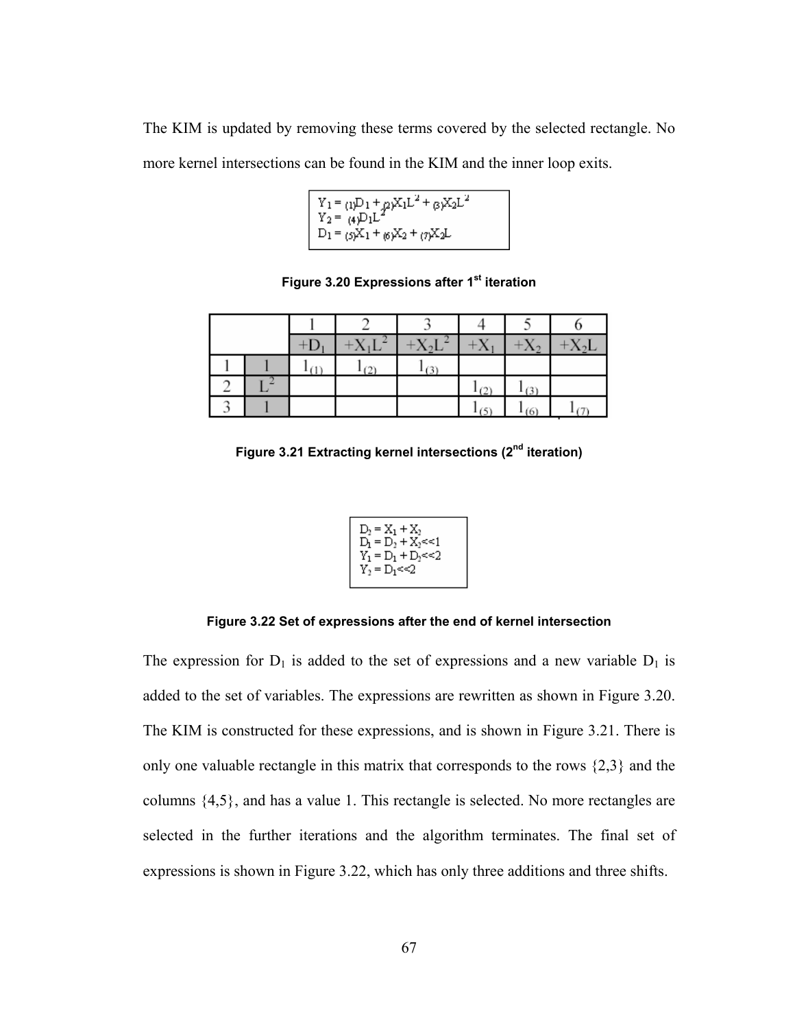The KIM is updated by removing these terms covered by the selected rectangle. No more kernel intersections can be found in the KIM and the inner loop exits.

$$
\begin{aligned}
Y_1 &= {}_{(1)}D_1 + {}_{(2)}X_1L^2 + {}_{(3)}X_2L^2 \\
Y_2 &= {}_{(4)}D_1L^2 \\
D_1 &= {}_{(5)}X_1 + {}_{(6)}X_2 + {}_{(7)}X_2L
\end{aligned}
$$

**Figure 3.20 Expressions after 1st iteration**

| | | 1 | 2 | 3 | 4 | 5 | 6 |
|---|---|---|---|---|---|---|---|
| | | $+D_1$ | $+X_1L^2$ | $+X_2L^2$ | $+X_1$ | $+X_2$ | $+X_2L$ |
| 1 | 1 | $1_{(1)}$ | $1_{(2)}$ | $1_{(3)}$ | | | |
| 2 | $L^2$ | | | | $1_{(2)}$ | $1_{(3)}$ | |
| 3 | 1 | | | | $1_{(5)}$ | $1_{(6)}$ | $1_{(7)}$ |

**Figure 3.21 Extracting kernel intersections (2nd iteration)**

$$
\begin{aligned}
D_2 &= X_1 + X_2 \\
D_1 &= D_2 + X_2{<<}1 \\
Y_1 &= D_1 + D_2{<<}2 \\
Y_2 &= D_1{<<}2
\end{aligned}
$$

**Figure 3.22 Set of expressions after the end of kernel intersection**

The expression for $D_1$ is added to the set of expressions and a new variable $D_1$ is added to the set of variables. The expressions are rewritten as shown in Figure 3.20. The KIM is constructed for these expressions, and is shown in Figure 3.21. There is only one valuable rectangle in this matrix that corresponds to the rows {2,3} and the columns {4,5}, and has a value 1. This rectangle is selected. No more rectangles are selected in the further iterations and the algorithm terminates. The final set of expressions is shown in Figure 3.22, which has only three additions and three shifts.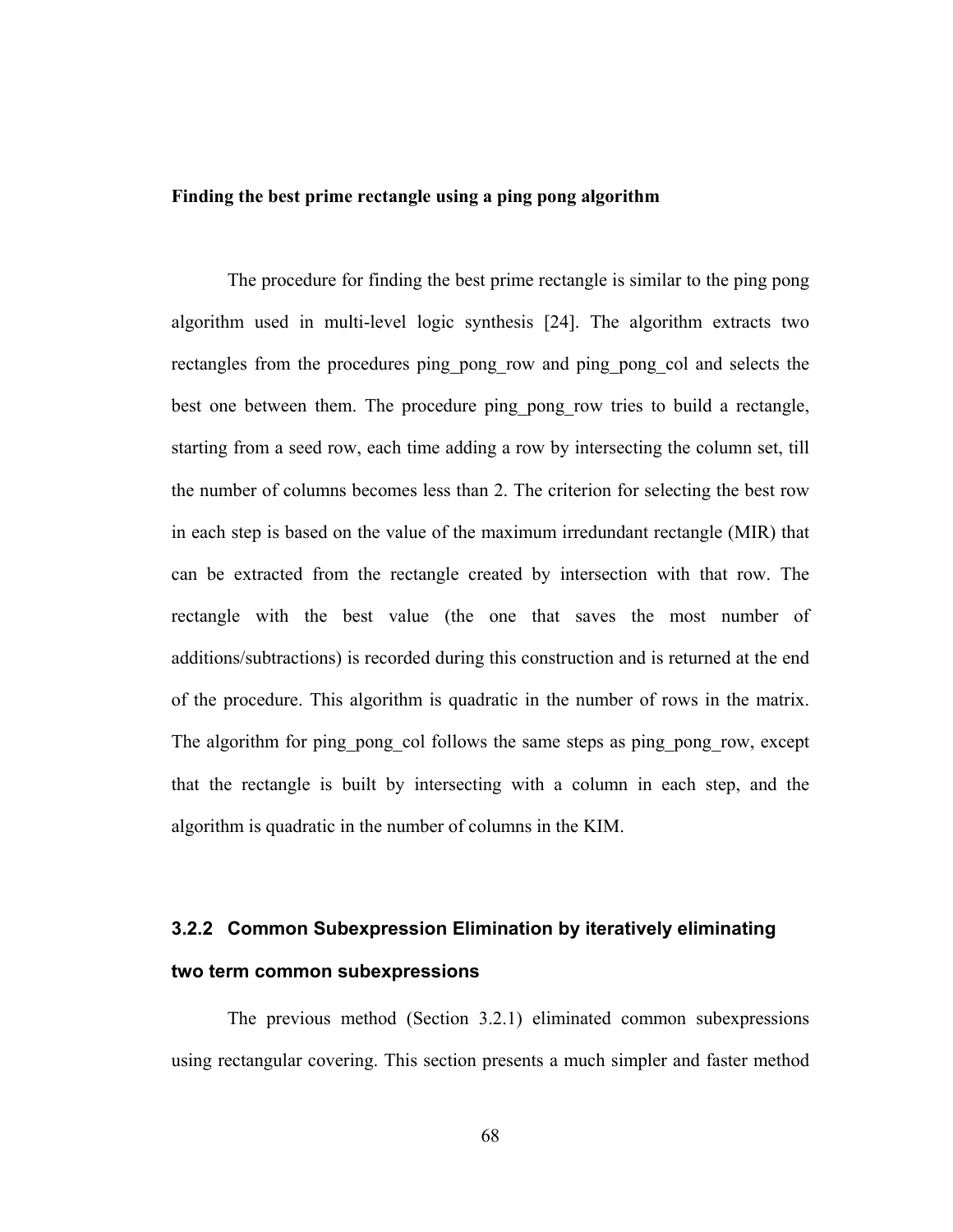**Finding the best prime rectangle using a ping pong algorithm**

The procedure for finding the best prime rectangle is similar to the ping pong algorithm used in multi-level logic synthesis [24]. The algorithm extracts two rectangles from the procedures ping_pong_row and ping_pong_col and selects the best one between them. The procedure ping_pong_row tries to build a rectangle, starting from a seed row, each time adding a row by intersecting the column set, till the number of columns becomes less than 2. The criterion for selecting the best row in each step is based on the value of the maximum irredundant rectangle (MIR) that can be extracted from the rectangle created by intersection with that row. The rectangle with the best value (the one that saves the most number of additions/subtractions) is recorded during this construction and is returned at the end of the procedure. This algorithm is quadratic in the number of rows in the matrix. The algorithm for ping_pong_col follows the same steps as ping_pong_row, except that the rectangle is built by intersecting with a column in each step, and the algorithm is quadratic in the number of columns in the KIM.

### 3.2.2 Common Subexpression Elimination by iteratively eliminating two term common subexpressions

The previous method (Section 3.2.1) eliminated common subexpressions using rectangular covering. This section presents a much simpler and faster method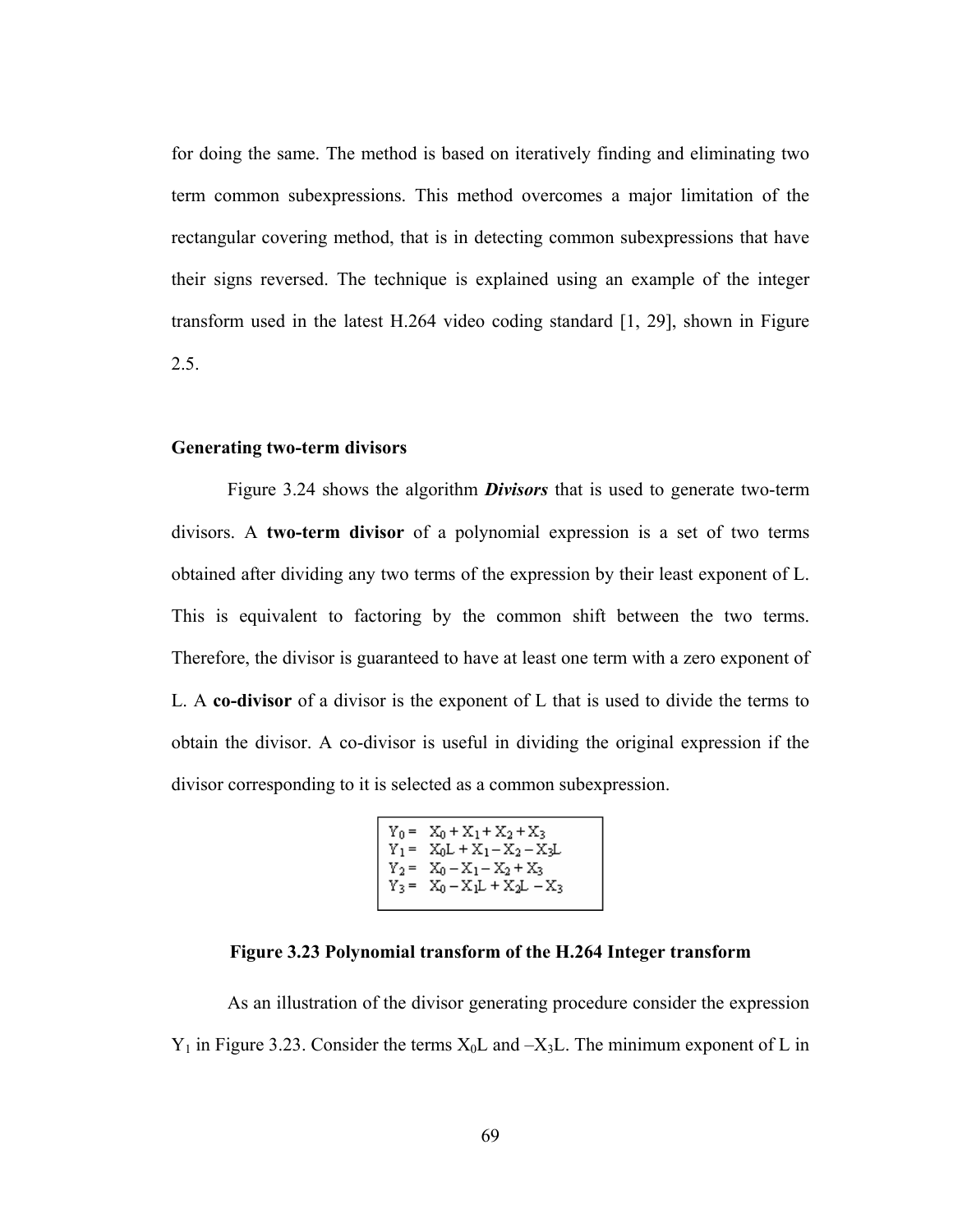for doing the same. The method is based on iteratively finding and eliminating two term common subexpressions. This method overcomes a major limitation of the rectangular covering method, that is in detecting common subexpressions that have their signs reversed. The technique is explained using an example of the integer transform used in the latest H.264 video coding standard [1, 29], shown in Figure 2.5.

### Generating two-term divisors

Figure 3.24 shows the algorithm ***Divisors*** that is used to generate two-term divisors. A **two-term divisor** of a polynomial expression is a set of two terms obtained after dividing any two terms of the expression by their least exponent of L. This is equivalent to factoring by the common shift between the two terms. Therefore, the divisor is guaranteed to have at least one term with a zero exponent of L. A **co-divisor** of a divisor is the exponent of L that is used to divide the terms to obtain the divisor. A co-divisor is useful in dividing the original expression if the divisor corresponding to it is selected as a common subexpression.

$$
\begin{aligned}
Y_0 &= X_0 + X_1 + X_2 + X_3 \\
Y_1 &= X_0L + X_1 - X_2 - X_3L \\
Y_2 &= X_0 - X_1 - X_2 + X_3 \\
Y_3 &= X_0 - X_1L + X_2L - X_3
\end{aligned}
$$

**Figure 3.23 Polynomial transform of the H.264 Integer transform**

As an illustration of the divisor generating procedure consider the expression $Y_1$ in Figure 3.23. Consider the terms $X_0L$ and $-X_3L$. The minimum exponent of L in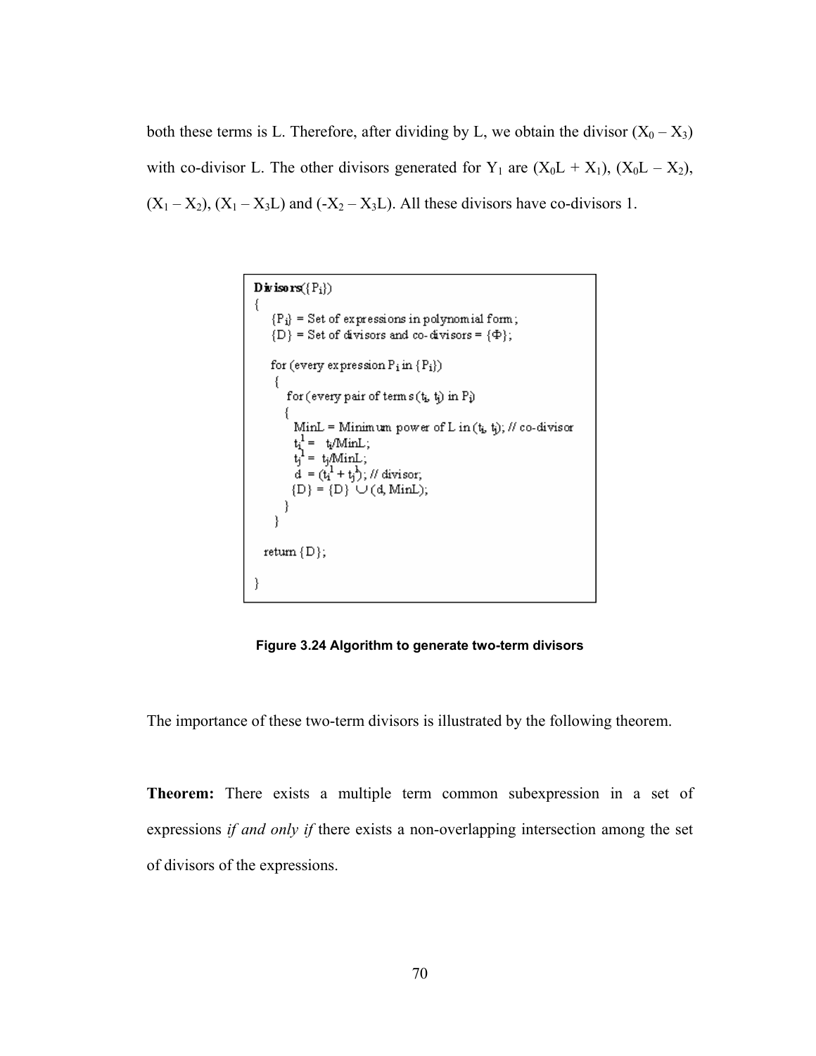both these terms is L. Therefore, after dividing by L, we obtain the divisor $(X_0 – X_3)$ with co-divisor L. The other divisors generated for $Y_1$ are $(X_0L + X_1)$, $(X_0L – X_2)$, $(X_1 – X_2)$, $(X_1 – X_3L)$ and $(-X_2 – X_3L)$. All these divisors have co-divisors 1.

```
Divisors({Pi})
{
   {Pi} = Set of expressions in polynomial form;
   {D} = Set of divisors and co-divisors = {Φ};

   for (every expression Pi in {Pi})
   {
      for (every pair of terms (ti, tj) in Pi)
      {
        MinL = Minimum power of L in (ti, tj); // co-divisor
        ti^1 =  ti/MinL;
        tj^1 =  tj/MinL;
        d  = (ti^1 + tj^1); // divisor;
        {D} = {D} ∪ (d, MinL);
      }
   }

  return {D};

}
```

**Figure 3.24 Algorithm to generate two-term divisors**

The importance of these two-term divisors is illustrated by the following theorem.

**Theorem:** There exists a multiple term common subexpression in a set of expressions *if and only if* there exists a non-overlapping intersection among the set of divisors of the expressions.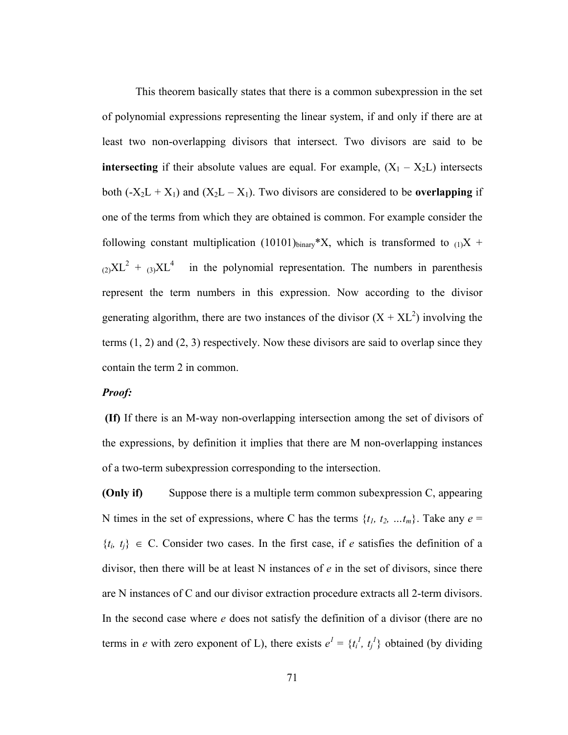This theorem basically states that there is a common subexpression in the set of polynomial expressions representing the linear system, if and only if there are at least two non-overlapping divisors that intersect. Two divisors are said to be **intersecting** if their absolute values are equal. For example, $(X_1 - X_2L)$ intersects both $(-X_2L + X_1)$ and $(X_2L - X_1)$. Two divisors are considered to be **overlapping** if one of the terms from which they are obtained is common. For example consider the following constant multiplication $(10101)_{binary}*X$, which is transformed to $_{(1)}X + {}_{(2)}XL^2 + {}_{(3)}XL^4$ in the polynomial representation. The numbers in parenthesis represent the term numbers in this expression. Now according to the divisor generating algorithm, there are two instances of the divisor $(X + XL^2)$ involving the terms (1, 2) and (2, 3) respectively. Now these divisors are said to overlap since they contain the term 2 in common.

***Proof:***

**(If)** If there is an M-way non-overlapping intersection among the set of divisors of the expressions, by definition it implies that there are M non-overlapping instances of a two-term subexpression corresponding to the intersection.

**(Only if)** Suppose there is a multiple term common subexpression C, appearing N times in the set of expressions, where C has the terms $\{t_1, t_2, \ldots t_m\}$. Take any $e = \{t_i, t_j\} \in$ C. Consider two cases. In the first case, if $e$ satisfies the definition of a divisor, then there will be at least N instances of $e$ in the set of divisors, since there are N instances of C and our divisor extraction procedure extracts all 2-term divisors. In the second case where $e$ does not satisfy the definition of a divisor (there are no terms in $e$ with zero exponent of L), there exists $e^1 = \{t_i^1, t_j^1\}$ obtained (by dividing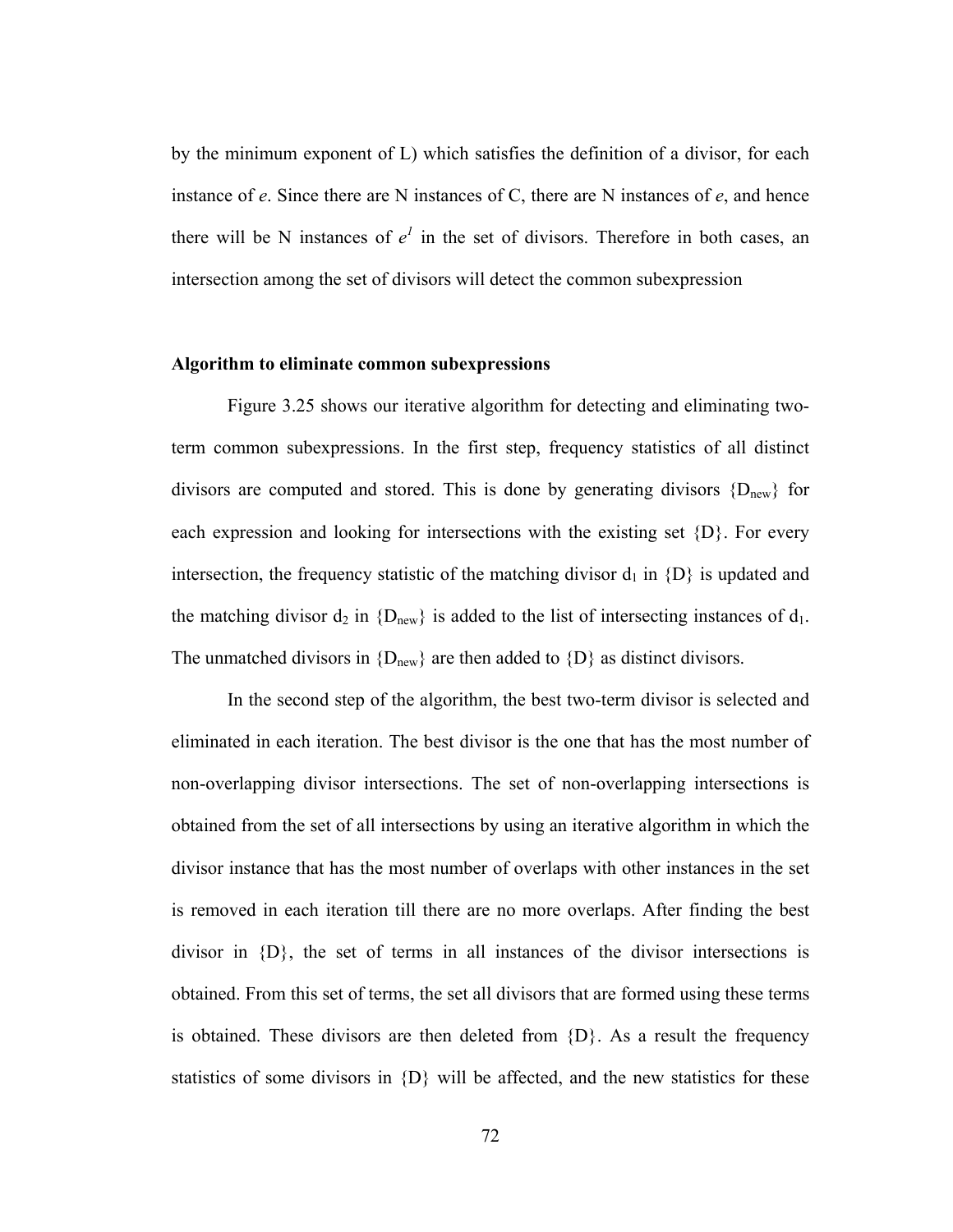by the minimum exponent of L) which satisfies the definition of a divisor, for each instance of *e*. Since there are N instances of C, there are N instances of *e*, and hence there will be N instances of $e^1$ in the set of divisors. Therefore in both cases, an intersection among the set of divisors will detect the common subexpression

**Algorithm to eliminate common subexpressions**

Figure 3.25 shows our iterative algorithm for detecting and eliminating two-term common subexpressions. In the first step, frequency statistics of all distinct divisors are computed and stored. This is done by generating divisors $\{D_{new}\}$ for each expression and looking for intersections with the existing set {D}. For every intersection, the frequency statistic of the matching divisor $d_1$ in {D} is updated and the matching divisor $d_2$ in $\{D_{new}\}$ is added to the list of intersecting instances of $d_1$. The unmatched divisors in $\{D_{new}\}$ are then added to {D} as distinct divisors.

In the second step of the algorithm, the best two-term divisor is selected and eliminated in each iteration. The best divisor is the one that has the most number of non-overlapping divisor intersections. The set of non-overlapping intersections is obtained from the set of all intersections by using an iterative algorithm in which the divisor instance that has the most number of overlaps with other instances in the set is removed in each iteration till there are no more overlaps. After finding the best divisor in {D}, the set of terms in all instances of the divisor intersections is obtained. From this set of terms, the set all divisors that are formed using these terms is obtained. These divisors are then deleted from {D}. As a result the frequency statistics of some divisors in {D} will be affected, and the new statistics for these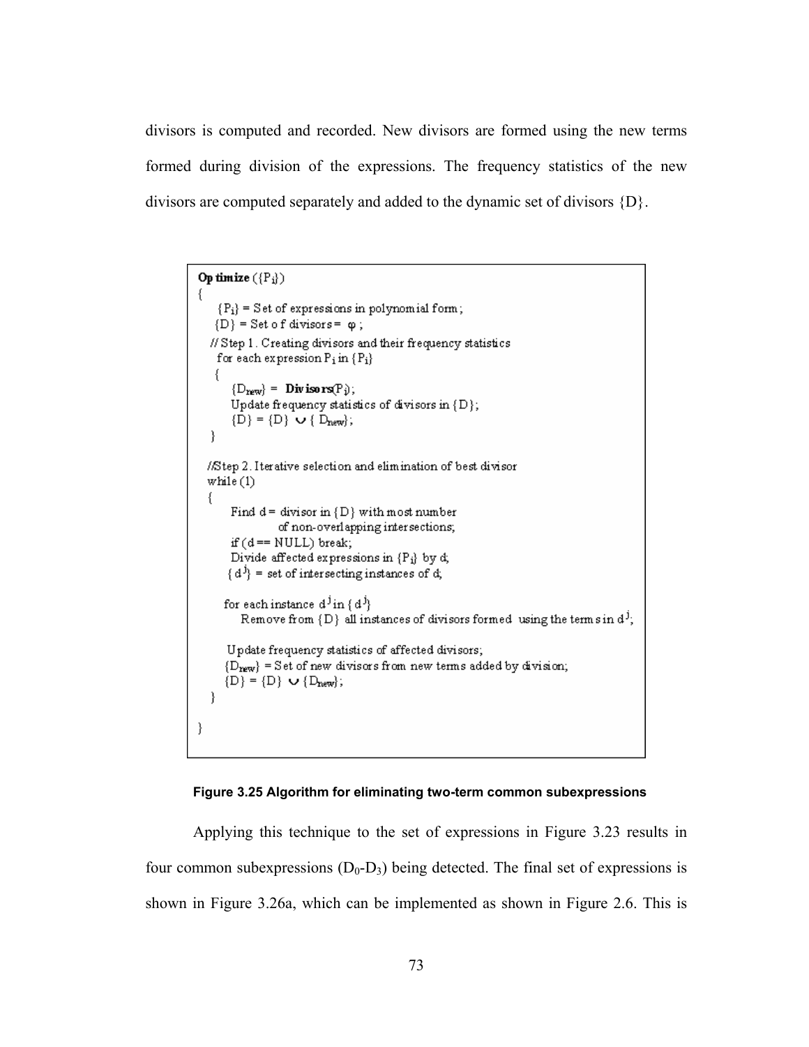divisors is computed and recorded. New divisors are formed using the new terms formed during division of the expressions. The frequency statistics of the new divisors are computed separately and added to the dynamic set of divisors {D}.

```
Optimize ({Pi})
{
    {Pi} = Set of expressions in polynomial form;
    {D} = Set of divisors = φ ;
  // Step 1. Creating divisors and their frequency statistics
    for each expression Pi in {Pi}
    {
        {Dnew} = Divisors(Pi);
        Update frequency statistics of divisors in {D};
        {D} = {D} ∪ { Dnew};
    }

  //Step 2. Iterative selection and elimination of best divisor
  while (1)
  {
        Find d = divisor in {D} with most number
                of non-overlapping intersections;
        if (d == NULL) break;
        Divide affected expressions in {Pi} by d;
        {d^j} = set of intersecting instances of d;

      for each instance d^j in {d^j}
          Remove from {D} all instances of divisors formed using the terms in d^j;

        Update frequency statistics of affected divisors;
        {Dnew} = Set of new divisors from new terms added by division;
        {D} = {D} ∪ {Dnew};
  }

}
```

**Figure 3.25 Algorithm for eliminating two-term common subexpressions**

Applying this technique to the set of expressions in Figure 3.23 results in four common subexpressions ($D_0$-$D_3$) being detected. The final set of expressions is shown in Figure 3.26a, which can be implemented as shown in Figure 2.6. This is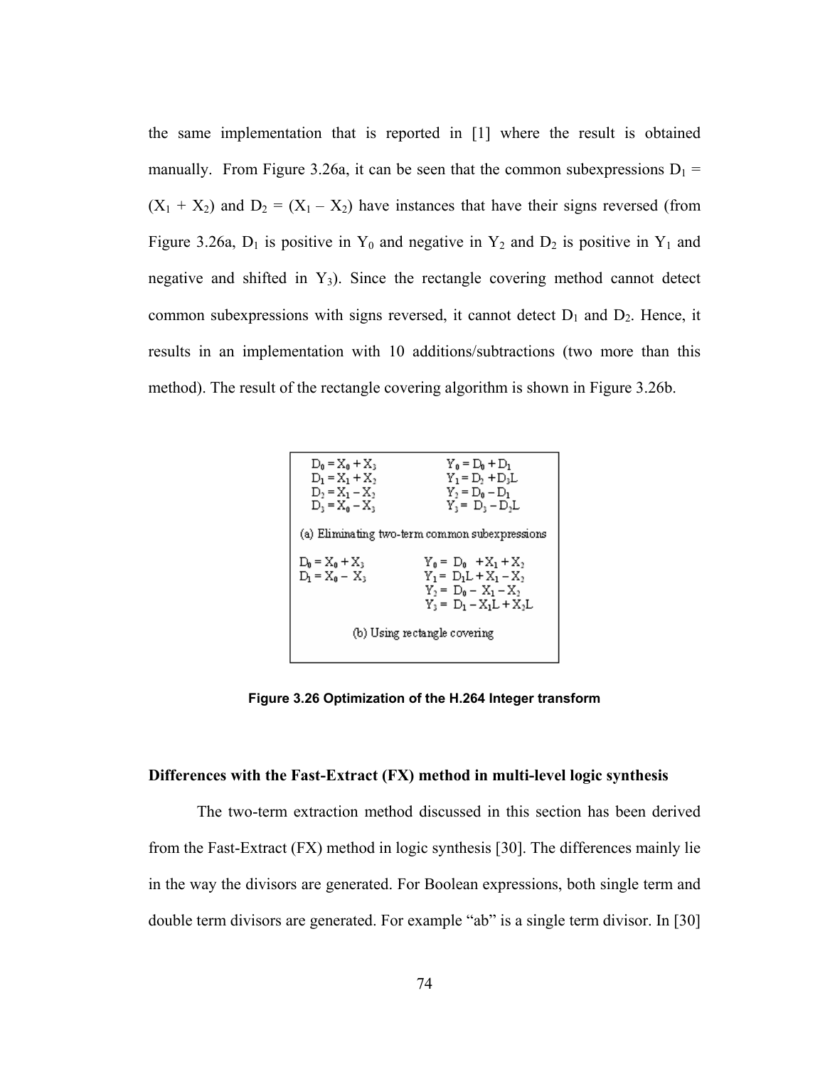the same implementation that is reported in [1] where the result is obtained manually. From Figure 3.26a, it can be seen that the common subexpressions $D_1 = (X_1 + X_2)$ and $D_2 = (X_1 - X_2)$ have instances that have their signs reversed (from Figure 3.26a, $D_1$ is positive in $Y_0$ and negative in $Y_2$ and $D_2$ is positive in $Y_1$ and negative and shifted in $Y_3$). Since the rectangle covering method cannot detect common subexpressions with signs reversed, it cannot detect $D_1$ and $D_2$. Hence, it results in an implementation with 10 additions/subtractions (two more than this method). The result of the rectangle covering algorithm is shown in Figure 3.26b.

$$
\begin{array}{ll}
D_0 = X_0 + X_3 & Y_0 = D_0 + D_1 \\
D_1 = X_1 + X_2 & Y_1 = D_2 + D_3L \\
D_2 = X_1 - X_2 & Y_2 = D_0 - D_1 \\
D_3 = X_0 - X_3 & Y_3 = D_3 - D_2L
\end{array}
$$

(a) Eliminating two-term common subexpressions

$$
\begin{array}{ll}
D_0 = X_0 + X_3 & Y_0 = D_0 + X_1 + X_2 \\
D_1 = X_0 - X_3 & Y_1 = D_1L + X_1 - X_2 \\
 & Y_2 = D_0 - X_1 - X_2 \\
 & Y_3 = D_1 - X_1L + X_2L
\end{array}
$$

(b) Using rectangle covering

**Figure 3.26 Optimization of the H.264 Integer transform**

### Differences with the Fast-Extract (FX) method in multi-level logic synthesis

The two-term extraction method discussed in this section has been derived from the Fast-Extract (FX) method in logic synthesis [30]. The differences mainly lie in the way the divisors are generated. For Boolean expressions, both single term and double term divisors are generated. For example "ab" is a single term divisor. In [30]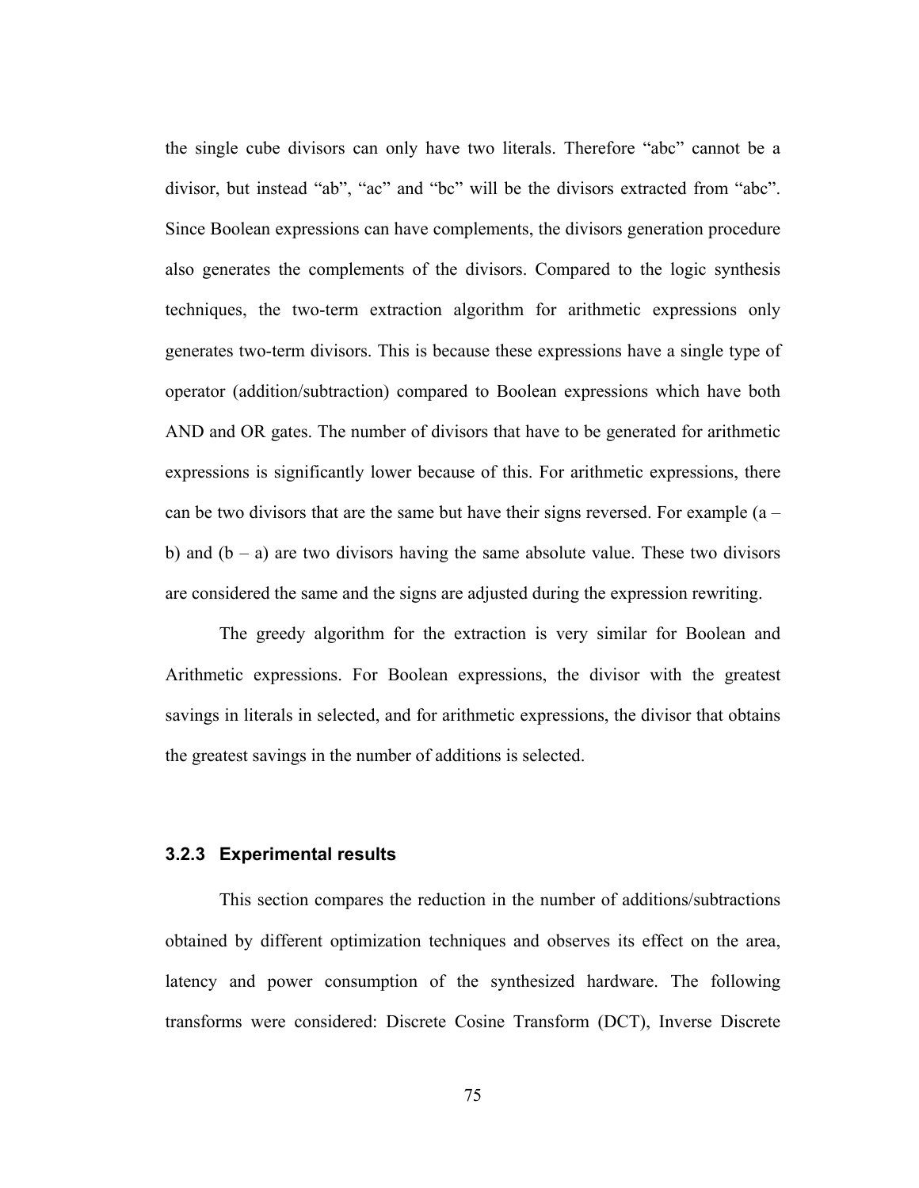the single cube divisors can only have two literals. Therefore “abc” cannot be a divisor, but instead “ab”, “ac” and “bc” will be the divisors extracted from “abc”. Since Boolean expressions can have complements, the divisors generation procedure also generates the complements of the divisors. Compared to the logic synthesis techniques, the two-term extraction algorithm for arithmetic expressions only generates two-term divisors. This is because these expressions have a single type of operator (addition/subtraction) compared to Boolean expressions which have both AND and OR gates. The number of divisors that have to be generated for arithmetic expressions is significantly lower because of this. For arithmetic expressions, there can be two divisors that are the same but have their signs reversed. For example (a – b) and (b – a) are two divisors having the same absolute value. These two divisors are considered the same and the signs are adjusted during the expression rewriting.

The greedy algorithm for the extraction is very similar for Boolean and Arithmetic expressions. For Boolean expressions, the divisor with the greatest savings in literals in selected, and for arithmetic expressions, the divisor that obtains the greatest savings in the number of additions is selected.

### 3.2.3 Experimental results

This section compares the reduction in the number of additions/subtractions obtained by different optimization techniques and observes its effect on the area, latency and power consumption of the synthesized hardware. The following transforms were considered: Discrete Cosine Transform (DCT), Inverse Discrete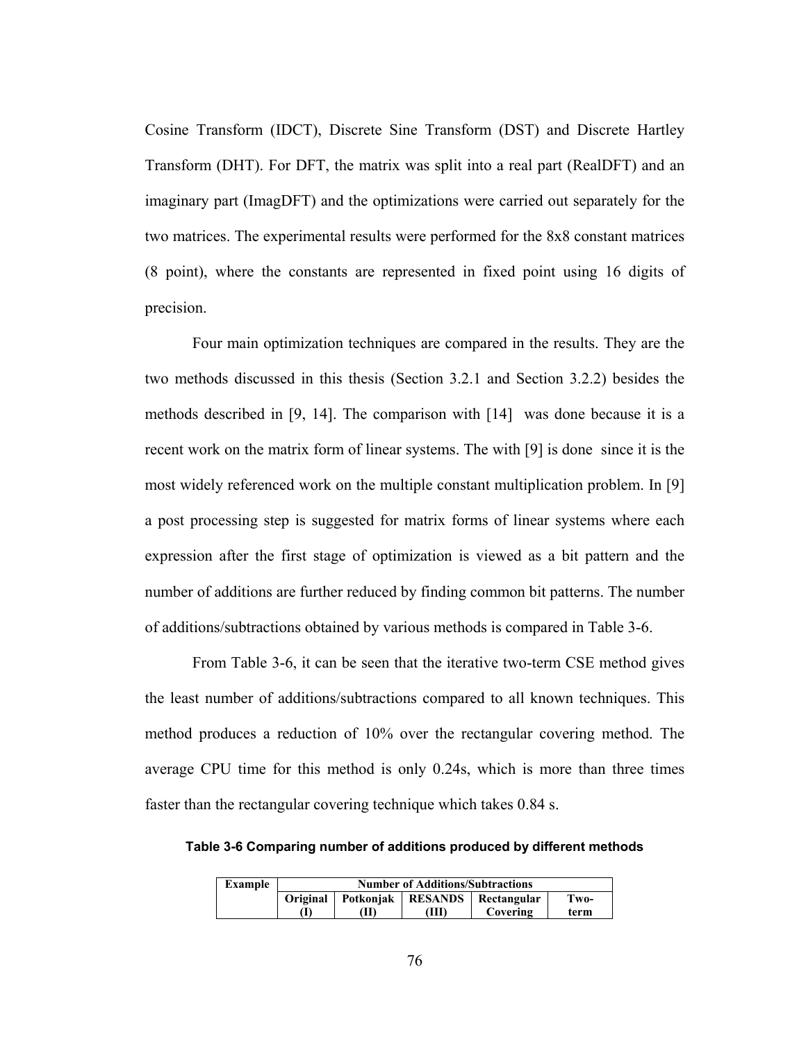Cosine Transform (IDCT), Discrete Sine Transform (DST) and Discrete Hartley Transform (DHT). For DFT, the matrix was split into a real part (RealDFT) and an imaginary part (ImagDFT) and the optimizations were carried out separately for the two matrices. The experimental results were performed for the 8x8 constant matrices (8 point), where the constants are represented in fixed point using 16 digits of precision.

Four main optimization techniques are compared in the results. They are the two methods discussed in this thesis (Section 3.2.1 and Section 3.2.2) besides the methods described in [9, 14]. The comparison with [14] was done because it is a recent work on the matrix form of linear systems. The with [9] is done since it is the most widely referenced work on the multiple constant multiplication problem. In [9] a post processing step is suggested for matrix forms of linear systems where each expression after the first stage of optimization is viewed as a bit pattern and the number of additions are further reduced by finding common bit patterns. The number of additions/subtractions obtained by various methods is compared in Table 3-6.

From Table 3-6, it can be seen that the iterative two-term CSE method gives the least number of additions/subtractions compared to all known techniques. This method produces a reduction of 10% over the rectangular covering method. The average CPU time for this method is only 0.24s, which is more than three times faster than the rectangular covering technique which takes 0.84 s.

**Table 3-6 Comparing number of additions produced by different methods**

| Example | Number of Additions/Subtractions | | | | |
|---|---|---|---|---|---|
| | Original (I) | Potkonjak (II) | RESANDS (III) | Rectangular Covering | Two-term |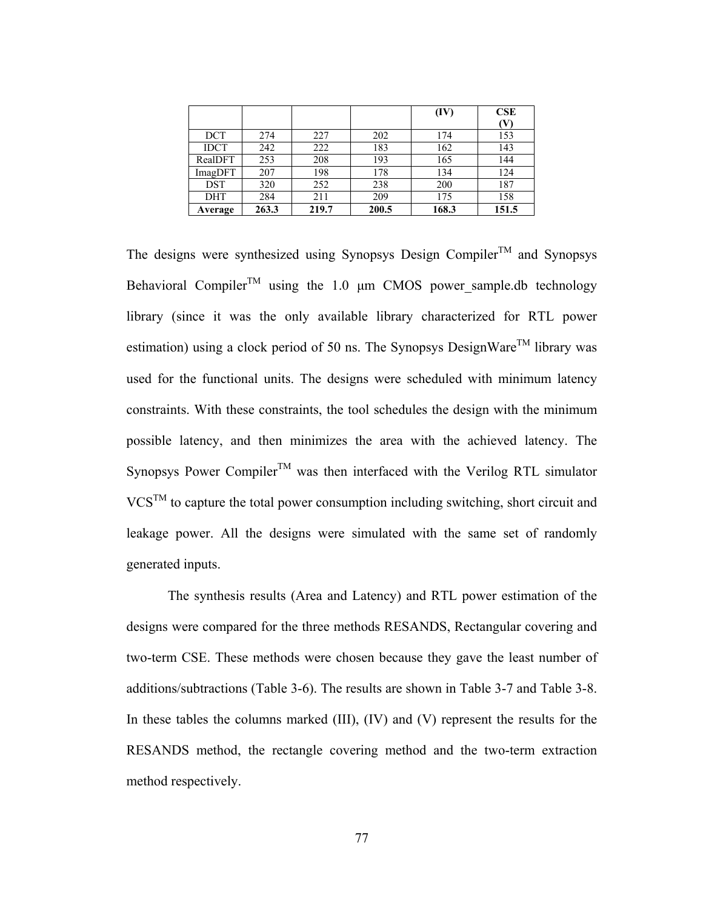| | | | | (IV) | CSE (V) |
|---|---|---|---|---|---|
| DCT | 274 | 227 | 202 | 174 | 153 |
| IDCT | 242 | 222 | 183 | 162 | 143 |
| RealDFT | 253 | 208 | 193 | 165 | 144 |
| ImagDFT | 207 | 198 | 178 | 134 | 124 |
| DST | 320 | 252 | 238 | 200 | 187 |
| DHT | 284 | 211 | 209 | 175 | 158 |
| **Average** | **263.3** | **219.7** | **200.5** | **168.3** | **151.5** |

The designs were synthesized using Synopsys Design Compiler™ and Synopsys Behavioral Compiler™ using the 1.0 μm CMOS power_sample.db technology library (since it was the only available library characterized for RTL power estimation) using a clock period of 50 ns. The Synopsys DesignWare™ library was used for the functional units. The designs were scheduled with minimum latency constraints. With these constraints, the tool schedules the design with the minimum possible latency, and then minimizes the area with the achieved latency. The Synopsys Power Compiler™ was then interfaced with the Verilog RTL simulator VCS™ to capture the total power consumption including switching, short circuit and leakage power. All the designs were simulated with the same set of randomly generated inputs.

The synthesis results (Area and Latency) and RTL power estimation of the designs were compared for the three methods RESANDS, Rectangular covering and two-term CSE. These methods were chosen because they gave the least number of additions/subtractions (Table 3-6). The results are shown in Table 3-7 and Table 3-8. In these tables the columns marked (III), (IV) and (V) represent the results for the RESANDS method, the rectangle covering method and the two-term extraction method respectively.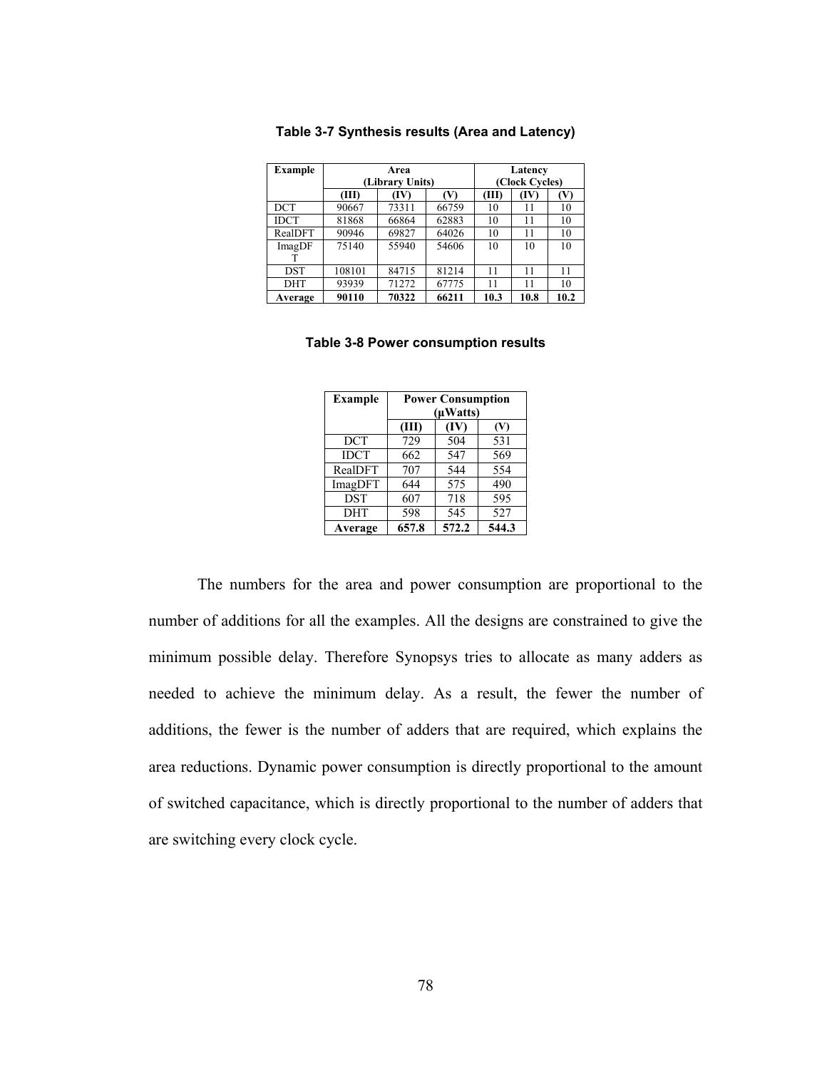**Table 3-7 Synthesis results (Area and Latency)**

| Example | Area (Library Units) | | | Latency (Clock Cycles) | | |
|---|---|---|---|---|---|---|
| | (III) | (IV) | (V) | (III) | (IV) | (V) |
| DCT | 90667 | 73311 | 66759 | 10 | 11 | 10 |
| IDCT | 81868 | 66864 | 62883 | 10 | 11 | 10 |
| RealDFT | 90946 | 69827 | 64026 | 10 | 11 | 10 |
| ImagDFT | 75140 | 55940 | 54606 | 10 | 10 | 10 |
| DST | 108101 | 84715 | 81214 | 11 | 11 | 11 |
| DHT | 93939 | 71272 | 67775 | 11 | 11 | 10 |
| **Average** | **90110** | **70322** | **66211** | **10.3** | **10.8** | **10.2** |

**Table 3-8 Power consumption results**

| Example | Power Consumption (μWatts) | | |
|---|---|---|---|
| | (III) | (IV) | (V) |
| DCT | 729 | 504 | 531 |
| IDCT | 662 | 547 | 569 |
| RealDFT | 707 | 544 | 554 |
| ImagDFT | 644 | 575 | 490 |
| DST | 607 | 718 | 595 |
| DHT | 598 | 545 | 527 |
| **Average** | **657.8** | **572.2** | **544.3** |

The numbers for the area and power consumption are proportional to the number of additions for all the examples. All the designs are constrained to give the minimum possible delay. Therefore Synopsys tries to allocate as many adders as needed to achieve the minimum delay. As a result, the fewer the number of additions, the fewer is the number of adders that are required, which explains the area reductions. Dynamic power consumption is directly proportional to the amount of switched capacitance, which is directly proportional to the number of adders that are switching every clock cycle.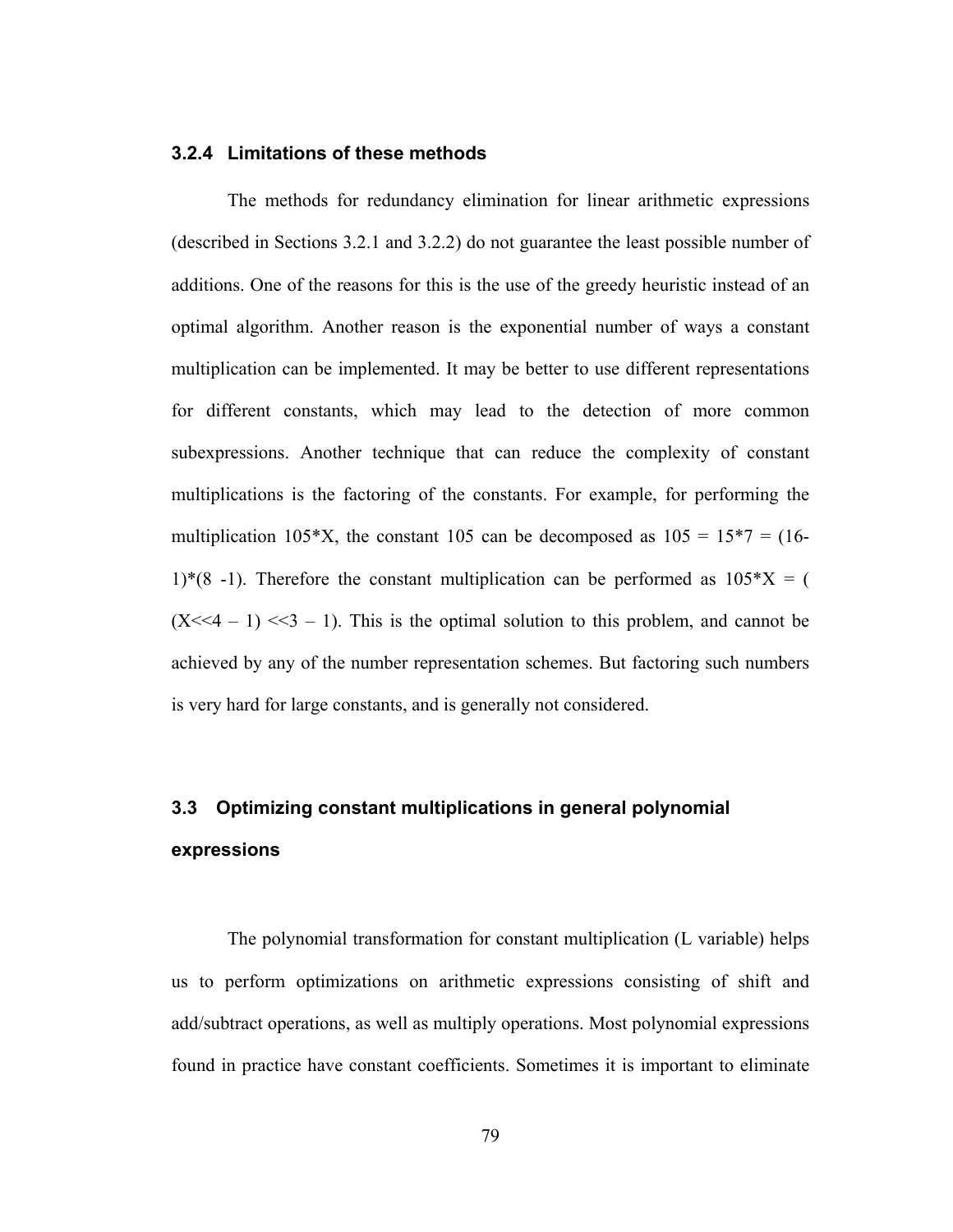### 3.2.4 Limitations of these methods

The methods for redundancy elimination for linear arithmetic expressions (described in Sections 3.2.1 and 3.2.2) do not guarantee the least possible number of additions. One of the reasons for this is the use of the greedy heuristic instead of an optimal algorithm. Another reason is the exponential number of ways a constant multiplication can be implemented. It may be better to use different representations for different constants, which may lead to the detection of more common subexpressions. Another technique that can reduce the complexity of constant multiplications is the factoring of the constants. For example, for performing the multiplication 105*X, the constant 105 can be decomposed as 105 = 15*7 = (16-1)*(8 -1). Therefore the constant multiplication can be performed as 105*X = ( (X<<4 – 1) <<3 – 1). This is the optimal solution to this problem, and cannot be achieved by any of the number representation schemes. But factoring such numbers is very hard for large constants, and is generally not considered.

## 3.3 Optimizing constant multiplications in general polynomial expressions

The polynomial transformation for constant multiplication (L variable) helps us to perform optimizations on arithmetic expressions consisting of shift and add/subtract operations, as well as multiply operations. Most polynomial expressions found in practice have constant coefficients. Sometimes it is important to eliminate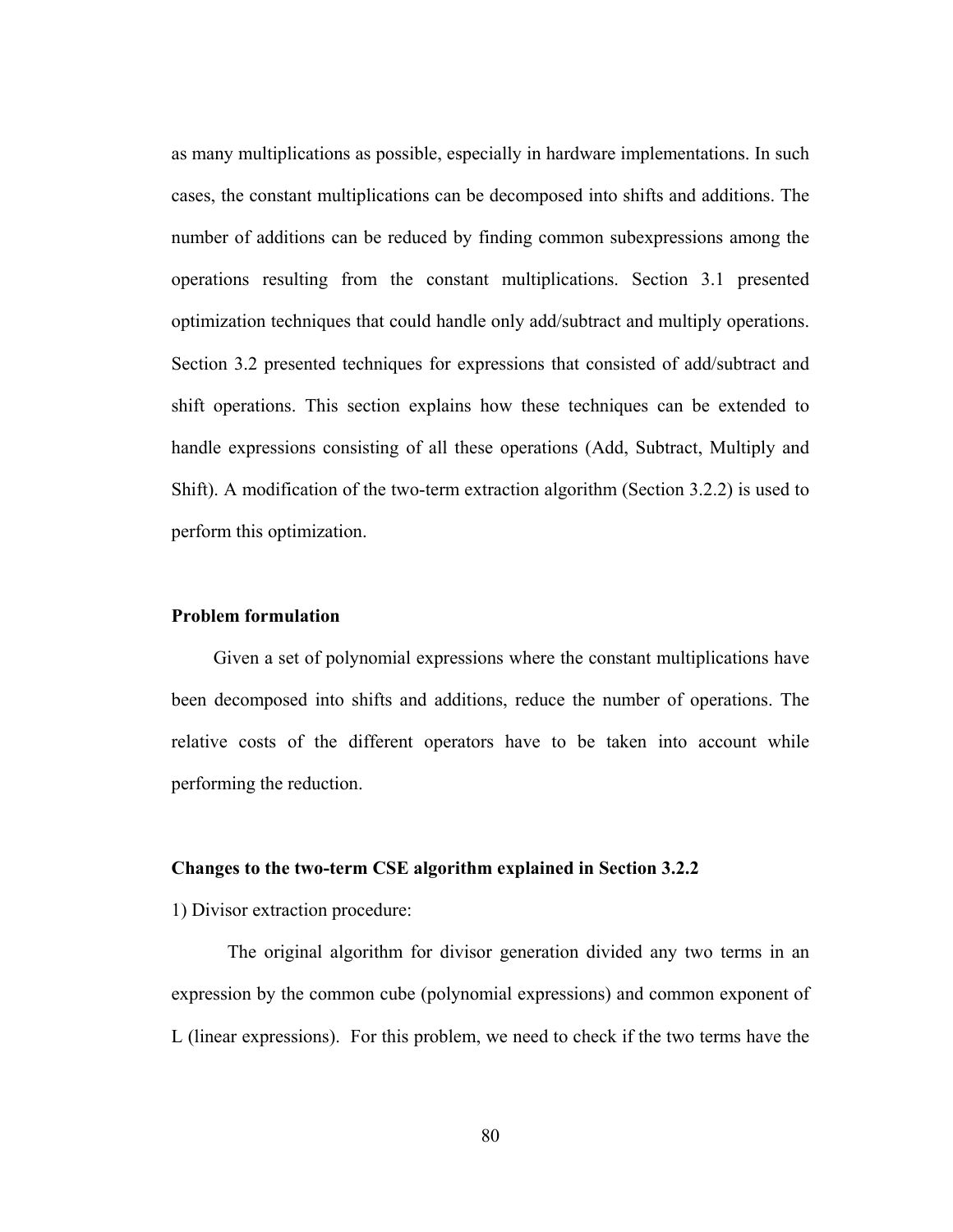as many multiplications as possible, especially in hardware implementations. In such cases, the constant multiplications can be decomposed into shifts and additions. The number of additions can be reduced by finding common subexpressions among the operations resulting from the constant multiplications. Section 3.1 presented optimization techniques that could handle only add/subtract and multiply operations. Section 3.2 presented techniques for expressions that consisted of add/subtract and shift operations. This section explains how these techniques can be extended to handle expressions consisting of all these operations (Add, Subtract, Multiply and Shift). A modification of the two-term extraction algorithm (Section 3.2.2) is used to perform this optimization.

**Problem formulation**

Given a set of polynomial expressions where the constant multiplications have been decomposed into shifts and additions, reduce the number of operations. The relative costs of the different operators have to be taken into account while performing the reduction.

**Changes to the two-term CSE algorithm explained in Section 3.2.2**

1) Divisor extraction procedure:

The original algorithm for divisor generation divided any two terms in an expression by the common cube (polynomial expressions) and common exponent of L (linear expressions). For this problem, we need to check if the two terms have the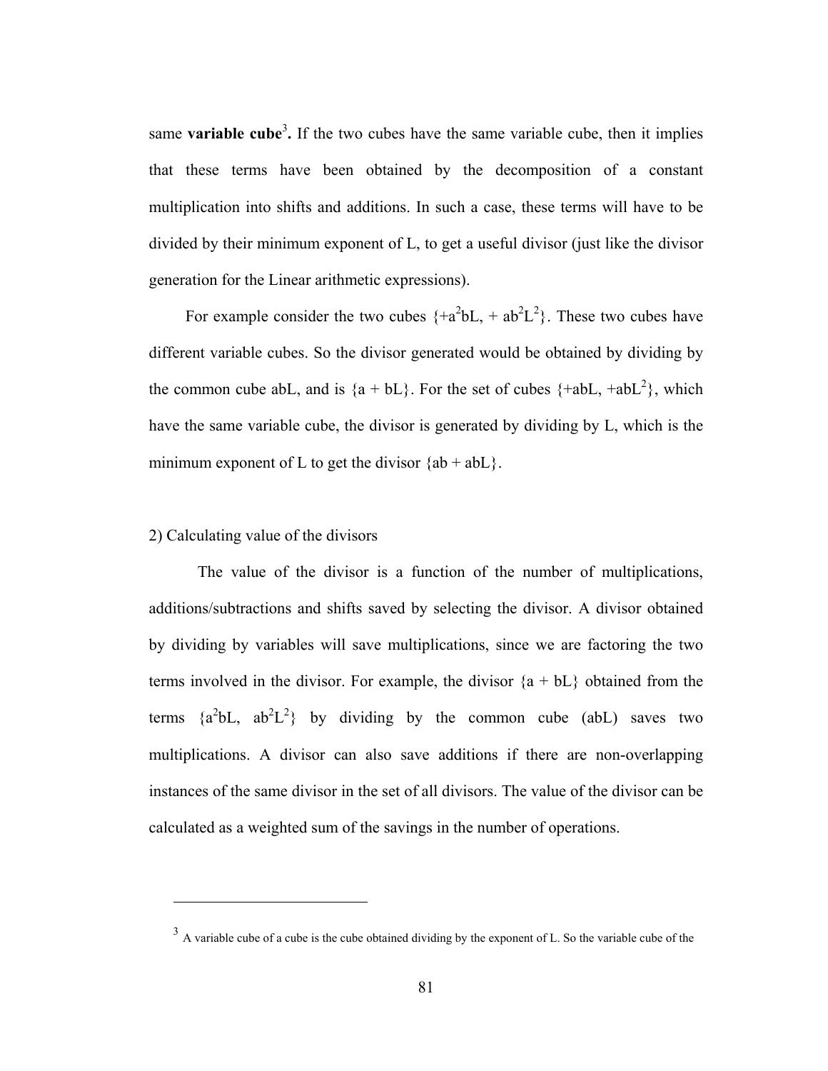same **variable cube**[3]**.** If the two cubes have the same variable cube, then it implies that these terms have been obtained by the decomposition of a constant multiplication into shifts and additions. In such a case, these terms will have to be divided by their minimum exponent of L, to get a useful divisor (just like the divisor generation for the Linear arithmetic expressions).

For example consider the two cubes $\{+a^2bL, + ab^2L^2\}$. These two cubes have different variable cubes. So the divisor generated would be obtained by dividing by the common cube abL, and is $\{a + bL\}$. For the set of cubes $\{+abL, +abL^2\}$, which have the same variable cube, the divisor is generated by dividing by L, which is the minimum exponent of L to get the divisor $\{ab + abL\}$.

2) Calculating value of the divisors

The value of the divisor is a function of the number of multiplications, additions/subtractions and shifts saved by selecting the divisor. A divisor obtained by dividing by variables will save multiplications, since we are factoring the two terms involved in the divisor. For example, the divisor $\{a + bL\}$ obtained from the terms $\{a^2bL, ab^2L^2\}$ by dividing by the common cube (abL) saves two multiplications. A divisor can also save additions if there are non-overlapping instances of the same divisor in the set of all divisors. The value of the divisor can be calculated as a weighted sum of the savings in the number of operations.

---

[3] A variable cube of a cube is the cube obtained dividing by the exponent of L. So the variable cube of the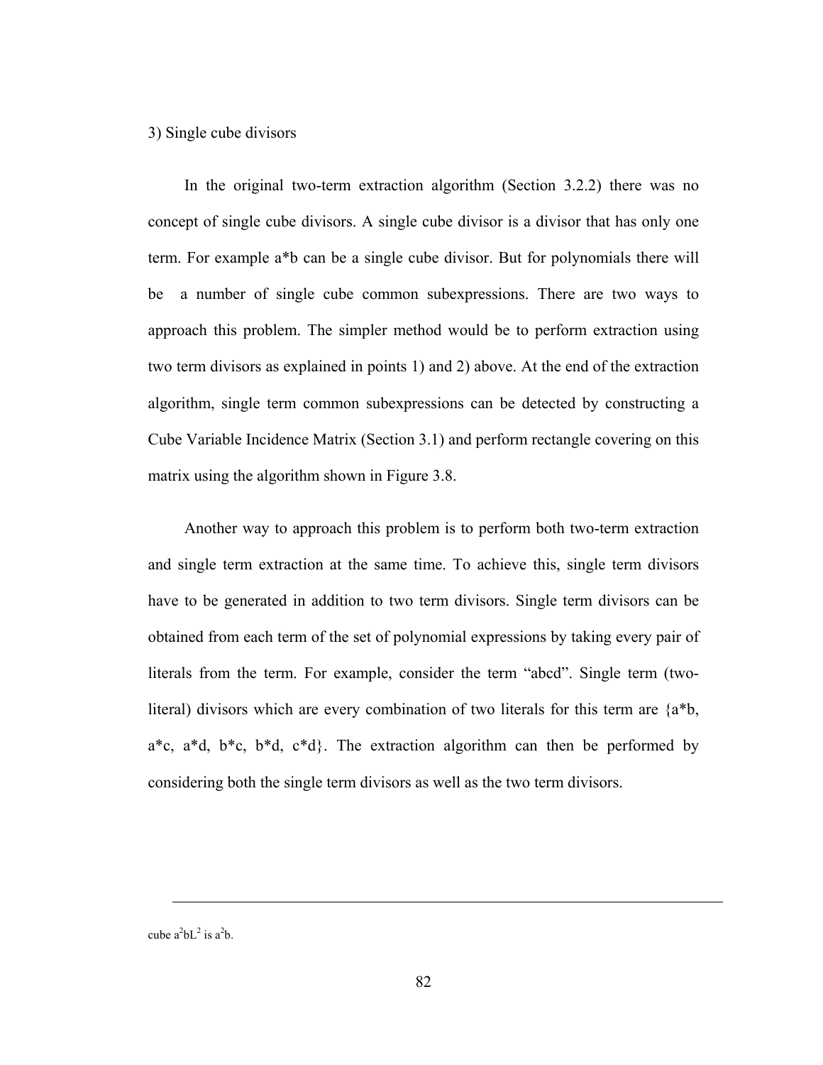3) Single cube divisors

In the original two-term extraction algorithm (Section 3.2.2) there was no concept of single cube divisors. A single cube divisor is a divisor that has only one term. For example a*b can be a single cube divisor. But for polynomials there will be a number of single cube common subexpressions. There are two ways to approach this problem. The simpler method would be to perform extraction using two term divisors as explained in points 1) and 2) above. At the end of the extraction algorithm, single term common subexpressions can be detected by constructing a Cube Variable Incidence Matrix (Section 3.1) and perform rectangle covering on this matrix using the algorithm shown in Figure 3.8.

Another way to approach this problem is to perform both two-term extraction and single term extraction at the same time. To achieve this, single term divisors have to be generated in addition to two term divisors. Single term divisors can be obtained from each term of the set of polynomial expressions by taking every pair of literals from the term. For example, consider the term "abcd". Single term (two-literal) divisors which are every combination of two literals for this term are {a*b, a*c, a*d, b*c, b*d, c*d}. The extraction algorithm can then be performed by considering both the single term divisors as well as the two term divisors.

---

cube $a^2bL^2$ is $a^2b$.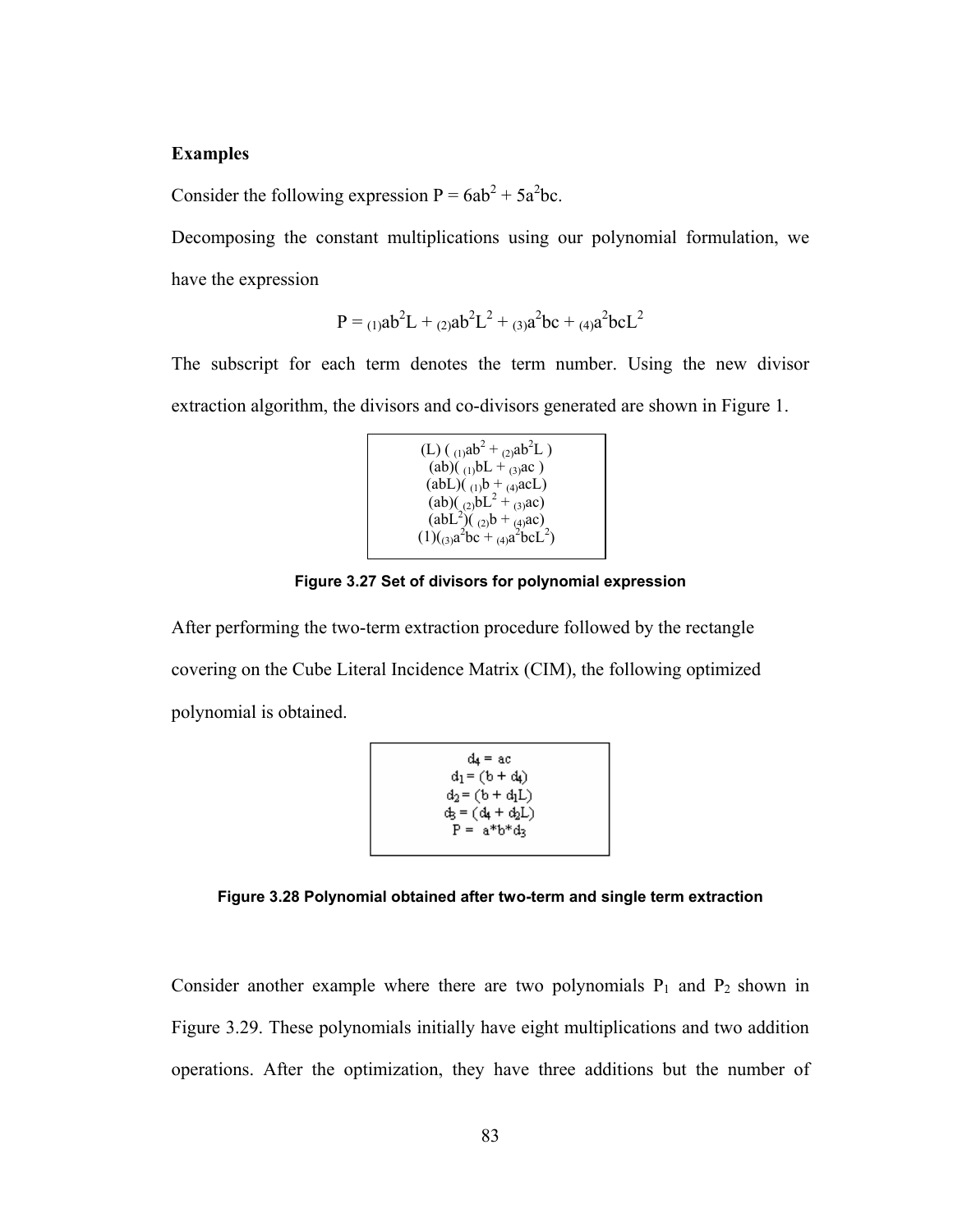**Examples**

Consider the following expression $P = 6ab^2 + 5a^2bc$.

Decomposing the constant multiplications using our polynomial formulation, we have the expression

$$P = {}_{(1)}ab^2L + {}_{(2)}ab^2L^2 + {}_{(3)}a^2bc + {}_{(4)}a^2bcL^2$$

The subscript for each term denotes the term number. Using the new divisor extraction algorithm, the divisors and co-divisors generated are shown in Figure 1.

$(L)\,({}_{(1)}ab^2 + {}_{(2)}ab^2L)$
$(ab)({}_{(1)}bL + {}_{(3)}ac)$
$(abL)({}_{(1)}b + {}_{(4)}acL)$
$(ab)({}_{(2)}bL^2 + {}_{(3)}ac)$
$(abL^2)({}_{(2)}b + {}_{(4)}ac)$
$(1)({}_{(3)}a^2bc + {}_{(4)}a^2bcL^2)$

**Figure 3.27 Set of divisors for polynomial expression**

After performing the two-term extraction procedure followed by the rectangle covering on the Cube Literal Incidence Matrix (CIM), the following optimized polynomial is obtained.

$d_4 = ac$
$d_1 = (b + d_4)$
$d_2 = (b + d_1L)$
$d_3 = (d_4 + d_2L)$
$P = a*b*d_3$

**Figure 3.28 Polynomial obtained after two-term and single term extraction**

Consider another example where there are two polynomials $P_1$ and $P_2$ shown in Figure 3.29. These polynomials initially have eight multiplications and two addition operations. After the optimization, they have three additions but the number of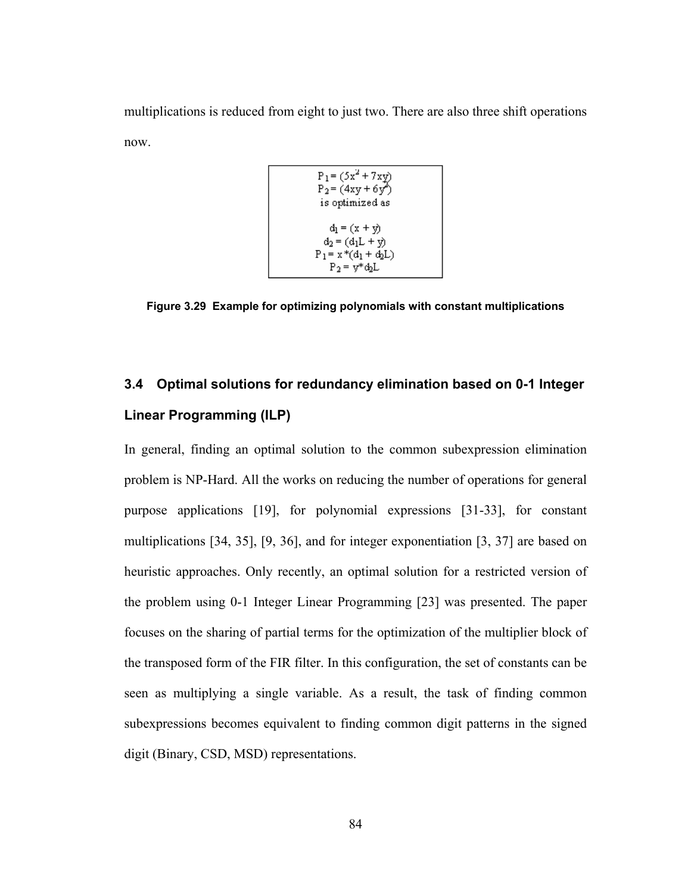multiplications is reduced from eight to just two. There are also three shift operations now.

$$P_1 = (5x^2 + 7xy)$$
$$P_2 = (4xy + 6y^2)$$
is optimized as

$$d_1 = (x + y)$$
$$d_2 = (d_1 L + y)$$
$$P_1 = x * (d_1 + d_2 L)$$
$$P_2 = y * d_2 L$$

**Figure 3.29 Example for optimizing polynomials with constant multiplications**

## 3.4 Optimal solutions for redundancy elimination based on 0-1 Integer Linear Programming (ILP)

In general, finding an optimal solution to the common subexpression elimination problem is NP-Hard. All the works on reducing the number of operations for general purpose applications [19], for polynomial expressions [31-33], for constant multiplications [34, 35], [9, 36], and for integer exponentiation [3, 37] are based on heuristic approaches. Only recently, an optimal solution for a restricted version of the problem using 0-1 Integer Linear Programming [23] was presented. The paper focuses on the sharing of partial terms for the optimization of the multiplier block of the transposed form of the FIR filter. In this configuration, the set of constants can be seen as multiplying a single variable. As a result, the task of finding common subexpressions becomes equivalent to finding common digit patterns in the signed digit (Binary, CSD, MSD) representations.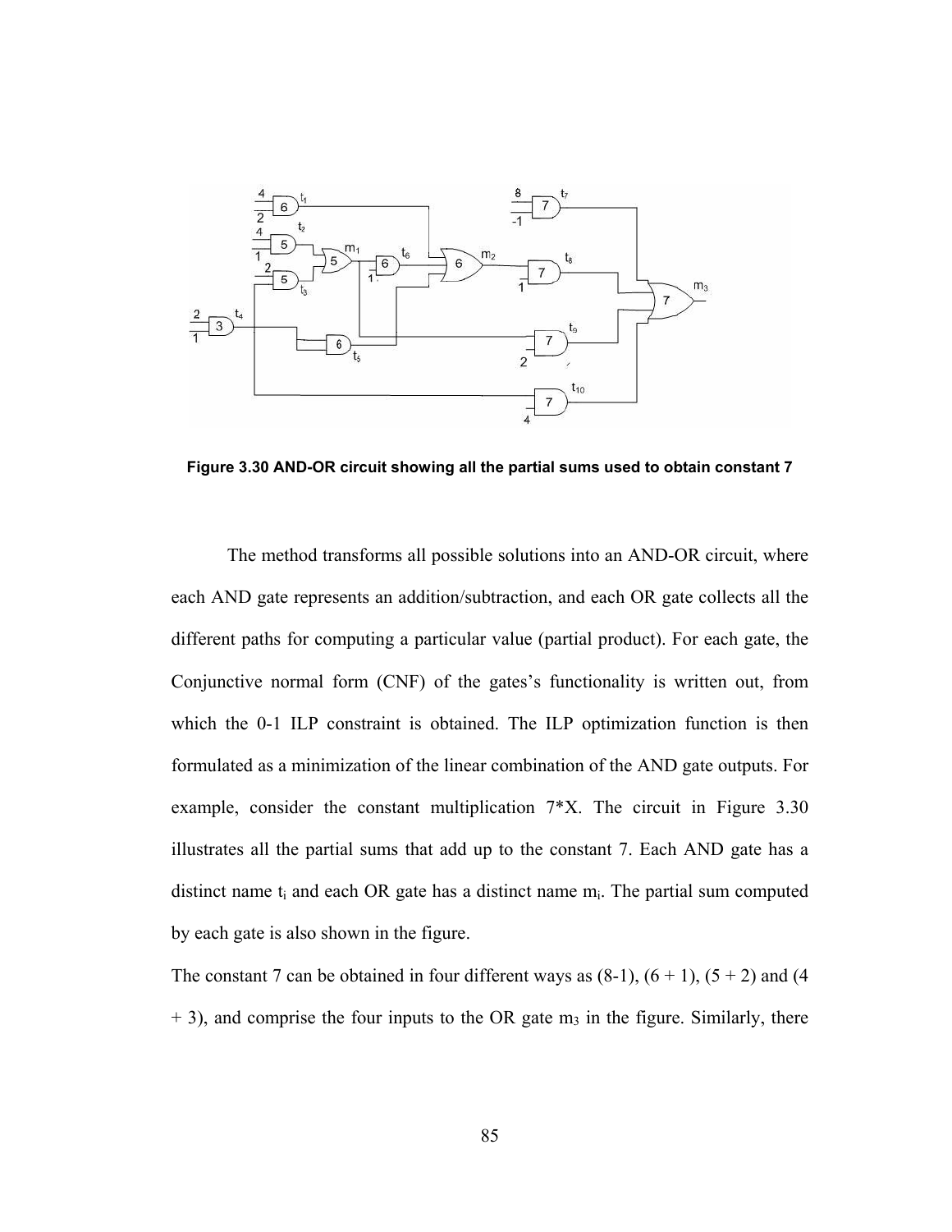Figure 3.30 AND-OR circuit showing all the partial sums used to obtain constant 7

The method transforms all possible solutions into an AND-OR circuit, where each AND gate represents an addition/subtraction, and each OR gate collects all the different paths for computing a particular value (partial product). For each gate, the Conjunctive normal form (CNF) of the gates's functionality is written out, from which the 0-1 ILP constraint is obtained. The ILP optimization function is then formulated as a minimization of the linear combination of the AND gate outputs. For example, consider the constant multiplication 7*X. The circuit in Figure 3.30 illustrates all the partial sums that add up to the constant 7. Each AND gate has a distinct name $t_i$ and each OR gate has a distinct name $m_i$. The partial sum computed by each gate is also shown in the figure.

The constant 7 can be obtained in four different ways as (8-1), (6 + 1), (5 + 2) and (4 + 3), and comprise the four inputs to the OR gate $m_3$ in the figure. Similarly, there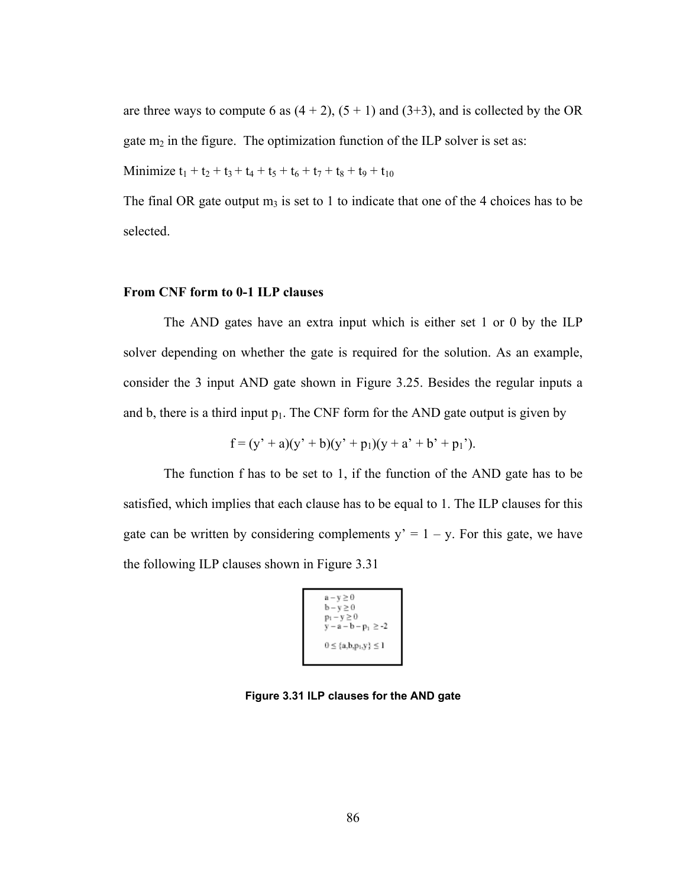are three ways to compute 6 as (4 + 2), (5 + 1) and (3+3), and is collected by the OR gate $m_2$ in the figure. The optimization function of the ILP solver is set as:

Minimize $t_1 + t_2 + t_3 + t_4 + t_5 + t_6 + t_7 + t_8 + t_9 + t_{10}$

The final OR gate output $m_3$ is set to 1 to indicate that one of the 4 choices has to be selected.

**From CNF form to 0-1 ILP clauses**

The AND gates have an extra input which is either set 1 or 0 by the ILP solver depending on whether the gate is required for the solution. As an example, consider the 3 input AND gate shown in Figure 3.25. Besides the regular inputs a and b, there is a third input $p_1$. The CNF form for the AND gate output is given by

$$f = (y' + a)(y' + b)(y' + p_1)(y + a' + b' + p_1').$$

The function f has to be set to 1, if the function of the AND gate has to be satisfied, which implies that each clause has to be equal to 1. The ILP clauses for this gate can be written by considering complements $y' = 1 - y$. For this gate, we have the following ILP clauses shown in Figure 3.31

$$
\begin{aligned}
&a - y \geq 0 \\
&b - y \geq 0 \\
&p_1 - y \geq 0 \\
&y - a - b - p_1 \geq -2 \\
&0 \leq \{a, b, p_1, y\} \leq 1
\end{aligned}
$$

**Figure 3.31 ILP clauses for the AND gate**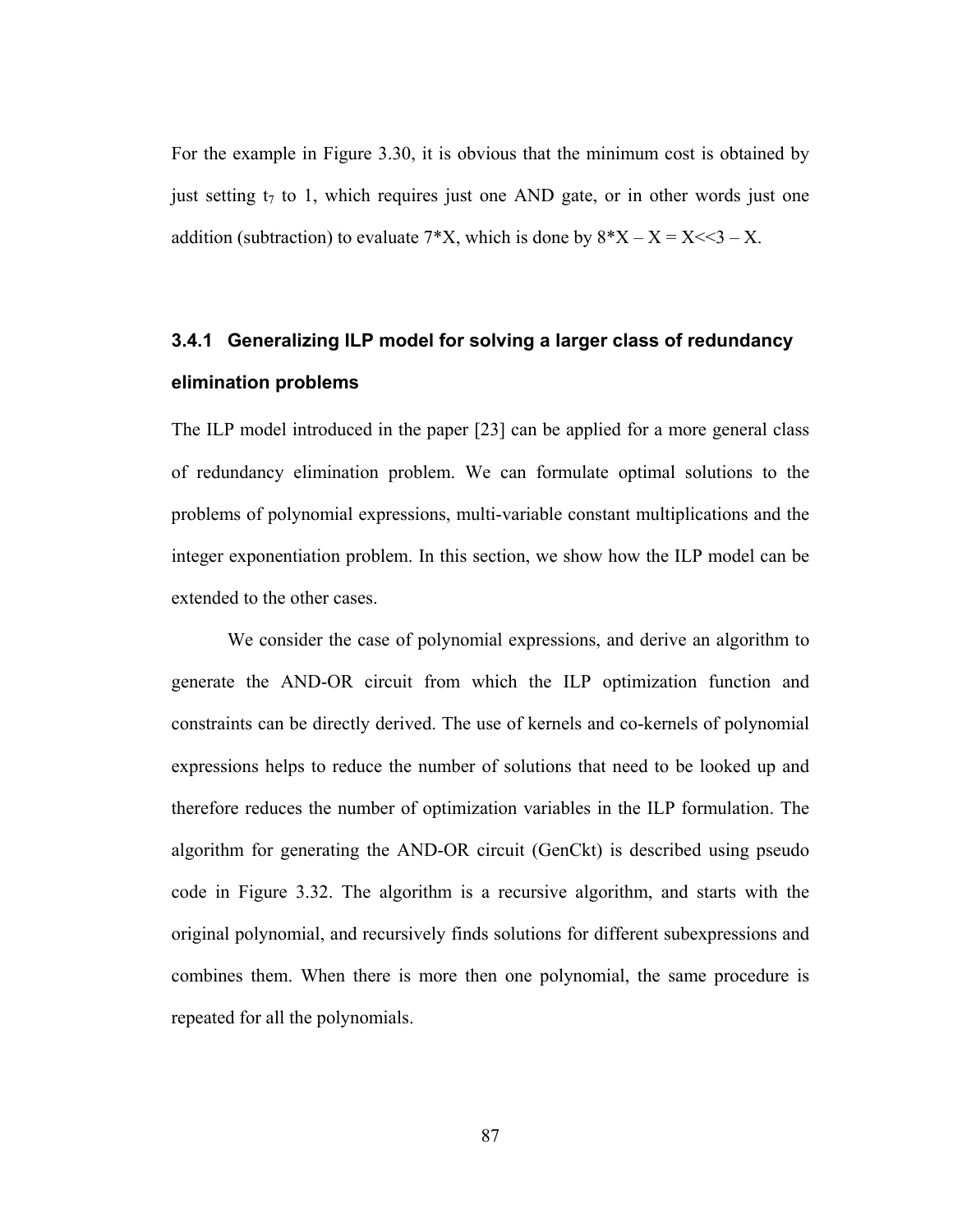For the example in Figure 3.30, it is obvious that the minimum cost is obtained by just setting $t_7$ to 1, which requires just one AND gate, or in other words just one addition (subtraction) to evaluate 7*X, which is done by 8*X – X = X<<3 – X.

### 3.4.1 Generalizing ILP model for solving a larger class of redundancy elimination problems

The ILP model introduced in the paper [23] can be applied for a more general class of redundancy elimination problem. We can formulate optimal solutions to the problems of polynomial expressions, multi-variable constant multiplications and the integer exponentiation problem. In this section, we show how the ILP model can be extended to the other cases.

We consider the case of polynomial expressions, and derive an algorithm to generate the AND-OR circuit from which the ILP optimization function and constraints can be directly derived. The use of kernels and co-kernels of polynomial expressions helps to reduce the number of solutions that need to be looked up and therefore reduces the number of optimization variables in the ILP formulation. The algorithm for generating the AND-OR circuit (GenCkt) is described using pseudo code in Figure 3.32. The algorithm is a recursive algorithm, and starts with the original polynomial, and recursively finds solutions for different subexpressions and combines them. When there is more then one polynomial, the same procedure is repeated for all the polynomials.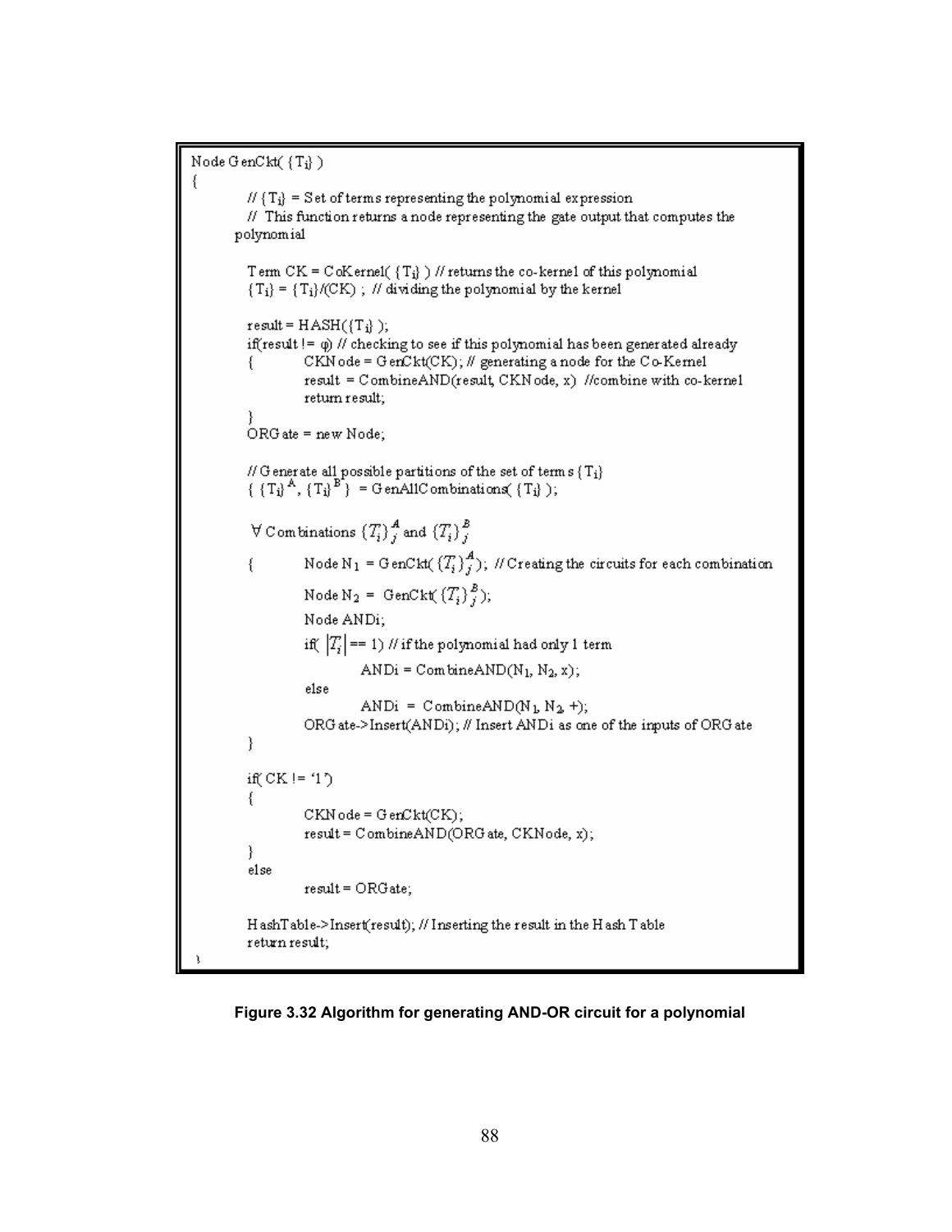```
Node GenCkt( {Ti} )
{
        // {Ti} = Set of terms representing the polynomial expression
        // This function returns a node representing the gate output that computes the
      polynomial

        Term CK = CoKernel( {Ti} ) // returns the co-kernel of this polynomial
        {Ti} = {Ti}/(CK) ; // dividing the polynomial by the kernel

        result = HASH({Ti} );
        if(result != φ) // checking to see if this polynomial has been generated already
        {           CKNode = GenCkt(CK); // generating a node for the Co-Kernel
                    result = CombineAND(result, CKNode, x) //combine with co-kernel
                    return result;
        }
        ORGate = new Node;

        // Generate all possible partitions of the set of terms {Ti}
        { {Ti}^A, {Ti}^B } = GenAllCombinations( {Ti} );

        ∀ Combinations {Ti}_j^A and {Ti}_j^B
        {           Node N1 = GenCkt( {Ti}_j^A ); // Creating the circuits for each combination
                    Node N2 = GenCkt( {Ti}_j^B );
                    Node ANDi;
                    if( |Ti| == 1) // if the polynomial had only 1 term
                              ANDi = CombineAND(N1, N2, x);
                    else
                              ANDi = CombineAND(N1, N2, +);
                    ORGate->Insert(ANDi); // Insert ANDi as one of the inputs of ORGate
        }

        if( CK != '1')
        {
                    CKNode = GenCkt(CK);
                    result = CombineAND(ORGate, CKNode, x);
        }
        else
                    result = ORGate;

        HashTable->Insert(result); // Inserting the result in the Hash Table
        return result;
}
```

**Figure 3.32 Algorithm for generating AND-OR circuit for a polynomial**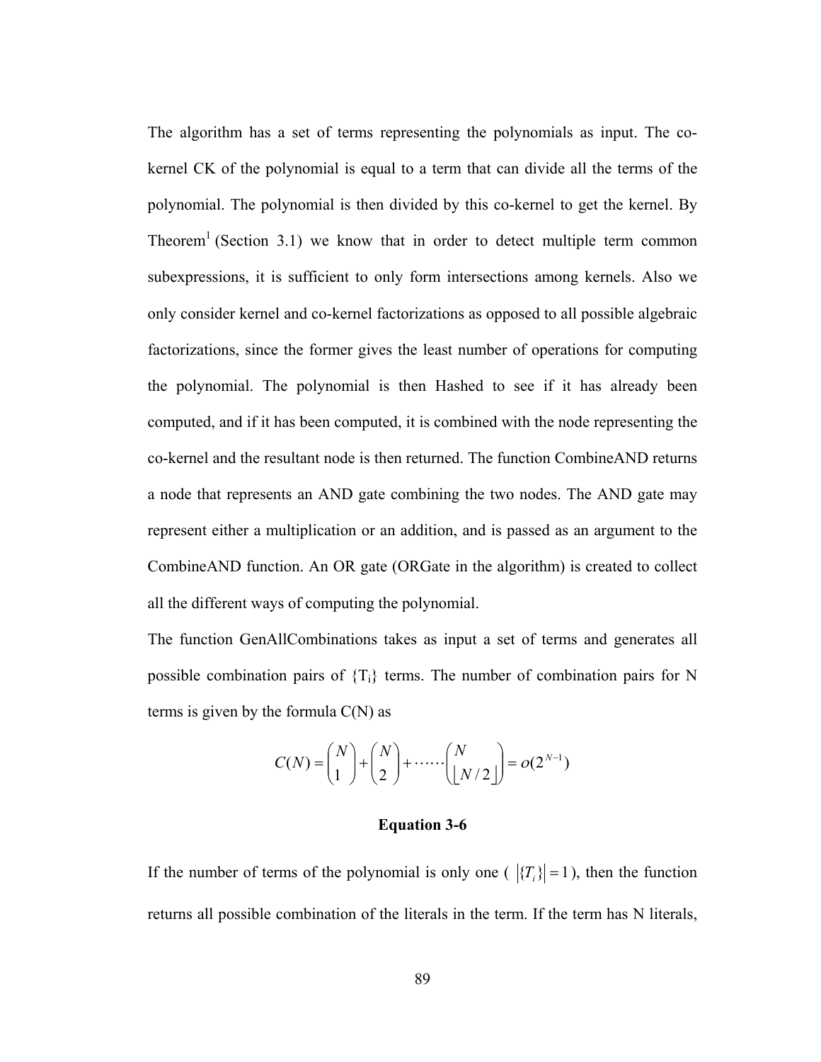The algorithm has a set of terms representing the polynomials as input. The co-kernel CK of the polynomial is equal to a term that can divide all the terms of the polynomial. The polynomial is then divided by this co-kernel to get the kernel. By Theorem[1] (Section 3.1) we know that in order to detect multiple term common subexpressions, it is sufficient to only form intersections among kernels. Also we only consider kernel and co-kernel factorizations as opposed to all possible algebraic factorizations, since the former gives the least number of operations for computing the polynomial. The polynomial is then Hashed to see if it has already been computed, and if it has been computed, it is combined with the node representing the co-kernel and the resultant node is then returned. The function CombineAND returns a node that represents an AND gate combining the two nodes. The AND gate may represent either a multiplication or an addition, and is passed as an argument to the CombineAND function. An OR gate (ORGate in the algorithm) is created to collect all the different ways of computing the polynomial.

The function GenAllCombinations takes as input a set of terms and generates all possible combination pairs of $\{T_i\}$ terms. The number of combination pairs for N terms is given by the formula C(N) as

$$C(N) = \binom{N}{1} + \binom{N}{2} + \cdots\cdots \binom{N}{\lfloor N/2 \rfloor} = o(2^{N-1})$$

**Equation 3-6**

If the number of terms of the polynomial is only one ( $|\{T_i\}| = 1$ ), then the function returns all possible combination of the literals in the term. If the term has N literals,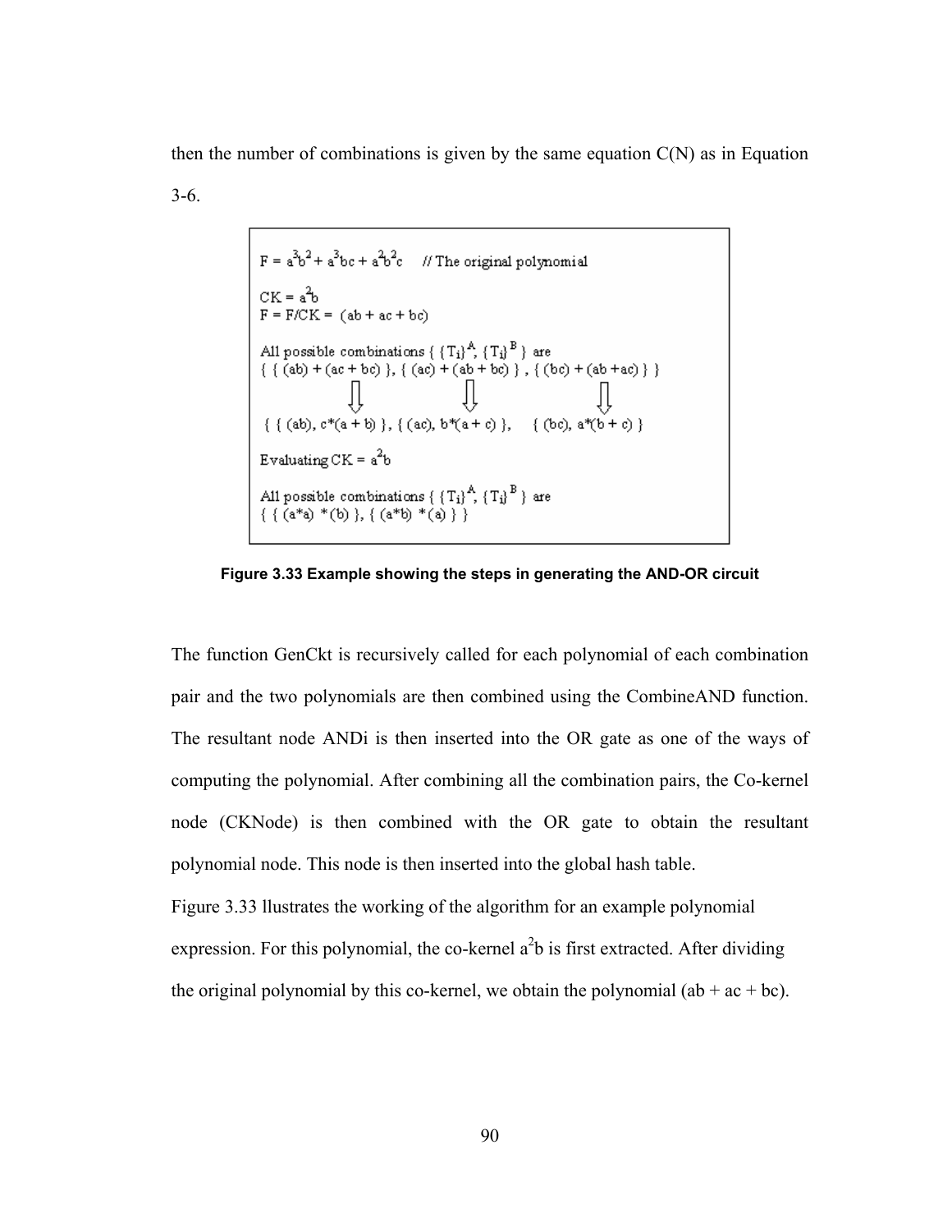then the number of combinations is given by the same equation C(N) as in Equation 3-6.

```
F = a^3b^2 + a^3bc + a^2b^2c     // The original polynomial

CK = a^2b
F = F/CK = (ab + ac + bc)

All possible combinations { {Ti}^A, {Ti}^B } are
{ { (ab) + (ac + bc) }, { (ac) + (ab + bc) } , { (bc) + (ab +ac) } }
          ⇩                      ⇩                      ⇩
{ { (ab), c*(a + b) }, { (ac), b*(a + c) },    { (bc), a*(b + c) }

Evaluating CK = a^2b

All possible combinations { {Ti}^A, {Ti}^B } are
{ { (a*a) *(b) }, { (a*b) *(a) } }
```

**Figure 3.33 Example showing the steps in generating the AND-OR circuit**

The function GenCkt is recursively called for each polynomial of each combination pair and the two polynomials are then combined using the CombineAND function. The resultant node ANDi is then inserted into the OR gate as one of the ways of computing the polynomial. After combining all the combination pairs, the Co-kernel node (CKNode) is then combined with the OR gate to obtain the resultant polynomial node. This node is then inserted into the global hash table.

Figure 3.33 llustrates the working of the algorithm for an example polynomial expression. For this polynomial, the co-kernel $a^2b$ is first extracted. After dividing the original polynomial by this co-kernel, we obtain the polynomial (ab + ac + bc).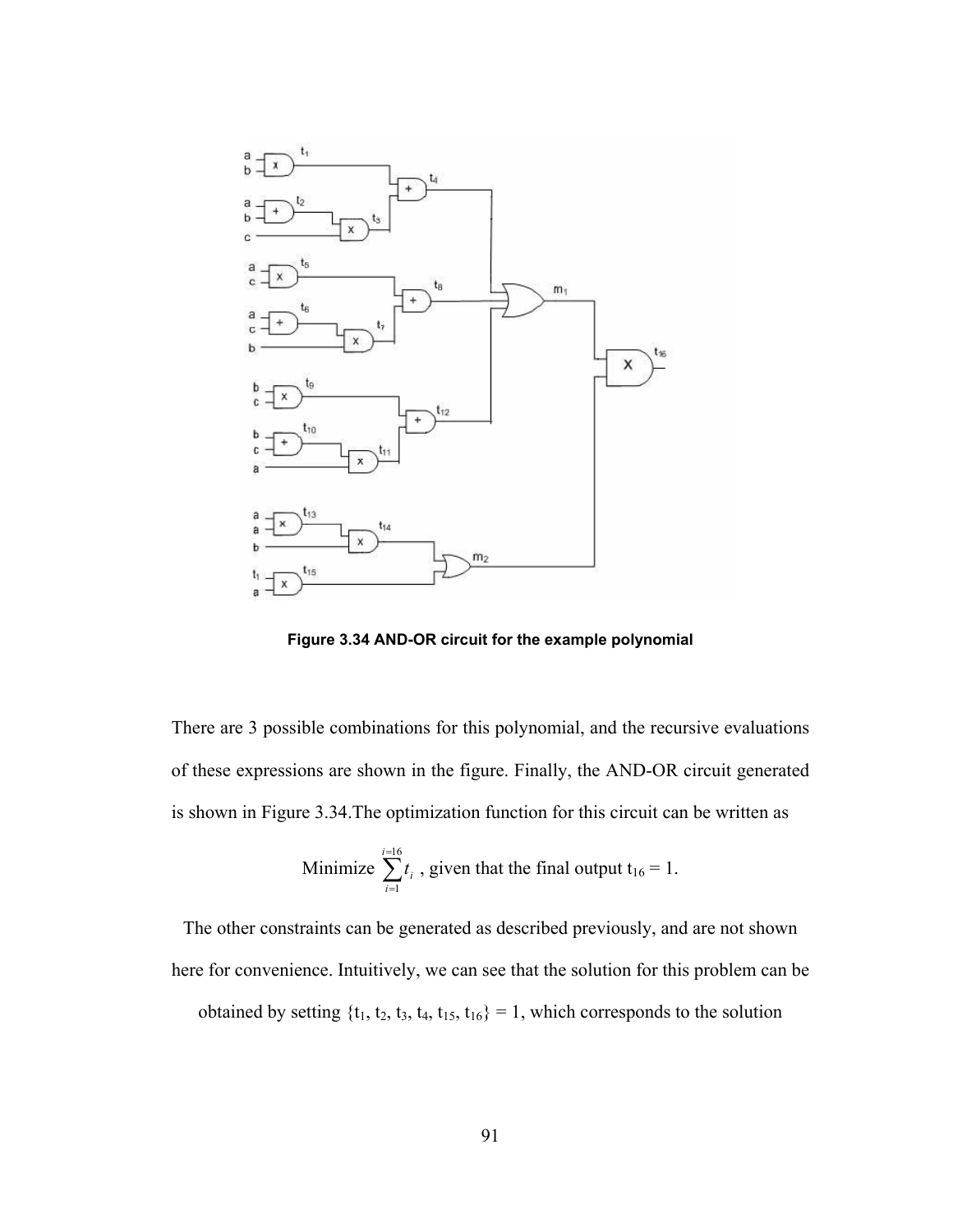Figure 3.34 AND-OR circuit for the example polynomial

There are 3 possible combinations for this polynomial, and the recursive evaluations of these expressions are shown in the figure. Finally, the AND-OR circuit generated is shown in Figure 3.34.The optimization function for this circuit can be written as

$$\text{Minimize } \sum_{i=1}^{i=16} t_i \text{ , given that the final output } t_{16} = 1.$$

The other constraints can be generated as described previously, and are not shown here for convenience. Intuitively, we can see that the solution for this problem can be obtained by setting $\{t_1, t_2, t_3, t_4, t_{15}, t_{16}\} = 1$, which corresponds to the solution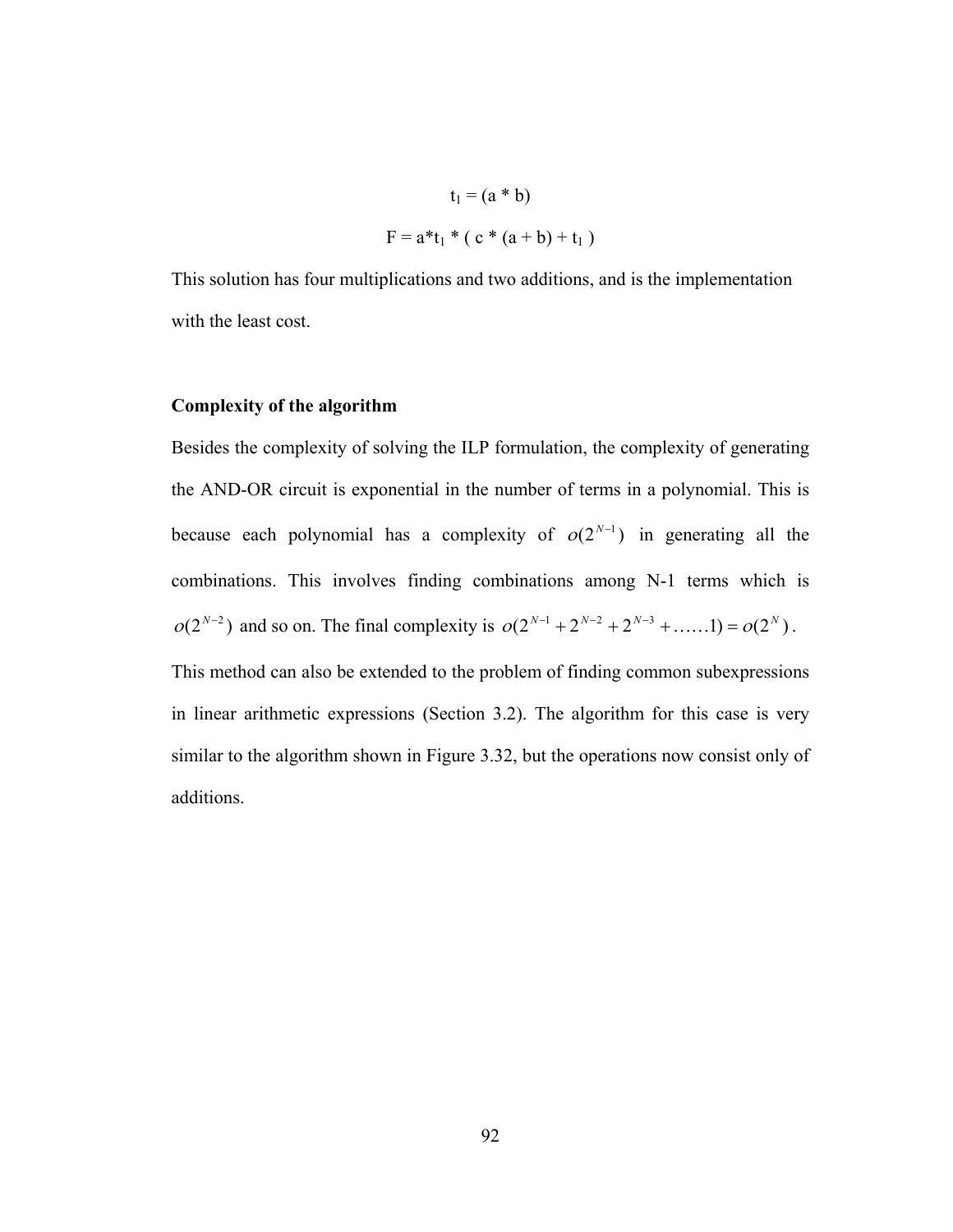$$t_1 = (a * b)$$

$$F = a*t_1 * ( c * (a + b) + t_1 )$$

This solution has four multiplications and two additions, and is the implementation with the least cost.

**Complexity of the algorithm**

Besides the complexity of solving the ILP formulation, the complexity of generating the AND-OR circuit is exponential in the number of terms in a polynomial. This is because each polynomial has a complexity of $o(2^{N-1})$ in generating all the combinations. This involves finding combinations among N-1 terms which is $o(2^{N-2})$ and so on. The final complexity is $o(2^{N-1} + 2^{N-2} + 2^{N-3} + \ldots\ldots 1) = o(2^N)$.

This method can also be extended to the problem of finding common subexpressions in linear arithmetic expressions (Section 3.2). The algorithm for this case is very similar to the algorithm shown in Figure 3.32, but the operations now consist only of additions.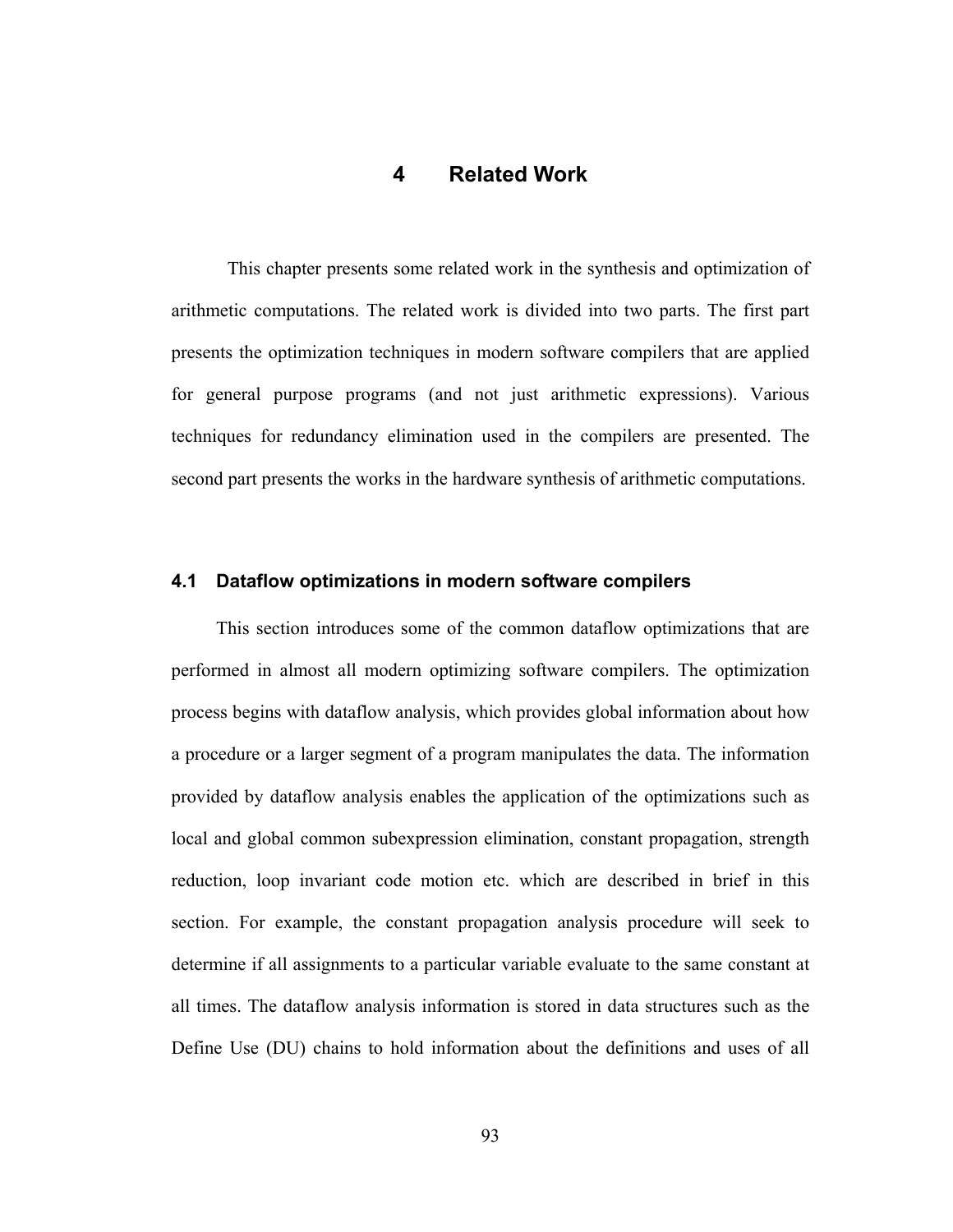# 4 Related Work

This chapter presents some related work in the synthesis and optimization of arithmetic computations. The related work is divided into two parts. The first part presents the optimization techniques in modern software compilers that are applied for general purpose programs (and not just arithmetic expressions). Various techniques for redundancy elimination used in the compilers are presented. The second part presents the works in the hardware synthesis of arithmetic computations.

## 4.1 Dataflow optimizations in modern software compilers

This section introduces some of the common dataflow optimizations that are performed in almost all modern optimizing software compilers. The optimization process begins with dataflow analysis, which provides global information about how a procedure or a larger segment of a program manipulates the data. The information provided by dataflow analysis enables the application of the optimizations such as local and global common subexpression elimination, constant propagation, strength reduction, loop invariant code motion etc. which are described in brief in this section. For example, the constant propagation analysis procedure will seek to determine if all assignments to a particular variable evaluate to the same constant at all times. The dataflow analysis information is stored in data structures such as the Define Use (DU) chains to hold information about the definitions and uses of all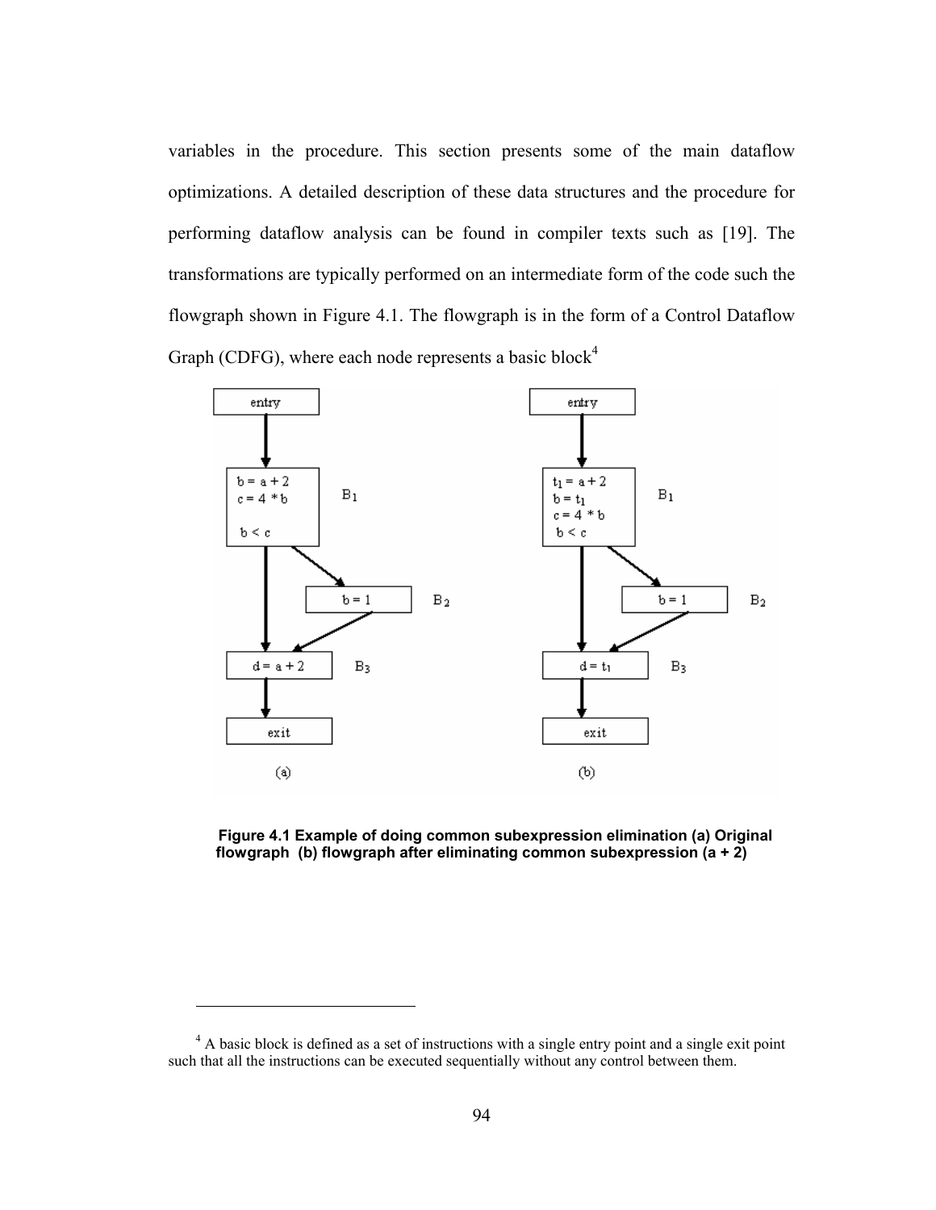variables in the procedure. This section presents some of the main dataflow optimizations. A detailed description of these data structures and the procedure for performing dataflow analysis can be found in compiler texts such as [19]. The transformations are typically performed on an intermediate form of the code such the flowgraph shown in Figure 4.1. The flowgraph is in the form of a Control Dataflow Graph (CDFG), where each node represents a basic block[4]

**Figure 4.1 Example of doing common subexpression elimination (a) Original flowgraph (b) flowgraph after eliminating common subexpression (a + 2)**

[4] A basic block is defined as a set of instructions with a single entry point and a single exit point such that all the instructions can be executed sequentially without any control between them.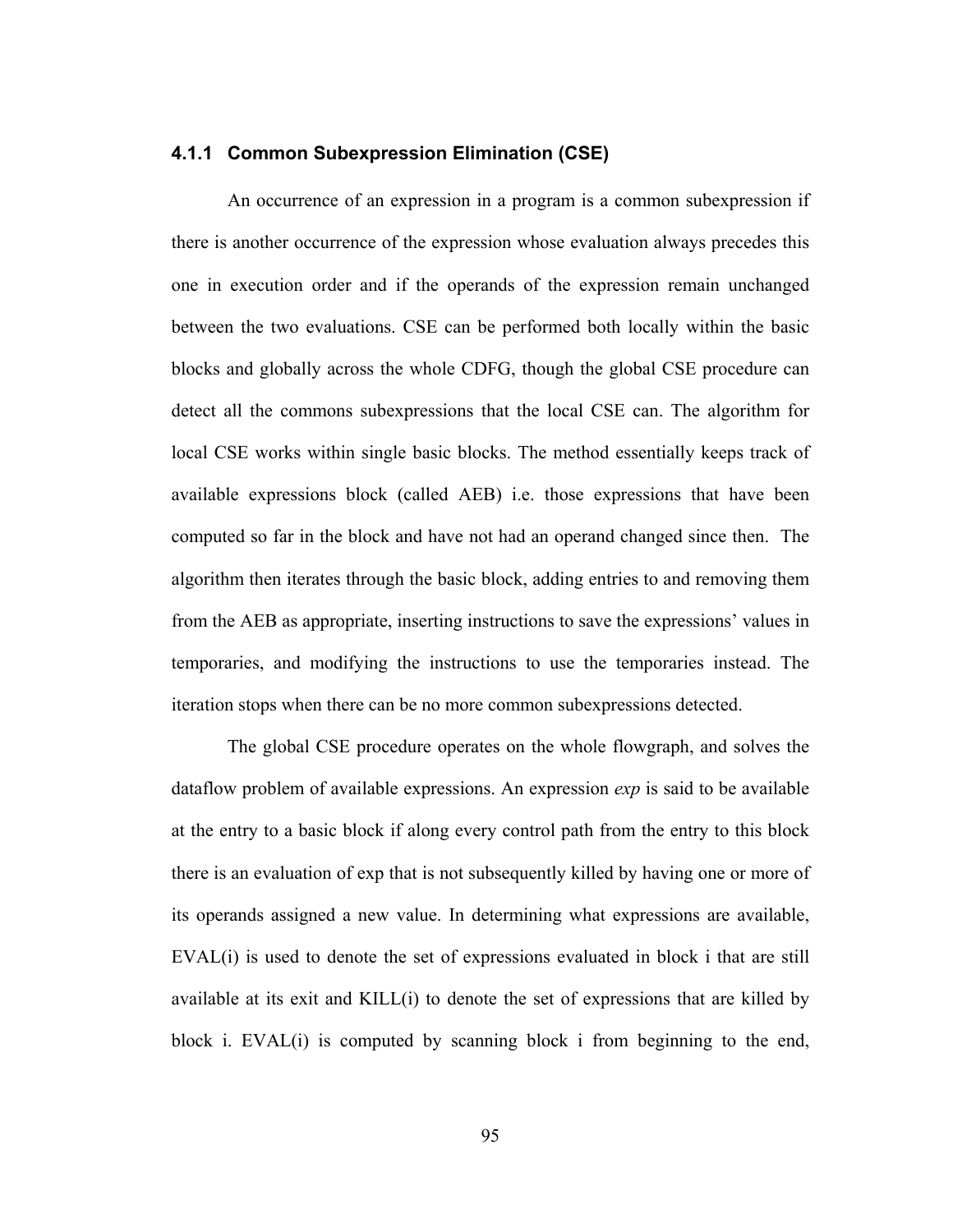### 4.1.1 Common Subexpression Elimination (CSE)

An occurrence of an expression in a program is a common subexpression if there is another occurrence of the expression whose evaluation always precedes this one in execution order and if the operands of the expression remain unchanged between the two evaluations. CSE can be performed both locally within the basic blocks and globally across the whole CDFG, though the global CSE procedure can detect all the commons subexpressions that the local CSE can. The algorithm for local CSE works within single basic blocks. The method essentially keeps track of available expressions block (called AEB) i.e. those expressions that have been computed so far in the block and have not had an operand changed since then. The algorithm then iterates through the basic block, adding entries to and removing them from the AEB as appropriate, inserting instructions to save the expressions' values in temporaries, and modifying the instructions to use the temporaries instead. The iteration stops when there can be no more common subexpressions detected.

The global CSE procedure operates on the whole flowgraph, and solves the dataflow problem of available expressions. An expression *exp* is said to be available at the entry to a basic block if along every control path from the entry to this block there is an evaluation of exp that is not subsequently killed by having one or more of its operands assigned a new value. In determining what expressions are available, EVAL(i) is used to denote the set of expressions evaluated in block i that are still available at its exit and KILL(i) to denote the set of expressions that are killed by block i. EVAL(i) is computed by scanning block i from beginning to the end,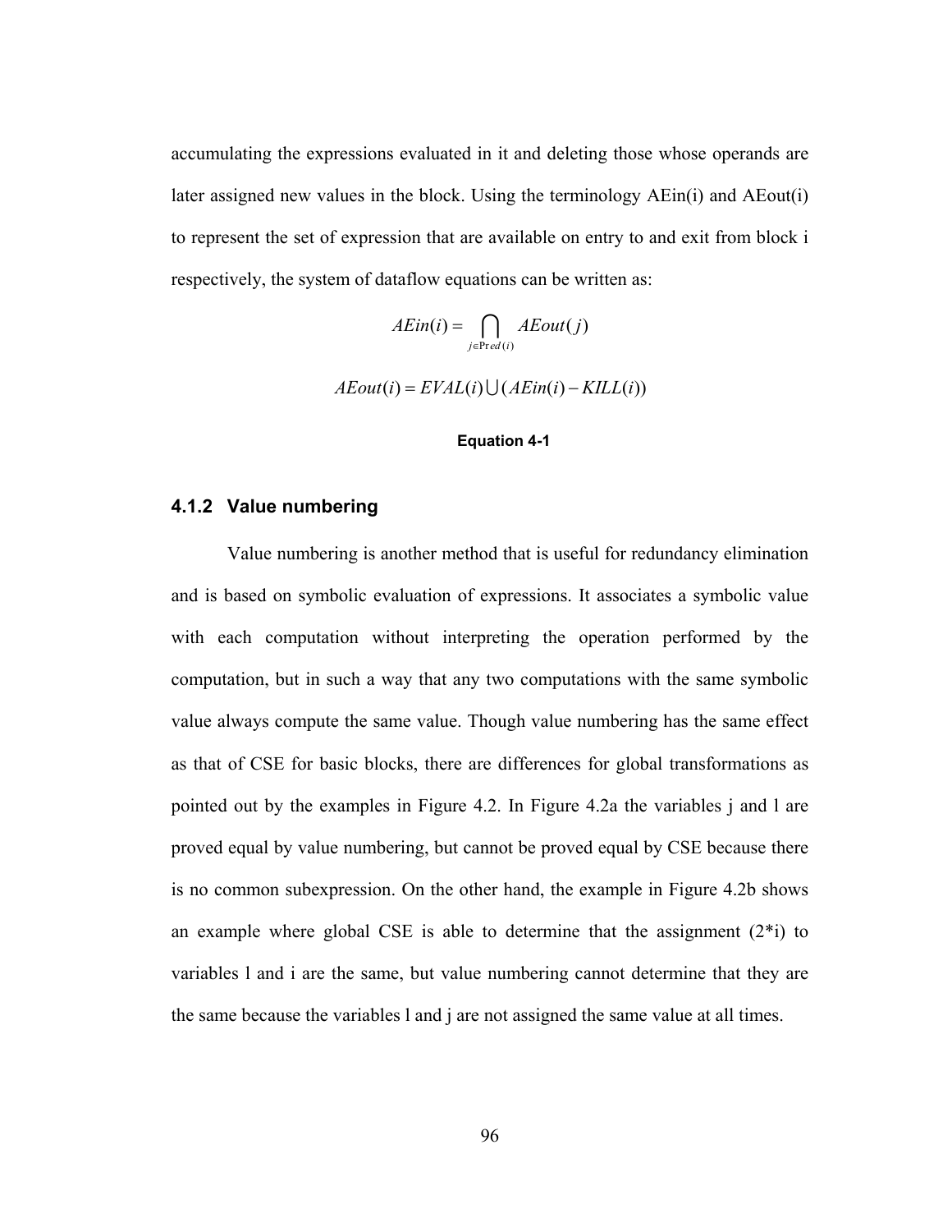accumulating the expressions evaluated in it and deleting those whose operands are later assigned new values in the block. Using the terminology AEin(i) and AEout(i) to represent the set of expression that are available on entry to and exit from block i respectively, the system of dataflow equations can be written as:

$$AEin(i) = \bigcap_{j \in Pred(i)} AEout(j)$$

$$AEout(i) = EVAL(i) \bigcup (AEin(i) - KILL(i))$$

**Equation 4-1**

### 4.1.2 Value numbering

Value numbering is another method that is useful for redundancy elimination and is based on symbolic evaluation of expressions. It associates a symbolic value with each computation without interpreting the operation performed by the computation, but in such a way that any two computations with the same symbolic value always compute the same value. Though value numbering has the same effect as that of CSE for basic blocks, there are differences for global transformations as pointed out by the examples in Figure 4.2. In Figure 4.2a the variables j and l are proved equal by value numbering, but cannot be proved equal by CSE because there is no common subexpression. On the other hand, the example in Figure 4.2b shows an example where global CSE is able to determine that the assignment (2*i) to variables l and i are the same, but value numbering cannot determine that they are the same because the variables l and j are not assigned the same value at all times.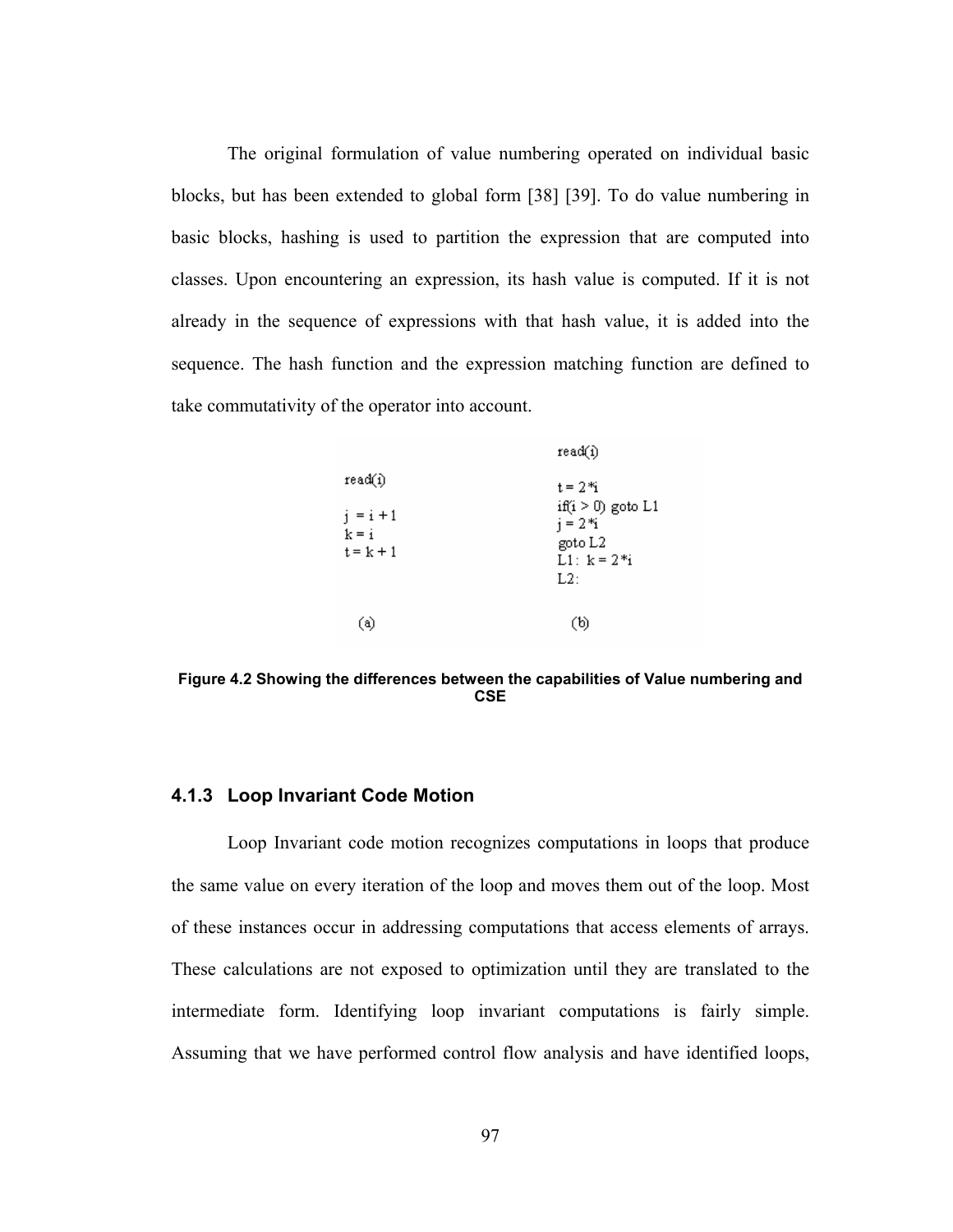The original formulation of value numbering operated on individual basic blocks, but has been extended to global form [38] [39]. To do value numbering in basic blocks, hashing is used to partition the expression that are computed into classes. Upon encountering an expression, its hash value is computed. If it is not already in the sequence of expressions with that hash value, it is added into the sequence. The hash function and the expression matching function are defined to take commutativity of the operator into account.

```
read(i)

j = i + 1
k = i
t = k + 1

(a)
```

```
read(i)

t = 2*i
if(i > 0) goto L1
j = 2*i
goto L2
L1: k = 2*i
L2:

(b)
```

**Figure 4.2 Showing the differences between the capabilities of Value numbering and CSE**

### 4.1.3 Loop Invariant Code Motion

Loop Invariant code motion recognizes computations in loops that produce the same value on every iteration of the loop and moves them out of the loop. Most of these instances occur in addressing computations that access elements of arrays. These calculations are not exposed to optimization until they are translated to the intermediate form. Identifying loop invariant computations is fairly simple. Assuming that we have performed control flow analysis and have identified loops,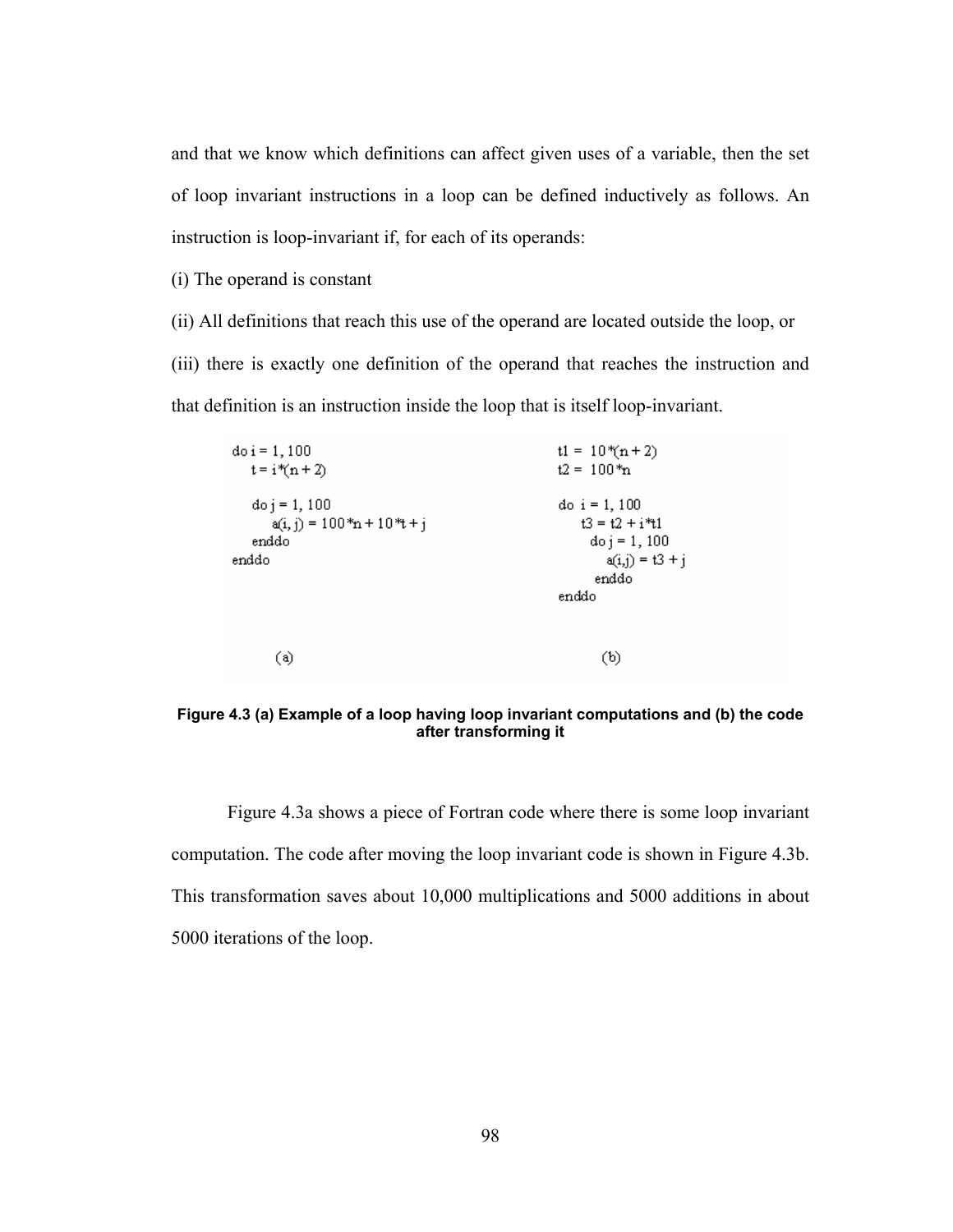and that we know which definitions can affect given uses of a variable, then the set of loop invariant instructions in a loop can be defined inductively as follows. An instruction is loop-invariant if, for each of its operands:

(i) The operand is constant

(ii) All definitions that reach this use of the operand are located outside the loop, or

(iii) there is exactly one definition of the operand that reaches the instruction and that definition is an instruction inside the loop that is itself loop-invariant.

```
do i = 1, 100
    t = i*(n + 2)

    do j = 1, 100
        a(i, j) = 100*n + 10*t + j
    enddo
enddo
```

(a)

```
t1 =  10*(n + 2)
t2 =  100*n

do  i = 1, 100
     t3 = t2 + i*t1
       do j = 1, 100
           a(i,j) = t3 + j
       enddo
enddo
```

(b)

**Figure 4.3 (a) Example of a loop having loop invariant computations and (b) the code after transforming it**

Figure 4.3a shows a piece of Fortran code where there is some loop invariant computation. The code after moving the loop invariant code is shown in Figure 4.3b. This transformation saves about 10,000 multiplications and 5000 additions in about 5000 iterations of the loop.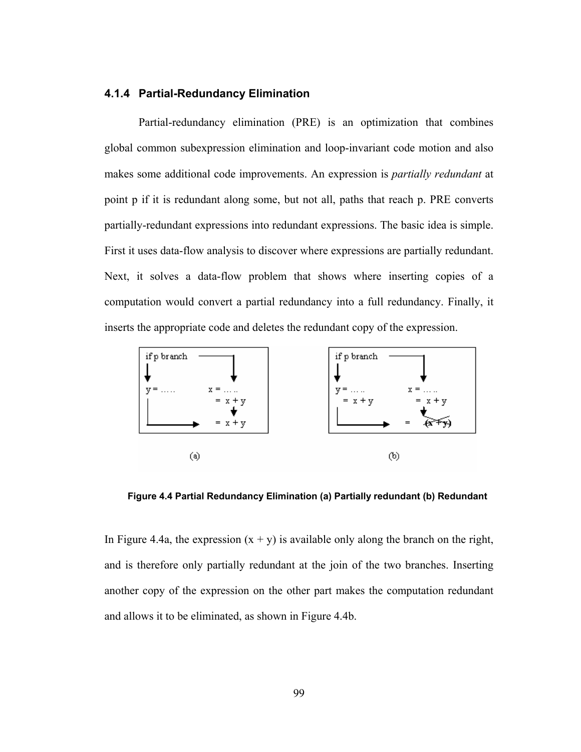### 4.1.4 Partial-Redundancy Elimination

Partial-redundancy elimination (PRE) is an optimization that combines global common subexpression elimination and loop-invariant code motion and also makes some additional code improvements. An expression is *partially redundant* at point p if it is redundant along some, but not all, paths that reach p. PRE converts partially-redundant expressions into redundant expressions. The basic idea is simple. First it uses data-flow analysis to discover where expressions are partially redundant. Next, it solves a data-flow problem that shows where inserting copies of a computation would convert a partial redundancy into a full redundancy. Finally, it inserts the appropriate code and deletes the redundant copy of the expression.

**Figure 4.4 Partial Redundancy Elimination (a) Partially redundant (b) Redundant**

In Figure 4.4a, the expression (x + y) is available only along the branch on the right, and is therefore only partially redundant at the join of the two branches. Inserting another copy of the expression on the other part makes the computation redundant and allows it to be eliminated, as shown in Figure 4.4b.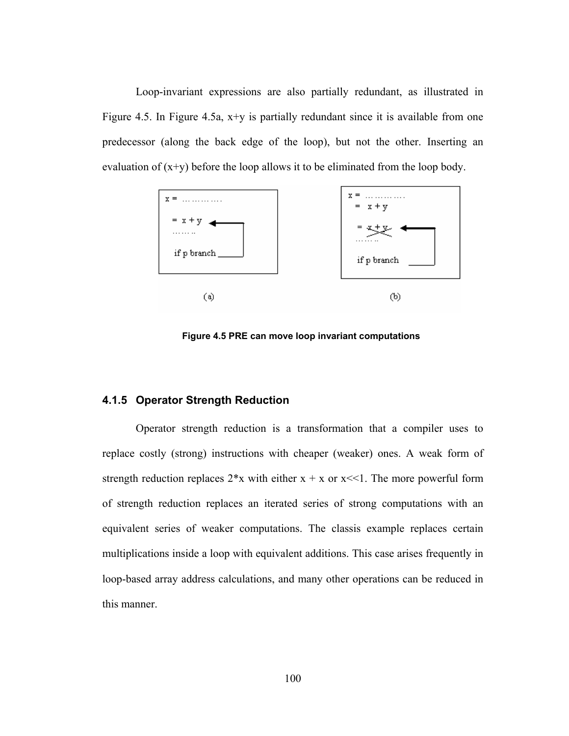Loop-invariant expressions are also partially redundant, as illustrated in Figure 4.5. In Figure 4.5a, x+y is partially redundant since it is available from one predecessor (along the back edge of the loop), but not the other. Inserting an evaluation of (x+y) before the loop allows it to be eliminated from the loop body.

**Figure 4.5 PRE can move loop invariant computations**

### 4.1.5 Operator Strength Reduction

Operator strength reduction is a transformation that a compiler uses to replace costly (strong) instructions with cheaper (weaker) ones. A weak form of strength reduction replaces 2*x with either x + x or x<<1. The more powerful form of strength reduction replaces an iterated series of strong computations with an equivalent series of weaker computations. The classis example replaces certain multiplications inside a loop with equivalent additions. This case arises frequently in loop-based array address calculations, and many other operations can be reduced in this manner.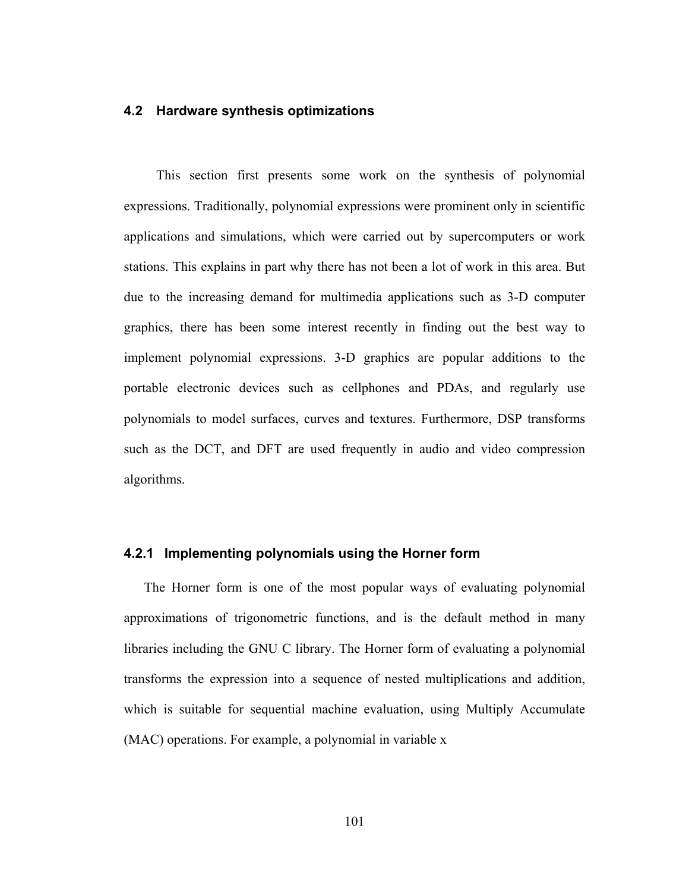### 4.2 Hardware synthesis optimizations

This section first presents some work on the synthesis of polynomial expressions. Traditionally, polynomial expressions were prominent only in scientific applications and simulations, which were carried out by supercomputers or work stations. This explains in part why there has not been a lot of work in this area. But due to the increasing demand for multimedia applications such as 3-D computer graphics, there has been some interest recently in finding out the best way to implement polynomial expressions. 3-D graphics are popular additions to the portable electronic devices such as cellphones and PDAs, and regularly use polynomials to model surfaces, curves and textures. Furthermore, DSP transforms such as the DCT, and DFT are used frequently in audio and video compression algorithms.

#### 4.2.1 Implementing polynomials using the Horner form

The Horner form is one of the most popular ways of evaluating polynomial approximations of trigonometric functions, and is the default method in many libraries including the GNU C library. The Horner form of evaluating a polynomial transforms the expression into a sequence of nested multiplications and addition, which is suitable for sequential machine evaluation, using Multiply Accumulate (MAC) operations. For example, a polynomial in variable x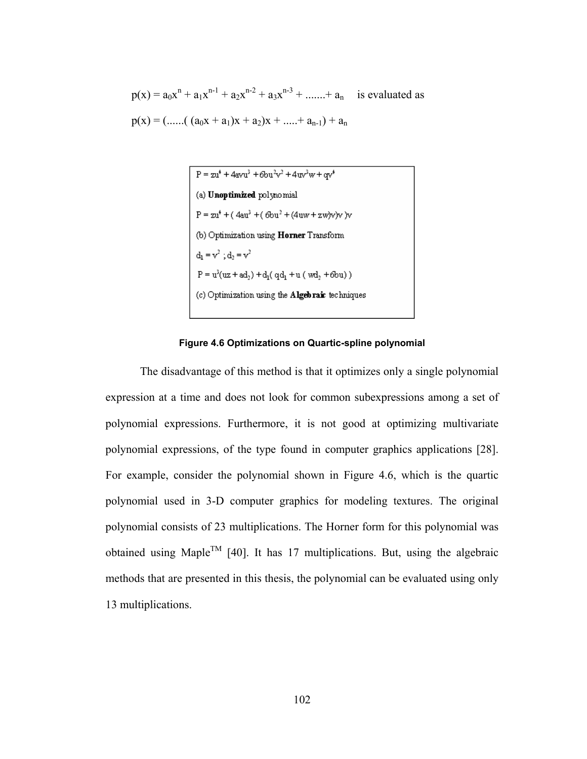$p(x) = a_0x^n + a_1x^{n-1} + a_2x^{n-2} + a_3x^{n-3} + ....... + a_n$ is evaluated as

$p(x) = (......( (a_0x + a_1)x + a_2)x + ..... + a_{n-1}) + a_n$

$P = zu^4 + 4avu^3 + 6bu^2v^2 + 4uv^3w + qv^4$

(a) **Unoptimized** polynomial

$P = zu^4 + ( 4au^3 + ( 6bu^2 + (4uw + zw)v)v )v$

(b) Optimization using **Horner** Transform

$d_1 = v^2$ ; $d_2 = v^2$

$P = u^3(uz + ad_2) + d_1( qd_1 + u ( wd_2 + 6bu) )$

(c) Optimization using the **Algebraic** techniques

**Figure 4.6 Optimizations on Quartic-spline polynomial**

The disadvantage of this method is that it optimizes only a single polynomial expression at a time and does not look for common subexpressions among a set of polynomial expressions. Furthermore, it is not good at optimizing multivariate polynomial expressions, of the type found in computer graphics applications [28]. For example, consider the polynomial shown in Figure 4.6, which is the quartic polynomial used in 3-D computer graphics for modeling textures. The original polynomial consists of 23 multiplications. The Horner form for this polynomial was obtained using Maple™ [40]. It has 17 multiplications. But, using the algebraic methods that are presented in this thesis, the polynomial can be evaluated using only 13 multiplications.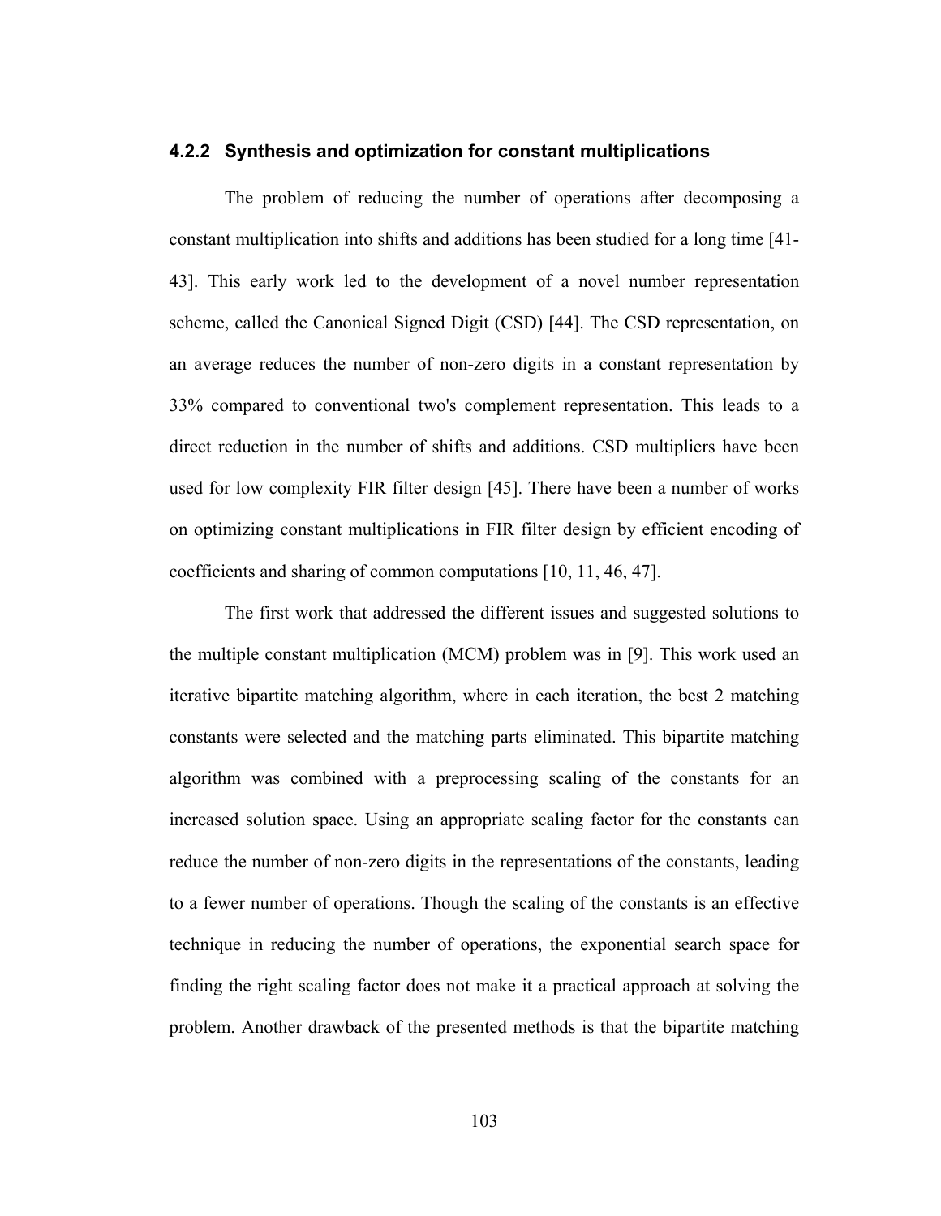### 4.2.2 Synthesis and optimization for constant multiplications

The problem of reducing the number of operations after decomposing a constant multiplication into shifts and additions has been studied for a long time [41-43]. This early work led to the development of a novel number representation scheme, called the Canonical Signed Digit (CSD) [44]. The CSD representation, on an average reduces the number of non-zero digits in a constant representation by 33% compared to conventional two's complement representation. This leads to a direct reduction in the number of shifts and additions. CSD multipliers have been used for low complexity FIR filter design [45]. There have been a number of works on optimizing constant multiplications in FIR filter design by efficient encoding of coefficients and sharing of common computations [10, 11, 46, 47].

The first work that addressed the different issues and suggested solutions to the multiple constant multiplication (MCM) problem was in [9]. This work used an iterative bipartite matching algorithm, where in each iteration, the best 2 matching constants were selected and the matching parts eliminated. This bipartite matching algorithm was combined with a preprocessing scaling of the constants for an increased solution space. Using an appropriate scaling factor for the constants can reduce the number of non-zero digits in the representations of the constants, leading to a fewer number of operations. Though the scaling of the constants is an effective technique in reducing the number of operations, the exponential search space for finding the right scaling factor does not make it a practical approach at solving the problem. Another drawback of the presented methods is that the bipartite matching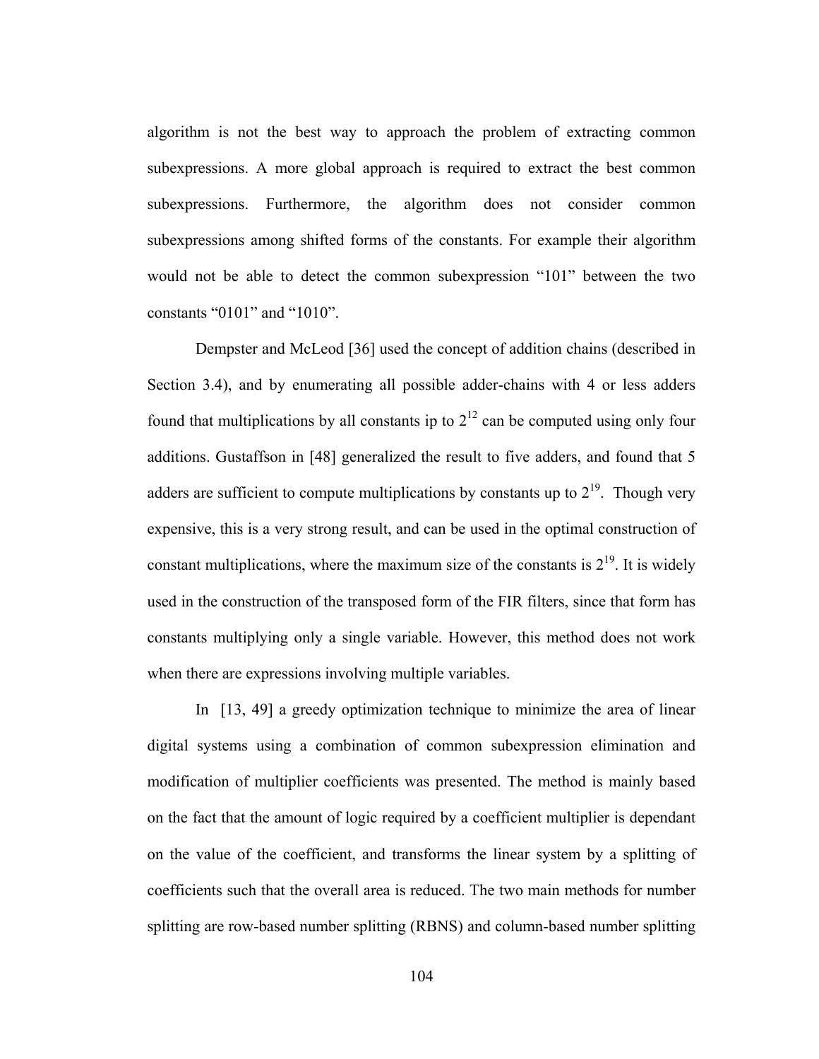algorithm is not the best way to approach the problem of extracting common subexpressions. A more global approach is required to extract the best common subexpressions. Furthermore, the algorithm does not consider common subexpressions among shifted forms of the constants. For example their algorithm would not be able to detect the common subexpression "101" between the two constants "0101" and "1010".

Dempster and McLeod [36] used the concept of addition chains (described in Section 3.4), and by enumerating all possible adder-chains with 4 or less adders found that multiplications by all constants ip to $2^{12}$ can be computed using only four additions. Gustaffson in [48] generalized the result to five adders, and found that 5 adders are sufficient to compute multiplications by constants up to $2^{19}$. Though very expensive, this is a very strong result, and can be used in the optimal construction of constant multiplications, where the maximum size of the constants is $2^{19}$. It is widely used in the construction of the transposed form of the FIR filters, since that form has constants multiplying only a single variable. However, this method does not work when there are expressions involving multiple variables.

In [13, 49] a greedy optimization technique to minimize the area of linear digital systems using a combination of common subexpression elimination and modification of multiplier coefficients was presented. The method is mainly based on the fact that the amount of logic required by a coefficient multiplier is dependant on the value of the coefficient, and transforms the linear system by a splitting of coefficients such that the overall area is reduced. The two main methods for number splitting are row-based number splitting (RBNS) and column-based number splitting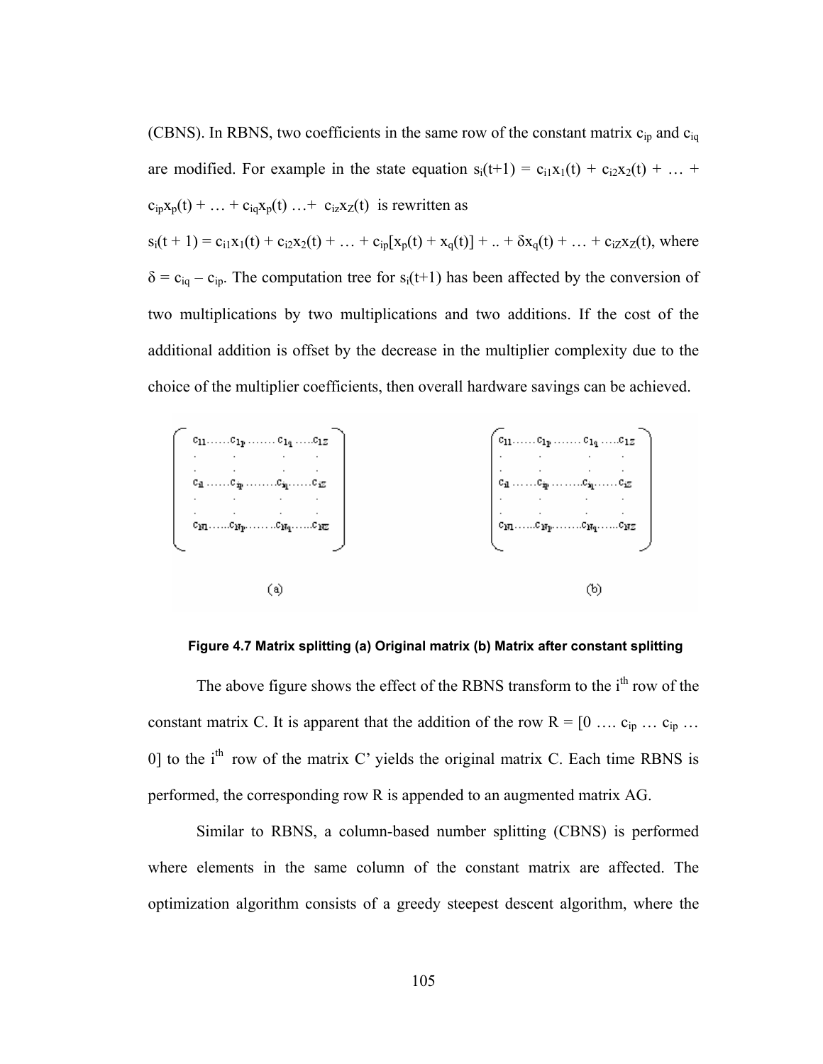(CBNS). In RBNS, two coefficients in the same row of the constant matrix $c_{ip}$ and $c_{iq}$ are modified. For example in the state equation $s_i(t+1) = c_{i1}x_1(t) + c_{i2}x_2(t) + \ldots + c_{ip}x_p(t) + \ldots + c_{iq}x_p(t) \ldots + c_{iz}x_Z(t)$ is rewritten as

$s_i(t + 1) = c_{i1}x_1(t) + c_{i2}x_2(t) + \ldots + c_{ip}[x_p(t) + x_q(t)] + .. + \delta x_q(t) + \ldots + c_{iZ}x_Z(t)$, where $\delta = c_{iq} - c_{ip}$. The computation tree for $s_i(t+1)$ has been affected by the conversion of two multiplications by two multiplications and two additions. If the cost of the additional addition is offset by the decrease in the multiplier complexity due to the choice of the multiplier coefficients, then overall hardware savings can be achieved.

$$
\begin{pmatrix}
c_{11} \ldots\ldots c_{1p} \ldots\ldots c_{1q} \ldots c_{1Z} \\
\cdot \quad \cdot \quad \cdot \quad \cdot \\
\cdot \quad \cdot \quad \cdot \quad \cdot \\
c_{i1} \ldots\ldots c_{ip} \ldots\ldots c_{iq} \ldots c_{iZ} \\
\cdot \quad \cdot \quad \cdot \quad \cdot \\
\cdot \quad \cdot \quad \cdot \quad \cdot \\
c_{N1} \ldots\ldots c_{Np} \ldots\ldots c_{Nq} \ldots c_{NZ}
\end{pmatrix}
\qquad
\begin{pmatrix}
c_{11} \ldots\ldots c_{1p} \ldots\ldots c_{1q} \ldots c_{1Z} \\
\cdot \quad \cdot \quad \cdot \quad \cdot \\
\cdot \quad \cdot \quad \cdot \quad \cdot \\
c_{i1} \ldots\ldots c_{ip} \ldots\ldots c_{iq} \ldots c_{iZ} \\
\cdot \quad \cdot \quad \cdot \quad \cdot \\
\cdot \quad \cdot \quad \cdot \quad \cdot \\
c_{N1} \ldots\ldots c_{Np} \ldots\ldots c_{Nq} \ldots c_{NZ}
\end{pmatrix}
$$

(a) (b)

**Figure 4.7 Matrix splitting (a) Original matrix (b) Matrix after constant splitting**

The above figure shows the effect of the RBNS transform to the $i^{th}$ row of the constant matrix C. It is apparent that the addition of the row $R = [0 \ldots c_{ip} \ldots c_{ip} \ldots 0]$ to the $i^{th}$ row of the matrix C' yields the original matrix C. Each time RBNS is performed, the corresponding row R is appended to an augmented matrix AG.

Similar to RBNS, a column-based number splitting (CBNS) is performed where elements in the same column of the constant matrix are affected. The optimization algorithm consists of a greedy steepest descent algorithm, where the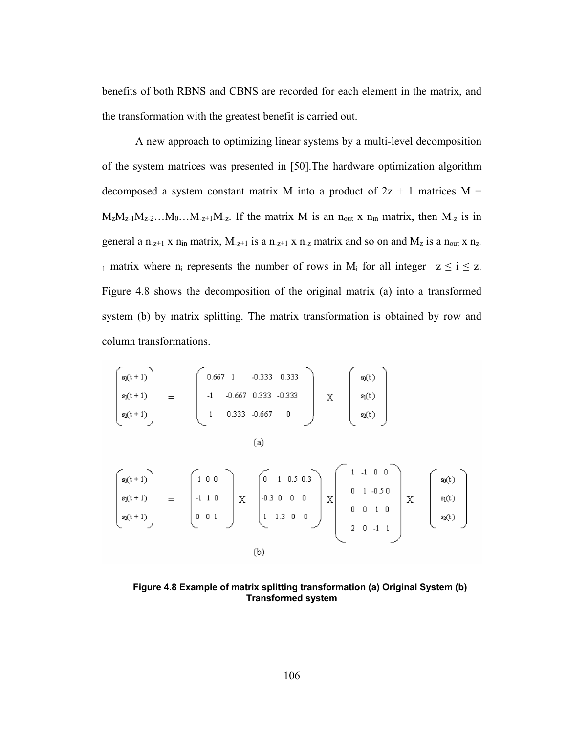benefits of both RBNS and CBNS are recorded for each element in the matrix, and the transformation with the greatest benefit is carried out.

A new approach to optimizing linear systems by a multi-level decomposition of the system matrices was presented in [50].The hardware optimization algorithm decomposed a system constant matrix M into a product of 2z + 1 matrices $M = M_z M_{z-1} M_{z-2} \ldots M_0 \ldots M_{-z+1} M_{-z}$. If the matrix M is an $n_{out}$ x $n_{in}$ matrix, then $M_{-z}$ is in general a $n_{-z+1}$ x $n_{in}$ matrix, $M_{-z+1}$ is a $n_{-z+1}$ x $n_{-z}$ matrix and so on and $M_z$ is a $n_{out}$ x $n_{z-1}$ matrix where $n_i$ represents the number of rows in $M_i$ for all integer $-z \leq i \leq z$. Figure 4.8 shows the decomposition of the original matrix (a) into a transformed system (b) by matrix splitting. The matrix transformation is obtained by row and column transformations.

$$\begin{pmatrix} s_0(t+1) \\ s_1(t+1) \\ s_2(t+1) \end{pmatrix} = \begin{pmatrix} 0.667 & 1 & -0.333 & 0.333 \\ -1 & -0.667 & 0.333 & -0.333 \\ 1 & 0.333 & -0.667 & 0 \end{pmatrix} \text{X} \begin{pmatrix} s_0(t) \\ s_1(t) \\ s_2(t) \end{pmatrix}$$

(a)

$$\begin{pmatrix} s_0(t+1) \\ s_1(t+1) \\ s_2(t+1) \end{pmatrix} = \begin{pmatrix} 1 & 0 & 0 \\ -1 & 1 & 0 \\ 0 & 0 & 1 \end{pmatrix} \text{X} \begin{pmatrix} 0 & 1 & 0.5 & 0.3 \\ -0.3 & 0 & 0 & 0 \\ 1 & 1.3 & 0 & 0 \end{pmatrix} \text{X} \begin{pmatrix} 1 & -1 & 0 & 0 \\ 0 & 1 & -0.5 & 0 \\ 0 & 0 & 1 & 0 \\ 2 & 0 & -1 & 1 \end{pmatrix} \text{X} \begin{pmatrix} s_0(t) \\ s_1(t) \\ s_2(t) \end{pmatrix}$$

(b)

**Figure 4.8 Example of matrix splitting transformation (a) Original System (b) Transformed system**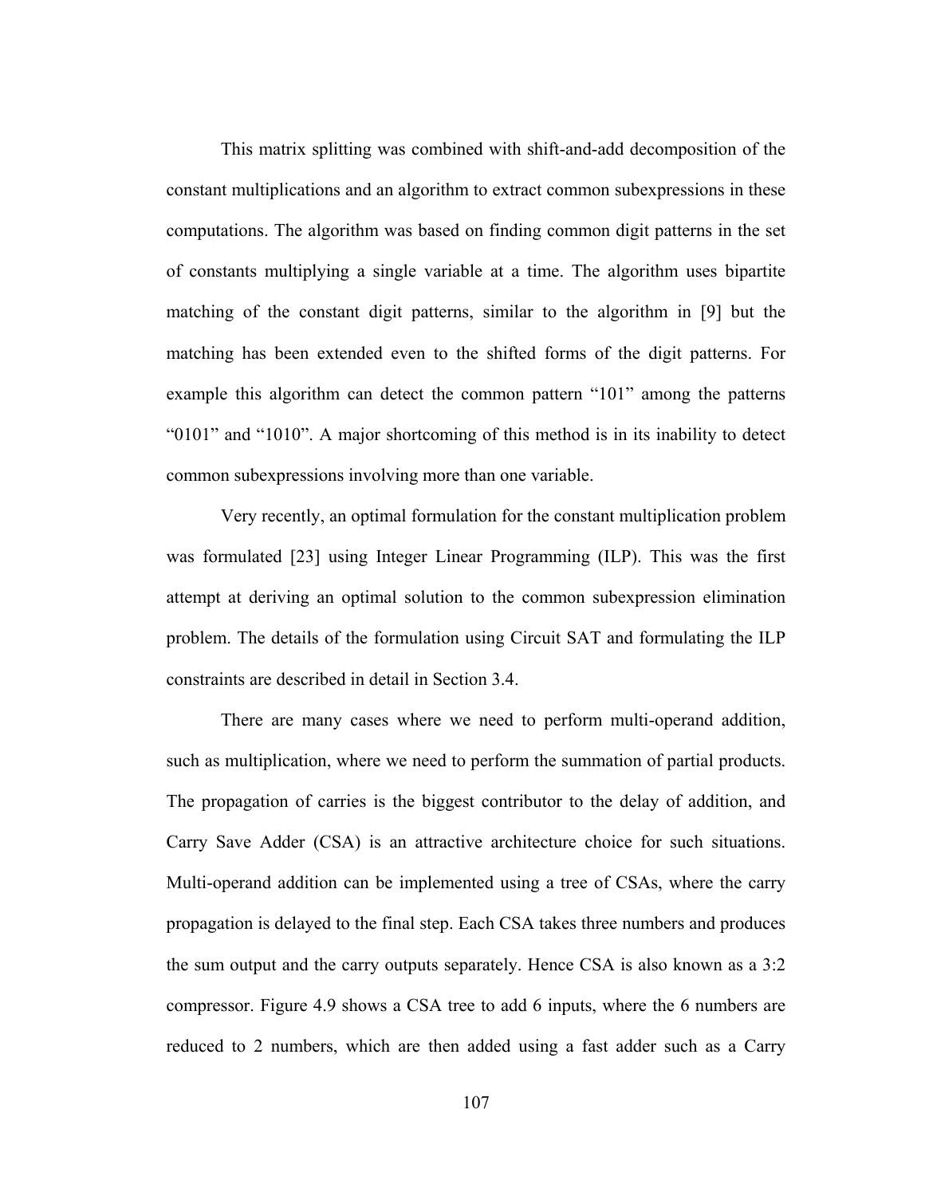This matrix splitting was combined with shift-and-add decomposition of the constant multiplications and an algorithm to extract common subexpressions in these computations. The algorithm was based on finding common digit patterns in the set of constants multiplying a single variable at a time. The algorithm uses bipartite matching of the constant digit patterns, similar to the algorithm in [9] but the matching has been extended even to the shifted forms of the digit patterns. For example this algorithm can detect the common pattern "101" among the patterns "0101" and "1010". A major shortcoming of this method is in its inability to detect common subexpressions involving more than one variable.

Very recently, an optimal formulation for the constant multiplication problem was formulated [23] using Integer Linear Programming (ILP). This was the first attempt at deriving an optimal solution to the common subexpression elimination problem. The details of the formulation using Circuit SAT and formulating the ILP constraints are described in detail in Section 3.4.

There are many cases where we need to perform multi-operand addition, such as multiplication, where we need to perform the summation of partial products. The propagation of carries is the biggest contributor to the delay of addition, and Carry Save Adder (CSA) is an attractive architecture choice for such situations. Multi-operand addition can be implemented using a tree of CSAs, where the carry propagation is delayed to the final step. Each CSA takes three numbers and produces the sum output and the carry outputs separately. Hence CSA is also known as a 3:2 compressor. Figure 4.9 shows a CSA tree to add 6 inputs, where the 6 numbers are reduced to 2 numbers, which are then added using a fast adder such as a Carry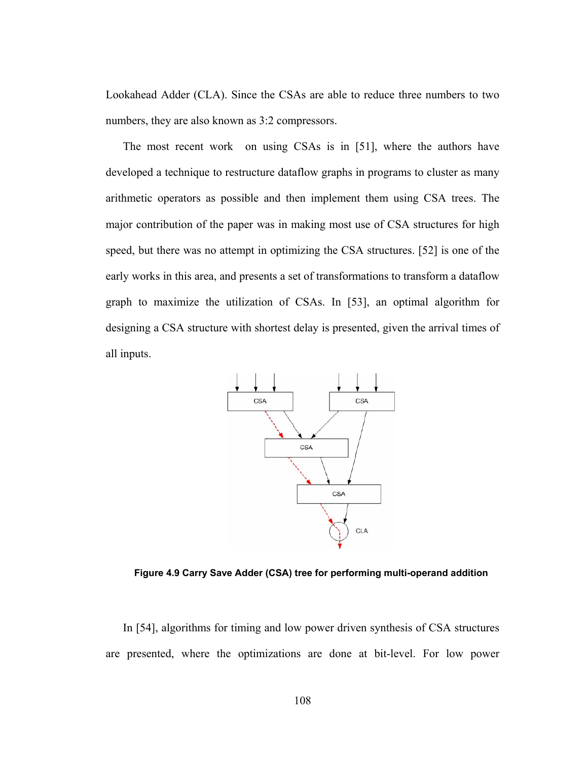Lookahead Adder (CLA). Since the CSAs are able to reduce three numbers to two numbers, they are also known as 3:2 compressors.

The most recent work on using CSAs is in [51], where the authors have developed a technique to restructure dataflow graphs in programs to cluster as many arithmetic operators as possible and then implement them using CSA trees. The major contribution of the paper was in making most use of CSA structures for high speed, but there was no attempt in optimizing the CSA structures. [52] is one of the early works in this area, and presents a set of transformations to transform a dataflow graph to maximize the utilization of CSAs. In [53], an optimal algorithm for designing a CSA structure with shortest delay is presented, given the arrival times of all inputs.

**Figure 4.9 Carry Save Adder (CSA) tree for performing multi-operand addition**

In [54], algorithms for timing and low power driven synthesis of CSA structures are presented, where the optimizations are done at bit-level. For low power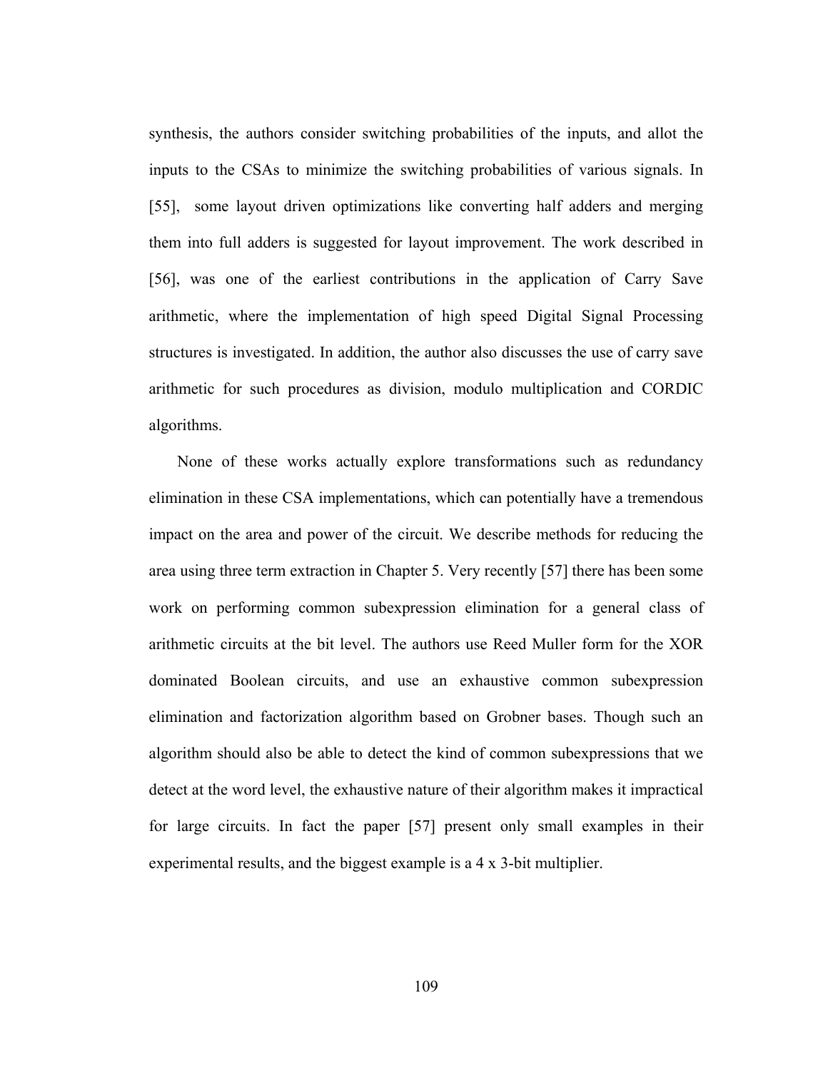synthesis, the authors consider switching probabilities of the inputs, and allot the inputs to the CSAs to minimize the switching probabilities of various signals. In [55], some layout driven optimizations like converting half adders and merging them into full adders is suggested for layout improvement. The work described in [56], was one of the earliest contributions in the application of Carry Save arithmetic, where the implementation of high speed Digital Signal Processing structures is investigated. In addition, the author also discusses the use of carry save arithmetic for such procedures as division, modulo multiplication and CORDIC algorithms.

None of these works actually explore transformations such as redundancy elimination in these CSA implementations, which can potentially have a tremendous impact on the area and power of the circuit. We describe methods for reducing the area using three term extraction in Chapter 5. Very recently [57] there has been some work on performing common subexpression elimination for a general class of arithmetic circuits at the bit level. The authors use Reed Muller form for the XOR dominated Boolean circuits, and use an exhaustive common subexpression elimination and factorization algorithm based on Grobner bases. Though such an algorithm should also be able to detect the kind of common subexpressions that we detect at the word level, the exhaustive nature of their algorithm makes it impractical for large circuits. In fact the paper [57] present only small examples in their experimental results, and the biggest example is a 4 x 3-bit multiplier.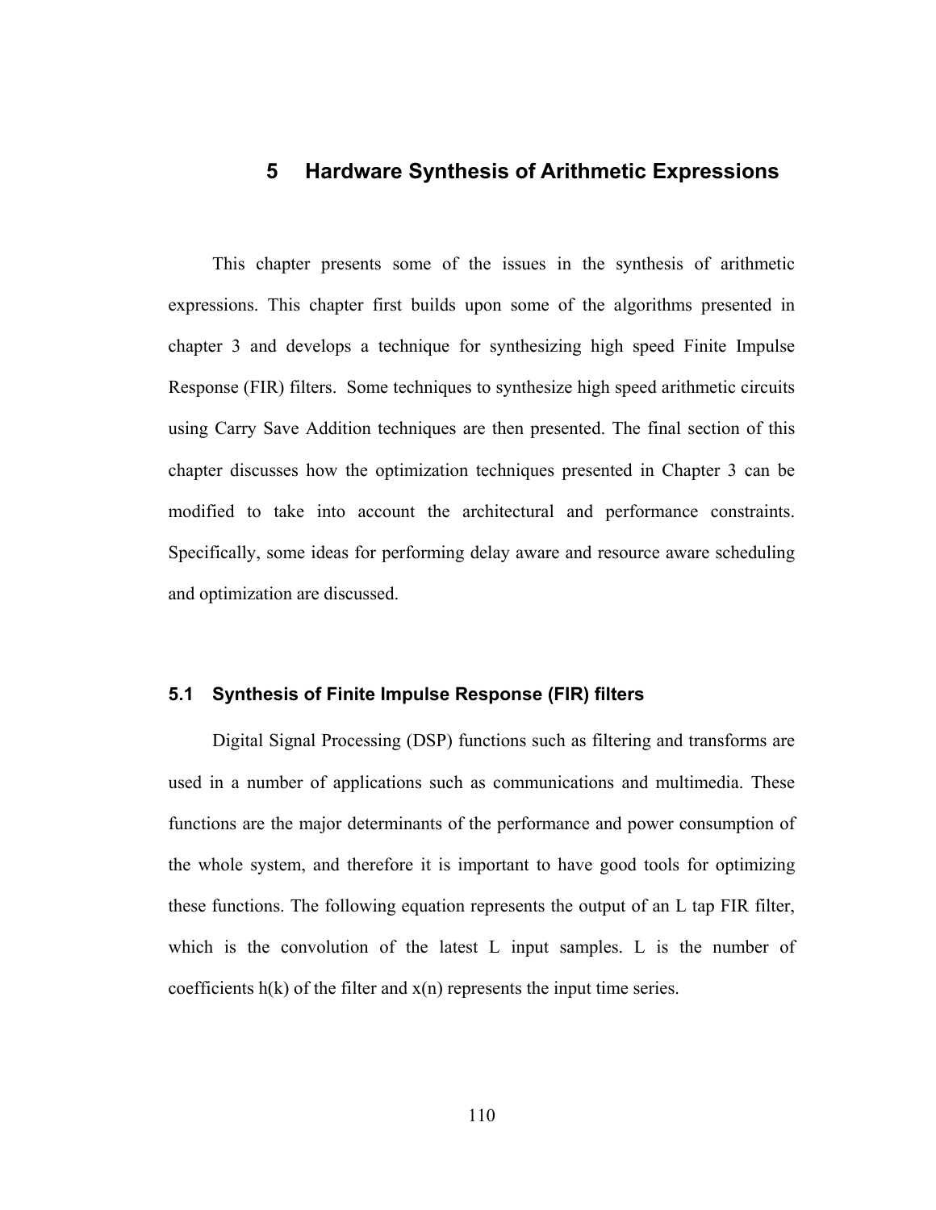# 5 Hardware Synthesis of Arithmetic Expressions

This chapter presents some of the issues in the synthesis of arithmetic expressions. This chapter first builds upon some of the algorithms presented in chapter 3 and develops a technique for synthesizing high speed Finite Impulse Response (FIR) filters. Some techniques to synthesize high speed arithmetic circuits using Carry Save Addition techniques are then presented. The final section of this chapter discusses how the optimization techniques presented in Chapter 3 can be modified to take into account the architectural and performance constraints. Specifically, some ideas for performing delay aware and resource aware scheduling and optimization are discussed.

## 5.1 Synthesis of Finite Impulse Response (FIR) filters

Digital Signal Processing (DSP) functions such as filtering and transforms are used in a number of applications such as communications and multimedia. These functions are the major determinants of the performance and power consumption of the whole system, and therefore it is important to have good tools for optimizing these functions. The following equation represents the output of an L tap FIR filter, which is the convolution of the latest L input samples. L is the number of coefficients $h(k)$ of the filter and $x(n)$ represents the input time series.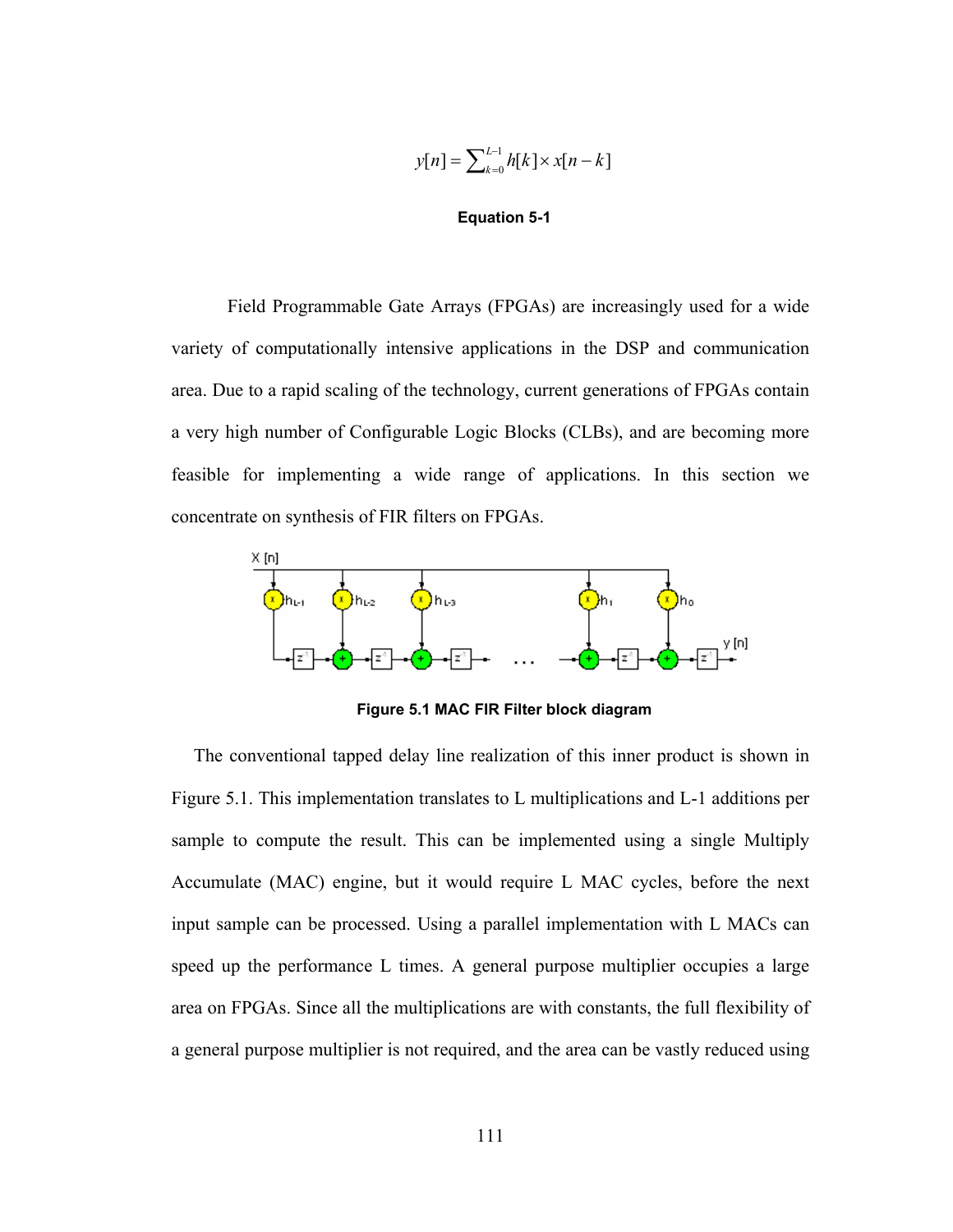$$y[n] = \sum_{k=0}^{L-1} h[k] \times x[n-k]$$

**Equation 5-1**

Field Programmable Gate Arrays (FPGAs) are increasingly used for a wide variety of computationally intensive applications in the DSP and communication area. Due to a rapid scaling of the technology, current generations of FPGAs contain a very high number of Configurable Logic Blocks (CLBs), and are becoming more feasible for implementing a wide range of applications. In this section we concentrate on synthesis of FIR filters on FPGAs.

**Figure 5.1 MAC FIR Filter block diagram**

The conventional tapped delay line realization of this inner product is shown in Figure 5.1. This implementation translates to L multiplications and L-1 additions per sample to compute the result. This can be implemented using a single Multiply Accumulate (MAC) engine, but it would require L MAC cycles, before the next input sample can be processed. Using a parallel implementation with L MACs can speed up the performance L times. A general purpose multiplier occupies a large area on FPGAs. Since all the multiplications are with constants, the full flexibility of a general purpose multiplier is not required, and the area can be vastly reduced using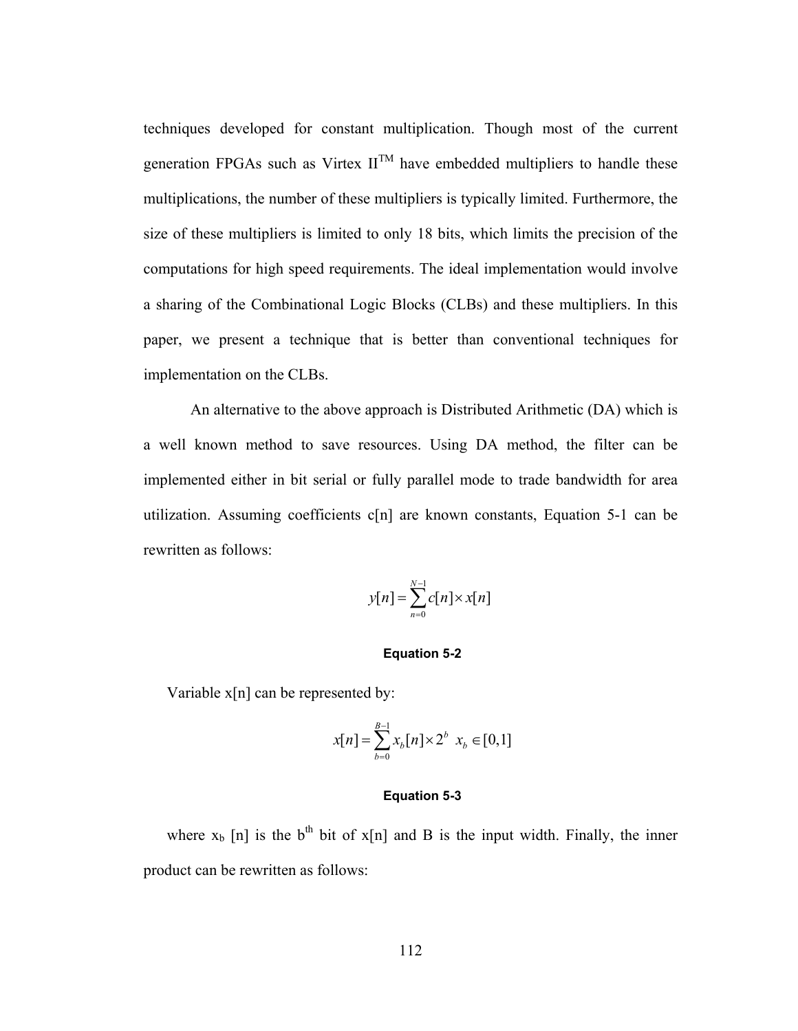techniques developed for constant multiplication. Though most of the current generation FPGAs such as Virtex II™ have embedded multipliers to handle these multiplications, the number of these multipliers is typically limited. Furthermore, the size of these multipliers is limited to only 18 bits, which limits the precision of the computations for high speed requirements. The ideal implementation would involve a sharing of the Combinational Logic Blocks (CLBs) and these multipliers. In this paper, we present a technique that is better than conventional techniques for implementation on the CLBs.

An alternative to the above approach is Distributed Arithmetic (DA) which is a well known method to save resources. Using DA method, the filter can be implemented either in bit serial or fully parallel mode to trade bandwidth for area utilization. Assuming coefficients c[n] are known constants, Equation 5-1 can be rewritten as follows:

$$y[n] = \sum_{n=0}^{N-1} c[n] \times x[n]$$

**Equation 5-2**

Variable x[n] can be represented by:

$$x[n] = \sum_{b=0}^{B-1} x_b[n] \times 2^b \quad x_b \in [0,1]$$

**Equation 5-3**

where $x_b[n]$ is the $b^{th}$ bit of x[n] and B is the input width. Finally, the inner product can be rewritten as follows: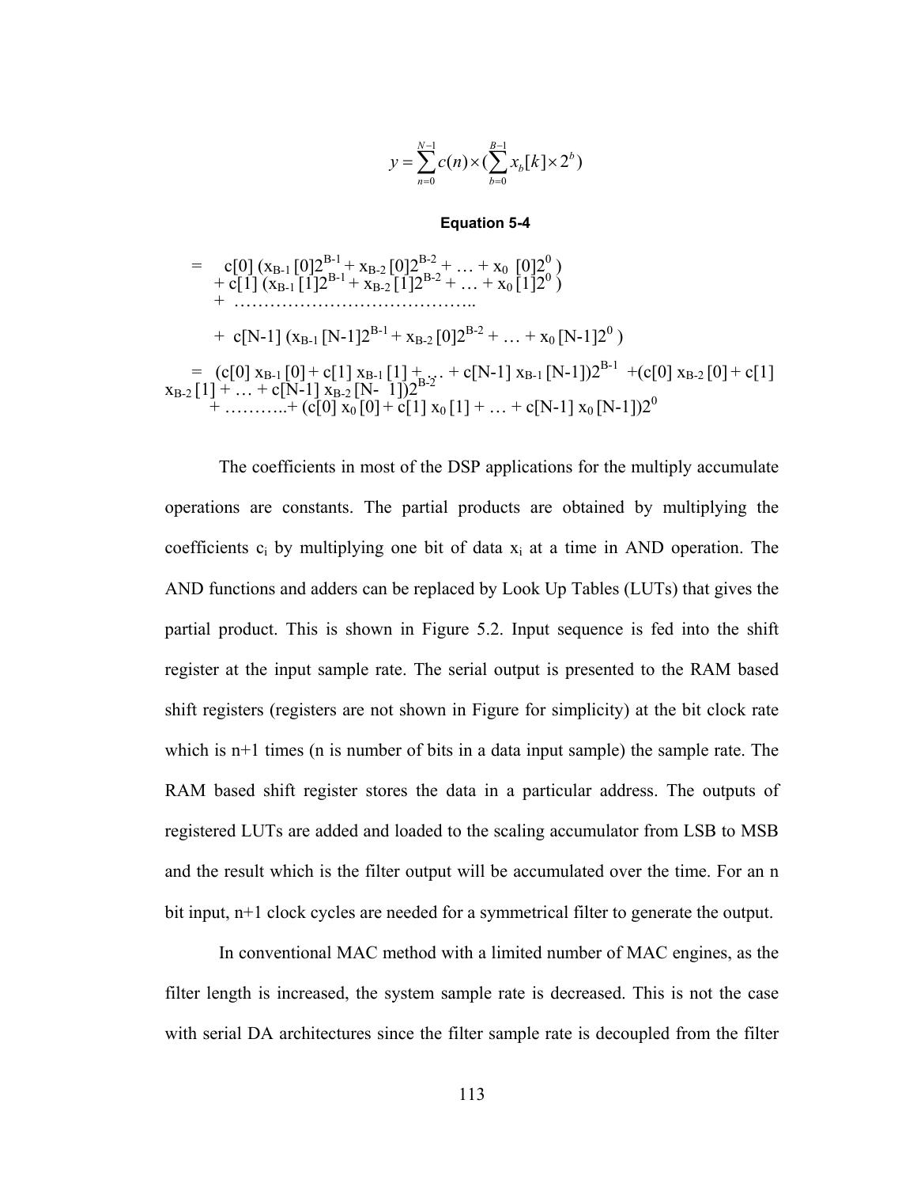$$y = \sum_{n=0}^{N-1} c(n) \times (\sum_{b=0}^{B-1} x_b[k] \times 2^b)$$

**Equation 5-4**

$$= \quad c[0]\,(x_{B-1}[0]2^{B-1} + x_{B-2}[0]2^{B-2} + \ldots + x_0\,[0]2^0\,)$$
$$+\, c[1]\,(x_{B-1}[1]2^{B-1} + x_{B-2}[1]2^{B-2} + \ldots + x_0[1]2^0\,)$$
$$+ \ \ldots\ldots\ldots\ldots\ldots\ldots\ldots\ldots\ldots\ldots\ldots\ldots..$$
$$+\ c[N\text{-}1]\,(x_{B-1}[N\text{-}1]2^{B-1} + x_{B-2}[0]2^{B-2} + \ldots + x_0[N\text{-}1]2^0\,)$$

$$= \ (c[0]\,x_{B-1}[0] + c[1]\,x_{B-1}[1] + \ldots + c[N\text{-}1]\,x_{B-1}[N\text{-}1])2^{B-1} \ +(c[0]\,x_{B-2}[0] + c[1]\,x_{B-2}[1] + \ldots + c[N\text{-}1]\,x_{B-2}[N\text{-}\ 1])2^{B-2}$$
$$+ \ldots\ldots\ldots..+ (c[0]\,x_0[0] + c[1]\,x_0[1] + \ldots + c[N\text{-}1]\,x_0[N\text{-}1])2^0$$

The coefficients in most of the DSP applications for the multiply accumulate operations are constants. The partial products are obtained by multiplying the coefficients $c_i$ by multiplying one bit of data $x_i$ at a time in AND operation. The AND functions and adders can be replaced by Look Up Tables (LUTs) that gives the partial product. This is shown in Figure 5.2. Input sequence is fed into the shift register at the input sample rate. The serial output is presented to the RAM based shift registers (registers are not shown in Figure for simplicity) at the bit clock rate which is n+1 times (n is number of bits in a data input sample) the sample rate. The RAM based shift register stores the data in a particular address. The outputs of registered LUTs are added and loaded to the scaling accumulator from LSB to MSB and the result which is the filter output will be accumulated over the time. For an n bit input, n+1 clock cycles are needed for a symmetrical filter to generate the output.

In conventional MAC method with a limited number of MAC engines, as the filter length is increased, the system sample rate is decreased. This is not the case with serial DA architectures since the filter sample rate is decoupled from the filter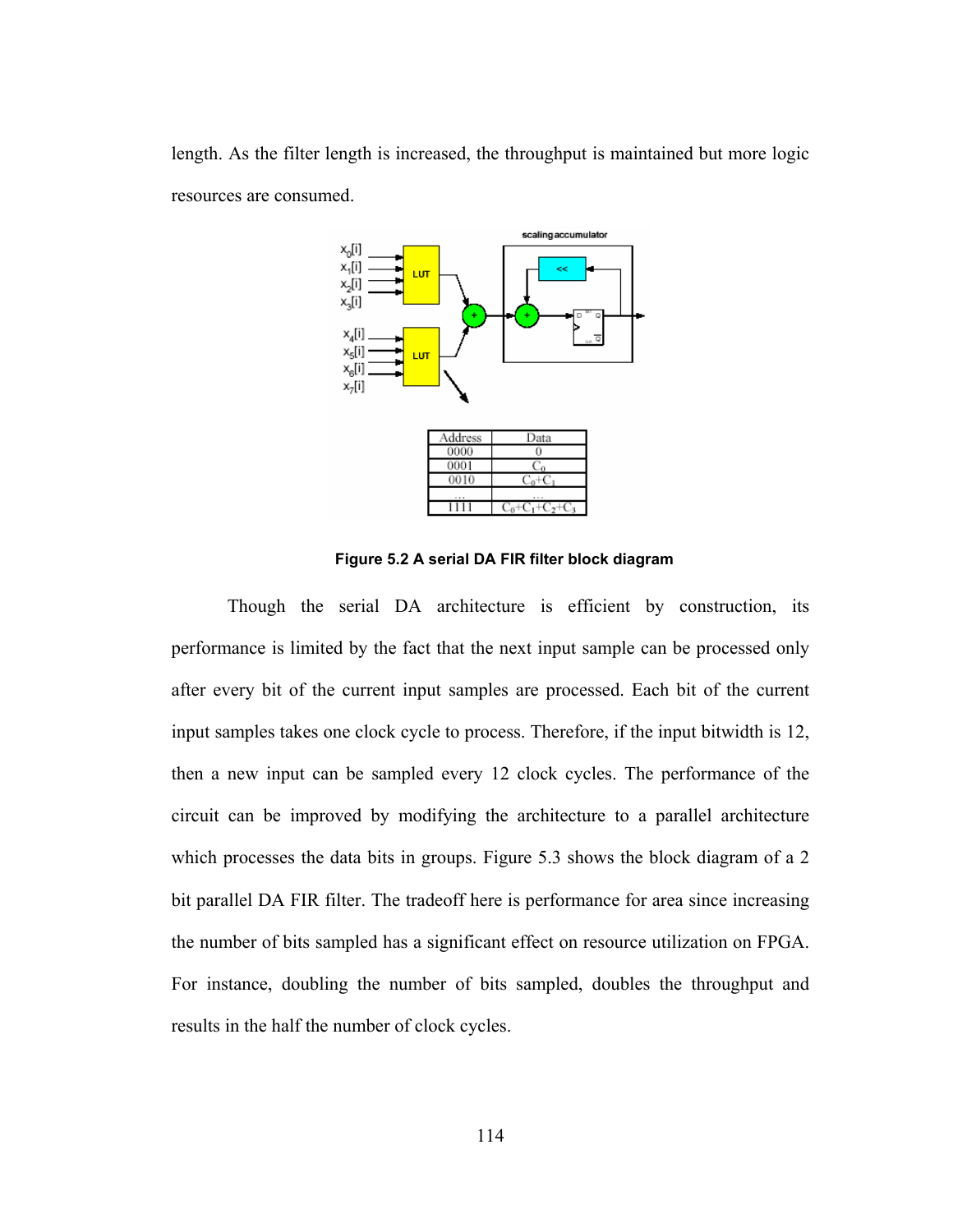length. As the filter length is increased, the throughput is maintained but more logic resources are consumed.

| Address | Data |
| --- | --- |
| 0000 | 0 |
| 0001 | $C_0$ |
| 0010 | $C_0+C_1$ |
| ... | ... |
| 1111 | $C_0+C_1+C_2+C_3$ |

**Figure 5.2 A serial DA FIR filter block diagram**

Though the serial DA architecture is efficient by construction, its performance is limited by the fact that the next input sample can be processed only after every bit of the current input samples are processed. Each bit of the current input samples takes one clock cycle to process. Therefore, if the input bitwidth is 12, then a new input can be sampled every 12 clock cycles. The performance of the circuit can be improved by modifying the architecture to a parallel architecture which processes the data bits in groups. Figure 5.3 shows the block diagram of a 2 bit parallel DA FIR filter. The tradeoff here is performance for area since increasing the number of bits sampled has a significant effect on resource utilization on FPGA. For instance, doubling the number of bits sampled, doubles the throughput and results in the half the number of clock cycles.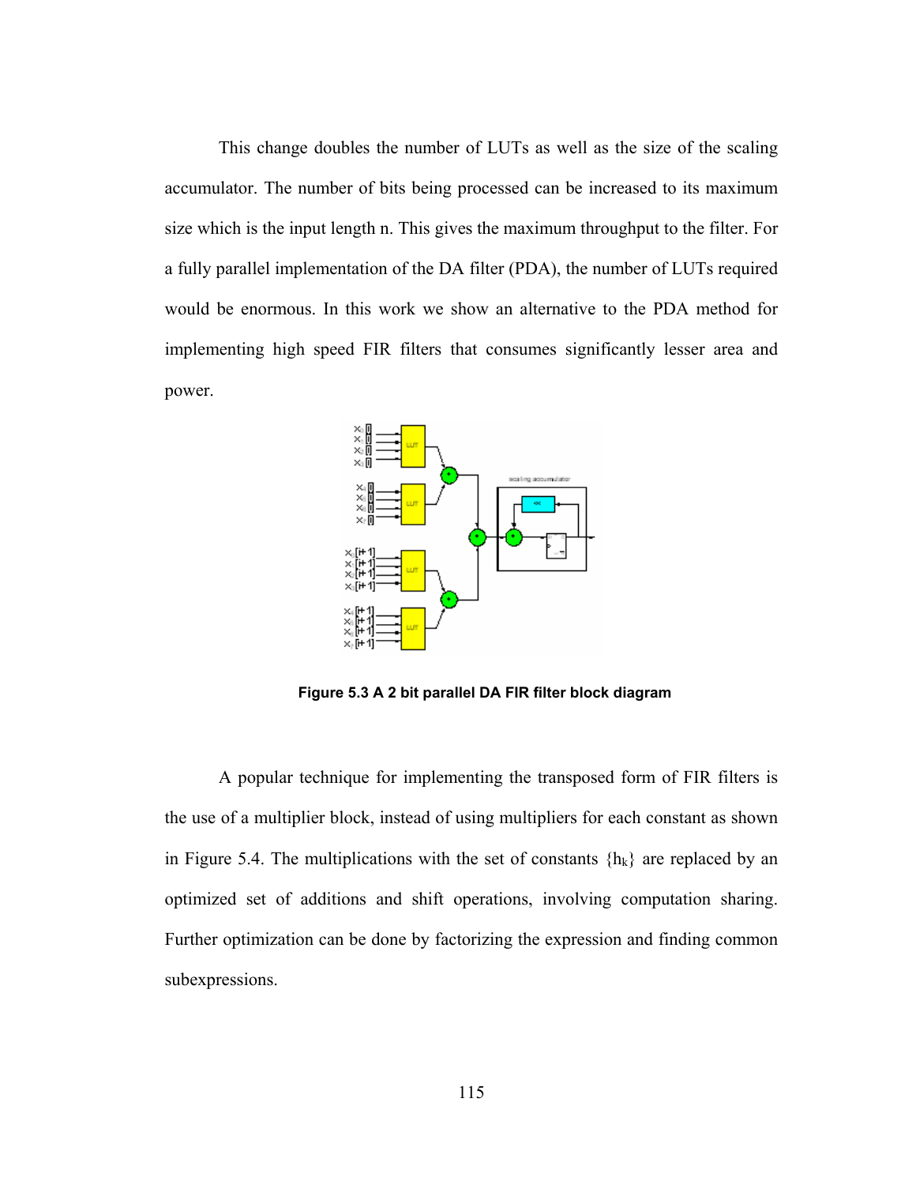This change doubles the number of LUTs as well as the size of the scaling accumulator. The number of bits being processed can be increased to its maximum size which is the input length n. This gives the maximum throughput to the filter. For a fully parallel implementation of the DA filter (PDA), the number of LUTs required would be enormous. In this work we show an alternative to the PDA method for implementing high speed FIR filters that consumes significantly lesser area and power.

**Figure 5.3 A 2 bit parallel DA FIR filter block diagram**

A popular technique for implementing the transposed form of FIR filters is the use of a multiplier block, instead of using multipliers for each constant as shown in Figure 5.4. The multiplications with the set of constants $\{h_k\}$ are replaced by an optimized set of additions and shift operations, involving computation sharing. Further optimization can be done by factorizing the expression and finding common subexpressions.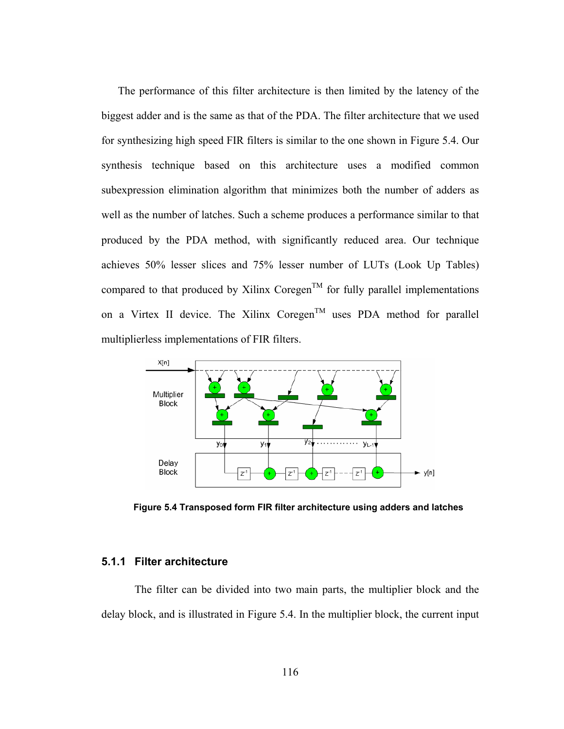The performance of this filter architecture is then limited by the latency of the biggest adder and is the same as that of the PDA. The filter architecture that we used for synthesizing high speed FIR filters is similar to the one shown in Figure 5.4. Our synthesis technique based on this architecture uses a modified common subexpression elimination algorithm that minimizes both the number of adders as well as the number of latches. Such a scheme produces a performance similar to that produced by the PDA method, with significantly reduced area. Our technique achieves 50% lesser slices and 75% lesser number of LUTs (Look Up Tables) compared to that produced by Xilinx Coregen$^{TM}$ for fully parallel implementations on a Virtex II device. The Xilinx Coregen$^{TM}$ uses PDA method for parallel multiplierless implementations of FIR filters.

**Figure 5.4 Transposed form FIR filter architecture using adders and latches**

### 5.1.1 Filter architecture

The filter can be divided into two main parts, the multiplier block and the delay block, and is illustrated in Figure 5.4. In the multiplier block, the current input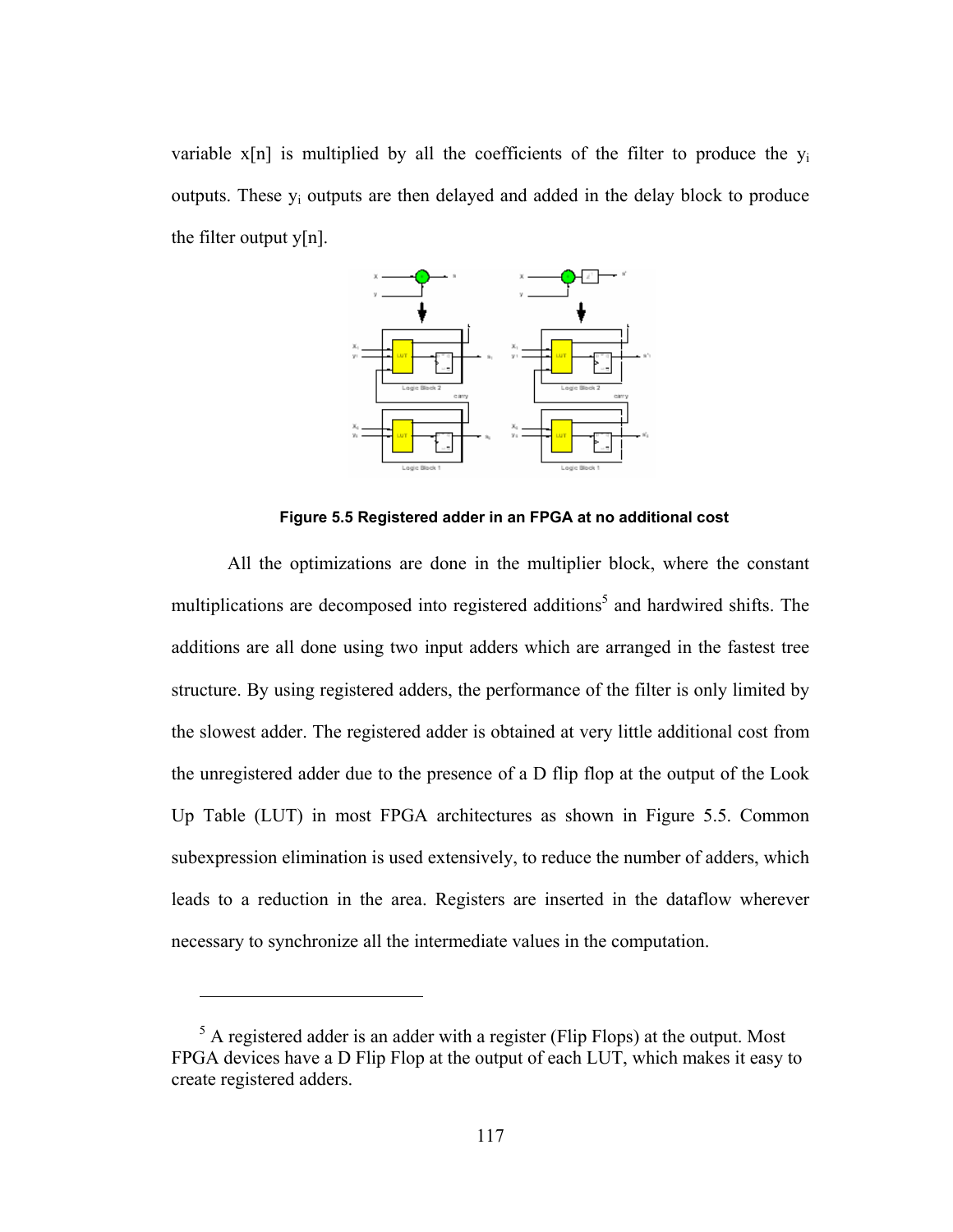variable x[n] is multiplied by all the coefficients of the filter to produce the $y_i$ outputs. These $y_i$ outputs are then delayed and added in the delay block to produce the filter output y[n].

**Figure 5.5 Registered adder in an FPGA at no additional cost**

All the optimizations are done in the multiplier block, where the constant multiplications are decomposed into registered additions[5] and hardwired shifts. The additions are all done using two input adders which are arranged in the fastest tree structure. By using registered adders, the performance of the filter is only limited by the slowest adder. The registered adder is obtained at very little additional cost from the unregistered adder due to the presence of a D flip flop at the output of the Look Up Table (LUT) in most FPGA architectures as shown in Figure 5.5. Common subexpression elimination is used extensively, to reduce the number of adders, which leads to a reduction in the area. Registers are inserted in the dataflow wherever necessary to synchronize all the intermediate values in the computation.

---

[5] A registered adder is an adder with a register (Flip Flops) at the output. Most FPGA devices have a D Flip Flop at the output of each LUT, which makes it easy to create registered adders.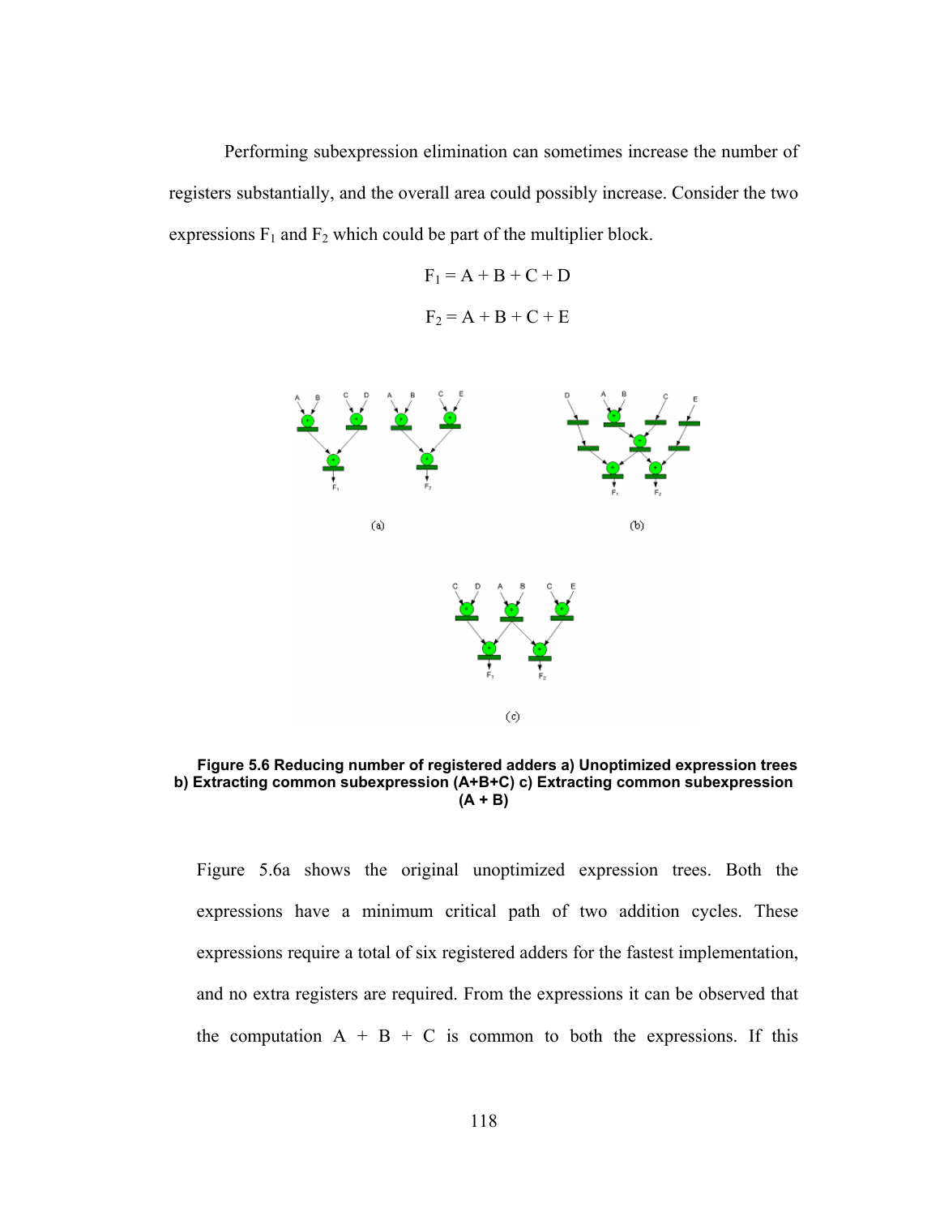Performing subexpression elimination can sometimes increase the number of registers substantially, and the overall area could possibly increase. Consider the two expressions $F_1$ and $F_2$ which could be part of the multiplier block.

$$F_1 = A + B + C + D$$

$$F_2 = A + B + C + E$$

**Figure 5.6 Reducing number of registered adders a) Unoptimized expression trees b) Extracting common subexpression (A+B+C) c) Extracting common subexpression (A + B)**

Figure 5.6a shows the original unoptimized expression trees. Both the expressions have a minimum critical path of two addition cycles. These expressions require a total of six registered adders for the fastest implementation, and no extra registers are required. From the expressions it can be observed that the computation A + B + C is common to both the expressions. If this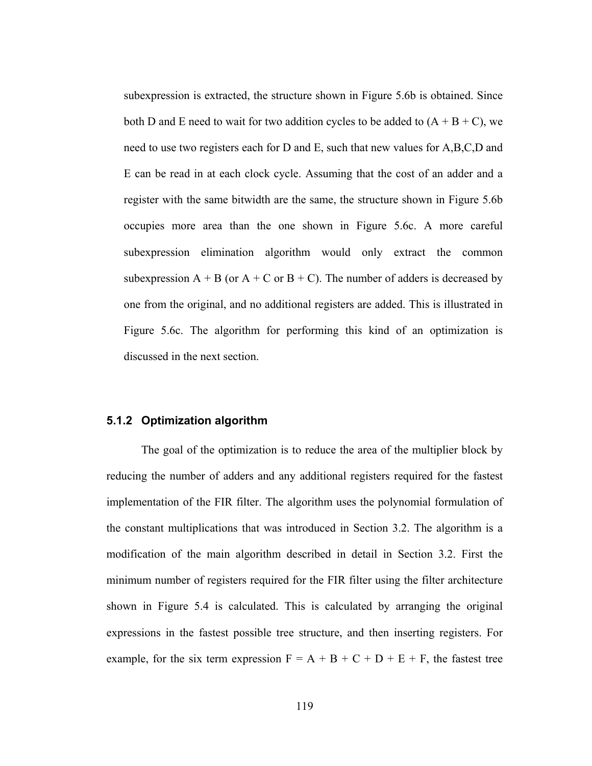subexpression is extracted, the structure shown in Figure 5.6b is obtained. Since both D and E need to wait for two addition cycles to be added to (A + B + C), we need to use two registers each for D and E, such that new values for A,B,C,D and E can be read in at each clock cycle. Assuming that the cost of an adder and a register with the same bitwidth are the same, the structure shown in Figure 5.6b occupies more area than the one shown in Figure 5.6c. A more careful subexpression elimination algorithm would only extract the common subexpression A + B (or A + C or B + C). The number of adders is decreased by one from the original, and no additional registers are added. This is illustrated in Figure 5.6c. The algorithm for performing this kind of an optimization is discussed in the next section.

### 5.1.2 Optimization algorithm

The goal of the optimization is to reduce the area of the multiplier block by reducing the number of adders and any additional registers required for the fastest implementation of the FIR filter. The algorithm uses the polynomial formulation of the constant multiplications that was introduced in Section 3.2. The algorithm is a modification of the main algorithm described in detail in Section 3.2. First the minimum number of registers required for the FIR filter using the filter architecture shown in Figure 5.4 is calculated. This is calculated by arranging the original expressions in the fastest possible tree structure, and then inserting registers. For example, for the six term expression F = A + B + C + D + E + F, the fastest tree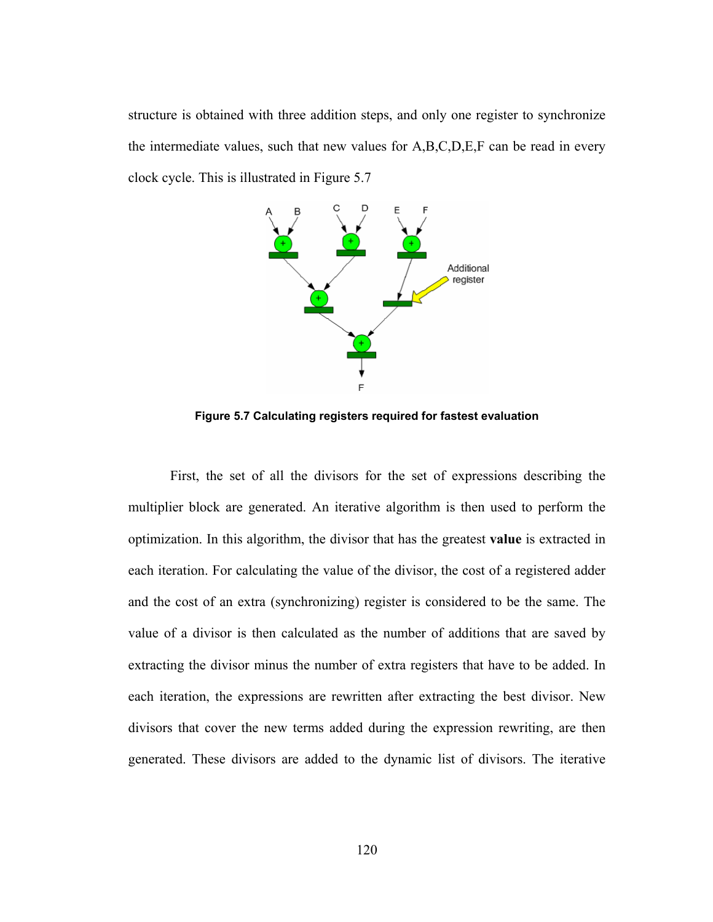structure is obtained with three addition steps, and only one register to synchronize the intermediate values, such that new values for A,B,C,D,E,F can be read in every clock cycle. This is illustrated in Figure 5.7

**Figure 5.7 Calculating registers required for fastest evaluation**

First, the set of all the divisors for the set of expressions describing the multiplier block are generated. An iterative algorithm is then used to perform the optimization. In this algorithm, the divisor that has the greatest **value** is extracted in each iteration. For calculating the value of the divisor, the cost of a registered adder and the cost of an extra (synchronizing) register is considered to be the same. The value of a divisor is then calculated as the number of additions that are saved by extracting the divisor minus the number of extra registers that have to be added. In each iteration, the expressions are rewritten after extracting the best divisor. New divisors that cover the new terms added during the expression rewriting, are then generated. These divisors are added to the dynamic list of divisors. The iterative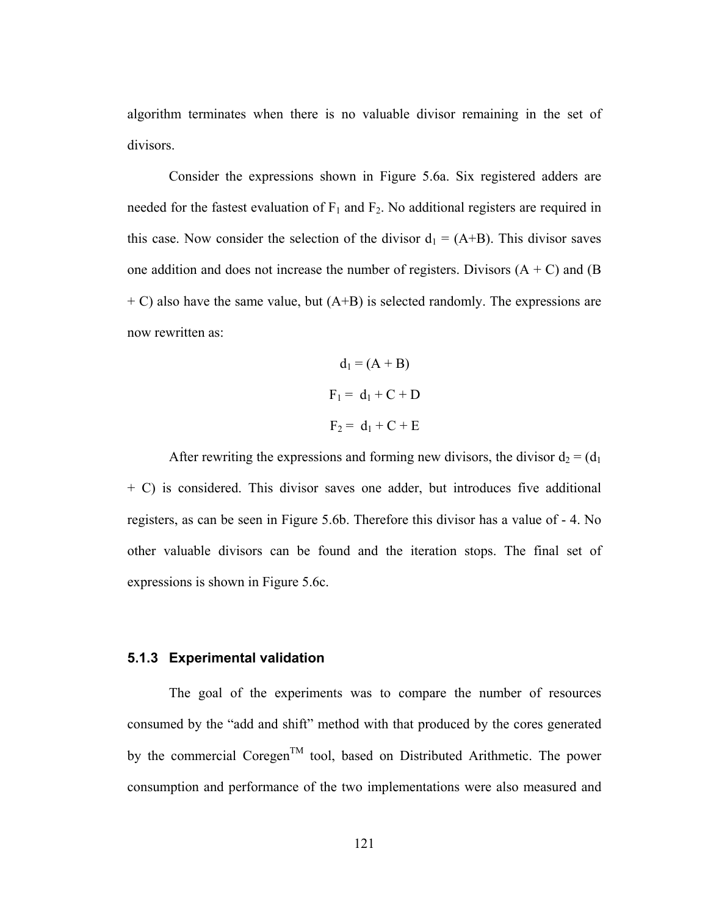algorithm terminates when there is no valuable divisor remaining in the set of divisors.

Consider the expressions shown in Figure 5.6a. Six registered adders are needed for the fastest evaluation of $F_1$ and $F_2$. No additional registers are required in this case. Now consider the selection of the divisor $d_1 = (A+B)$. This divisor saves one addition and does not increase the number of registers. Divisors $(A + C)$ and $(B + C)$ also have the same value, but $(A+B)$ is selected randomly. The expressions are now rewritten as:

$$d_1 = (A + B)$$

$$F_1 = d_1 + C + D$$

$$F_2 = d_1 + C + E$$

After rewriting the expressions and forming new divisors, the divisor $d_2 = (d_1 + C)$ is considered. This divisor saves one adder, but introduces five additional registers, as can be seen in Figure 5.6b. Therefore this divisor has a value of - 4. No other valuable divisors can be found and the iteration stops. The final set of expressions is shown in Figure 5.6c.

### 5.1.3 Experimental validation

The goal of the experiments was to compare the number of resources consumed by the "add and shift" method with that produced by the cores generated by the commercial Coregen™ tool, based on Distributed Arithmetic. The power consumption and performance of the two implementations were also measured and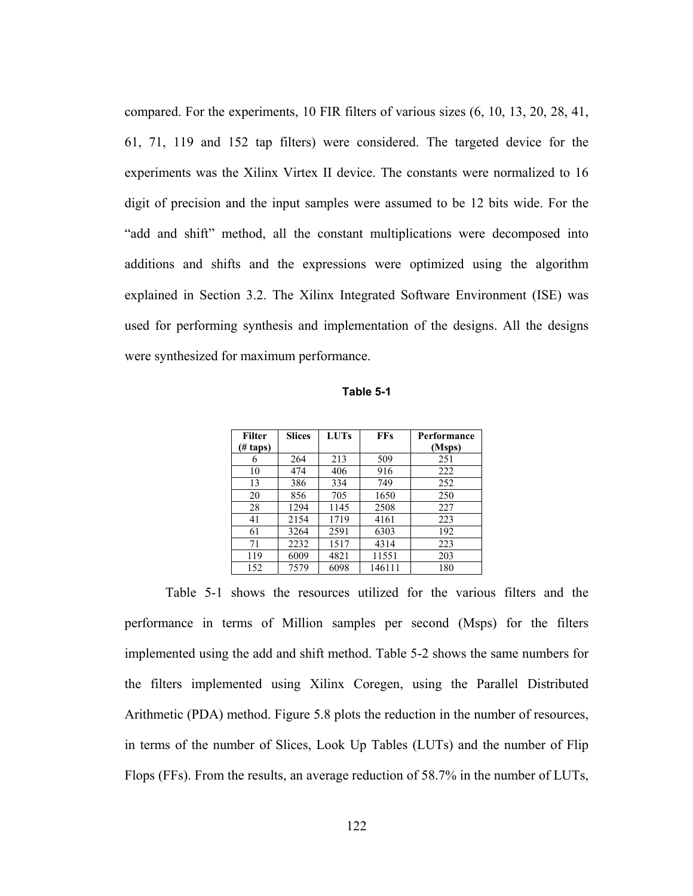compared. For the experiments, 10 FIR filters of various sizes (6, 10, 13, 20, 28, 41, 61, 71, 119 and 152 tap filters) were considered. The targeted device for the experiments was the Xilinx Virtex II device. The constants were normalized to 16 digit of precision and the input samples were assumed to be 12 bits wide. For the "add and shift" method, all the constant multiplications were decomposed into additions and shifts and the expressions were optimized using the algorithm explained in Section 3.2. The Xilinx Integrated Software Environment (ISE) was used for performing synthesis and implementation of the designs. All the designs were synthesized for maximum performance.

**Table 5-1**

| Filter (# taps) | Slices | LUTs | FFs | Performance (Msps) |
|---|---|---|---|---|
| 6 | 264 | 213 | 509 | 251 |
| 10 | 474 | 406 | 916 | 222 |
| 13 | 386 | 334 | 749 | 252 |
| 20 | 856 | 705 | 1650 | 250 |
| 28 | 1294 | 1145 | 2508 | 227 |
| 41 | 2154 | 1719 | 4161 | 223 |
| 61 | 3264 | 2591 | 6303 | 192 |
| 71 | 2232 | 1517 | 4314 | 223 |
| 119 | 6009 | 4821 | 11551 | 203 |
| 152 | 7579 | 6098 | 146111 | 180 |

Table 5-1 shows the resources utilized for the various filters and the performance in terms of Million samples per second (Msps) for the filters implemented using the add and shift method. Table 5-2 shows the same numbers for the filters implemented using Xilinx Coregen, using the Parallel Distributed Arithmetic (PDA) method. Figure 5.8 plots the reduction in the number of resources, in terms of the number of Slices, Look Up Tables (LUTs) and the number of Flip Flops (FFs). From the results, an average reduction of 58.7% in the number of LUTs,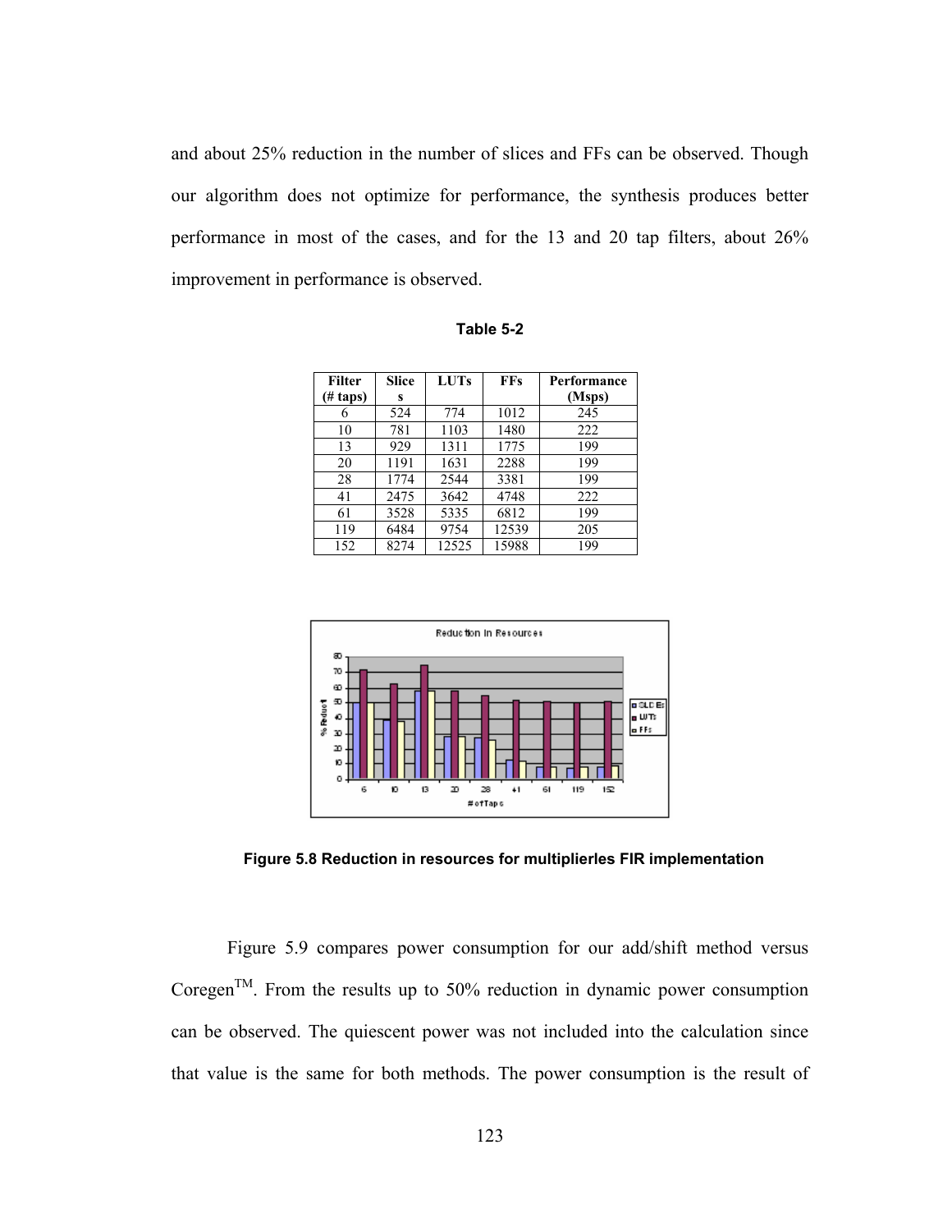and about 25% reduction in the number of slices and FFs can be observed. Though our algorithm does not optimize for performance, the synthesis produces better performance in most of the cases, and for the 13 and 20 tap filters, about 26% improvement in performance is observed.

**Table 5-2**

| Filter (# taps) | Slices | LUTs | FFs | Performance (Msps) |
|---|---|---|---|---|
| 6 | 524 | 774 | 1012 | 245 |
| 10 | 781 | 1103 | 1480 | 222 |
| 13 | 929 | 1311 | 1775 | 199 |
| 20 | 1191 | 1631 | 2288 | 199 |
| 28 | 1774 | 2544 | 3381 | 199 |
| 41 | 2475 | 3642 | 4748 | 222 |
| 61 | 3528 | 5335 | 6812 | 199 |
| 119 | 6484 | 9754 | 12539 | 205 |
| 152 | 8274 | 12525 | 15988 | 199 |

**Figure 5.8 Reduction in resources for multiplierles FIR implementation**

Figure 5.9 compares power consumption for our add/shift method versus Coregen$^{TM}$. From the results up to 50% reduction in dynamic power consumption can be observed. The quiescent power was not included into the calculation since that value is the same for both methods. The power consumption is the result of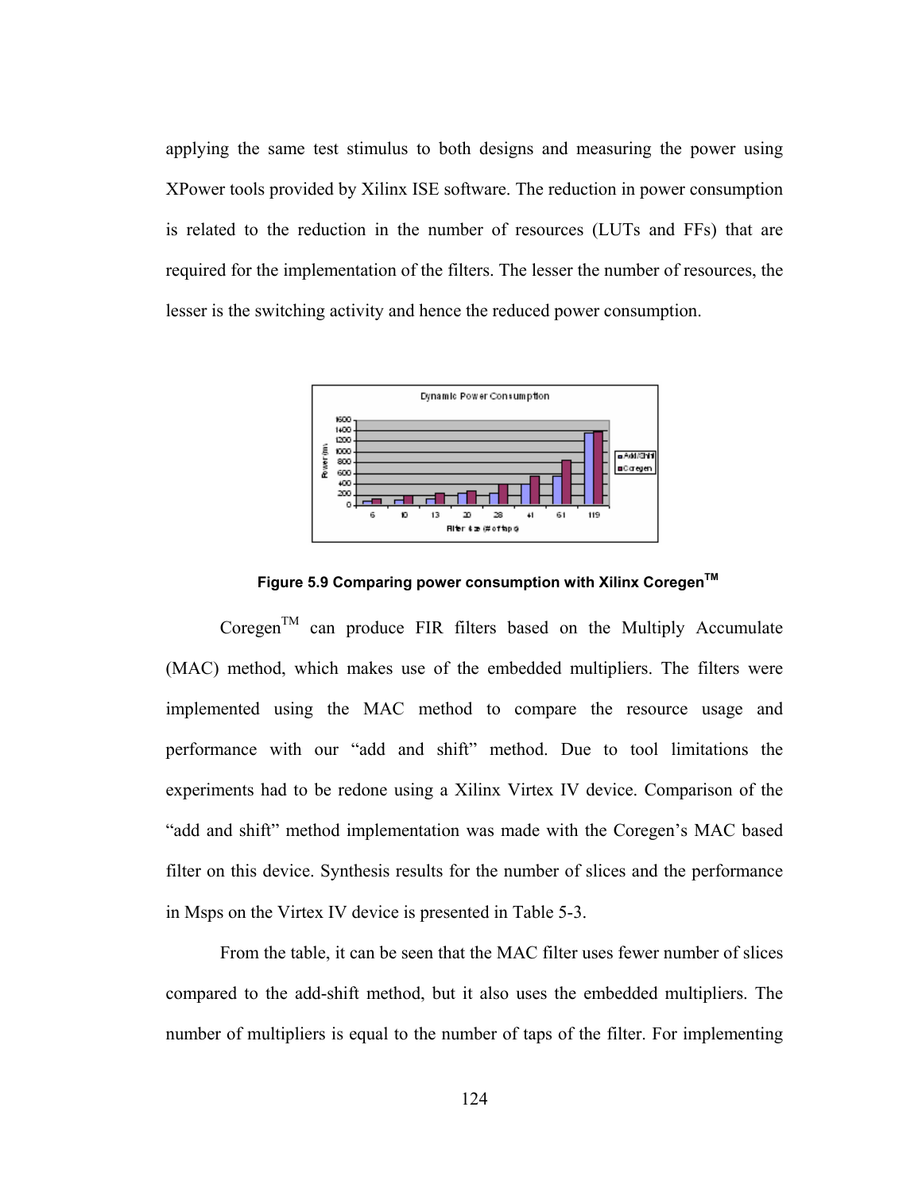applying the same test stimulus to both designs and measuring the power using XPower tools provided by Xilinx ISE software. The reduction in power consumption is related to the reduction in the number of resources (LUTs and FFs) that are required for the implementation of the filters. The lesser the number of resources, the lesser is the switching activity and hence the reduced power consumption.

**Figure 5.9 Comparing power consumption with Xilinx Coregen$^{TM}$**

Coregen$^{TM}$ can produce FIR filters based on the Multiply Accumulate (MAC) method, which makes use of the embedded multipliers. The filters were implemented using the MAC method to compare the resource usage and performance with our "add and shift" method. Due to tool limitations the experiments had to be redone using a Xilinx Virtex IV device. Comparison of the "add and shift" method implementation was made with the Coregen's MAC based filter on this device. Synthesis results for the number of slices and the performance in Msps on the Virtex IV device is presented in Table 5-3.

From the table, it can be seen that the MAC filter uses fewer number of slices compared to the add-shift method, but it also uses the embedded multipliers. The number of multipliers is equal to the number of taps of the filter. For implementing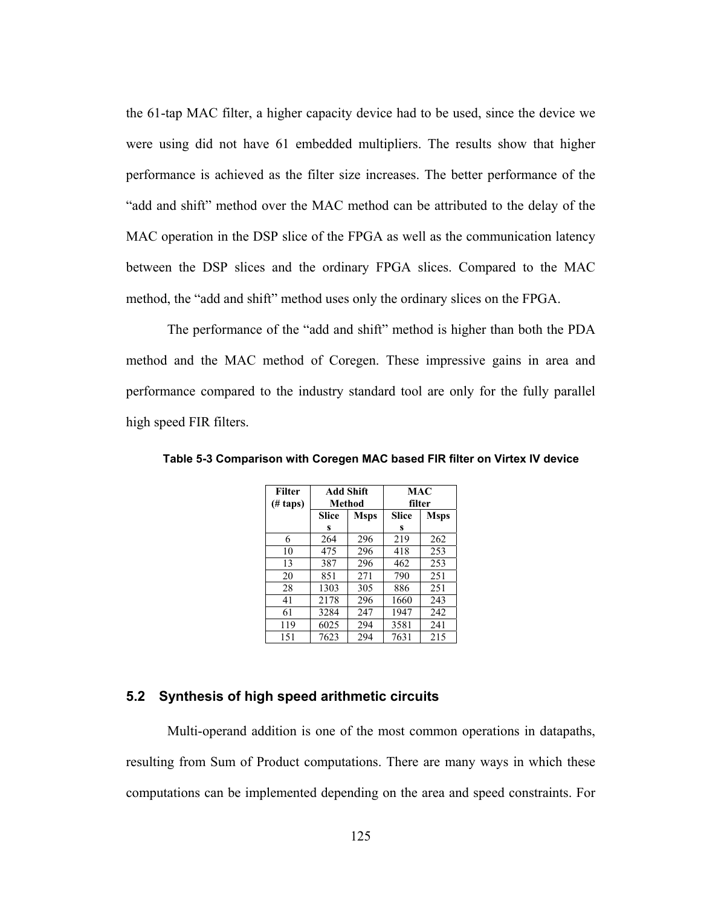the 61-tap MAC filter, a higher capacity device had to be used, since the device we were using did not have 61 embedded multipliers. The results show that higher performance is achieved as the filter size increases. The better performance of the "add and shift" method over the MAC method can be attributed to the delay of the MAC operation in the DSP slice of the FPGA as well as the communication latency between the DSP slices and the ordinary FPGA slices. Compared to the MAC method, the "add and shift" method uses only the ordinary slices on the FPGA.

The performance of the "add and shift" method is higher than both the PDA method and the MAC method of Coregen. These impressive gains in area and performance compared to the industry standard tool are only for the fully parallel high speed FIR filters.

**Table 5-3 Comparison with Coregen MAC based FIR filter on Virtex IV device**

| Filter (# taps) | Add Shift Method | | MAC filter | |
|---|---|---|---|---|
| | Slices | Msps | Slices | Msps |
| 6 | 264 | 296 | 219 | 262 |
| 10 | 475 | 296 | 418 | 253 |
| 13 | 387 | 296 | 462 | 253 |
| 20 | 851 | 271 | 790 | 251 |
| 28 | 1303 | 305 | 886 | 251 |
| 41 | 2178 | 296 | 1660 | 243 |
| 61 | 3284 | 247 | 1947 | 242 |
| 119 | 6025 | 294 | 3581 | 241 |
| 151 | 7623 | 294 | 7631 | 215 |

## 5.2 Synthesis of high speed arithmetic circuits

Multi-operand addition is one of the most common operations in datapaths, resulting from Sum of Product computations. There are many ways in which these computations can be implemented depending on the area and speed constraints. For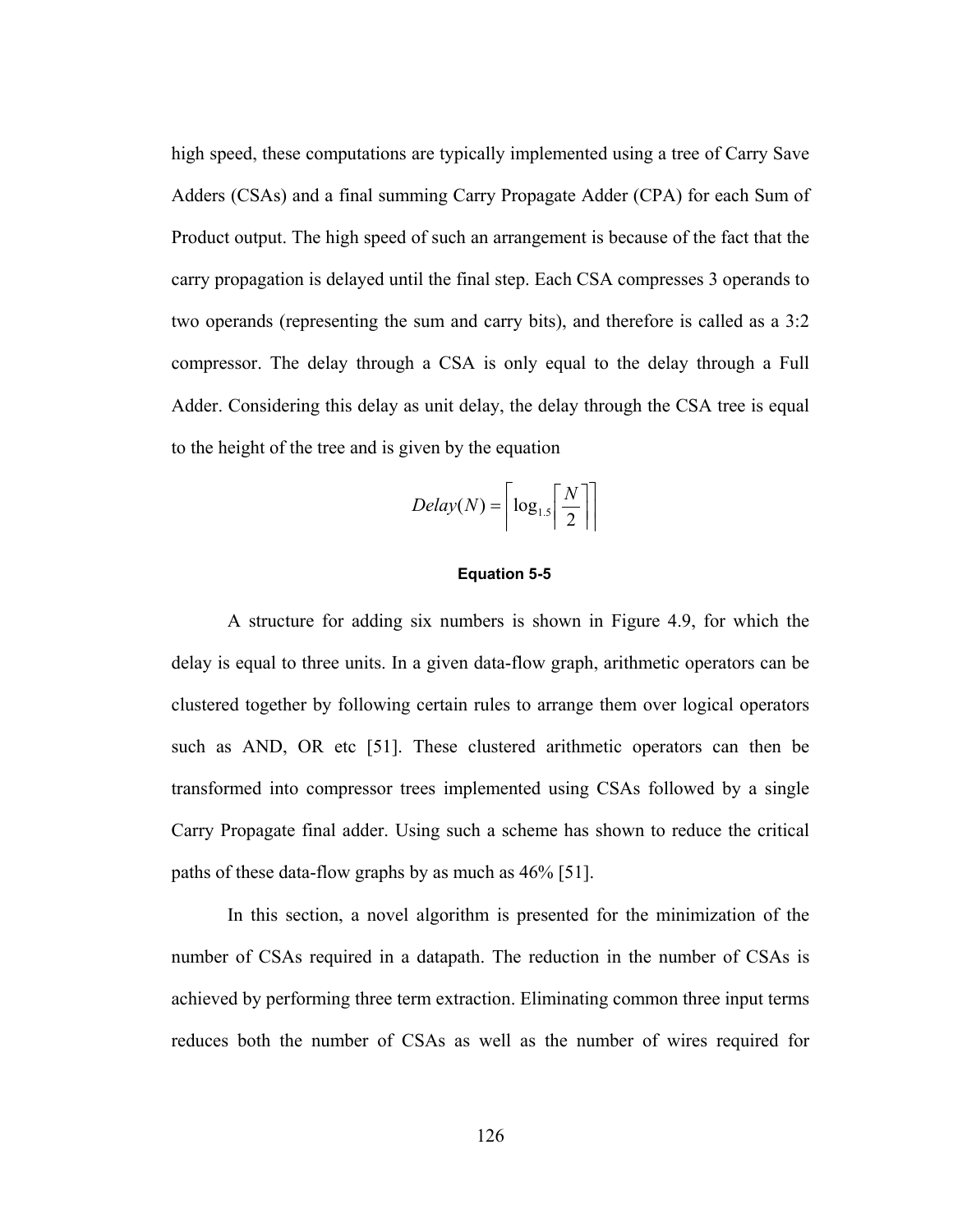high speed, these computations are typically implemented using a tree of Carry Save Adders (CSAs) and a final summing Carry Propagate Adder (CPA) for each Sum of Product output. The high speed of such an arrangement is because of the fact that the carry propagation is delayed until the final step. Each CSA compresses 3 operands to two operands (representing the sum and carry bits), and therefore is called as a 3:2 compressor. The delay through a CSA is only equal to the delay through a Full Adder. Considering this delay as unit delay, the delay through the CSA tree is equal to the height of the tree and is given by the equation

$$Delay(N) = \left\lceil \log_{1.5} \left\lceil \frac{N}{2} \right\rceil \right\rceil$$

**Equation 5-5**

A structure for adding six numbers is shown in Figure 4.9, for which the delay is equal to three units. In a given data-flow graph, arithmetic operators can be clustered together by following certain rules to arrange them over logical operators such as AND, OR etc [51]. These clustered arithmetic operators can then be transformed into compressor trees implemented using CSAs followed by a single Carry Propagate final adder. Using such a scheme has shown to reduce the critical paths of these data-flow graphs by as much as 46% [51].

In this section, a novel algorithm is presented for the minimization of the number of CSAs required in a datapath. The reduction in the number of CSAs is achieved by performing three term extraction. Eliminating common three input terms reduces both the number of CSAs as well as the number of wires required for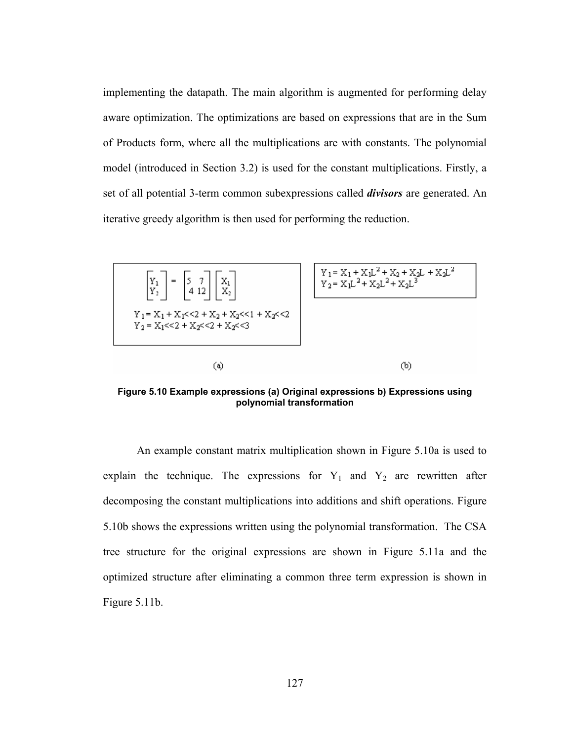implementing the datapath. The main algorithm is augmented for performing delay aware optimization. The optimizations are based on expressions that are in the Sum of Products form, where all the multiplications are with constants. The polynomial model (introduced in Section 3.2) is used for the constant multiplications. Firstly, a set of all potential 3-term common subexpressions called ***divisors*** are generated. An iterative greedy algorithm is then used for performing the reduction.

(a)

$$\begin{bmatrix} Y_1 \\ Y_2 \end{bmatrix} = \begin{bmatrix} 5 & 7 \\ 4 & 12 \end{bmatrix} \begin{bmatrix} X_1 \\ X_2 \end{bmatrix}$$

$Y_1 = X_1 + X_1{<<}2 + X_2 + X_2{<<}1 + X_2{<<}2$
$Y_2 = X_1{<<}2 + X_2{<<}2 + X_2{<<}3$

(b)

$Y_1 = X_1 + X_1L^2 + X_2 + X_2L + X_2L^2$
$Y_2 = X_1L^2 + X_2L^2 + X_2L^3$

**Figure 5.10 Example expressions (a) Original expressions b) Expressions using polynomial transformation**

An example constant matrix multiplication shown in Figure 5.10a is used to explain the technique. The expressions for $Y_1$ and $Y_2$ are rewritten after decomposing the constant multiplications into additions and shift operations. Figure 5.10b shows the expressions written using the polynomial transformation. The CSA tree structure for the original expressions are shown in Figure 5.11a and the optimized structure after eliminating a common three term expression is shown in Figure 5.11b.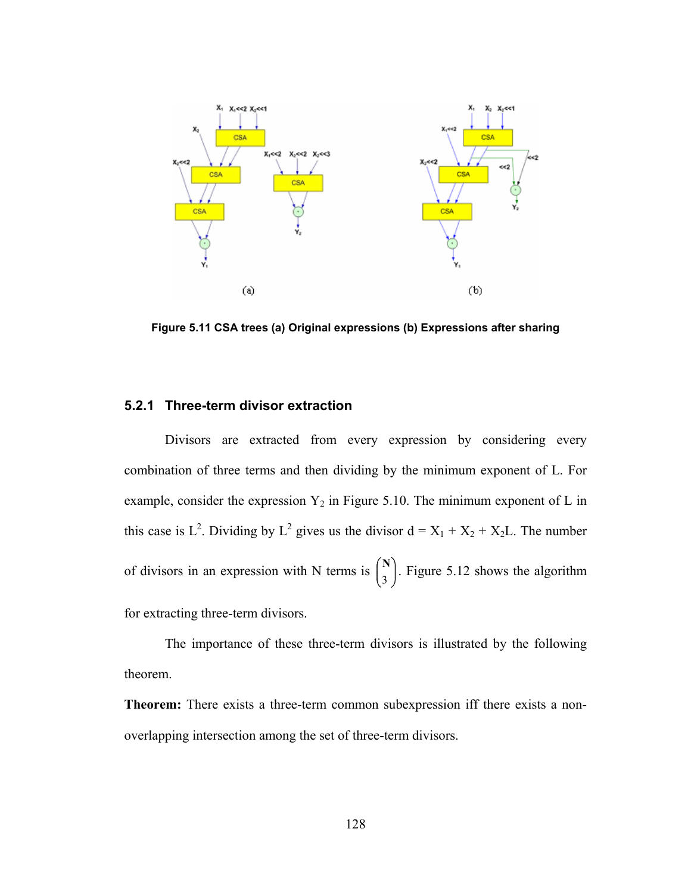Figure 5.11 CSA trees (a) Original expressions (b) Expressions after sharing

### 5.2.1 Three-term divisor extraction

Divisors are extracted from every expression by considering every combination of three terms and then dividing by the minimum exponent of L. For example, consider the expression $Y_2$ in Figure 5.10. The minimum exponent of L in this case is $L^2$. Dividing by $L^2$ gives us the divisor $d = X_1 + X_2 + X_2L$. The number of divisors in an expression with N terms is $\binom{N}{3}$. Figure 5.12 shows the algorithm for extracting three-term divisors.

The importance of these three-term divisors is illustrated by the following theorem.

**Theorem:** There exists a three-term common subexpression iff there exists a non-overlapping intersection among the set of three-term divisors.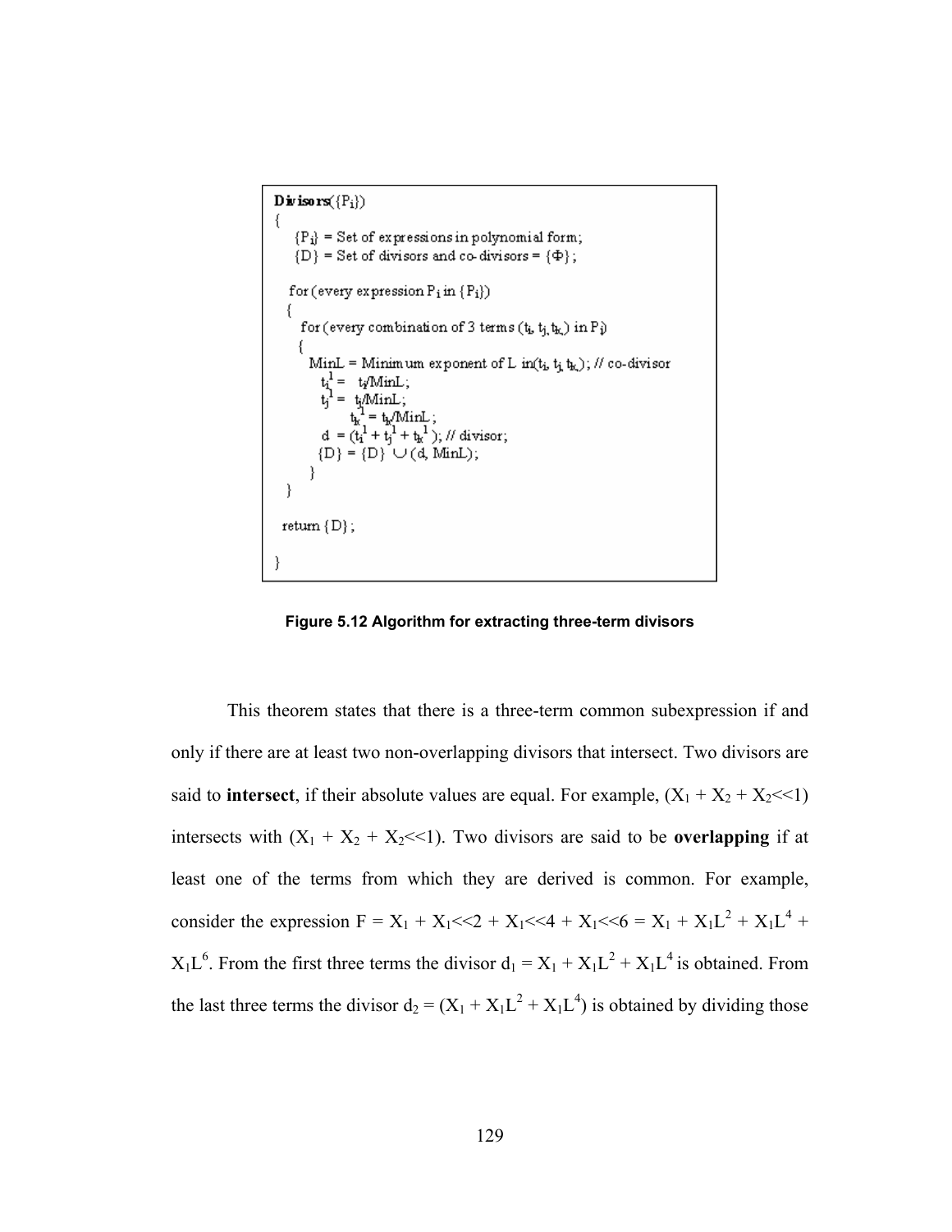```
Divisors({Pi})
{
    {Pi} = Set of expressions in polynomial form;
    {D} = Set of divisors and co-divisors = {Φ};

   for (every expression Pi in {Pi})
   {
     for (every combination of 3 terms (ti, tj, tk) in Pi)
     {
       MinL = Minimum exponent of L in(ti, tj, tk); // co-divisor
         ti^1 =  ti/MinL;
         tj^1 =  tj/MinL;
             tk^1 = tk/MinL;
         d  = (ti^1 + tj^1 + tk^1 ); // divisor;
         {D} = {D} ∪ (d, MinL);
       }
   }

  return {D};

}
```

**Figure 5.12 Algorithm for extracting three-term divisors**

This theorem states that there is a three-term common subexpression if and only if there are at least two non-overlapping divisors that intersect. Two divisors are said to **intersect**, if their absolute values are equal. For example, $(X_1 + X_2 + X_2{<<}1)$ intersects with $(X_1 + X_2 + X_2{<<}1)$. Two divisors are said to be **overlapping** if at least one of the terms from which they are derived is common. For example, consider the expression $F = X_1 + X_1{<<}2 + X_1{<<}4 + X_1{<<}6 = X_1 + X_1L^2 + X_1L^4 + X_1L^6$. From the first three terms the divisor $d_1 = X_1 + X_1L^2 + X_1L^4$ is obtained. From the last three terms the divisor $d_2 = (X_1 + X_1L^2 + X_1L^4)$ is obtained by dividing those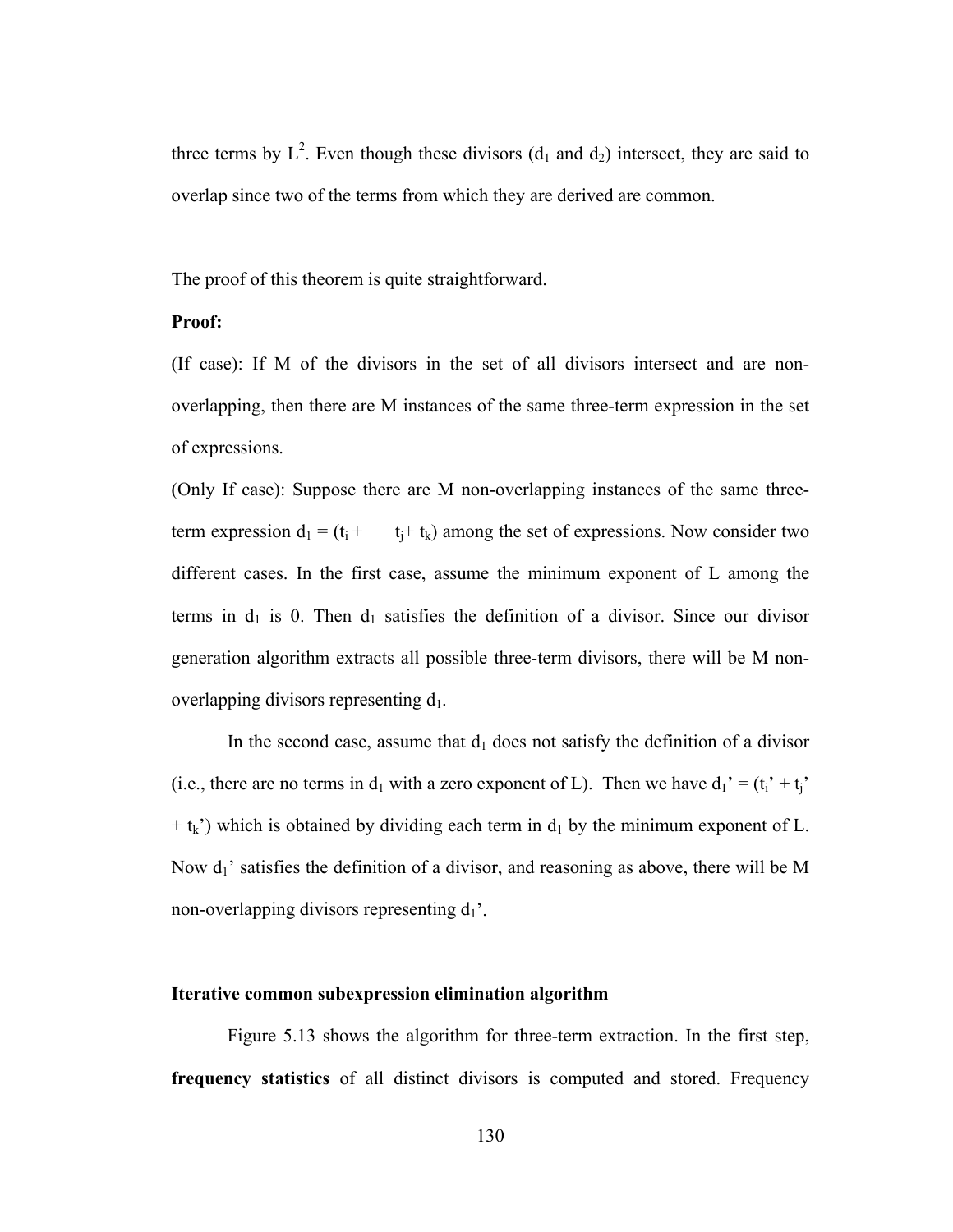three terms by $L^2$. Even though these divisors ($d_1$ and $d_2$) intersect, they are said to overlap since two of the terms from which they are derived are common.

The proof of this theorem is quite straightforward.

**Proof:**

(If case): If M of the divisors in the set of all divisors intersect and are non-overlapping, then there are M instances of the same three-term expression in the set of expressions.

(Only If case): Suppose there are M non-overlapping instances of the same three-term expression $d_1 = (t_i + t_j + t_k)$ among the set of expressions. Now consider two different cases. In the first case, assume the minimum exponent of L among the terms in $d_1$ is 0. Then $d_1$ satisfies the definition of a divisor. Since our divisor generation algorithm extracts all possible three-term divisors, there will be M non-overlapping divisors representing $d_1$.

In the second case, assume that $d_1$ does not satisfy the definition of a divisor (i.e., there are no terms in $d_1$ with a zero exponent of L). Then we have $d_1' = (t_i' + t_j' + t_k')$ which is obtained by dividing each term in $d_1$ by the minimum exponent of L. Now $d_1'$ satisfies the definition of a divisor, and reasoning as above, there will be M non-overlapping divisors representing $d_1'$.

**Iterative common subexpression elimination algorithm**

Figure 5.13 shows the algorithm for three-term extraction. In the first step, **frequency statistics** of all distinct divisors is computed and stored. Frequency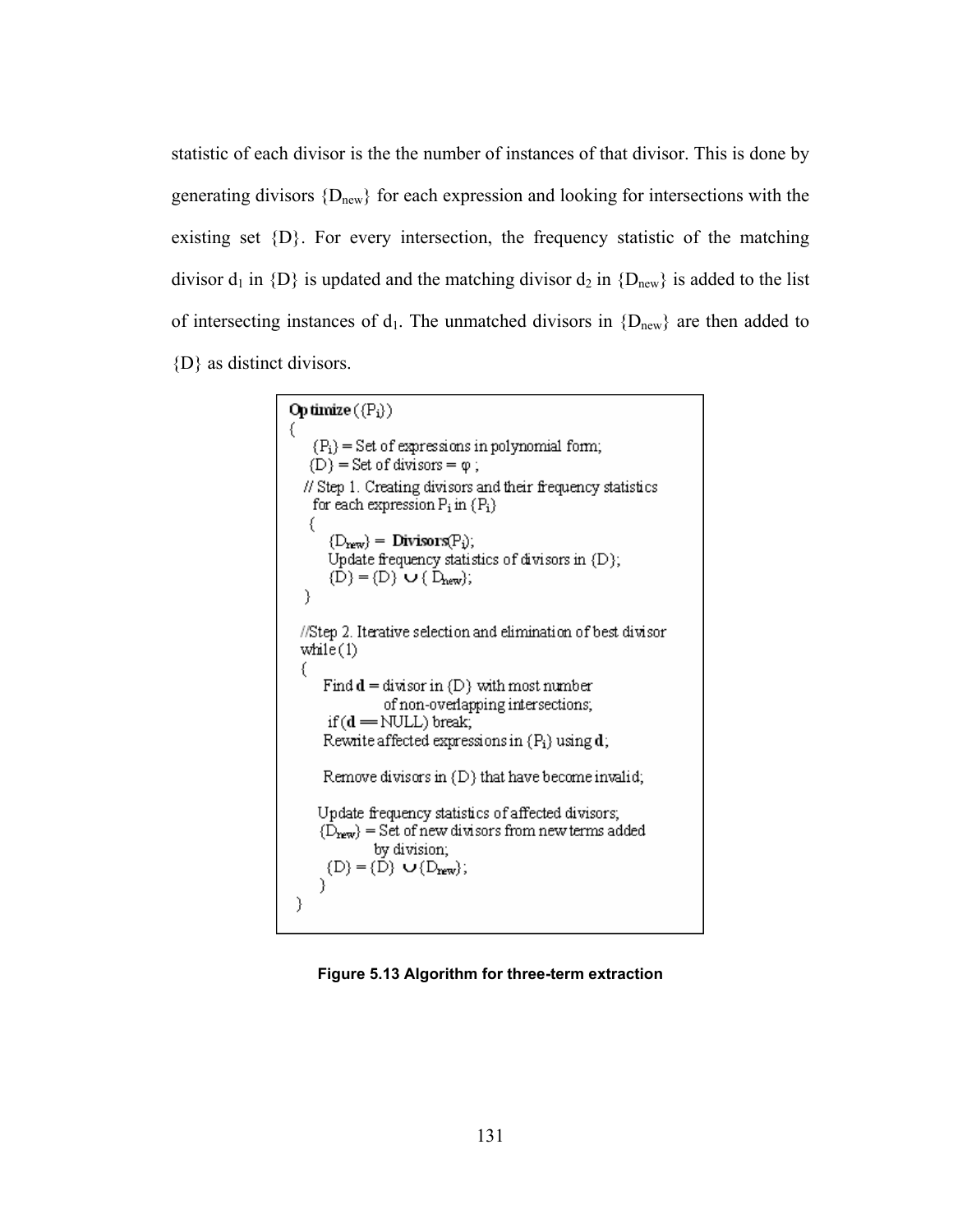statistic of each divisor is the the number of instances of that divisor. This is done by generating divisors $\{D_{new}\}$ for each expression and looking for intersections with the existing set $\{D\}$. For every intersection, the frequency statistic of the matching divisor $d_1$ in $\{D\}$ is updated and the matching divisor $d_2$ in $\{D_{new}\}$ is added to the list of intersecting instances of $d_1$. The unmatched divisors in $\{D_{new}\}$ are then added to $\{D\}$ as distinct divisors.

```
Optimize ({Pi})
{
   {Pi} = Set of expressions in polynomial form;
   {D} = Set of divisors = φ ;
  // Step 1. Creating divisors and their frequency statistics
    for each expression Pi in {Pi}
   {
      {Dnew} = Divisors(Pi);
      Update frequency statistics of divisors in {D};
      {D} = {D} ∪ { Dnew};
   }

  //Step 2. Iterative selection and elimination of best divisor
  while(1)
  {
     Find d = divisor in {D} with most number
              of non-overlapping intersections;
      if(d == NULL) break;
     Rewrite affected expressions in {Pi} using d;

     Remove divisors in {D} that have become invalid;

    Update frequency statistics of affected divisors;
    {Dnew} = Set of new divisors from new terms added
              by division;
     {D} = {D} ∪ {Dnew};
    }
}
```

**Figure 5.13 Algorithm for three-term extraction**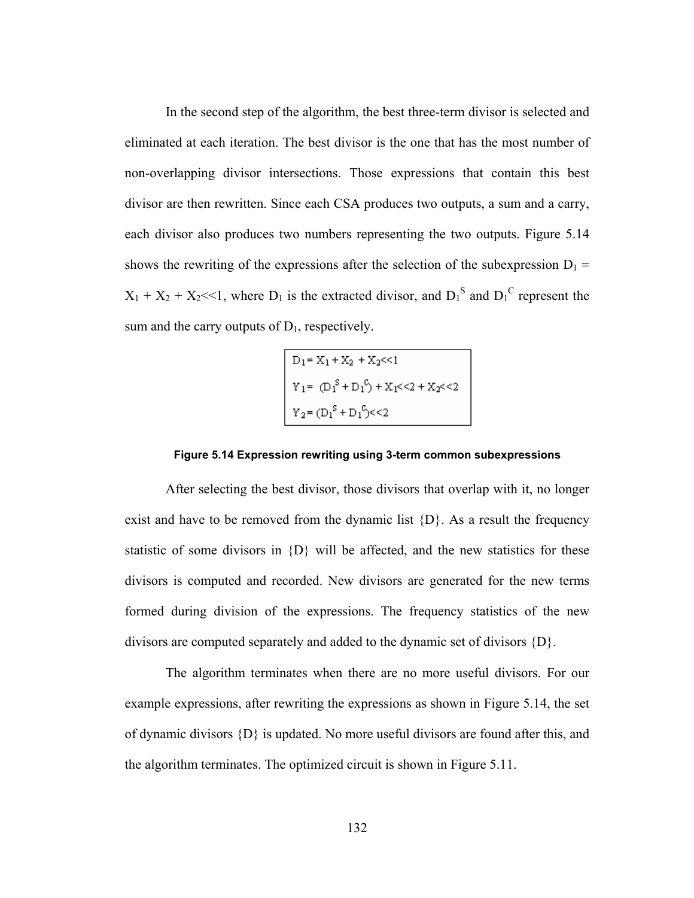In the second step of the algorithm, the best three-term divisor is selected and eliminated at each iteration. The best divisor is the one that has the most number of non-overlapping divisor intersections. Those expressions that contain this best divisor are then rewritten. Since each CSA produces two outputs, a sum and a carry, each divisor also produces two numbers representing the two outputs. Figure 5.14 shows the rewriting of the expressions after the selection of the subexpression $D_1 = X_1 + X_2 + X_2 \ll 1$, where $D_1$ is the extracted divisor, and $D_1^S$ and $D_1^C$ represent the sum and the carry outputs of $D_1$, respectively.

$$D_1 = X_1 + X_2 + X_2 \ll 1$$

$$Y_1 = (D_1^S + D_1^C) + X_1 \ll 2 + X_2 \ll 2$$

$$Y_2 = (D_1^S + D_1^C) \ll 2$$

**Figure 5.14 Expression rewriting using 3-term common subexpressions**

After selecting the best divisor, those divisors that overlap with it, no longer exist and have to be removed from the dynamic list {D}. As a result the frequency statistic of some divisors in {D} will be affected, and the new statistics for these divisors is computed and recorded. New divisors are generated for the new terms formed during division of the expressions. The frequency statistics of the new divisors are computed separately and added to the dynamic set of divisors {D}.

The algorithm terminates when there are no more useful divisors. For our example expressions, after rewriting the expressions as shown in Figure 5.14, the set of dynamic divisors {D} is updated. No more useful divisors are found after this, and the algorithm terminates. The optimized circuit is shown in Figure 5.11.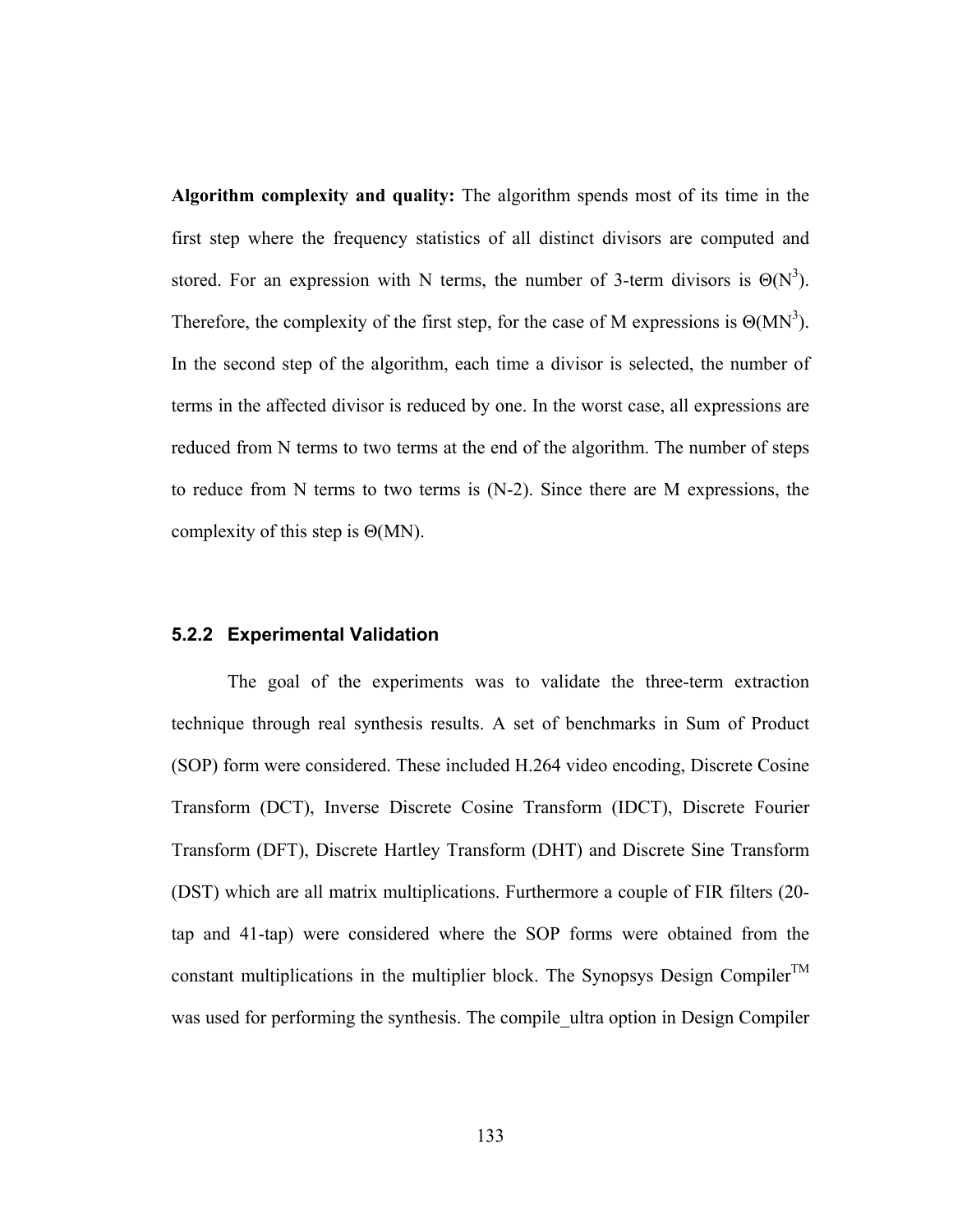**Algorithm complexity and quality:** The algorithm spends most of its time in the first step where the frequency statistics of all distinct divisors are computed and stored. For an expression with N terms, the number of 3-term divisors is $\Theta(N^3)$. Therefore, the complexity of the first step, for the case of M expressions is $\Theta(MN^3)$. In the second step of the algorithm, each time a divisor is selected, the number of terms in the affected divisor is reduced by one. In the worst case, all expressions are reduced from N terms to two terms at the end of the algorithm. The number of steps to reduce from N terms to two terms is (N-2). Since there are M expressions, the complexity of this step is $\Theta(MN)$.

### 5.2.2 Experimental Validation

The goal of the experiments was to validate the three-term extraction technique through real synthesis results. A set of benchmarks in Sum of Product (SOP) form were considered. These included H.264 video encoding, Discrete Cosine Transform (DCT), Inverse Discrete Cosine Transform (IDCT), Discrete Fourier Transform (DFT), Discrete Hartley Transform (DHT) and Discrete Sine Transform (DST) which are all matrix multiplications. Furthermore a couple of FIR filters (20-tap and 41-tap) were considered where the SOP forms were obtained from the constant multiplications in the multiplier block. The Synopsys Design Compiler™ was used for performing the synthesis. The compile_ultra option in Design Compiler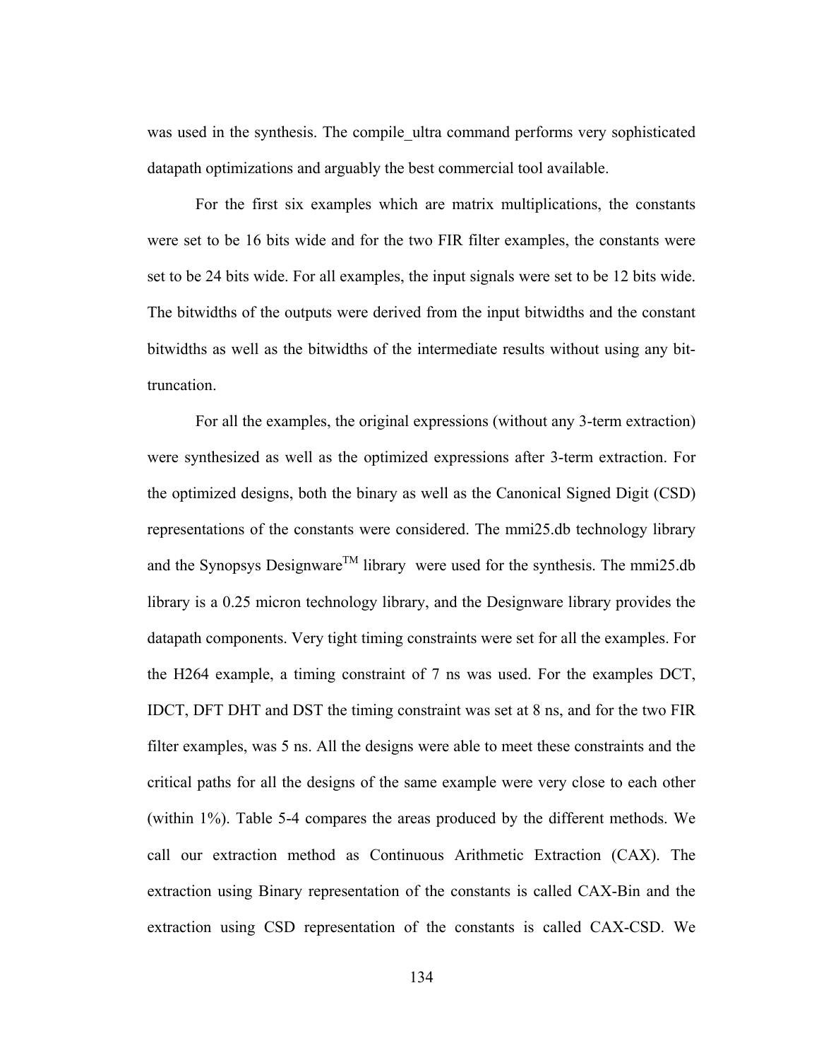was used in the synthesis. The compile_ultra command performs very sophisticated datapath optimizations and arguably the best commercial tool available.

For the first six examples which are matrix multiplications, the constants were set to be 16 bits wide and for the two FIR filter examples, the constants were set to be 24 bits wide. For all examples, the input signals were set to be 12 bits wide. The bitwidths of the outputs were derived from the input bitwidths and the constant bitwidths as well as the bitwidths of the intermediate results without using any bit-truncation.

For all the examples, the original expressions (without any 3-term extraction) were synthesized as well as the optimized expressions after 3-term extraction. For the optimized designs, both the binary as well as the Canonical Signed Digit (CSD) representations of the constants were considered. The mmi25.db technology library and the Synopsys Designware$^{TM}$ library were used for the synthesis. The mmi25.db library is a 0.25 micron technology library, and the Designware library provides the datapath components. Very tight timing constraints were set for all the examples. For the H264 example, a timing constraint of 7 ns was used. For the examples DCT, IDCT, DFT DHT and DST the timing constraint was set at 8 ns, and for the two FIR filter examples, was 5 ns. All the designs were able to meet these constraints and the critical paths for all the designs of the same example were very close to each other (within 1%). Table 5-4 compares the areas produced by the different methods. We call our extraction method as Continuous Arithmetic Extraction (CAX). The extraction using Binary representation of the constants is called CAX-Bin and the extraction using CSD representation of the constants is called CAX-CSD. We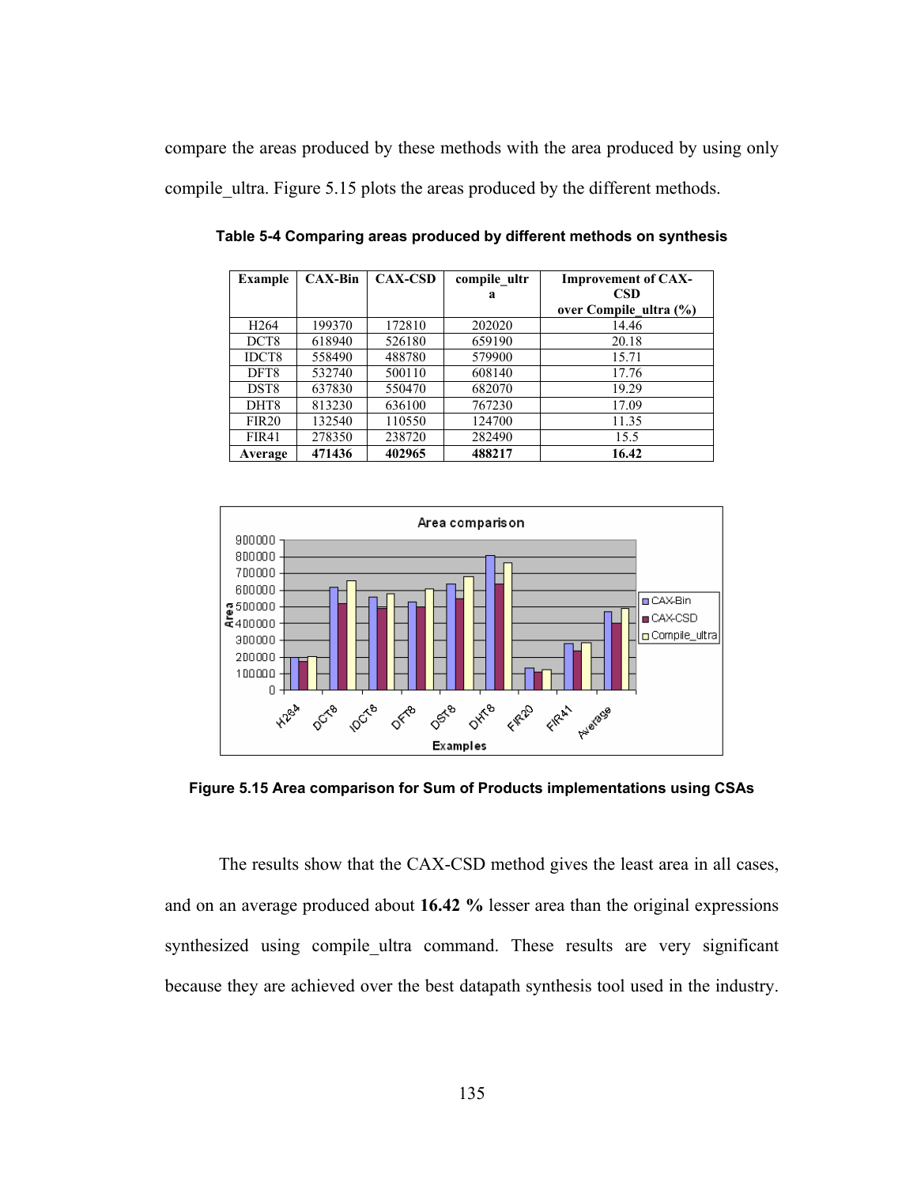compare the areas produced by these methods with the area produced by using only compile_ultra. Figure 5.15 plots the areas produced by the different methods.

**Table 5-4 Comparing areas produced by different methods on synthesis**

| Example | CAX-Bin | CAX-CSD | compile_ultra | Improvement of CAX-CSD over Compile_ultra (%) |
|---|---|---|---|---|
| H264 | 199370 | 172810 | 202020 | 14.46 |
| DCT8 | 618940 | 526180 | 659190 | 20.18 |
| IDCT8 | 558490 | 488780 | 579900 | 15.71 |
| DFT8 | 532740 | 500110 | 608140 | 17.76 |
| DST8 | 637830 | 550470 | 682070 | 19.29 |
| DHT8 | 813230 | 636100 | 767230 | 17.09 |
| FIR20 | 132540 | 110550 | 124700 | 11.35 |
| FIR41 | 278350 | 238720 | 282490 | 15.5 |
| **Average** | **471436** | **402965** | **488217** | **16.42** |

**Figure 5.15 Area comparison for Sum of Products implementations using CSAs**

The results show that the CAX-CSD method gives the least area in all cases, and on an average produced about **16.42 %** lesser area than the original expressions synthesized using compile_ultra command. These results are very significant because they are achieved over the best datapath synthesis tool used in the industry.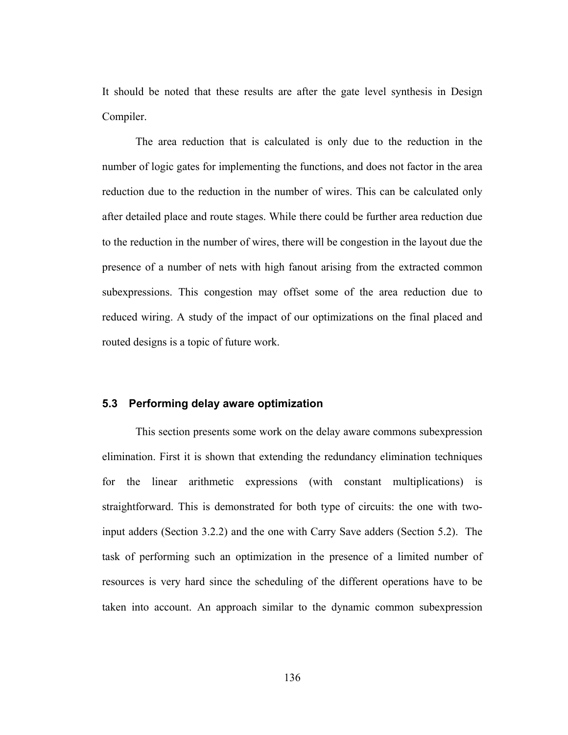It should be noted that these results are after the gate level synthesis in Design Compiler.

The area reduction that is calculated is only due to the reduction in the number of logic gates for implementing the functions, and does not factor in the area reduction due to the reduction in the number of wires. This can be calculated only after detailed place and route stages. While there could be further area reduction due to the reduction in the number of wires, there will be congestion in the layout due the presence of a number of nets with high fanout arising from the extracted common subexpressions. This congestion may offset some of the area reduction due to reduced wiring. A study of the impact of our optimizations on the final placed and routed designs is a topic of future work.

### 5.3 Performing delay aware optimization

This section presents some work on the delay aware commons subexpression elimination. First it is shown that extending the redundancy elimination techniques for the linear arithmetic expressions (with constant multiplications) is straightforward. This is demonstrated for both type of circuits: the one with two-input adders (Section 3.2.2) and the one with Carry Save adders (Section 5.2). The task of performing such an optimization in the presence of a limited number of resources is very hard since the scheduling of the different operations have to be taken into account. An approach similar to the dynamic common subexpression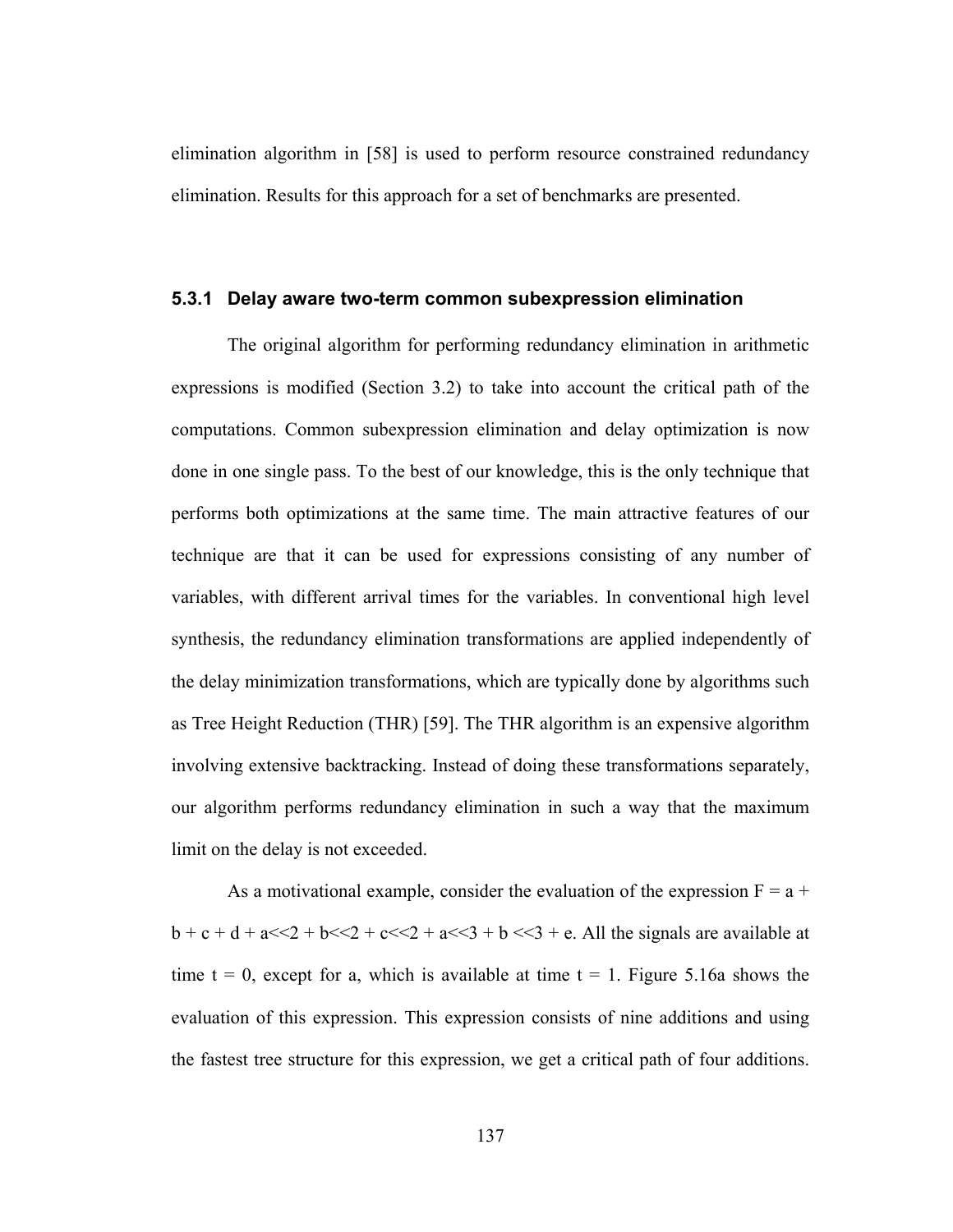elimination algorithm in [58] is used to perform resource constrained redundancy elimination. Results for this approach for a set of benchmarks are presented.

### 5.3.1 Delay aware two-term common subexpression elimination

The original algorithm for performing redundancy elimination in arithmetic expressions is modified (Section 3.2) to take into account the critical path of the computations. Common subexpression elimination and delay optimization is now done in one single pass. To the best of our knowledge, this is the only technique that performs both optimizations at the same time. The main attractive features of our technique are that it can be used for expressions consisting of any number of variables, with different arrival times for the variables. In conventional high level synthesis, the redundancy elimination transformations are applied independently of the delay minimization transformations, which are typically done by algorithms such as Tree Height Reduction (THR) [59]. The THR algorithm is an expensive algorithm involving extensive backtracking. Instead of doing these transformations separately, our algorithm performs redundancy elimination in such a way that the maximum limit on the delay is not exceeded.

As a motivational example, consider the evaluation of the expression $F = a + b + c + d + a<<2 + b<<2 + c<<2 + a<<3 + b<<3 + e$. All the signals are available at time $t = 0$, except for a, which is available at time $t = 1$. Figure 5.16a shows the evaluation of this expression. This expression consists of nine additions and using the fastest tree structure for this expression, we get a critical path of four additions.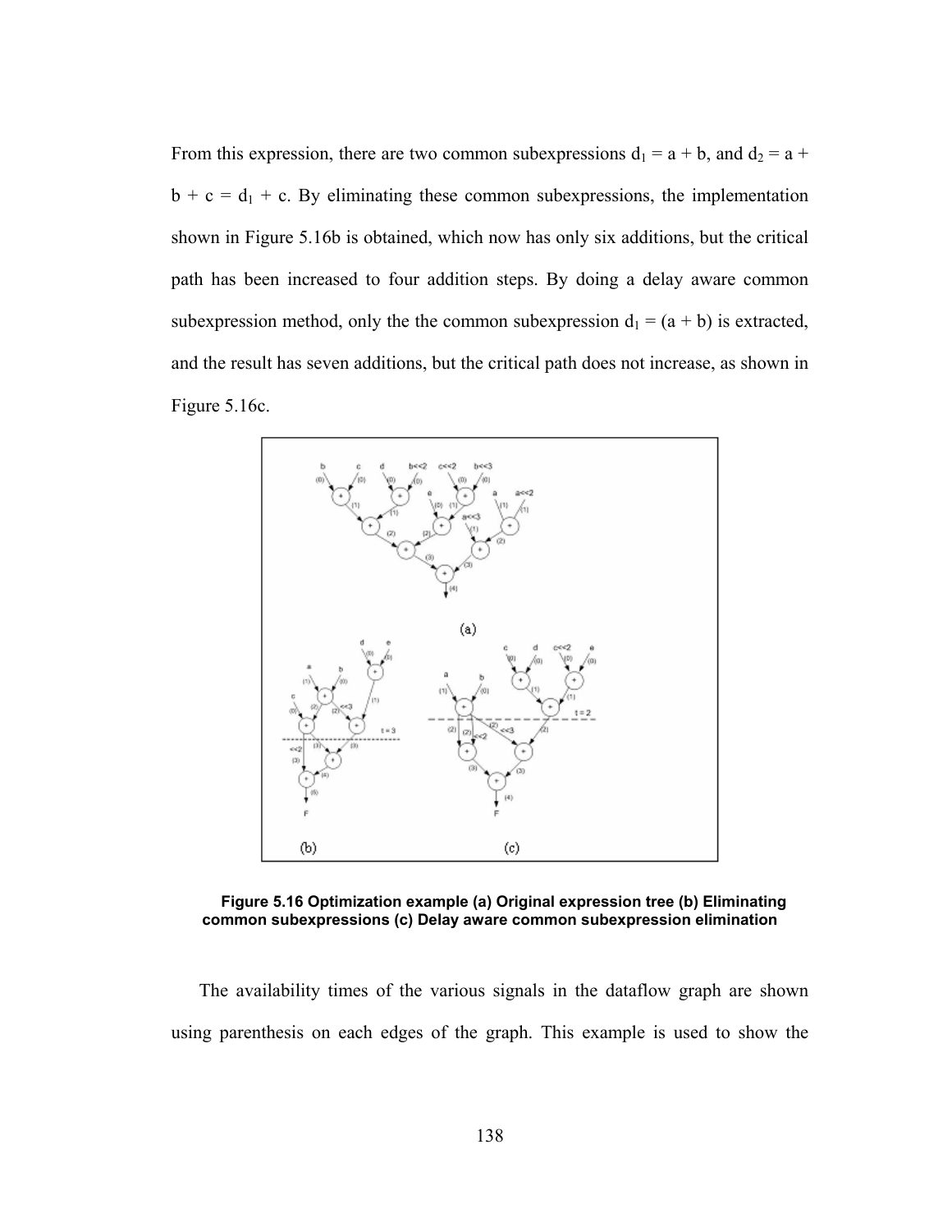From this expression, there are two common subexpressions $d_1 = a + b$, and $d_2 = a + b + c = d_1 + c$. By eliminating these common subexpressions, the implementation shown in Figure 5.16b is obtained, which now has only six additions, but the critical path has been increased to four addition steps. By doing a delay aware common subexpression method, only the the common subexpression $d_1 = (a + b)$ is extracted, and the result has seven additions, but the critical path does not increase, as shown in Figure 5.16c.

**Figure 5.16 Optimization example (a) Original expression tree (b) Eliminating common subexpressions (c) Delay aware common subexpression elimination**

The availability times of the various signals in the dataflow graph are shown using parenthesis on each edges of the graph. This example is used to show the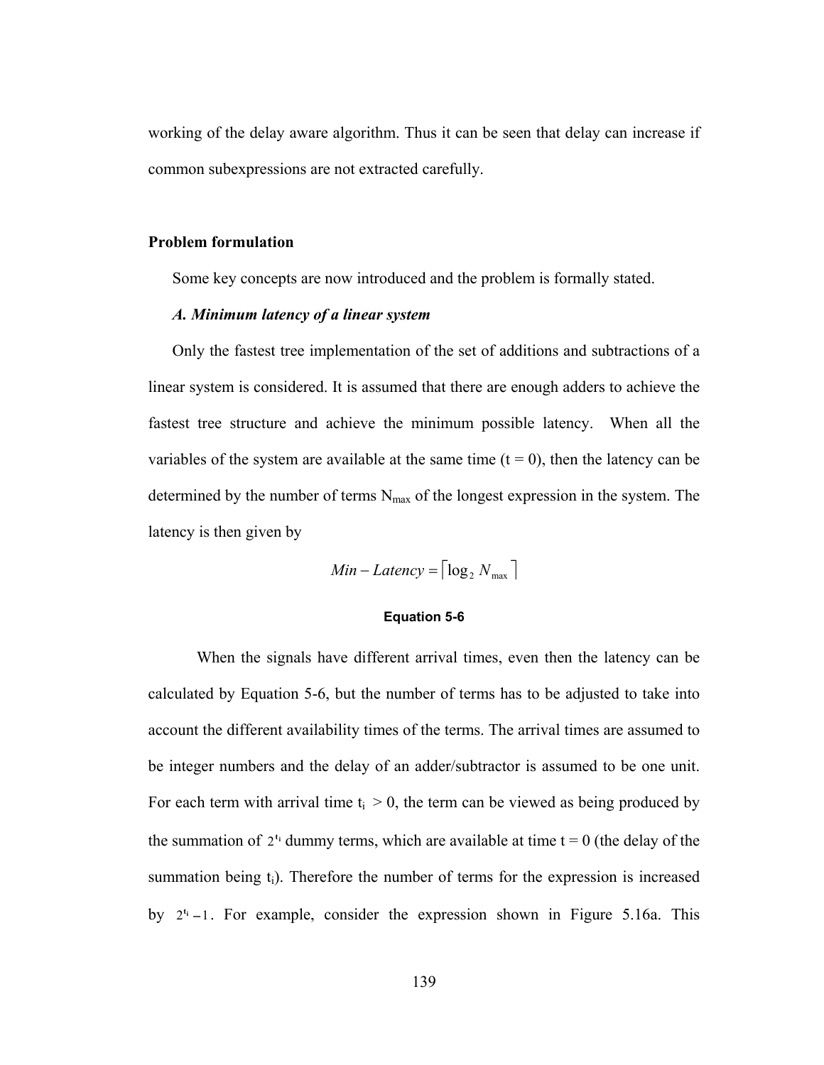working of the delay aware algorithm. Thus it can be seen that delay can increase if common subexpressions are not extracted carefully.

**Problem formulation**

Some key concepts are now introduced and the problem is formally stated.

***A. Minimum latency of a linear system***

Only the fastest tree implementation of the set of additions and subtractions of a linear system is considered. It is assumed that there are enough adders to achieve the fastest tree structure and achieve the minimum possible latency. When all the variables of the system are available at the same time (t = 0), then the latency can be determined by the number of terms $N_{max}$ of the longest expression in the system. The latency is then given by

$$Min - Latency = \lceil \log_2 N_{max} \rceil$$

**Equation 5-6**

When the signals have different arrival times, even then the latency can be calculated by Equation 5-6, but the number of terms has to be adjusted to take into account the different availability times of the terms. The arrival times are assumed to be integer numbers and the delay of an adder/subtractor is assumed to be one unit. For each term with arrival time $t_i > 0$, the term can be viewed as being produced by the summation of $2^{t_i}$ dummy terms, which are available at time t = 0 (the delay of the summation being $t_i$). Therefore the number of terms for the expression is increased by $2^{t_i} - 1$. For example, consider the expression shown in Figure 5.16a. This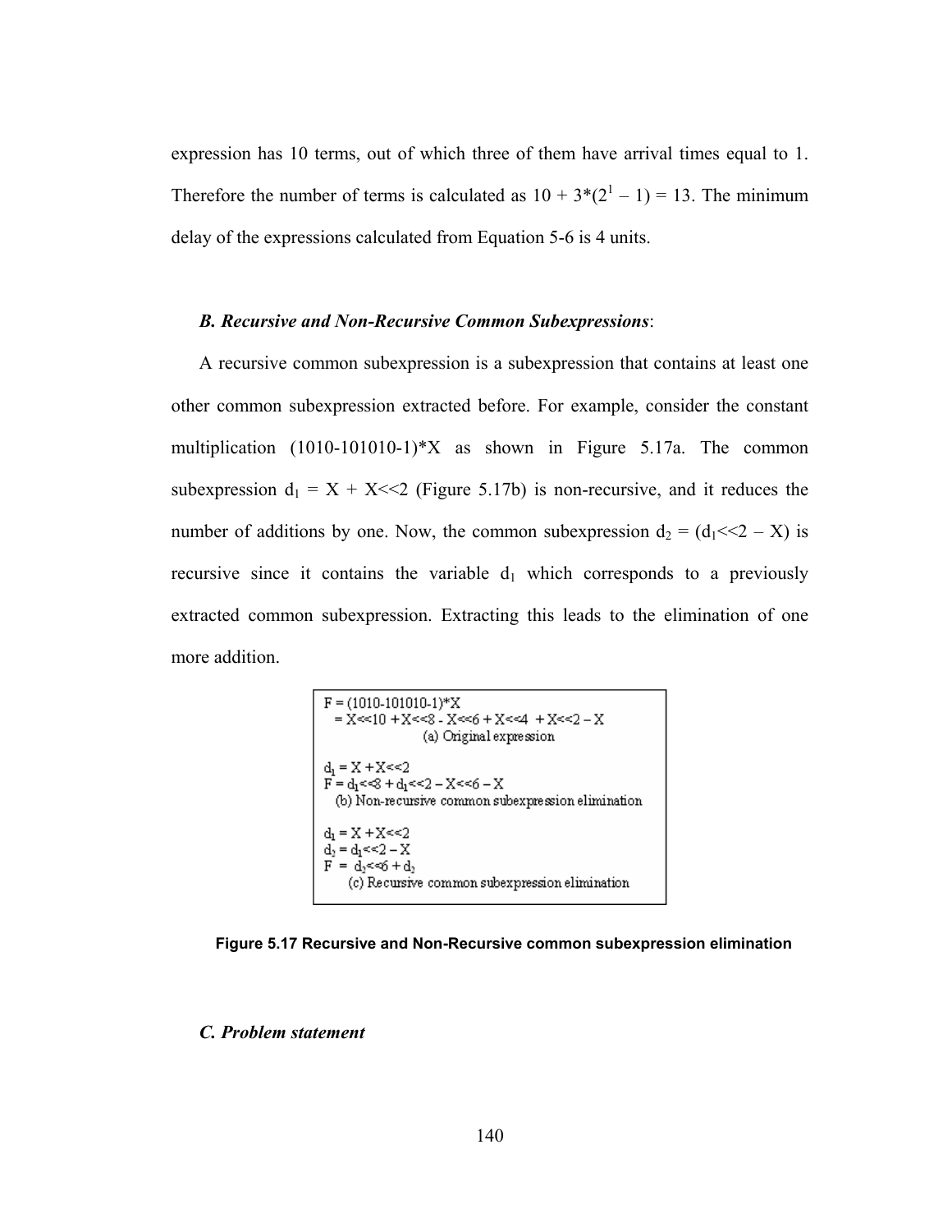expression has 10 terms, out of which three of them have arrival times equal to 1. Therefore the number of terms is calculated as $10 + 3*(2^1 - 1) = 13$. The minimum delay of the expressions calculated from Equation 5-6 is 4 units.

### *B. Recursive and Non-Recursive Common Subexpressions*:

A recursive common subexpression is a subexpression that contains at least one other common subexpression extracted before. For example, consider the constant multiplication (1010-101010-1)*X as shown in Figure 5.17a. The common subexpression $d_1 = X + X<<2$ (Figure 5.17b) is non-recursive, and it reduces the number of additions by one. Now, the common subexpression $d_2 = (d_1<<2 - X)$ is recursive since it contains the variable $d_1$ which corresponds to a previously extracted common subexpression. Extracting this leads to the elimination of one more addition.

```
F = (1010-101010-1)*X
  = X<<10 + X<<8 - X<<6 + X<<4 + X<<2 – X
              (a) Original expression

d1 = X + X<<2
F = d1<<8 + d1<<2 – X<<6 – X
   (b) Non-recursive common subexpression elimination

d1 = X + X<<2
d2 = d1<<2 – X
F = d2<<6 + d2
      (c) Recursive common subexpression elimination
```

**Figure 5.17 Recursive and Non-Recursive common subexpression elimination**

### *C. Problem statement*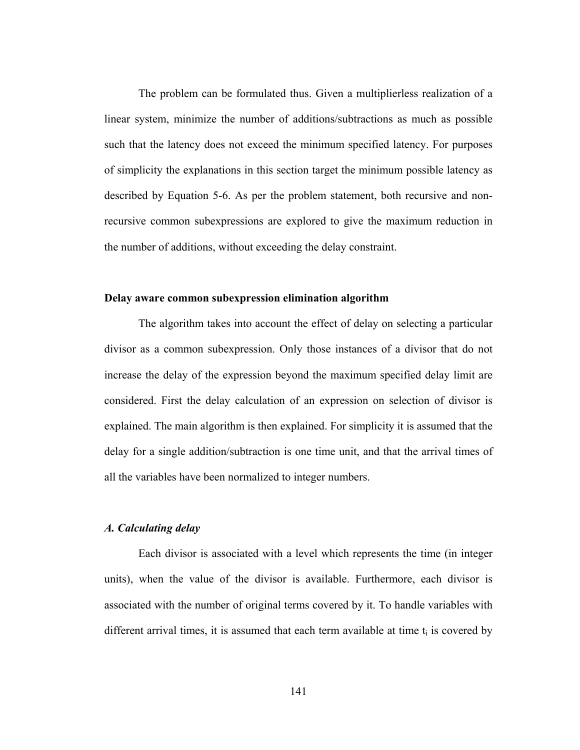The problem can be formulated thus. Given a multiplierless realization of a linear system, minimize the number of additions/subtractions as much as possible such that the latency does not exceed the minimum specified latency. For purposes of simplicity the explanations in this section target the minimum possible latency as described by Equation 5-6. As per the problem statement, both recursive and non-recursive common subexpressions are explored to give the maximum reduction in the number of additions, without exceeding the delay constraint.

**Delay aware common subexpression elimination algorithm**

The algorithm takes into account the effect of delay on selecting a particular divisor as a common subexpression. Only those instances of a divisor that do not increase the delay of the expression beyond the maximum specified delay limit are considered. First the delay calculation of an expression on selection of divisor is explained. The main algorithm is then explained. For simplicity it is assumed that the delay for a single addition/subtraction is one time unit, and that the arrival times of all the variables have been normalized to integer numbers.

***A. Calculating delay***

Each divisor is associated with a level which represents the time (in integer units), when the value of the divisor is available. Furthermore, each divisor is associated with the number of original terms covered by it. To handle variables with different arrival times, it is assumed that each term available at time $t_i$ is covered by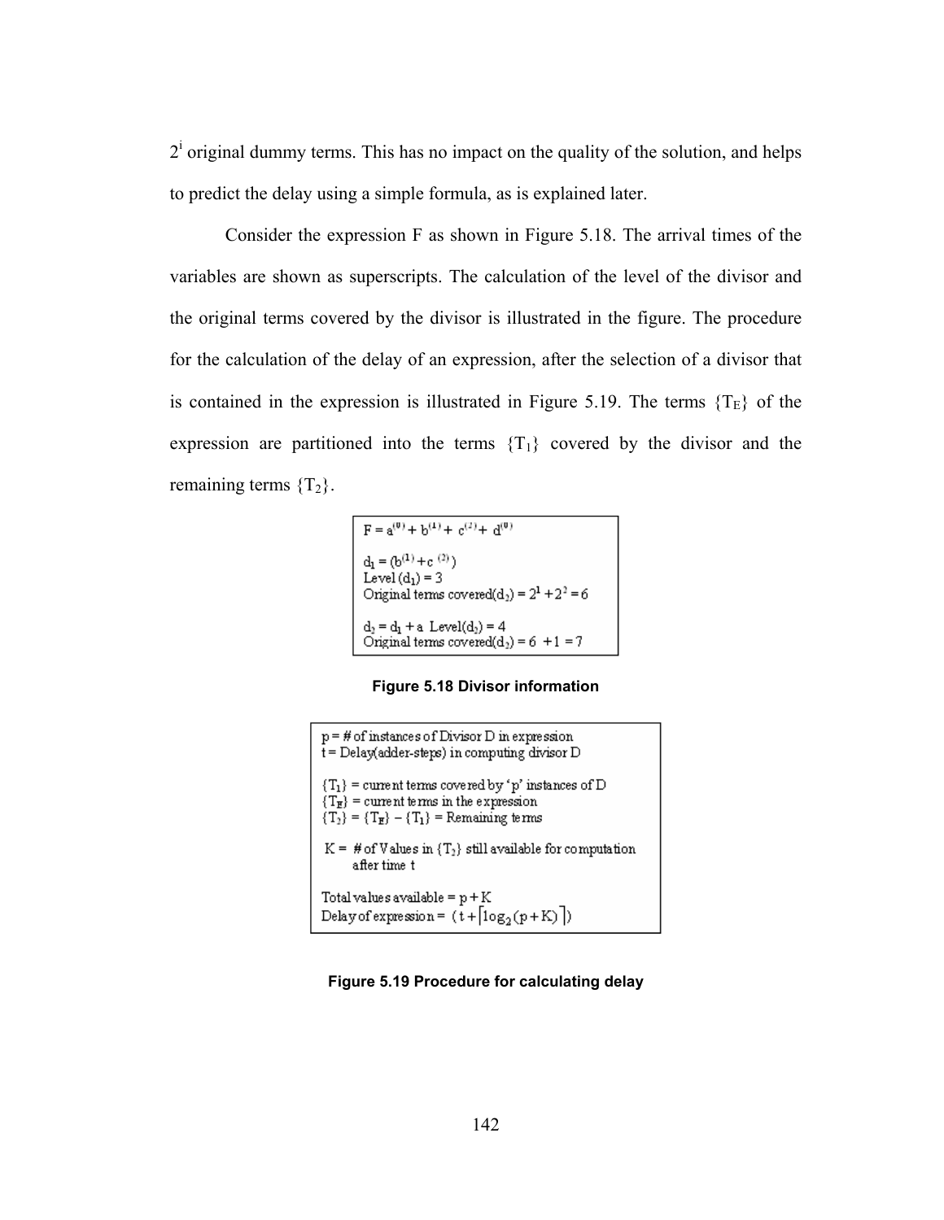$2^i$ original dummy terms. This has no impact on the quality of the solution, and helps to predict the delay using a simple formula, as is explained later.

Consider the expression F as shown in Figure 5.18. The arrival times of the variables are shown as superscripts. The calculation of the level of the divisor and the original terms covered by the divisor is illustrated in the figure. The procedure for the calculation of the delay of an expression, after the selection of a divisor that is contained in the expression is illustrated in Figure 5.19. The terms $\{T_E\}$ of the expression are partitioned into the terms $\{T_1\}$ covered by the divisor and the remaining terms $\{T_2\}$.

$$F = a^{(0)} + b^{(1)} + c^{(2)} + d^{(0)}$$

$$d_1 = (b^{(1)} + c^{(2)})$$

Level $(d_1) = 3$

Original terms covered$(d_2) = 2^1 + 2^2 = 6$

$d_2 = d_1 + a$ Level$(d_2) = 4$

Original terms covered$(d_2) = 6 + 1 = 7$

**Figure 5.18 Divisor information**

p = # of instances of Divisor D in expression

t = Delay(adder-steps) in computing divisor D

$\{T_1\}$ = current terms covered by 'p' instances of D

$\{T_E\}$ = current terms in the expression

$\{T_2\} = \{T_E\} - \{T_1\}$ = Remaining terms

K = # of Values in $\{T_2\}$ still available for computation after time t

Total values available = p + K

Delay of expression = $(t + \lceil \log_2(p + K) \rceil)$

**Figure 5.19 Procedure for calculating delay**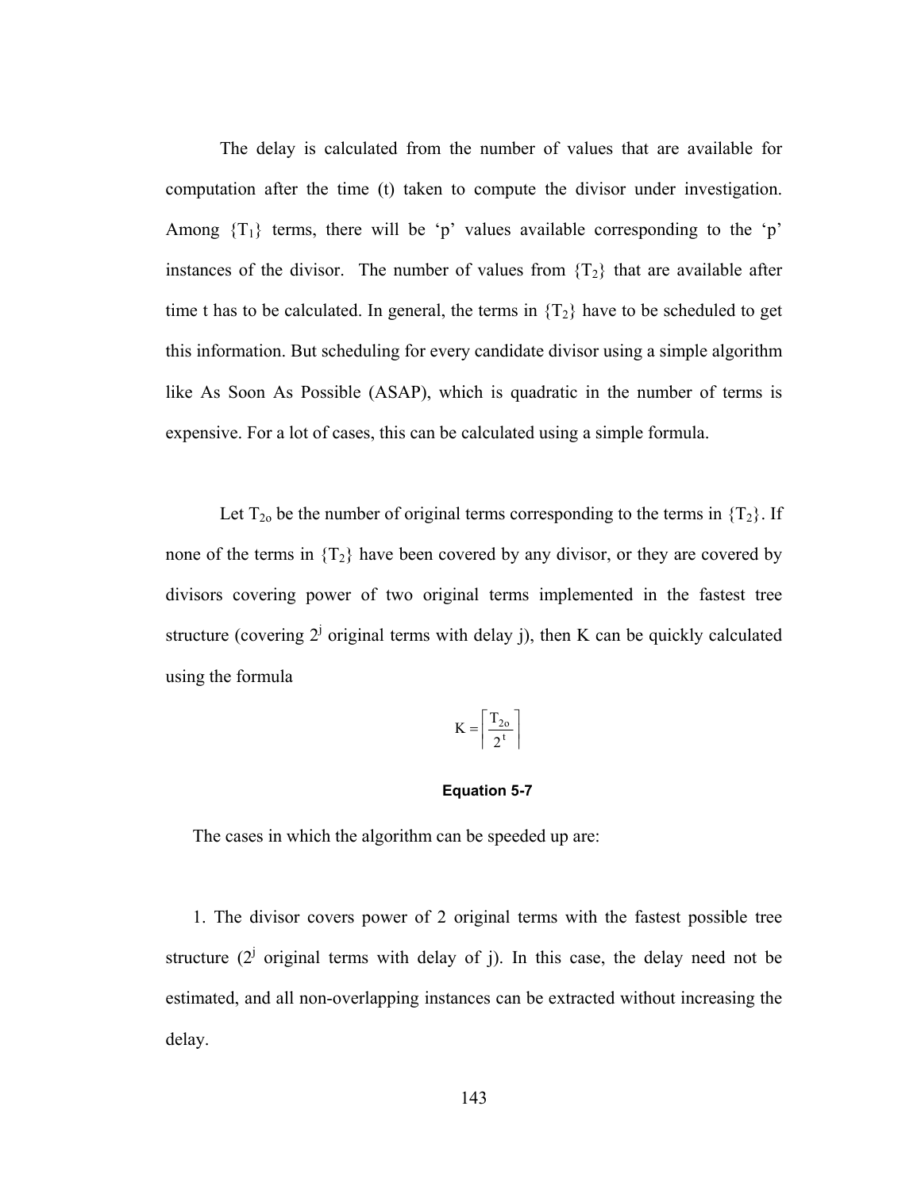The delay is calculated from the number of values that are available for computation after the time (t) taken to compute the divisor under investigation. Among $\{T_1\}$ terms, there will be 'p' values available corresponding to the 'p' instances of the divisor. The number of values from $\{T_2\}$ that are available after time t has to be calculated. In general, the terms in $\{T_2\}$ have to be scheduled to get this information. But scheduling for every candidate divisor using a simple algorithm like As Soon As Possible (ASAP), which is quadratic in the number of terms is expensive. For a lot of cases, this can be calculated using a simple formula.

Let $T_{2o}$ be the number of original terms corresponding to the terms in $\{T_2\}$. If none of the terms in $\{T_2\}$ have been covered by any divisor, or they are covered by divisors covering power of two original terms implemented in the fastest tree structure (covering $2^j$ original terms with delay j), then K can be quickly calculated using the formula

$$K = \left\lceil \frac{T_{2o}}{2^t} \right\rceil$$

**Equation 5-7**

The cases in which the algorithm can be speeded up are:

1. The divisor covers power of 2 original terms with the fastest possible tree structure ($2^j$ original terms with delay of j). In this case, the delay need not be estimated, and all non-overlapping instances can be extracted without increasing the delay.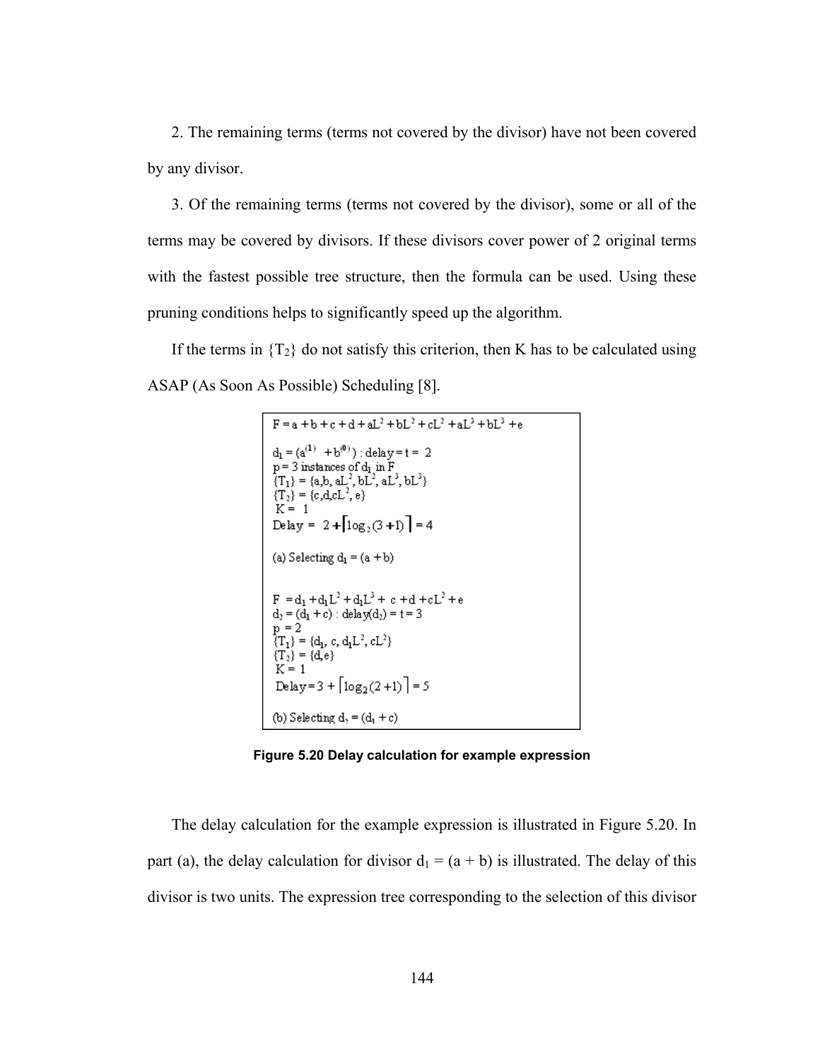2. The remaining terms (terms not covered by the divisor) have not been covered by any divisor.

3. Of the remaining terms (terms not covered by the divisor), some or all of the terms may be covered by divisors. If these divisors cover power of 2 original terms with the fastest possible tree structure, then the formula can be used. Using these pruning conditions helps to significantly speed up the algorithm.

If the terms in $\{T_2\}$ do not satisfy this criterion, then K has to be calculated using ASAP (As Soon As Possible) Scheduling [8].

$F = a + b + c + d + aL^2 + bL^2 + cL^2 + aL^3 + bL^3 + e$

$d_1 = (a^{(1)} + b^{(0)})$ : delay = t = 2
p = 3 instances of $d_1$ in F
$\{T_1\} = \{a, b, aL^2, bL^2, aL^3, bL^3\}$
$\{T_2\} = \{c, d, cL^2, e\}$
K = 1
$\text{Delay} = 2 + \lceil \log_2(3+1) \rceil = 4$

(a) Selecting $d_1 = (a + b)$

$F = d_1 + d_1L^2 + d_1L^3 + c + d + cL^2 + e$
$d_2 = (d_1 + c)$ : delay($d_2$) = t = 3
p = 2
$\{T_1\} = \{d_1, c, d_1L^2, cL^2\}$
$\{T_2\} = \{d, e\}$
K = 1
$\text{Delay} = 3 + \lceil \log_2(2+1) \rceil = 5$

(b) Selecting $d_2 = (d_1 + c)$

**Figure 5.20 Delay calculation for example expression**

The delay calculation for the example expression is illustrated in Figure 5.20. In part (a), the delay calculation for divisor $d_1 = (a + b)$ is illustrated. The delay of this divisor is two units. The expression tree corresponding to the selection of this divisor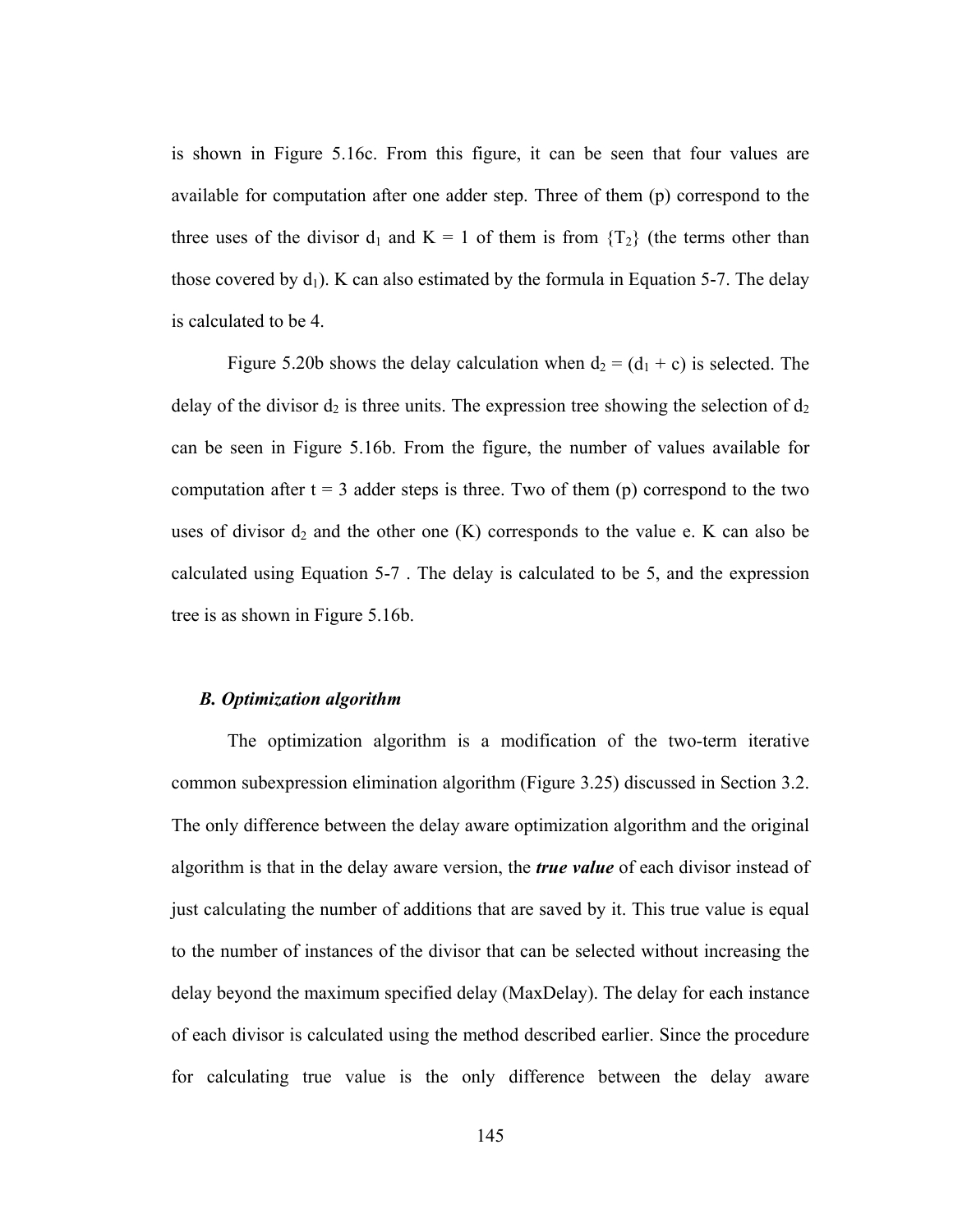is shown in Figure 5.16c. From this figure, it can be seen that four values are available for computation after one adder step. Three of them (p) correspond to the three uses of the divisor $d_1$ and K = 1 of them is from $\{T_2\}$ (the terms other than those covered by $d_1$). K can also estimated by the formula in Equation 5-7. The delay is calculated to be 4.

Figure 5.20b shows the delay calculation when $d_2 = (d_1 + c)$ is selected. The delay of the divisor $d_2$ is three units. The expression tree showing the selection of $d_2$ can be seen in Figure 5.16b. From the figure, the number of values available for computation after t = 3 adder steps is three. Two of them (p) correspond to the two uses of divisor $d_2$ and the other one (K) corresponds to the value e. K can also be calculated using Equation 5-7 . The delay is calculated to be 5, and the expression tree is as shown in Figure 5.16b.

### *B. Optimization algorithm*

The optimization algorithm is a modification of the two-term iterative common subexpression elimination algorithm (Figure 3.25) discussed in Section 3.2. The only difference between the delay aware optimization algorithm and the original algorithm is that in the delay aware version, the ***true value*** of each divisor instead of just calculating the number of additions that are saved by it. This true value is equal to the number of instances of the divisor that can be selected without increasing the delay beyond the maximum specified delay (MaxDelay). The delay for each instance of each divisor is calculated using the method described earlier. Since the procedure for calculating true value is the only difference between the delay aware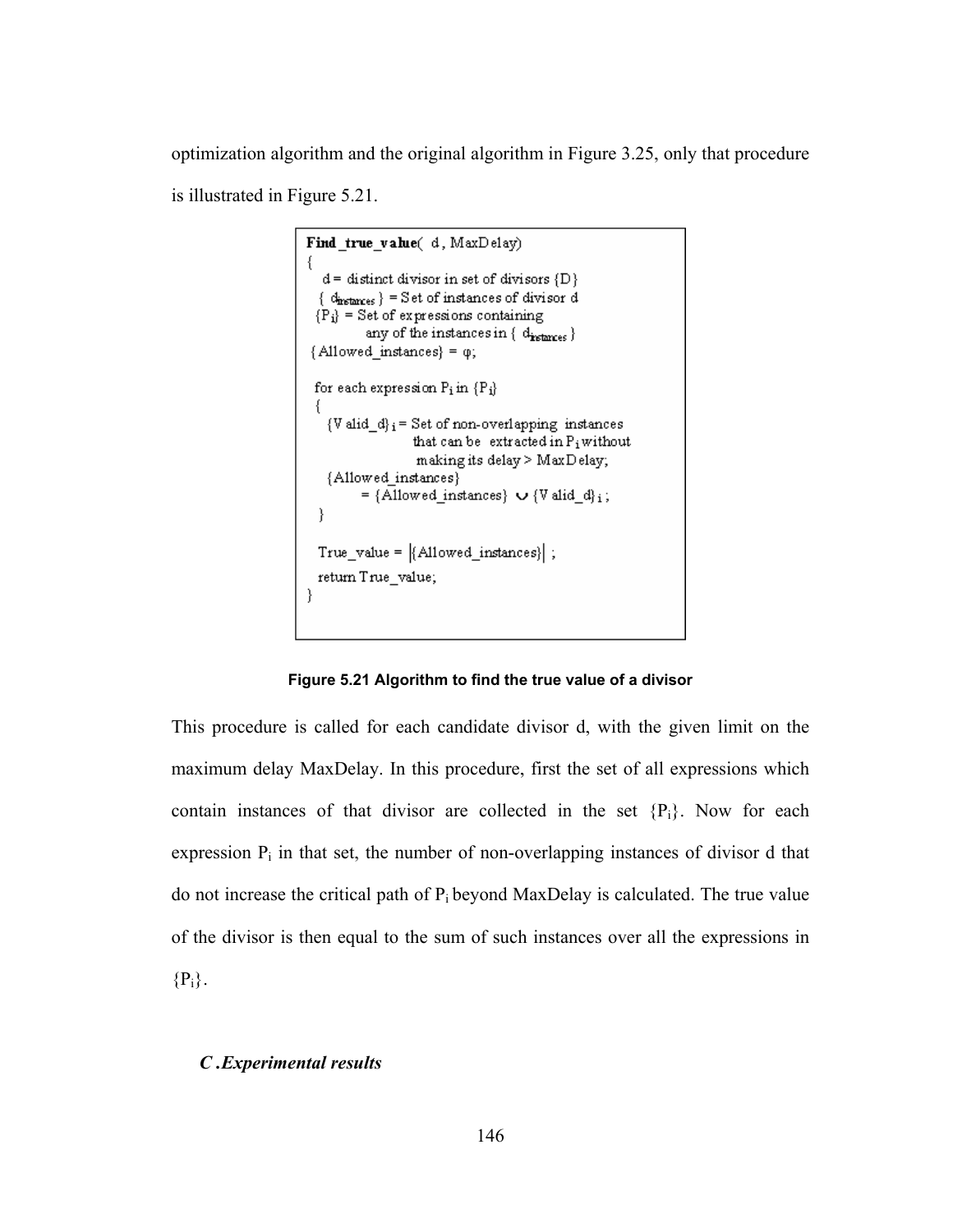optimization algorithm and the original algorithm in Figure 3.25, only that procedure is illustrated in Figure 5.21.

```
Find_true_value( d, MaxDelay)
{
   d = distinct divisor in set of divisors {D}
  { d_instances } = Set of instances of divisor d
  {Pi} = Set of expressions containing
          any of the instances in { d_instances }
 {Allowed_instances} = φ;

 for each expression Pi in {Pi}
 {
   {Valid_d}i = Set of non-overlapping instances
                that can be extracted in Pi without
                making its delay > MaxDelay;
   {Allowed_instances}
        = {Allowed_instances} ∪ {Valid_d}i ;
 }

 True_value = |{Allowed_instances}| ;
 return True_value;
}
```

**Figure 5.21 Algorithm to find the true value of a divisor**

This procedure is called for each candidate divisor d, with the given limit on the maximum delay MaxDelay. In this procedure, first the set of all expressions which contain instances of that divisor are collected in the set $\{P_i\}$. Now for each expression $P_i$ in that set, the number of non-overlapping instances of divisor d that do not increase the critical path of $P_i$ beyond MaxDelay is calculated. The true value of the divisor is then equal to the sum of such instances over all the expressions in $\{P_i\}$.

### *C .Experimental results*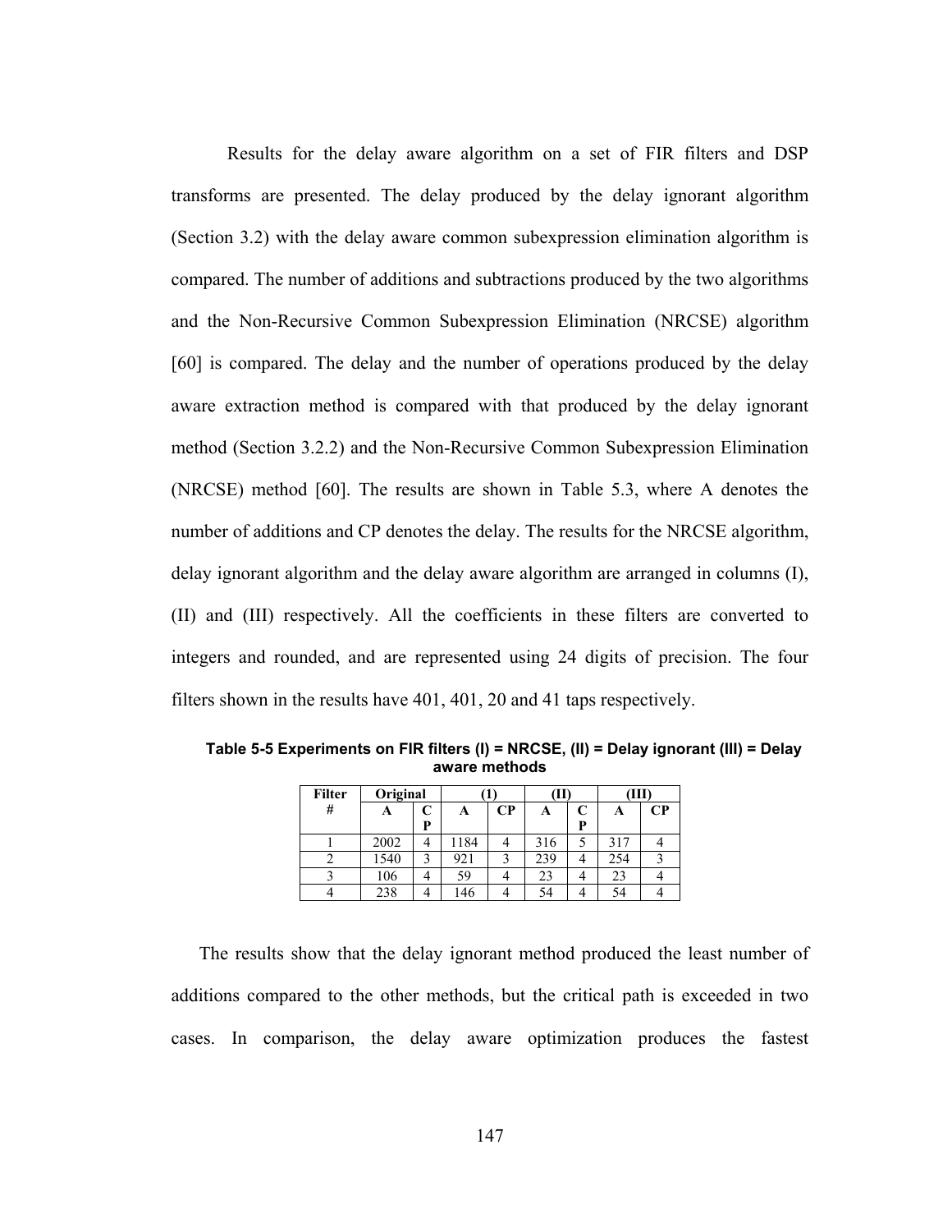Results for the delay aware algorithm on a set of FIR filters and DSP transforms are presented. The delay produced by the delay ignorant algorithm (Section 3.2) with the delay aware common subexpression elimination algorithm is compared. The number of additions and subtractions produced by the two algorithms and the Non-Recursive Common Subexpression Elimination (NRCSE) algorithm [60] is compared. The delay and the number of operations produced by the delay aware extraction method is compared with that produced by the delay ignorant method (Section 3.2.2) and the Non-Recursive Common Subexpression Elimination (NRCSE) method [60]. The results are shown in Table 5.3, where A denotes the number of additions and CP denotes the delay. The results for the NRCSE algorithm, delay ignorant algorithm and the delay aware algorithm are arranged in columns (I), (II) and (III) respectively. All the coefficients in these filters are converted to integers and rounded, and are represented using 24 digits of precision. The four filters shown in the results have 401, 401, 20 and 41 taps respectively.

**Table 5-5 Experiments on FIR filters (I) = NRCSE, (II) = Delay ignorant (III) = Delay aware methods**

| Filter # | Original | | (1) | | (II) | | (III) | |
|---|---|---|---|---|---|---|---|---|
| | A | CP | A | CP | A | CP | A | CP |
| 1 | 2002 | 4 | 1184 | 4 | 316 | 5 | 317 | 4 |
| 2 | 1540 | 3 | 921 | 3 | 239 | 4 | 254 | 3 |
| 3 | 106 | 4 | 59 | 4 | 23 | 4 | 23 | 4 |
| 4 | 238 | 4 | 146 | 4 | 54 | 4 | 54 | 4 |

The results show that the delay ignorant method produced the least number of additions compared to the other methods, but the critical path is exceeded in two cases. In comparison, the delay aware optimization produces the fastest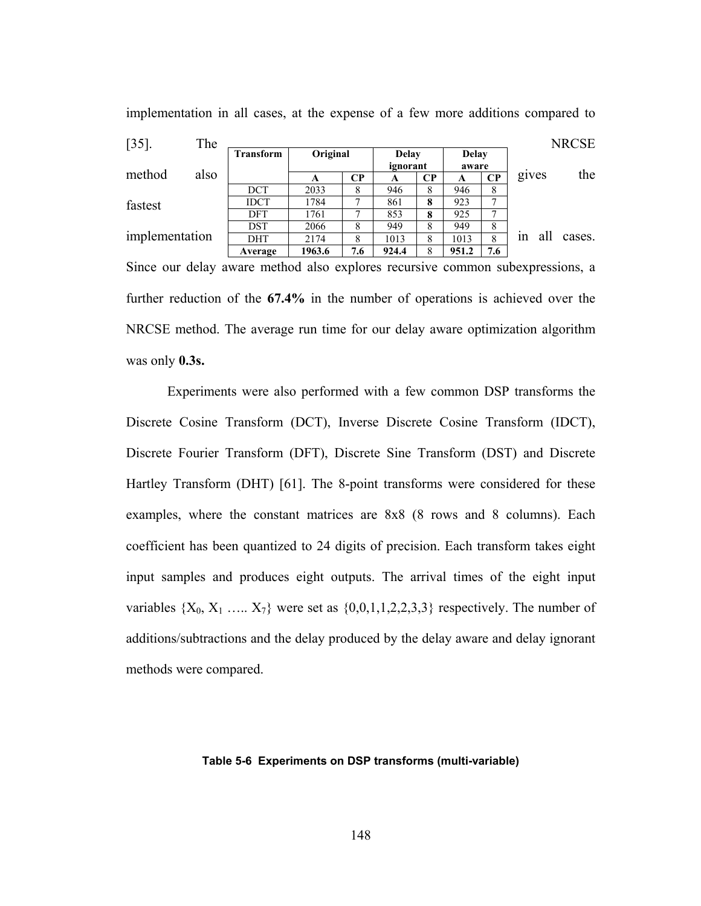implementation in all cases, at the expense of a few more additions compared to [35]. The NRCSE method also gives the fastest implementation in all cases. Since our delay aware method also explores recursive common subexpressions, a further reduction of the **67.4%** in the number of operations is achieved over the NRCSE method. The average run time for our delay aware optimization algorithm was only **0.3s.**

| Transform | Original | | Delay ignorant | | Delay aware | |
|---|---|---|---|---|---|---|
| | A | CP | A | CP | A | CP |
| DCT | 2033 | 8 | 946 | 8 | 946 | 8 |
| IDCT | 1784 | 7 | 861 | **8** | 923 | 7 |
| DFT | 1761 | 7 | 853 | **8** | 925 | 7 |
| DST | 2066 | 8 | 949 | 8 | 949 | 8 |
| DHT | 2174 | 8 | 1013 | 8 | 1013 | 8 |
| **Average** | **1963.6** | **7.6** | **924.4** | 8 | **951.2** | **7.6** |

Experiments were also performed with a few common DSP transforms the Discrete Cosine Transform (DCT), Inverse Discrete Cosine Transform (IDCT), Discrete Fourier Transform (DFT), Discrete Sine Transform (DST) and Discrete Hartley Transform (DHT) [61]. The 8-point transforms were considered for these examples, where the constant matrices are 8x8 (8 rows and 8 columns). Each coefficient has been quantized to 24 digits of precision. Each transform takes eight input samples and produces eight outputs. The arrival times of the eight input variables $\{X_0, X_1 \ldots X_7\}$ were set as $\{0,0,1,1,2,2,3,3\}$ respectively. The number of additions/subtractions and the delay produced by the delay aware and delay ignorant methods were compared.

**Table 5-6 Experiments on DSP transforms (multi-variable)**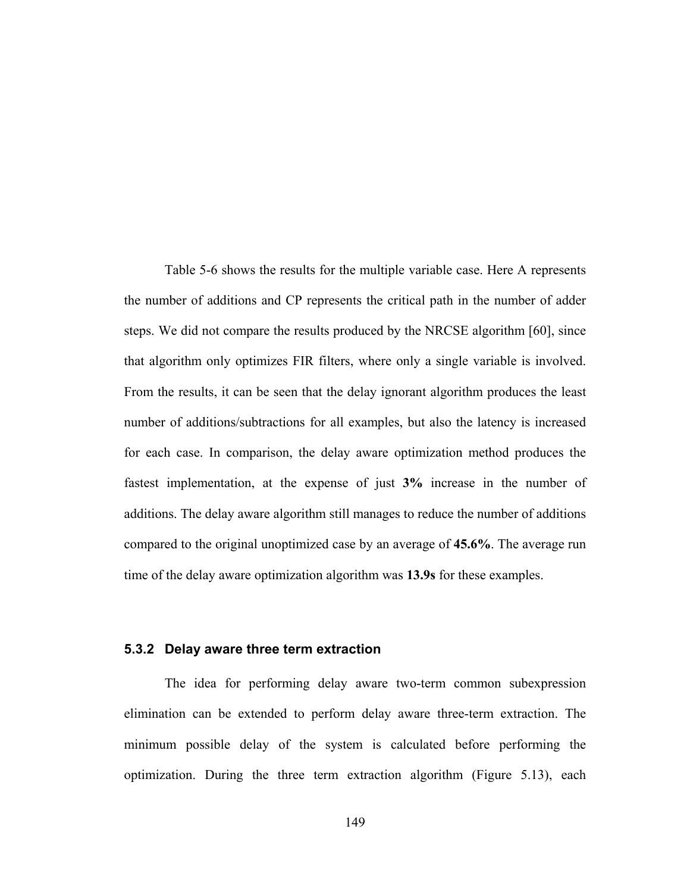Table 5-6 shows the results for the multiple variable case. Here A represents the number of additions and CP represents the critical path in the number of adder steps. We did not compare the results produced by the NRCSE algorithm [60], since that algorithm only optimizes FIR filters, where only a single variable is involved. From the results, it can be seen that the delay ignorant algorithm produces the least number of additions/subtractions for all examples, but also the latency is increased for each case. In comparison, the delay aware optimization method produces the fastest implementation, at the expense of just **3%** increase in the number of additions. The delay aware algorithm still manages to reduce the number of additions compared to the original unoptimized case by an average of **45.6%**. The average run time of the delay aware optimization algorithm was **13.9s** for these examples.

### 5.3.2 Delay aware three term extraction

The idea for performing delay aware two-term common subexpression elimination can be extended to perform delay aware three-term extraction. The minimum possible delay of the system is calculated before performing the optimization. During the three term extraction algorithm (Figure 5.13), each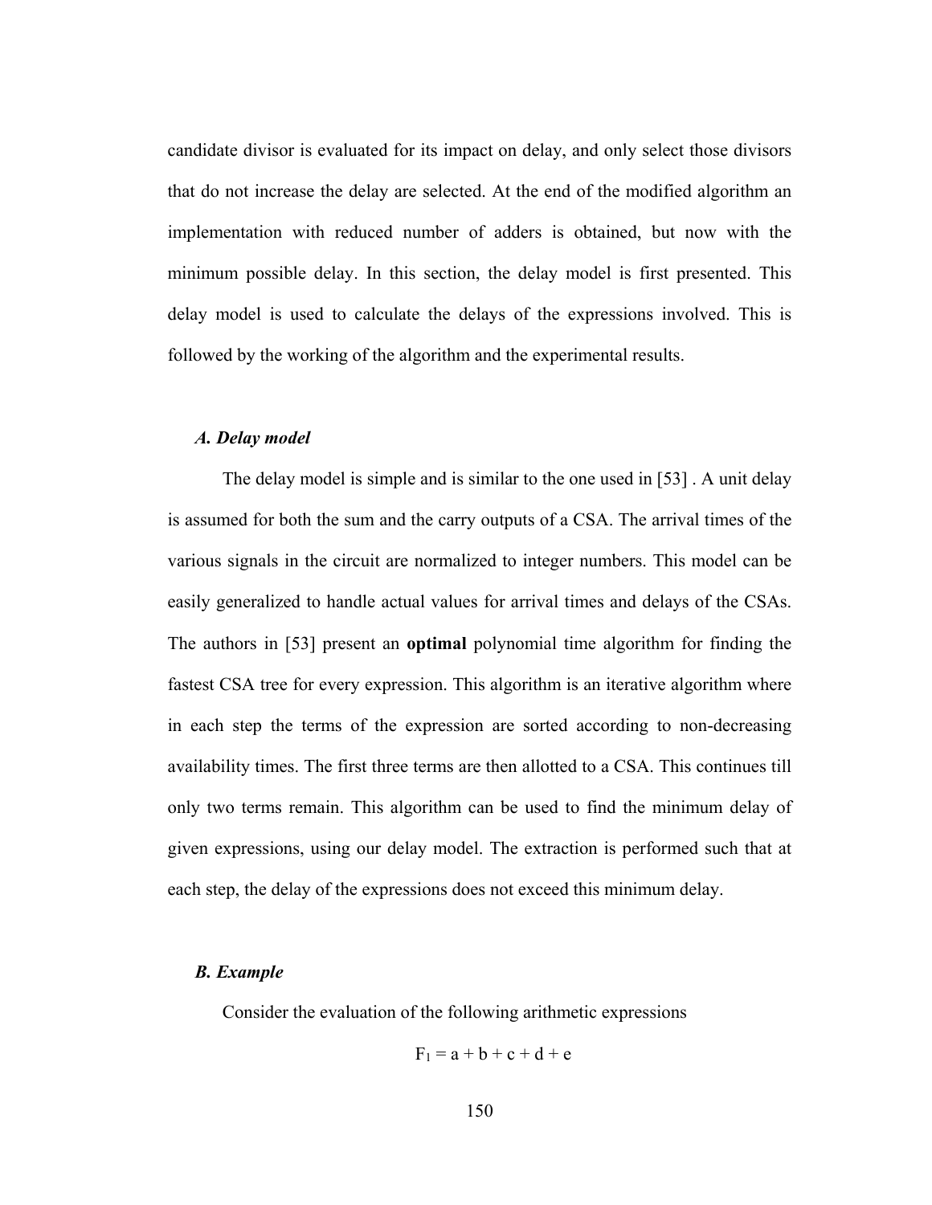candidate divisor is evaluated for its impact on delay, and only select those divisors that do not increase the delay are selected. At the end of the modified algorithm an implementation with reduced number of adders is obtained, but now with the minimum possible delay. In this section, the delay model is first presented. This delay model is used to calculate the delays of the expressions involved. This is followed by the working of the algorithm and the experimental results.

### *A. Delay model*

The delay model is simple and is similar to the one used in [53] . A unit delay is assumed for both the sum and the carry outputs of a CSA. The arrival times of the various signals in the circuit are normalized to integer numbers. This model can be easily generalized to handle actual values for arrival times and delays of the CSAs. The authors in [53] present an **optimal** polynomial time algorithm for finding the fastest CSA tree for every expression. This algorithm is an iterative algorithm where in each step the terms of the expression are sorted according to non-decreasing availability times. The first three terms are then allotted to a CSA. This continues till only two terms remain. This algorithm can be used to find the minimum delay of given expressions, using our delay model. The extraction is performed such that at each step, the delay of the expressions does not exceed this minimum delay.

### *B. Example*

Consider the evaluation of the following arithmetic expressions

$$F_1 = a + b + c + d + e$$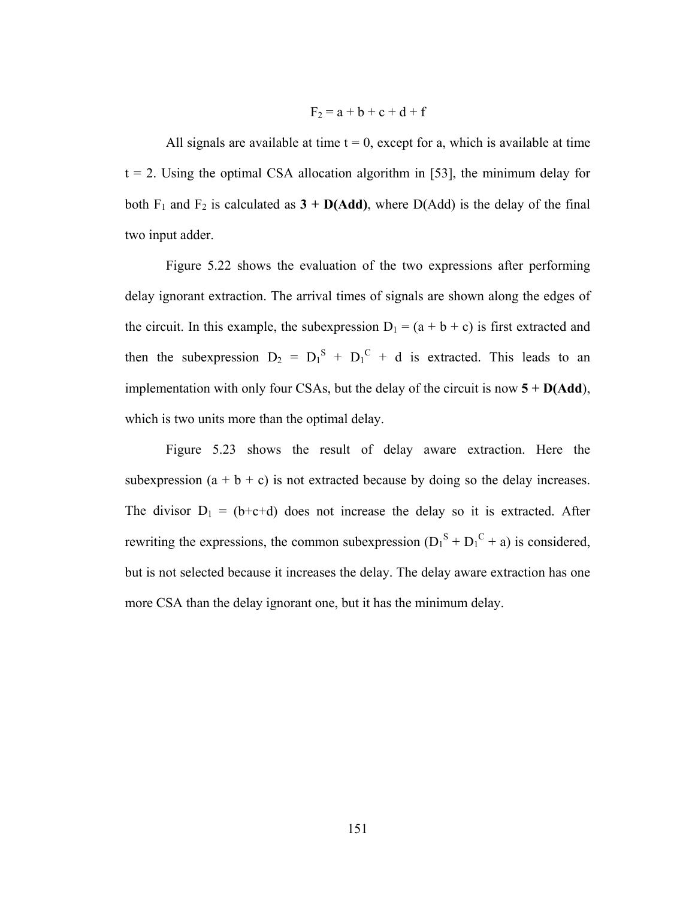$$F_2 = a + b + c + d + f$$

All signals are available at time $t = 0$, except for a, which is available at time $t = 2$. Using the optimal CSA allocation algorithm in [53], the minimum delay for both $F_1$ and $F_2$ is calculated as **3 + D(Add)**, where D(Add) is the delay of the final two input adder.

Figure 5.22 shows the evaluation of the two expressions after performing delay ignorant extraction. The arrival times of signals are shown along the edges of the circuit. In this example, the subexpression $D_1 = (a + b + c)$ is first extracted and then the subexpression $D_2 = D_1^S + D_1^C + d$ is extracted. This leads to an implementation with only four CSAs, but the delay of the circuit is now **5 + D(Add)**, which is two units more than the optimal delay.

Figure 5.23 shows the result of delay aware extraction. Here the subexpression $(a + b + c)$ is not extracted because by doing so the delay increases. The divisor $D_1 = (b+c+d)$ does not increase the delay so it is extracted. After rewriting the expressions, the common subexpression $(D_1^S + D_1^C + a)$ is considered, but is not selected because it increases the delay. The delay aware extraction has one more CSA than the delay ignorant one, but it has the minimum delay.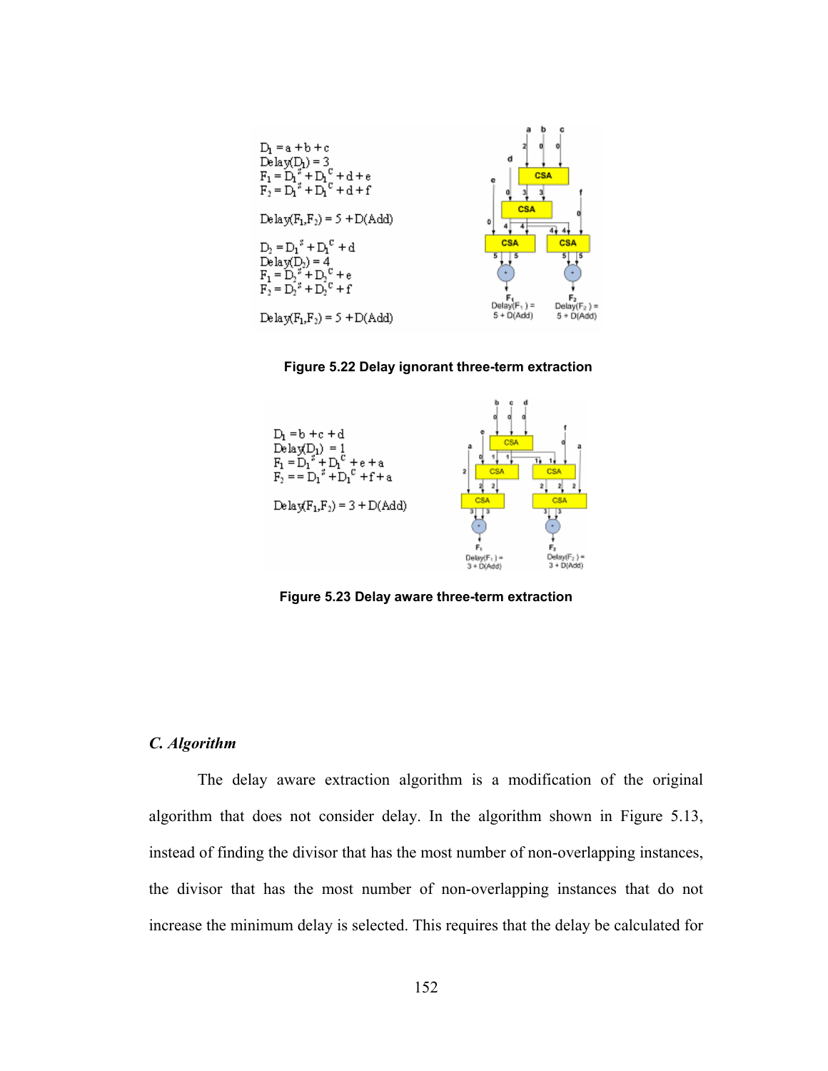$$D_1 = a + b + c$$
$$\text{Delay}(D_1) = 3$$
$$F_1 = D_1^{\,s} + D_1^{\,C} + d + e$$
$$F_2 = D_1^{\,s} + D_1^{\,C} + d + f$$

$$\text{Delay}(F_1, F_2) = 5 + D(\text{Add})$$

$$D_2 = D_1^{\,s} + D_1^{\,C} + d$$
$$\text{Delay}(D_2) = 4$$
$$F_1 = D_2^{\,s} + D_2^{\,C} + e$$
$$F_2 = D_2^{\,s} + D_2^{\,C} + f$$

$$\text{Delay}(F_1, F_2) = 5 + D(\text{Add})$$

**Figure 5.22 Delay ignorant three-term extraction**

$$D_1 = b + c + d$$
$$\text{Delay}(D_1) = 1$$
$$F_1 = D_1^{\,s} + D_1^{\,C} + e + a$$
$$F_2 = D_1^{\,s} + D_1^{\,C} + f + a$$

$$\text{Delay}(F_1, F_2) = 3 + D(\text{Add})$$

**Figure 5.23 Delay aware three-term extraction**

### *C. Algorithm*

The delay aware extraction algorithm is a modification of the original algorithm that does not consider delay. In the algorithm shown in Figure 5.13, instead of finding the divisor that has the most number of non-overlapping instances, the divisor that has the most number of non-overlapping instances that do not increase the minimum delay is selected. This requires that the delay be calculated for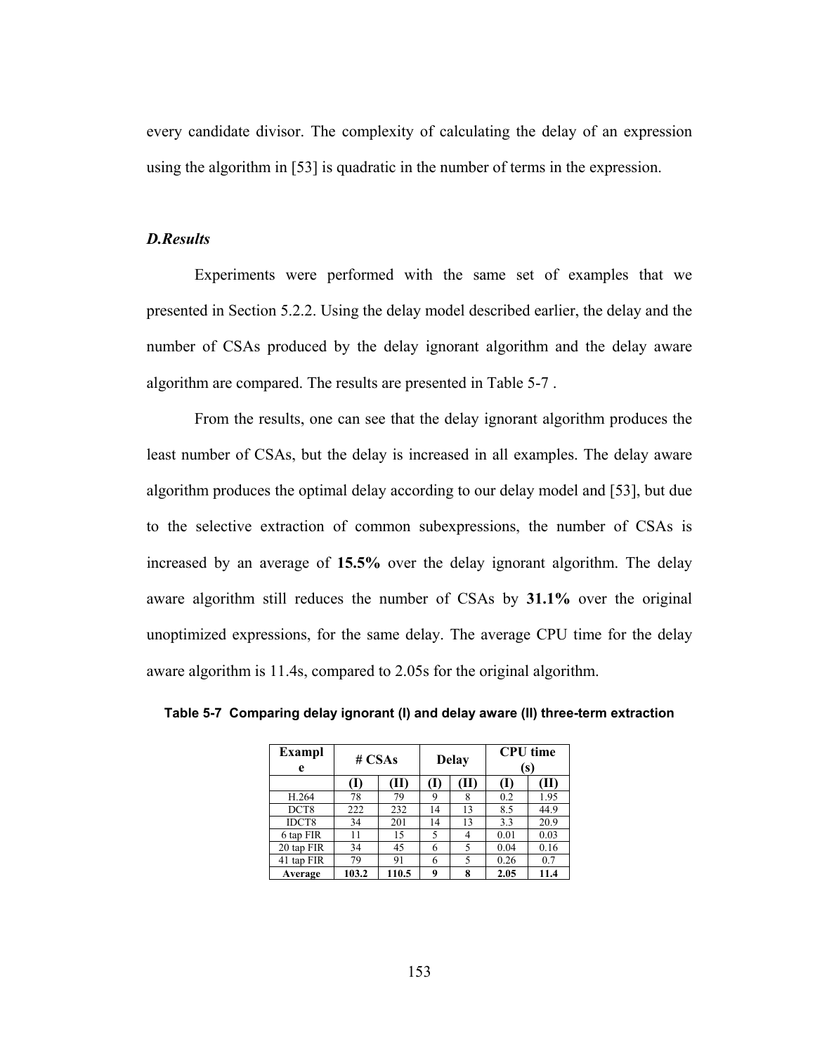every candidate divisor. The complexity of calculating the delay of an expression using the algorithm in [53] is quadratic in the number of terms in the expression.

### *D.Results*

Experiments were performed with the same set of examples that we presented in Section 5.2.2. Using the delay model described earlier, the delay and the number of CSAs produced by the delay ignorant algorithm and the delay aware algorithm are compared. The results are presented in Table 5-7 .

From the results, one can see that the delay ignorant algorithm produces the least number of CSAs, but the delay is increased in all examples. The delay aware algorithm produces the optimal delay according to our delay model and [53], but due to the selective extraction of common subexpressions, the number of CSAs is increased by an average of **15.5%** over the delay ignorant algorithm. The delay aware algorithm still reduces the number of CSAs by **31.1%** over the original unoptimized expressions, for the same delay. The average CPU time for the delay aware algorithm is 11.4s, compared to 2.05s for the original algorithm.

**Table 5-7 Comparing delay ignorant (I) and delay aware (II) three-term extraction**

| Example | # CSAs | | Delay | | CPU time (s) | |
|---|---|---|---|---|---|---|
| | (I) | (II) | (I) | (II) | (I) | (II) |
| H.264 | 78 | 79 | 9 | 8 | 0.2 | 1.95 |
| DCT8 | 222 | 232 | 14 | 13 | 8.5 | 44.9 |
| IDCT8 | 34 | 201 | 14 | 13 | 3.3 | 20.9 |
| 6 tap FIR | 11 | 15 | 5 | 4 | 0.01 | 0.03 |
| 20 tap FIR | 34 | 45 | 6 | 5 | 0.04 | 0.16 |
| 41 tap FIR | 79 | 91 | 6 | 5 | 0.26 | 0.7 |
| **Average** | **103.2** | **110.5** | **9** | **8** | **2.05** | **11.4** |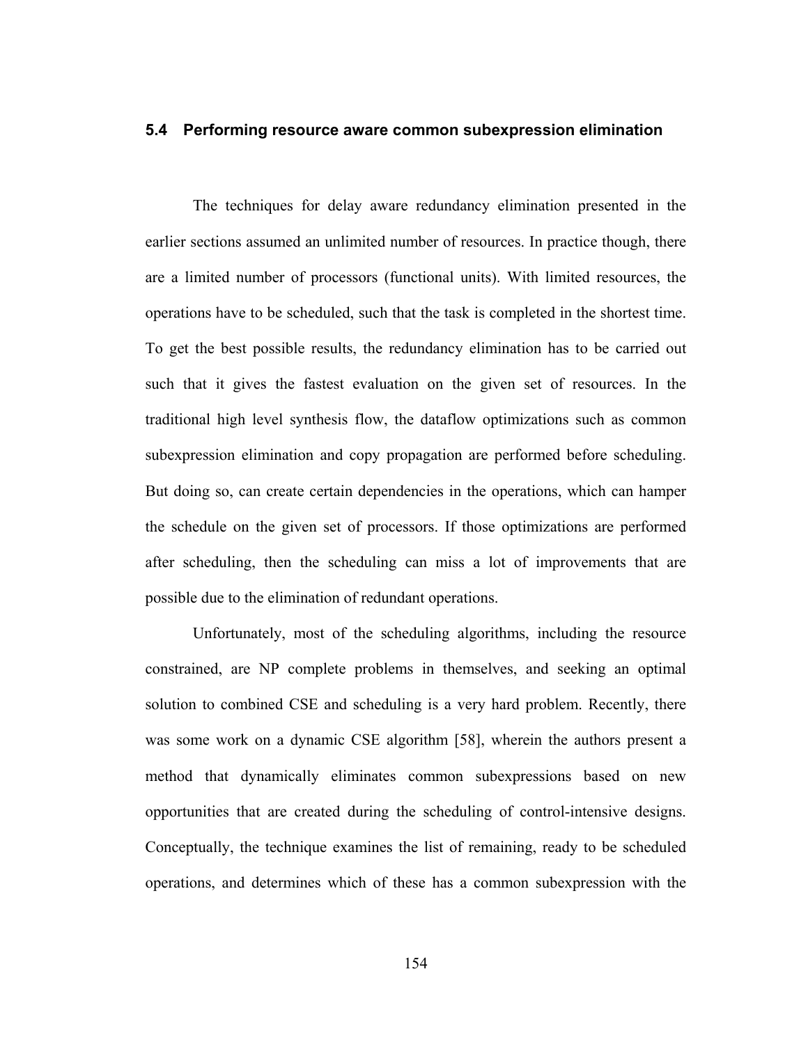### 5.4 Performing resource aware common subexpression elimination

The techniques for delay aware redundancy elimination presented in the earlier sections assumed an unlimited number of resources. In practice though, there are a limited number of processors (functional units). With limited resources, the operations have to be scheduled, such that the task is completed in the shortest time. To get the best possible results, the redundancy elimination has to be carried out such that it gives the fastest evaluation on the given set of resources. In the traditional high level synthesis flow, the dataflow optimizations such as common subexpression elimination and copy propagation are performed before scheduling. But doing so, can create certain dependencies in the operations, which can hamper the schedule on the given set of processors. If those optimizations are performed after scheduling, then the scheduling can miss a lot of improvements that are possible due to the elimination of redundant operations.

Unfortunately, most of the scheduling algorithms, including the resource constrained, are NP complete problems in themselves, and seeking an optimal solution to combined CSE and scheduling is a very hard problem. Recently, there was some work on a dynamic CSE algorithm [58], wherein the authors present a method that dynamically eliminates common subexpressions based on new opportunities that are created during the scheduling of control-intensive designs. Conceptually, the technique examines the list of remaining, ready to be scheduled operations, and determines which of these has a common subexpression with the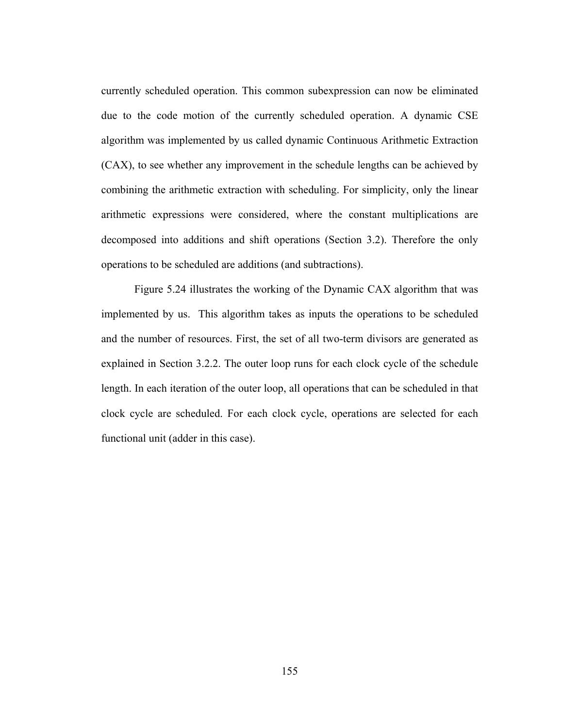currently scheduled operation. This common subexpression can now be eliminated due to the code motion of the currently scheduled operation. A dynamic CSE algorithm was implemented by us called dynamic Continuous Arithmetic Extraction (CAX), to see whether any improvement in the schedule lengths can be achieved by combining the arithmetic extraction with scheduling. For simplicity, only the linear arithmetic expressions were considered, where the constant multiplications are decomposed into additions and shift operations (Section 3.2). Therefore the only operations to be scheduled are additions (and subtractions).

Figure 5.24 illustrates the working of the Dynamic CAX algorithm that was implemented by us. This algorithm takes as inputs the operations to be scheduled and the number of resources. First, the set of all two-term divisors are generated as explained in Section 3.2.2. The outer loop runs for each clock cycle of the schedule length. In each iteration of the outer loop, all operations that can be scheduled in that clock cycle are scheduled. For each clock cycle, operations are selected for each functional unit (adder in this case).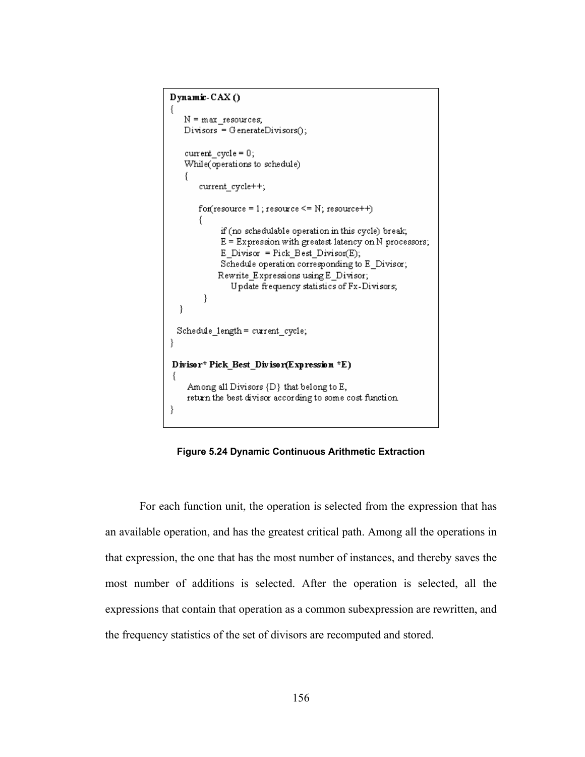```
Dynamic-CAX ()
{
    N = max_resources;
    Divisors = GenerateDivisors();

    current_cycle = 0;
    While(operations to schedule)
    {
        current_cycle++;

        for(resource = 1; resource <= N; resource++)
        {
            if (no schedulable operation in this cycle) break;
            E = Expression with greatest latency on N processors;
            E_Divisor = Pick_Best_Divisor(E);
            Schedule operation corresponding to E_Divisor;
            Rewrite_Expressions using E_Divisor;
                Update frequency statistics of Fx-Divisors;
        }
    }

    Schedule_length = current_cycle;
}

Divisor* Pick_Best_Divisor(Expression *E)
{
    Among all Divisors {D} that belong to E,
    return the best divisor according to some cost function.
}
```

**Figure 5.24 Dynamic Continuous Arithmetic Extraction**

For each function unit, the operation is selected from the expression that has an available operation, and has the greatest critical path. Among all the operations in that expression, the one that has the most number of instances, and thereby saves the most number of additions is selected. After the operation is selected, all the expressions that contain that operation as a common subexpression are rewritten, and the frequency statistics of the set of divisors are recomputed and stored.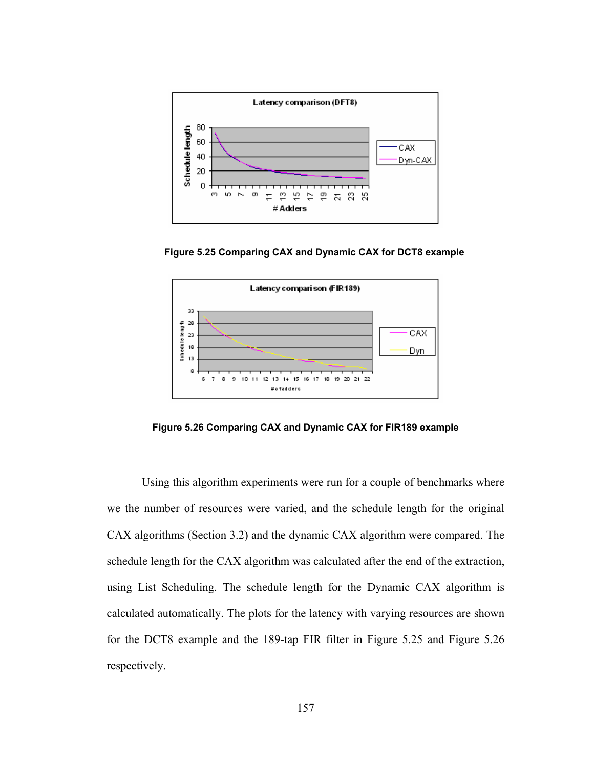Figure 5.25 Comparing CAX and Dynamic CAX for DCT8 example

Figure 5.26 Comparing CAX and Dynamic CAX for FIR189 example

Using this algorithm experiments were run for a couple of benchmarks where we the number of resources were varied, and the schedule length for the original CAX algorithms (Section 3.2) and the dynamic CAX algorithm were compared. The schedule length for the CAX algorithm was calculated after the end of the extraction, using List Scheduling. The schedule length for the Dynamic CAX algorithm is calculated automatically. The plots for the latency with varying resources are shown for the DCT8 example and the 189-tap FIR filter in Figure 5.25 and Figure 5.26 respectively.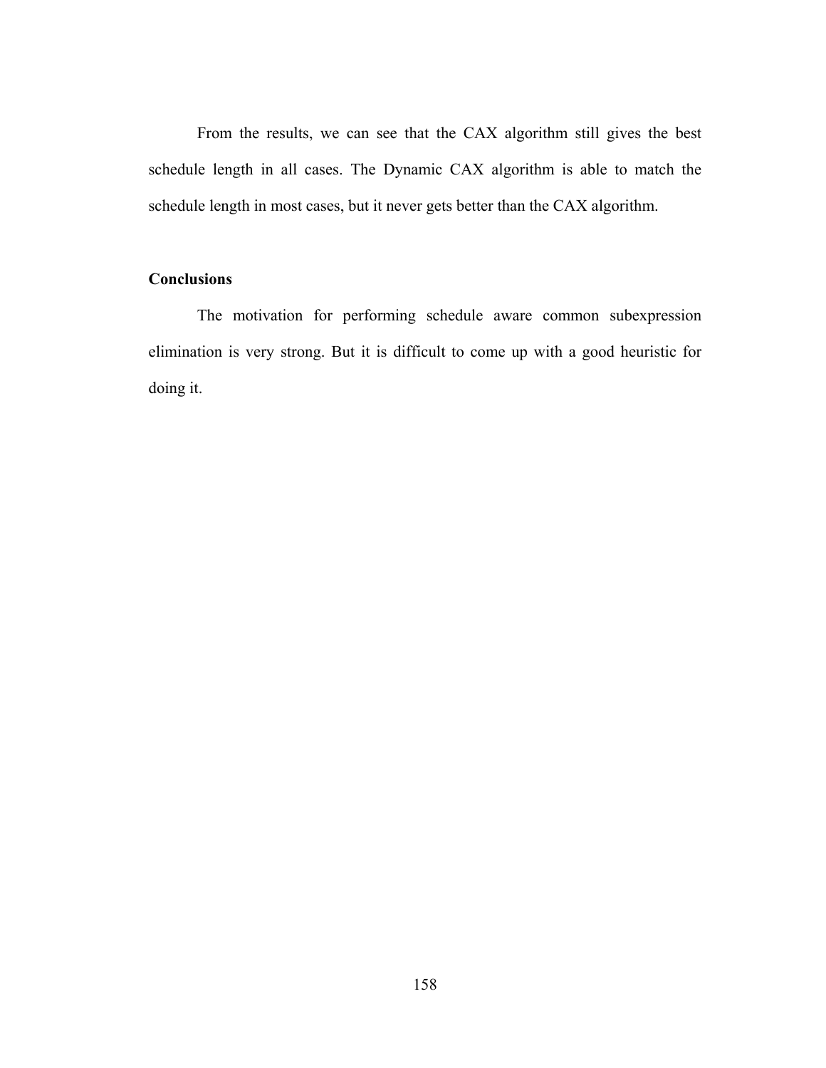From the results, we can see that the CAX algorithm still gives the best schedule length in all cases. The Dynamic CAX algorithm is able to match the schedule length in most cases, but it never gets better than the CAX algorithm.

**Conclusions**

The motivation for performing schedule aware common subexpression elimination is very strong. But it is difficult to come up with a good heuristic for doing it.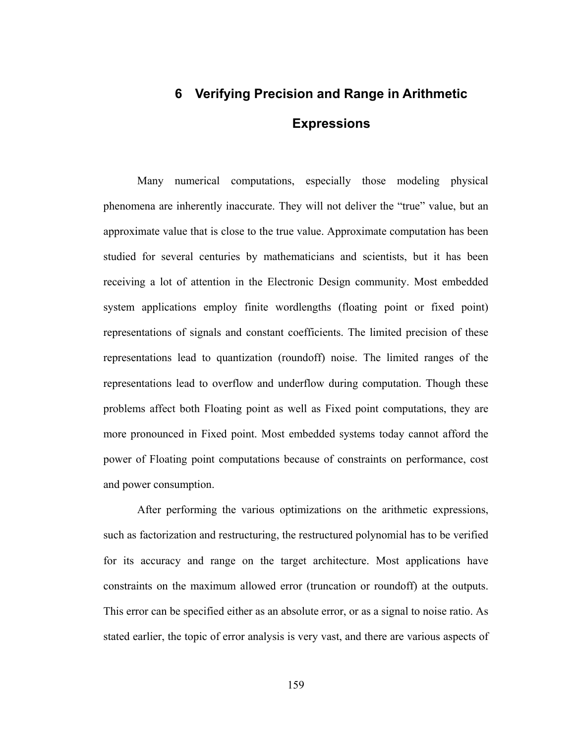# 6 Verifying Precision and Range in Arithmetic Expressions

Many numerical computations, especially those modeling physical phenomena are inherently inaccurate. They will not deliver the “true” value, but an approximate value that is close to the true value. Approximate computation has been studied for several centuries by mathematicians and scientists, but it has been receiving a lot of attention in the Electronic Design community. Most embedded system applications employ finite wordlengths (floating point or fixed point) representations of signals and constant coefficients. The limited precision of these representations lead to quantization (roundoff) noise. The limited ranges of the representations lead to overflow and underflow during computation. Though these problems affect both Floating point as well as Fixed point computations, they are more pronounced in Fixed point. Most embedded systems today cannot afford the power of Floating point computations because of constraints on performance, cost and power consumption.

After performing the various optimizations on the arithmetic expressions, such as factorization and restructuring, the restructured polynomial has to be verified for its accuracy and range on the target architecture. Most applications have constraints on the maximum allowed error (truncation or roundoff) at the outputs. This error can be specified either as an absolute error, or as a signal to noise ratio. As stated earlier, the topic of error analysis is very vast, and there are various aspects of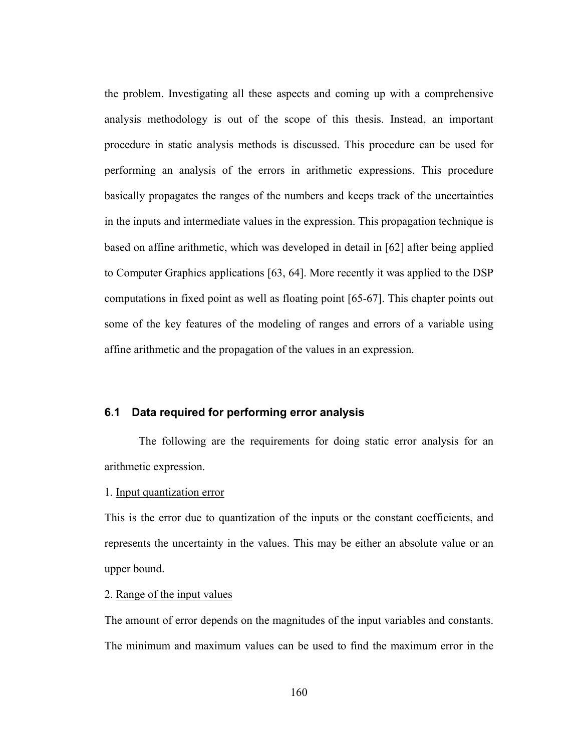the problem. Investigating all these aspects and coming up with a comprehensive analysis methodology is out of the scope of this thesis. Instead, an important procedure in static analysis methods is discussed. This procedure can be used for performing an analysis of the errors in arithmetic expressions. This procedure basically propagates the ranges of the numbers and keeps track of the uncertainties in the inputs and intermediate values in the expression. This propagation technique is based on affine arithmetic, which was developed in detail in [62] after being applied to Computer Graphics applications [63, 64]. More recently it was applied to the DSP computations in fixed point as well as floating point [65-67]. This chapter points out some of the key features of the modeling of ranges and errors of a variable using affine arithmetic and the propagation of the values in an expression.

## 6.1 Data required for performing error analysis

The following are the requirements for doing static error analysis for an arithmetic expression.

1. Input quantization error

This is the error due to quantization of the inputs or the constant coefficients, and represents the uncertainty in the values. This may be either an absolute value or an upper bound.

2. Range of the input values

The amount of error depends on the magnitudes of the input variables and constants. The minimum and maximum values can be used to find the maximum error in the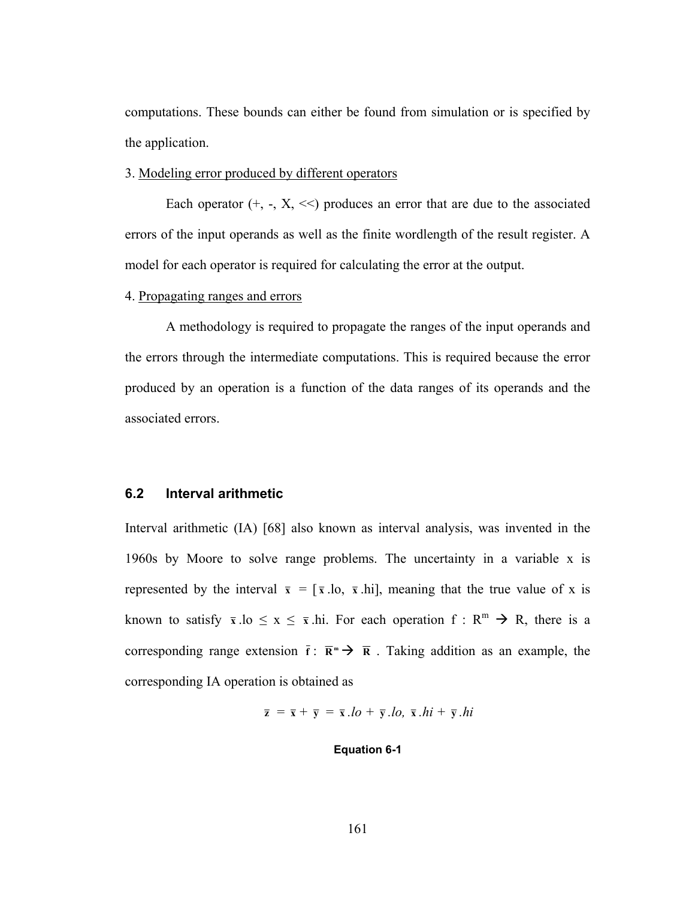computations. These bounds can either be found from simulation or is specified by the application.

3. Modeling error produced by different operators

Each operator (+, -, X, <<) produces an error that are due to the associated errors of the input operands as well as the finite wordlength of the result register. A model for each operator is required for calculating the error at the output.

4. Propagating ranges and errors

A methodology is required to propagate the ranges of the input operands and the errors through the intermediate computations. This is required because the error produced by an operation is a function of the data ranges of its operands and the associated errors.

## 6.2 Interval arithmetic

Interval arithmetic (IA) [68] also known as interval analysis, was invented in the 1960s by Moore to solve range problems. The uncertainty in a variable x is represented by the interval $\bar{x} = [\bar{x}.lo, \bar{x}.hi]$, meaning that the true value of x is known to satisfy $\bar{x}.lo \leq x \leq \bar{x}.hi$. For each operation $f : R^m \rightarrow R$, there is a corresponding range extension $\bar{f} : \bar{R}^m \rightarrow \bar{R}$. Taking addition as an example, the corresponding IA operation is obtained as

$$\bar{z} = \bar{x} + \bar{y} = \bar{x}.lo + \bar{y}.lo,\ \bar{x}.hi + \bar{y}.hi$$

**Equation 6-1**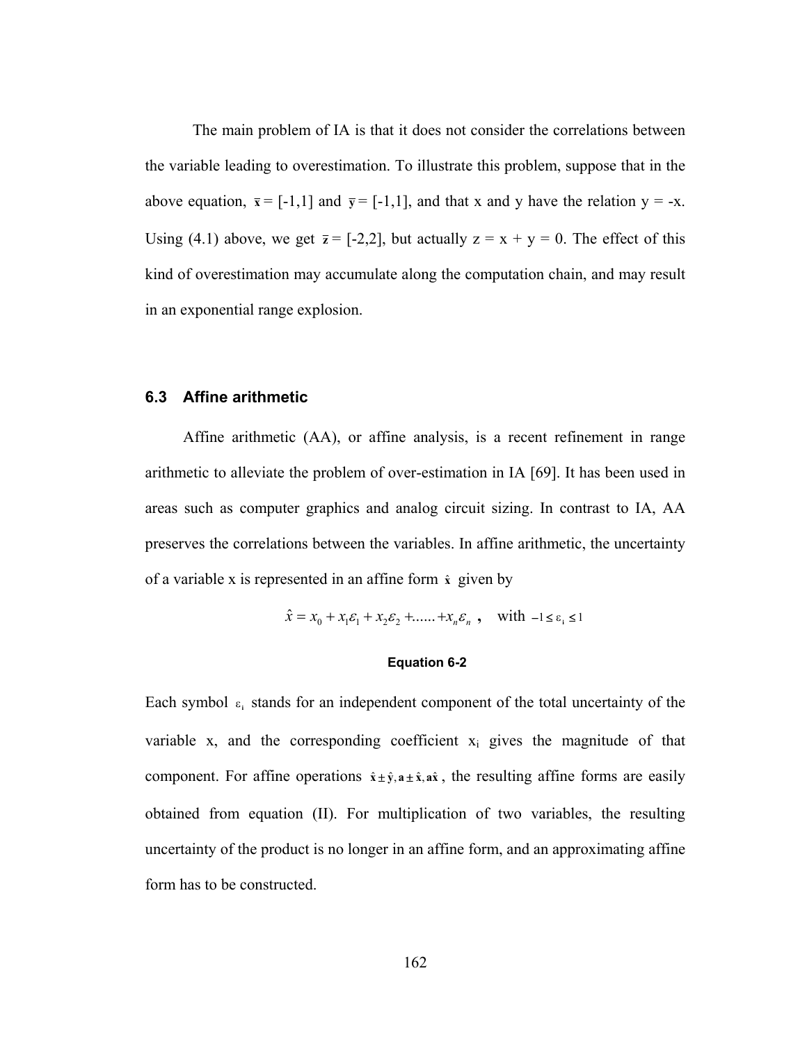The main problem of IA is that it does not consider the correlations between the variable leading to overestimation. To illustrate this problem, suppose that in the above equation, $\bar{\mathbf{x}}$ = [-1,1] and $\bar{\mathbf{y}}$ = [-1,1], and that x and y have the relation y = -x. Using (4.1) above, we get $\bar{\mathbf{z}}$ = [-2,2], but actually z = x + y = 0. The effect of this kind of overestimation may accumulate along the computation chain, and may result in an exponential range explosion.

### 6.3 Affine arithmetic

Affine arithmetic (AA), or affine analysis, is a recent refinement in range arithmetic to alleviate the problem of over-estimation in IA [69]. It has been used in areas such as computer graphics and analog circuit sizing. In contrast to IA, AA preserves the correlations between the variables. In affine arithmetic, the uncertainty of a variable x is represented in an affine form $\hat{\mathbf{x}}$ given by

$$\hat{x} = x_0 + x_1\varepsilon_1 + x_2\varepsilon_2 + ...... + x_n\varepsilon_n \text{ ,} \quad \text{with } -1 \le \varepsilon_i \le 1$$

**Equation 6-2**

Each symbol $\varepsilon_i$ stands for an independent component of the total uncertainty of the variable x, and the corresponding coefficient $x_i$ gives the magnitude of that component. For affine operations $\hat{\mathbf{x}} \pm \hat{\mathbf{y}}, \mathbf{a} \pm \hat{\mathbf{x}}, \mathbf{a}\hat{\mathbf{x}}$, the resulting affine forms are easily obtained from equation (II). For multiplication of two variables, the resulting uncertainty of the product is no longer in an affine form, and an approximating affine form has to be constructed.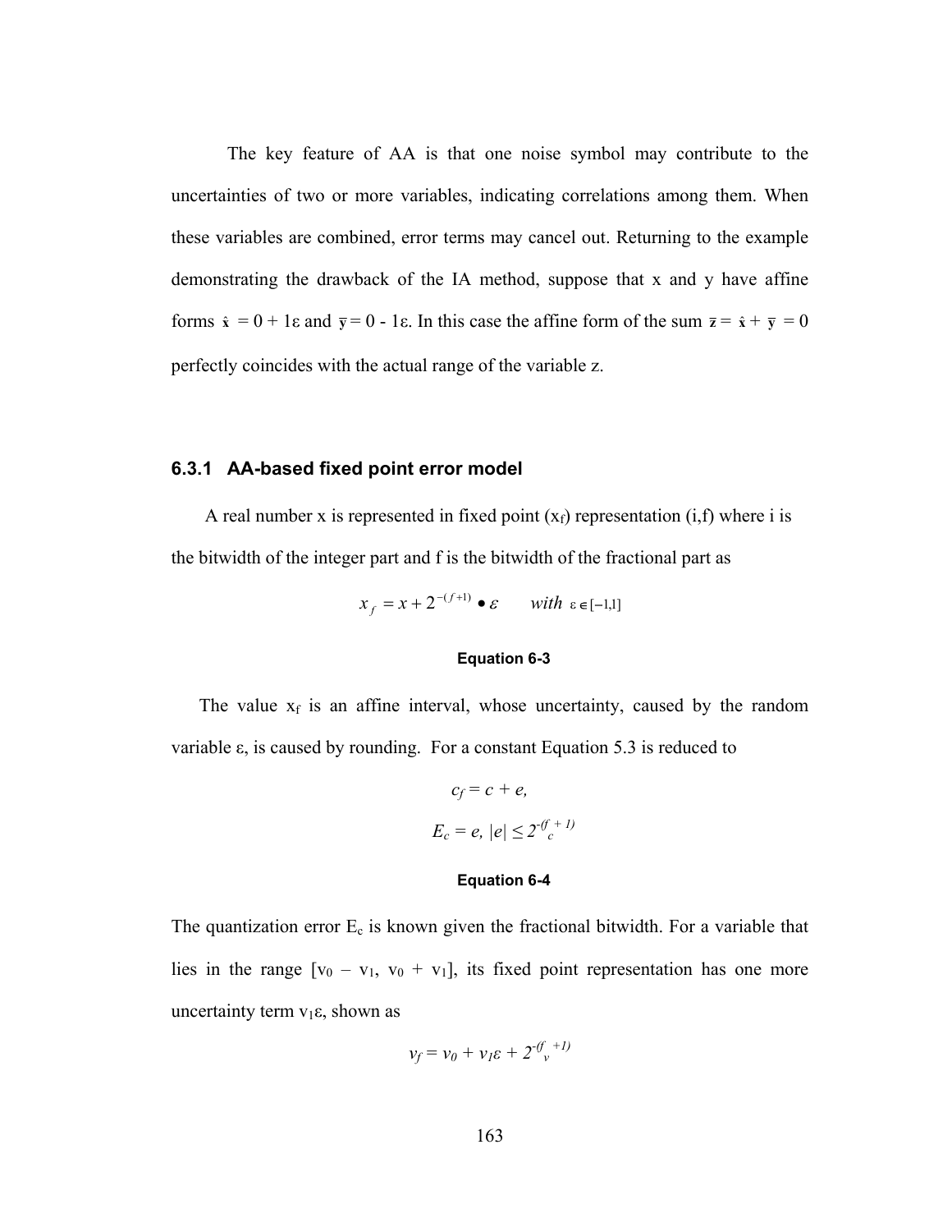The key feature of AA is that one noise symbol may contribute to the uncertainties of two or more variables, indicating correlations among them. When these variables are combined, error terms may cancel out. Returning to the example demonstrating the drawback of the IA method, suppose that x and y have affine forms $\hat{x} = 0 + 1\varepsilon$ and $\bar{y} = 0 - 1\varepsilon$. In this case the affine form of the sum $\bar{z} = \hat{x} + \bar{y} = 0$ perfectly coincides with the actual range of the variable z.

### 6.3.1 AA-based fixed point error model

A real number x is represented in fixed point ($x_f$) representation (i,f) where i is the bitwidth of the integer part and f is the bitwidth of the fractional part as

$$x_f = x + 2^{-(f+1)} \bullet \varepsilon \qquad with\ \varepsilon \in [-1,1]$$

**Equation 6-3**

The value $x_f$ is an affine interval, whose uncertainty, caused by the random variable ε, is caused by rounding. For a constant Equation 5.3 is reduced to

$$c_f = c + e,$$

$$E_c = e,\ |e| \leq 2^{-(f_c + 1)}$$

**Equation 6-4**

The quantization error $E_c$ is known given the fractional bitwidth. For a variable that lies in the range $[v_0 - v_1, v_0 + v_1]$, its fixed point representation has one more uncertainty term $v_1\varepsilon$, shown as

$$v_f = v_0 + v_1\varepsilon + 2^{-(f_v + 1)}$$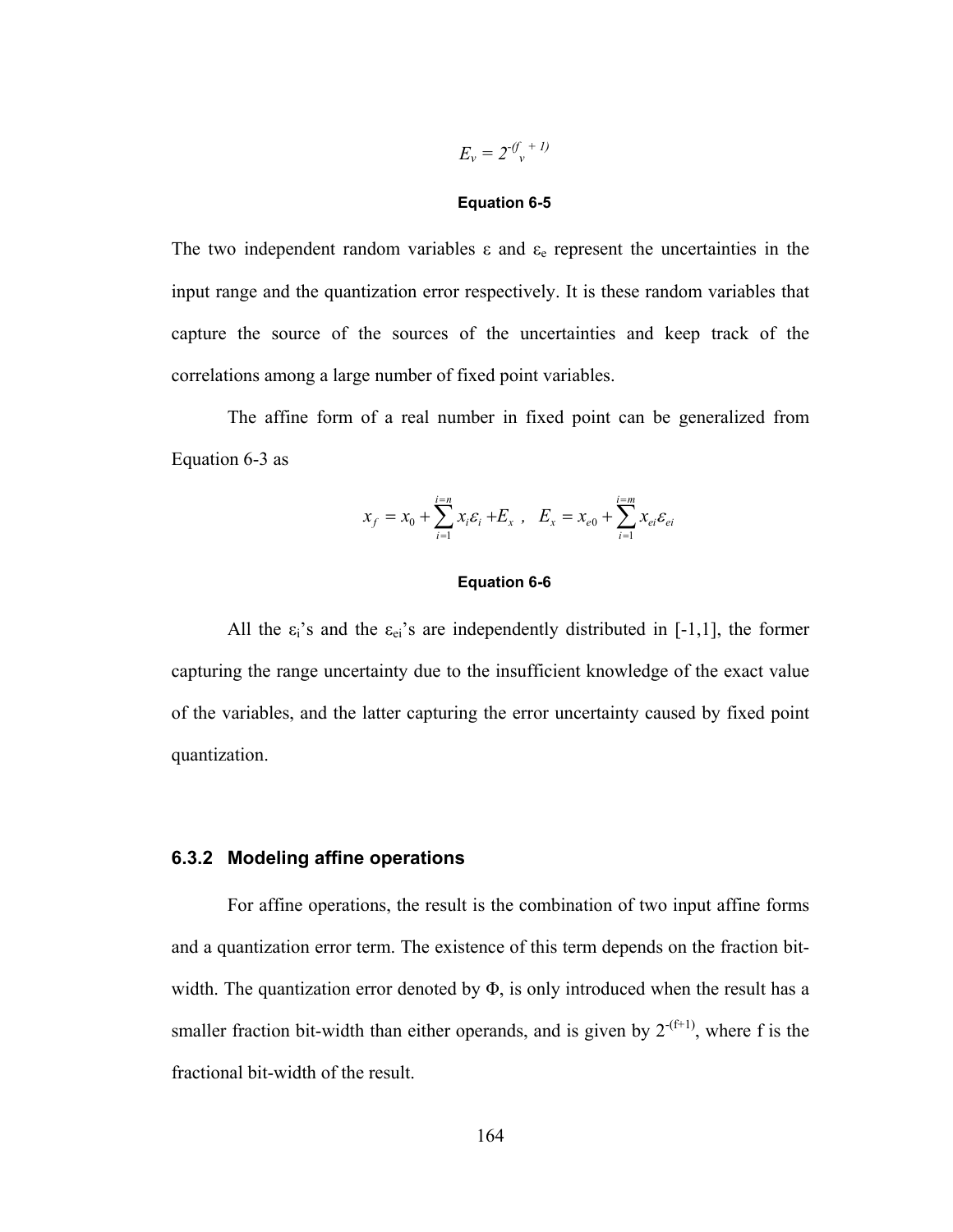$$E_v = 2^{-(f_v + 1)}$$

**Equation 6-5**

The two independent random variables ε and $\varepsilon_e$ represent the uncertainties in the input range and the quantization error respectively. It is these random variables that capture the source of the sources of the uncertainties and keep track of the correlations among a large number of fixed point variables.

The affine form of a real number in fixed point can be generalized from Equation 6-3 as

$$x_f = x_0 + \sum_{i=1}^{i=n} x_i \varepsilon_i + E_x \ , \quad E_x = x_{e0} + \sum_{i=1}^{i=m} x_{ei} \varepsilon_{ei}$$

**Equation 6-6**

All the $\varepsilon_i$'s and the $\varepsilon_{ei}$'s are independently distributed in [-1,1], the former capturing the range uncertainty due to the insufficient knowledge of the exact value of the variables, and the latter capturing the error uncertainty caused by fixed point quantization.

### 6.3.2 Modeling affine operations

For affine operations, the result is the combination of two input affine forms and a quantization error term. The existence of this term depends on the fraction bit-width. The quantization error denoted by Φ, is only introduced when the result has a smaller fraction bit-width than either operands, and is given by $2^{-(f+1)}$, where f is the fractional bit-width of the result.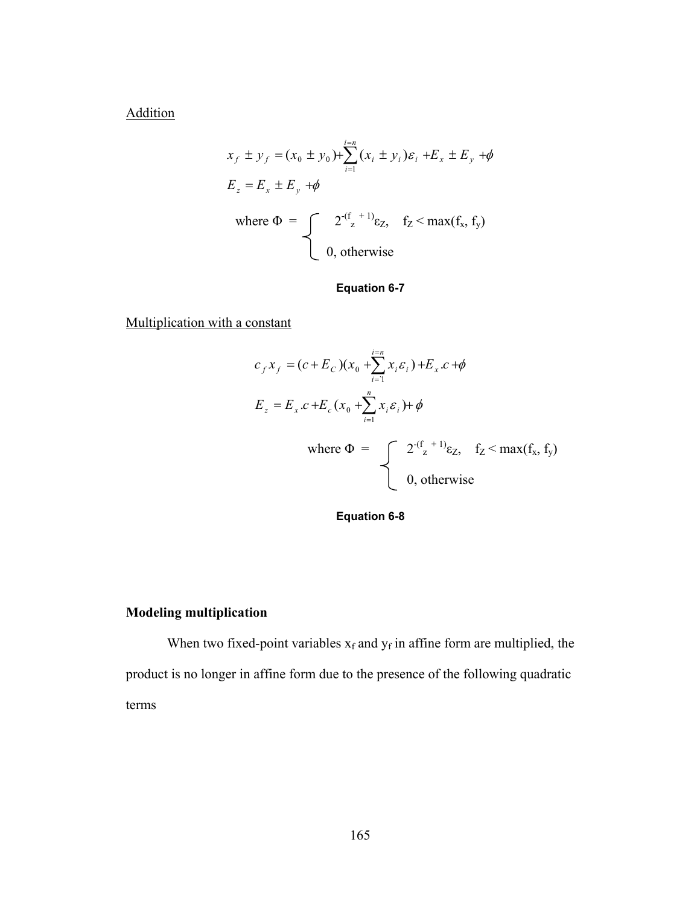Addition

$$x_f \pm y_f = (x_0 \pm y_0) + \sum_{i=1}^{i=n} (x_i \pm y_i)\varepsilon_i + E_x \pm E_y + \phi$$

$$E_z = E_x \pm E_y + \phi$$

$$\text{where } \Phi = \begin{cases} 2^{-(f_z + 1)}\varepsilon_Z, & f_Z < \max(f_x, f_y) \\ 0, \text{ otherwise} \end{cases}$$

**Equation 6-7**

Multiplication with a constant

$$c_f x_f = (c + E_C)(x_0 + \sum_{i=1}^{i=n} x_i \varepsilon_i) + E_x.c + \phi$$

$$E_z = E_x.c + E_c(x_0 + \sum_{i=1}^{n} x_i \varepsilon_i) + \phi$$

$$\text{where } \Phi = \begin{cases} 2^{-(f_z + 1)}\varepsilon_Z, & f_Z < \max(f_x, f_y) \\ 0, \text{ otherwise} \end{cases}$$

**Equation 6-8**

**Modeling multiplication**

When two fixed-point variables $x_f$ and $y_f$ in affine form are multiplied, the product is no longer in affine form due to the presence of the following quadratic terms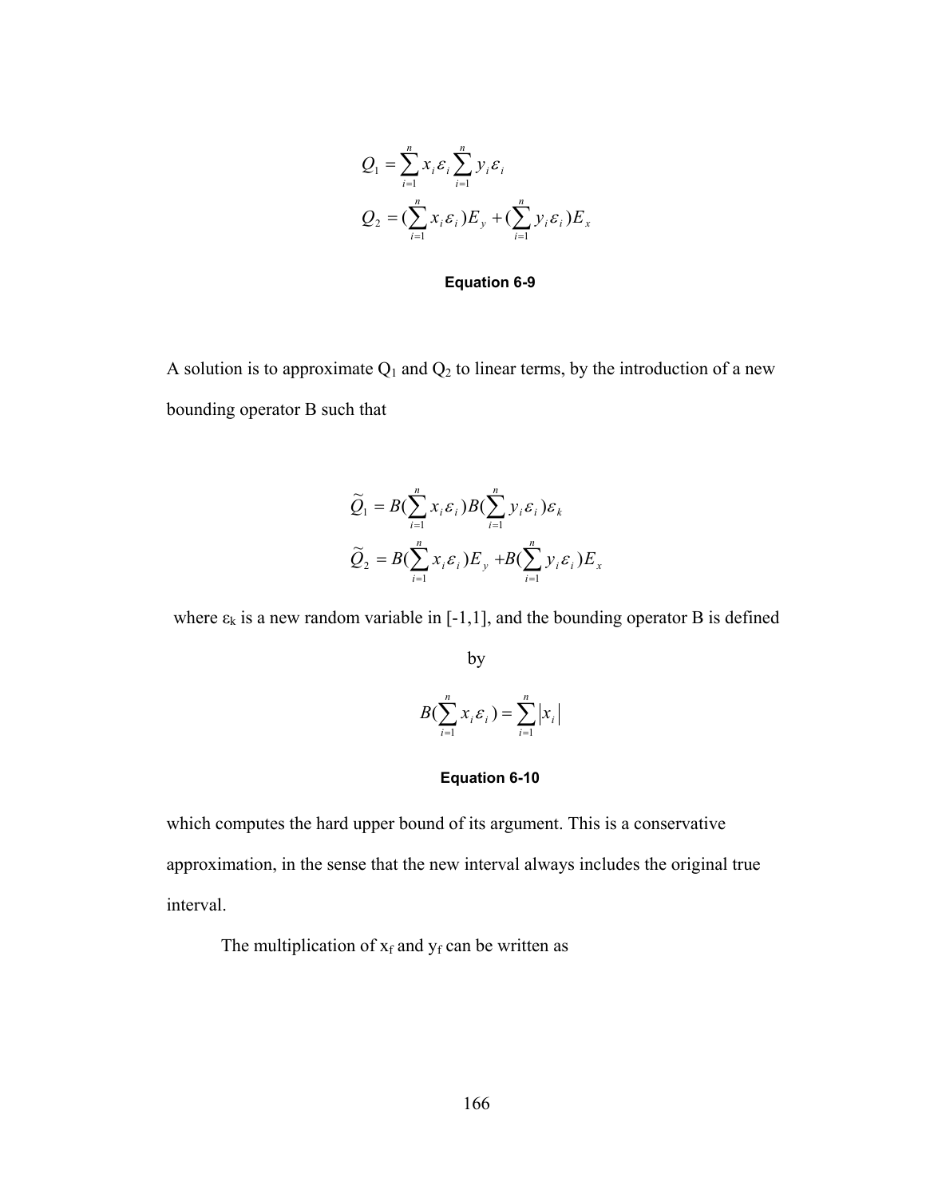$$Q_1 = \sum_{i=1}^{n} x_i \varepsilon_i \sum_{i=1}^{n} y_i \varepsilon_i$$

$$Q_2 = (\sum_{i=1}^{n} x_i \varepsilon_i) E_y + (\sum_{i=1}^{n} y_i \varepsilon_i) E_x$$

**Equation 6-9**

A solution is to approximate $Q_1$ and $Q_2$ to linear terms, by the introduction of a new bounding operator B such that

$$\widetilde{Q}_1 = B(\sum_{i=1}^{n} x_i \varepsilon_i) B(\sum_{i=1}^{n} y_i \varepsilon_i) \varepsilon_k$$

$$\widetilde{Q}_2 = B(\sum_{i=1}^{n} x_i \varepsilon_i) E_y + B(\sum_{i=1}^{n} y_i \varepsilon_i) E_x$$

where $\varepsilon_k$ is a new random variable in [-1,1], and the bounding operator B is defined by

$$B(\sum_{i=1}^{n} x_i \varepsilon_i) = \sum_{i=1}^{n} |x_i|$$

**Equation 6-10**

which computes the hard upper bound of its argument. This is a conservative approximation, in the sense that the new interval always includes the original true interval.

The multiplication of $x_f$ and $y_f$ can be written as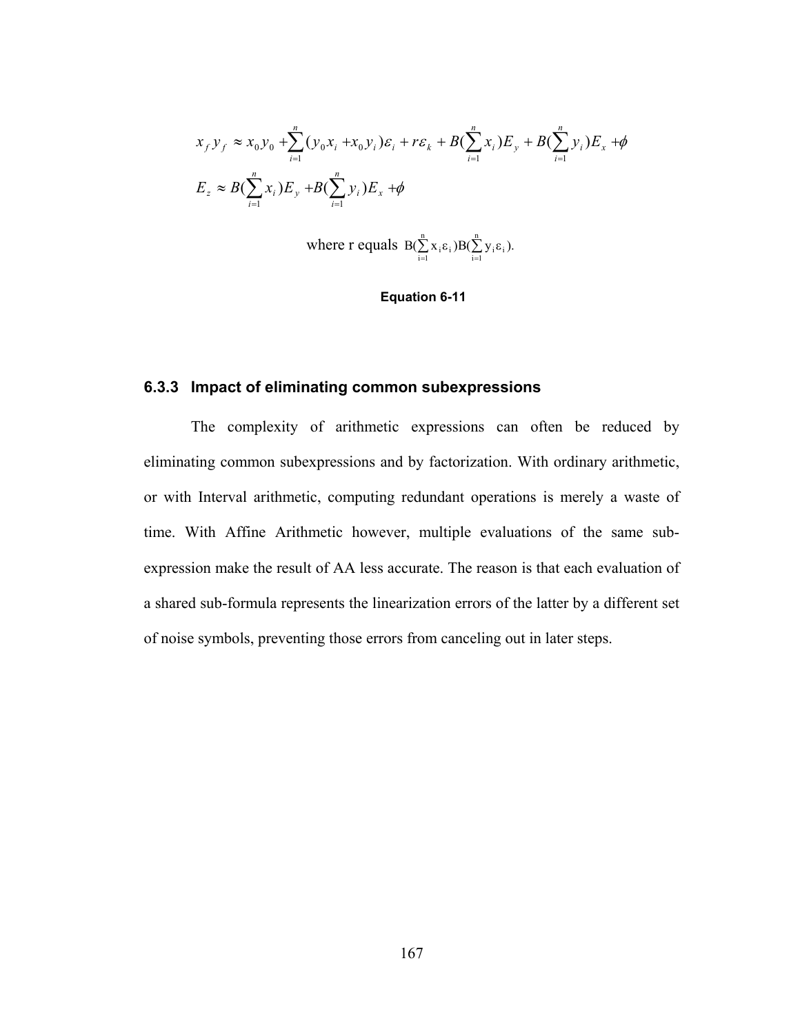$$x_f y_f \approx x_0 y_0 + \sum_{i=1}^{n} (y_0 x_i + x_0 y_i)\varepsilon_i + r\varepsilon_k + B(\sum_{i=1}^{n} x_i) E_y + B(\sum_{i=1}^{n} y_i) E_x + \phi$$

$$E_z \approx B(\sum_{i=1}^{n} x_i) E_y + B(\sum_{i=1}^{n} y_i) E_x + \phi$$

where r equals $B(\sum_{i=1}^{n} x_i \varepsilon_i) B(\sum_{i=1}^{n} y_i \varepsilon_i)$.

**Equation 6-11**

### 6.3.3 Impact of eliminating common subexpressions

The complexity of arithmetic expressions can often be reduced by eliminating common subexpressions and by factorization. With ordinary arithmetic, or with Interval arithmetic, computing redundant operations is merely a waste of time. With Affine Arithmetic however, multiple evaluations of the same sub-expression make the result of AA less accurate. The reason is that each evaluation of a shared sub-formula represents the linearization errors of the latter by a different set of noise symbols, preventing those errors from canceling out in later steps.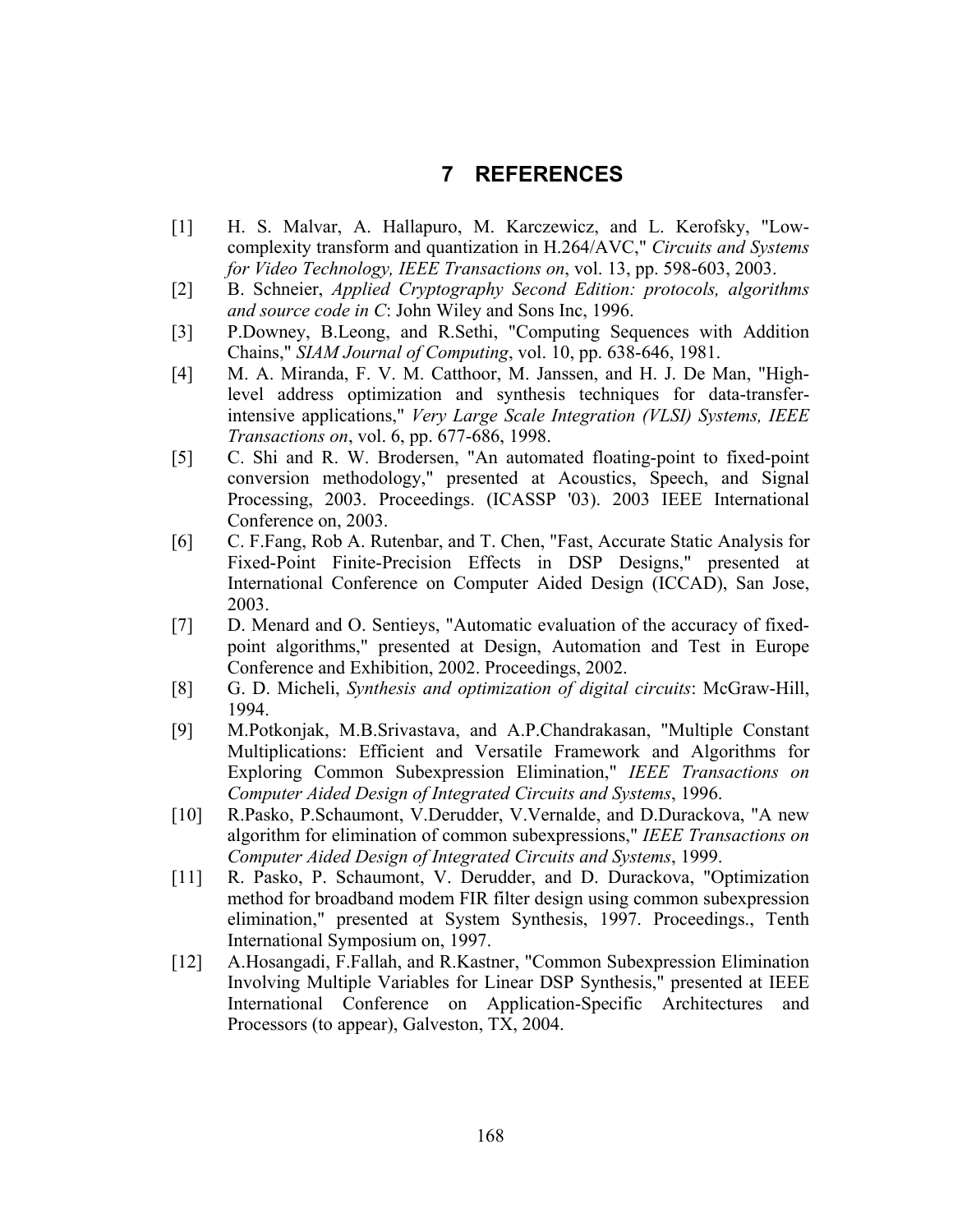# 7 REFERENCES

[1] H. S. Malvar, A. Hallapuro, M. Karczewicz, and L. Kerofsky, "Low-complexity transform and quantization in H.264/AVC," *Circuits and Systems for Video Technology, IEEE Transactions on*, vol. 13, pp. 598-603, 2003.

[2] B. Schneier, *Applied Cryptography Second Edition: protocols, algorithms and source code in C*: John Wiley and Sons Inc, 1996.

[3] P.Downey, B.Leong, and R.Sethi, "Computing Sequences with Addition Chains," *SIAM Journal of Computing*, vol. 10, pp. 638-646, 1981.

[4] M. A. Miranda, F. V. M. Catthoor, M. Janssen, and H. J. De Man, "High-level address optimization and synthesis techniques for data-transfer-intensive applications," *Very Large Scale Integration (VLSI) Systems, IEEE Transactions on*, vol. 6, pp. 677-686, 1998.

[5] C. Shi and R. W. Brodersen, "An automated floating-point to fixed-point conversion methodology," presented at Acoustics, Speech, and Signal Processing, 2003. Proceedings. (ICASSP '03). 2003 IEEE International Conference on, 2003.

[6] C. F.Fang, Rob A. Rutenbar, and T. Chen, "Fast, Accurate Static Analysis for Fixed-Point Finite-Precision Effects in DSP Designs," presented at International Conference on Computer Aided Design (ICCAD), San Jose, 2003.

[7] D. Menard and O. Sentieys, "Automatic evaluation of the accuracy of fixed-point algorithms," presented at Design, Automation and Test in Europe Conference and Exhibition, 2002. Proceedings, 2002.

[8] G. D. Micheli, *Synthesis and optimization of digital circuits*: McGraw-Hill, 1994.

[9] M.Potkonjak, M.B.Srivastava, and A.P.Chandrakasan, "Multiple Constant Multiplications: Efficient and Versatile Framework and Algorithms for Exploring Common Subexpression Elimination," *IEEE Transactions on Computer Aided Design of Integrated Circuits and Systems*, 1996.

[10] R.Pasko, P.Schaumont, V.Derudder, V.Vernalde, and D.Durackova, "A new algorithm for elimination of common subexpressions," *IEEE Transactions on Computer Aided Design of Integrated Circuits and Systems*, 1999.

[11] R. Pasko, P. Schaumont, V. Derudder, and D. Durackova, "Optimization method for broadband modem FIR filter design using common subexpression elimination," presented at System Synthesis, 1997. Proceedings., Tenth International Symposium on, 1997.

[12] A.Hosangadi, F.Fallah, and R.Kastner, "Common Subexpression Elimination Involving Multiple Variables for Linear DSP Synthesis," presented at IEEE International Conference on Application-Specific Architectures and Processors (to appear), Galveston, TX, 2004.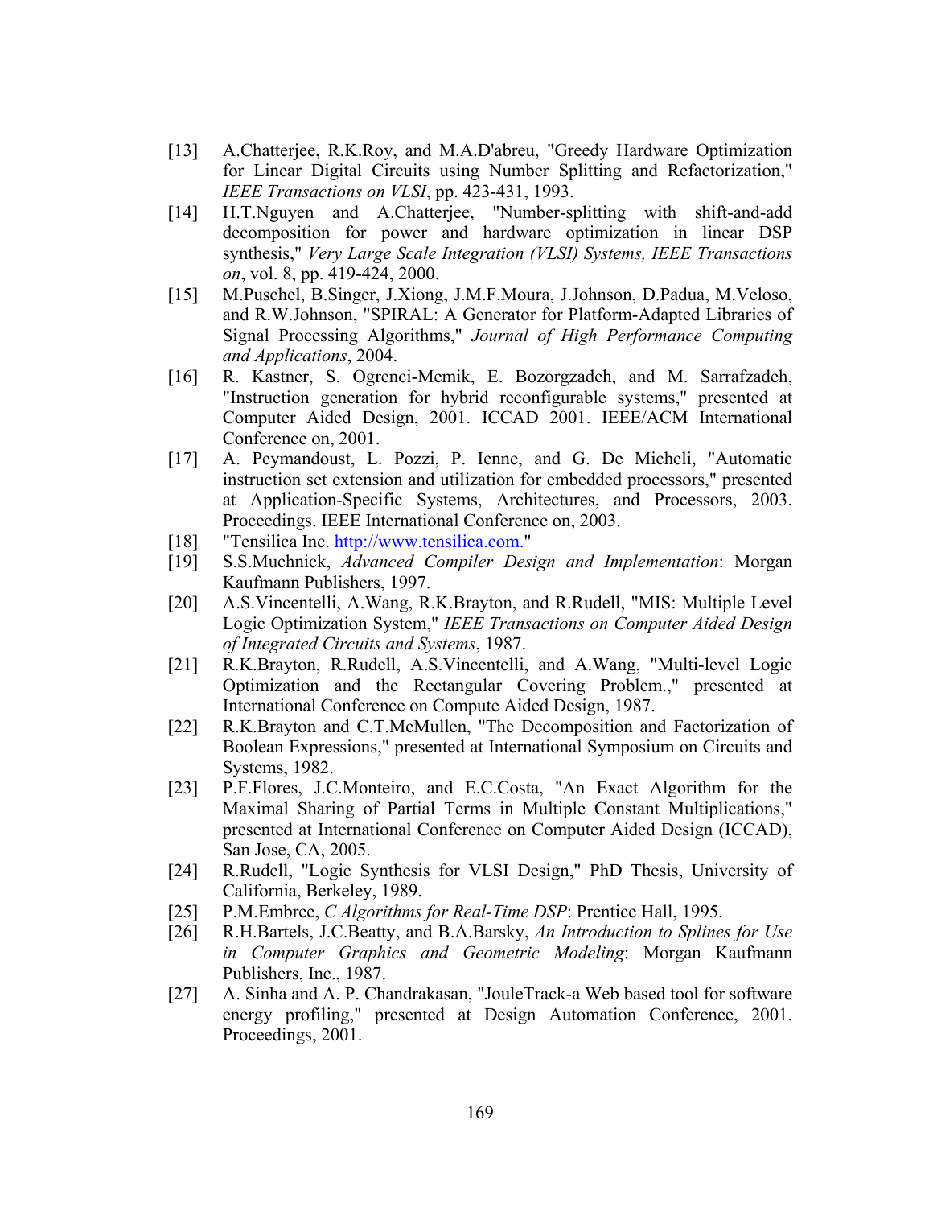[13] A.Chatterjee, R.K.Roy, and M.A.D'abreu, "Greedy Hardware Optimization for Linear Digital Circuits using Number Splitting and Refactorization," *IEEE Transactions on VLSI*, pp. 423-431, 1993.

[14] H.T.Nguyen and A.Chatterjee, "Number-splitting with shift-and-add decomposition for power and hardware optimization in linear DSP synthesis," *Very Large Scale Integration (VLSI) Systems, IEEE Transactions on*, vol. 8, pp. 419-424, 2000.

[15] M.Puschel, B.Singer, J.Xiong, J.M.F.Moura, J.Johnson, D.Padua, M.Veloso, and R.W.Johnson, "SPIRAL: A Generator for Platform-Adapted Libraries of Signal Processing Algorithms," *Journal of High Performance Computing and Applications*, 2004.

[16] R. Kastner, S. Ogrenci-Memik, E. Bozorgzadeh, and M. Sarrafzadeh, "Instruction generation for hybrid reconfigurable systems," presented at Computer Aided Design, 2001. ICCAD 2001. IEEE/ACM International Conference on, 2001.

[17] A. Peymandoust, L. Pozzi, P. Ienne, and G. De Micheli, "Automatic instruction set extension and utilization for embedded processors," presented at Application-Specific Systems, Architectures, and Processors, 2003. Proceedings. IEEE International Conference on, 2003.

[18] "Tensilica Inc. http://www.tensilica.com."

[19] S.S.Muchnick, *Advanced Compiler Design and Implementation*: Morgan Kaufmann Publishers, 1997.

[20] A.S.Vincentelli, A.Wang, R.K.Brayton, and R.Rudell, "MIS: Multiple Level Logic Optimization System," *IEEE Transactions on Computer Aided Design of Integrated Circuits and Systems*, 1987.

[21] R.K.Brayton, R.Rudell, A.S.Vincentelli, and A.Wang, "Multi-level Logic Optimization and the Rectangular Covering Problem.," presented at International Conference on Compute Aided Design, 1987.

[22] R.K.Brayton and C.T.McMullen, "The Decomposition and Factorization of Boolean Expressions," presented at International Symposium on Circuits and Systems, 1982.

[23] P.F.Flores, J.C.Monteiro, and E.C.Costa, "An Exact Algorithm for the Maximal Sharing of Partial Terms in Multiple Constant Multiplications," presented at International Conference on Computer Aided Design (ICCAD), San Jose, CA, 2005.

[24] R.Rudell, "Logic Synthesis for VLSI Design," PhD Thesis, University of California, Berkeley, 1989.

[25] P.M.Embree, *C Algorithms for Real-Time DSP*: Prentice Hall, 1995.

[26] R.H.Bartels, J.C.Beatty, and B.A.Barsky, *An Introduction to Splines for Use in Computer Graphics and Geometric Modeling*: Morgan Kaufmann Publishers, Inc., 1987.

[27] A. Sinha and A. P. Chandrakasan, "JouleTrack-a Web based tool for software energy profiling," presented at Design Automation Conference, 2001. Proceedings, 2001.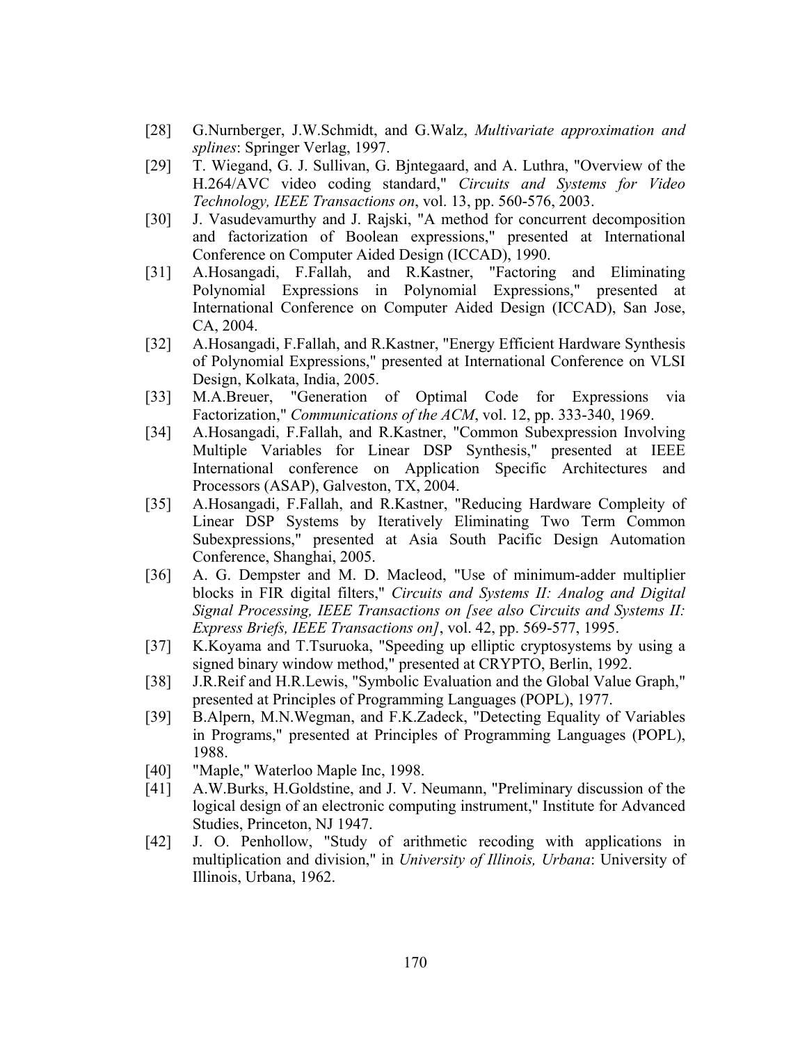[28] G.Nurnberger, J.W.Schmidt, and G.Walz, *Multivariate approximation and splines*: Springer Verlag, 1997.

[29] T. Wiegand, G. J. Sullivan, G. Bjntegaard, and A. Luthra, "Overview of the H.264/AVC video coding standard," *Circuits and Systems for Video Technology, IEEE Transactions on*, vol. 13, pp. 560-576, 2003.

[30] J. Vasudevamurthy and J. Rajski, "A method for concurrent decomposition and factorization of Boolean expressions," presented at International Conference on Computer Aided Design (ICCAD), 1990.

[31] A.Hosangadi, F.Fallah, and R.Kastner, "Factoring and Eliminating Polynomial Expressions in Polynomial Expressions," presented at International Conference on Computer Aided Design (ICCAD), San Jose, CA, 2004.

[32] A.Hosangadi, F.Fallah, and R.Kastner, "Energy Efficient Hardware Synthesis of Polynomial Expressions," presented at International Conference on VLSI Design, Kolkata, India, 2005.

[33] M.A.Breuer, "Generation of Optimal Code for Expressions via Factorization," *Communications of the ACM*, vol. 12, pp. 333-340, 1969.

[34] A.Hosangadi, F.Fallah, and R.Kastner, "Common Subexpression Involving Multiple Variables for Linear DSP Synthesis," presented at IEEE International conference on Application Specific Architectures and Processors (ASAP), Galveston, TX, 2004.

[35] A.Hosangadi, F.Fallah, and R.Kastner, "Reducing Hardware Compleity of Linear DSP Systems by Iteratively Eliminating Two Term Common Subexpressions," presented at Asia South Pacific Design Automation Conference, Shanghai, 2005.

[36] A. G. Dempster and M. D. Macleod, "Use of minimum-adder multiplier blocks in FIR digital filters," *Circuits and Systems II: Analog and Digital Signal Processing, IEEE Transactions on [see also Circuits and Systems II: Express Briefs, IEEE Transactions on]*, vol. 42, pp. 569-577, 1995.

[37] K.Koyama and T.Tsuruoka, "Speeding up elliptic cryptosystems by using a signed binary window method," presented at CRYPTO, Berlin, 1992.

[38] J.R.Reif and H.R.Lewis, "Symbolic Evaluation and the Global Value Graph," presented at Principles of Programming Languages (POPL), 1977.

[39] B.Alpern, M.N.Wegman, and F.K.Zadeck, "Detecting Equality of Variables in Programs," presented at Principles of Programming Languages (POPL), 1988.

[40] "Maple," Waterloo Maple Inc, 1998.

[41] A.W.Burks, H.Goldstine, and J. V. Neumann, "Preliminary discussion of the logical design of an electronic computing instrument," Institute for Advanced Studies, Princeton, NJ 1947.

[42] J. O. Penhollow, "Study of arithmetic recoding with applications in multiplication and division," in *University of Illinois, Urbana*: University of Illinois, Urbana, 1962.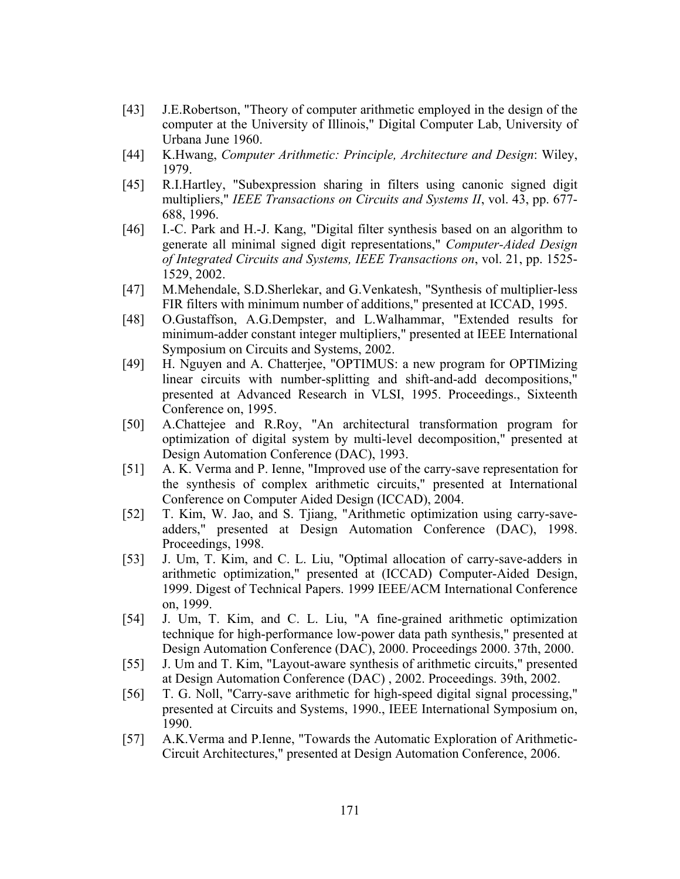[43] J.E.Robertson, "Theory of computer arithmetic employed in the design of the computer at the University of Illinois," Digital Computer Lab, University of Urbana June 1960.

[44] K.Hwang, *Computer Arithmetic: Principle, Architecture and Design*: Wiley, 1979.

[45] R.I.Hartley, "Subexpression sharing in filters using canonic signed digit multipliers," *IEEE Transactions on Circuits and Systems II*, vol. 43, pp. 677-688, 1996.

[46] I.-C. Park and H.-J. Kang, "Digital filter synthesis based on an algorithm to generate all minimal signed digit representations," *Computer-Aided Design of Integrated Circuits and Systems, IEEE Transactions on*, vol. 21, pp. 1525-1529, 2002.

[47] M.Mehendale, S.D.Sherlekar, and G.Venkatesh, "Synthesis of multiplier-less FIR filters with minimum number of additions," presented at ICCAD, 1995.

[48] O.Gustaffson, A.G.Dempster, and L.Walhammar, "Extended results for minimum-adder constant integer multipliers," presented at IEEE International Symposium on Circuits and Systems, 2002.

[49] H. Nguyen and A. Chatterjee, "OPTIMUS: a new program for OPTIMizing linear circuits with number-splitting and shift-and-add decompositions," presented at Advanced Research in VLSI, 1995. Proceedings., Sixteenth Conference on, 1995.

[50] A.Chattejee and R.Roy, "An architectural transformation program for optimization of digital system by multi-level decomposition," presented at Design Automation Conference (DAC), 1993.

[51] A. K. Verma and P. Ienne, "Improved use of the carry-save representation for the synthesis of complex arithmetic circuits," presented at International Conference on Computer Aided Design (ICCAD), 2004.

[52] T. Kim, W. Jao, and S. Tjiang, "Arithmetic optimization using carry-save-adders," presented at Design Automation Conference (DAC), 1998. Proceedings, 1998.

[53] J. Um, T. Kim, and C. L. Liu, "Optimal allocation of carry-save-adders in arithmetic optimization," presented at (ICCAD) Computer-Aided Design, 1999. Digest of Technical Papers. 1999 IEEE/ACM International Conference on, 1999.

[54] J. Um, T. Kim, and C. L. Liu, "A fine-grained arithmetic optimization technique for high-performance low-power data path synthesis," presented at Design Automation Conference (DAC), 2000. Proceedings 2000. 37th, 2000.

[55] J. Um and T. Kim, "Layout-aware synthesis of arithmetic circuits," presented at Design Automation Conference (DAC) , 2002. Proceedings. 39th, 2002.

[56] T. G. Noll, "Carry-save arithmetic for high-speed digital signal processing," presented at Circuits and Systems, 1990., IEEE International Symposium on, 1990.

[57] A.K.Verma and P.Ienne, "Towards the Automatic Exploration of Arithmetic-Circuit Architectures," presented at Design Automation Conference, 2006.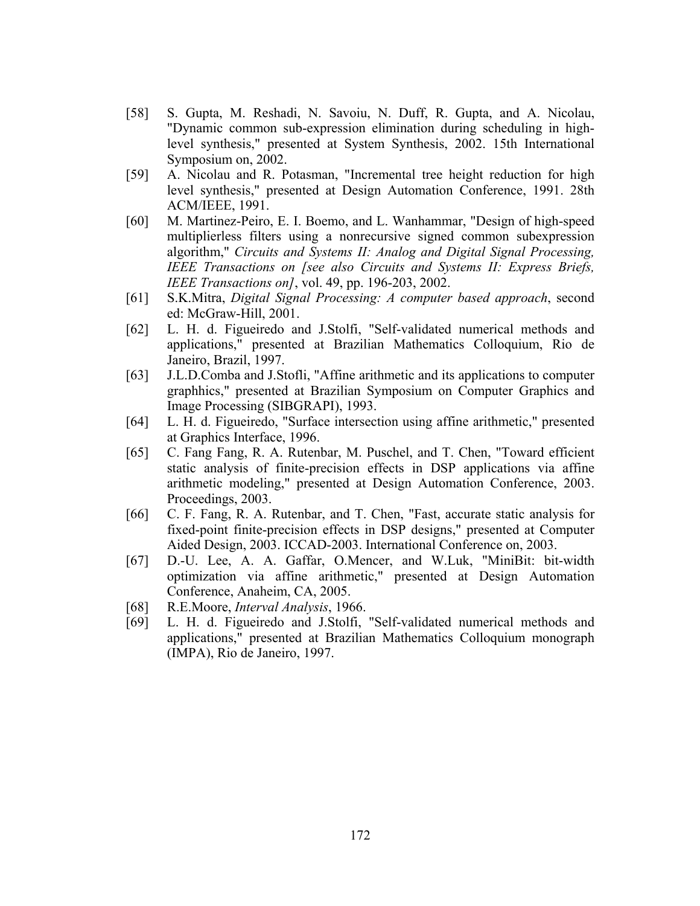[58] S. Gupta, M. Reshadi, N. Savoiu, N. Duff, R. Gupta, and A. Nicolau, "Dynamic common sub-expression elimination during scheduling in high-level synthesis," presented at System Synthesis, 2002. 15th International Symposium on, 2002.

[59] A. Nicolau and R. Potasman, "Incremental tree height reduction for high level synthesis," presented at Design Automation Conference, 1991. 28th ACM/IEEE, 1991.

[60] M. Martinez-Peiro, E. I. Boemo, and L. Wanhammar, "Design of high-speed multiplierless filters using a nonrecursive signed common subexpression algorithm," *Circuits and Systems II: Analog and Digital Signal Processing, IEEE Transactions on [see also Circuits and Systems II: Express Briefs, IEEE Transactions on]*, vol. 49, pp. 196-203, 2002.

[61] S.K.Mitra, *Digital Signal Processing: A computer based approach*, second ed: McGraw-Hill, 2001.

[62] L. H. d. Figueiredo and J.Stolfi, "Self-validated numerical methods and applications," presented at Brazilian Mathematics Colloquium, Rio de Janeiro, Brazil, 1997.

[63] J.L.D.Comba and J.Stofli, "Affine arithmetic and its applications to computer graphhics," presented at Brazilian Symposium on Computer Graphics and Image Processing (SIBGRAPI), 1993.

[64] L. H. d. Figueiredo, "Surface intersection using affine arithmetic," presented at Graphics Interface, 1996.

[65] C. Fang Fang, R. A. Rutenbar, M. Puschel, and T. Chen, "Toward efficient static analysis of finite-precision effects in DSP applications via affine arithmetic modeling," presented at Design Automation Conference, 2003. Proceedings, 2003.

[66] C. F. Fang, R. A. Rutenbar, and T. Chen, "Fast, accurate static analysis for fixed-point finite-precision effects in DSP designs," presented at Computer Aided Design, 2003. ICCAD-2003. International Conference on, 2003.

[67] D.-U. Lee, A. A. Gaffar, O.Mencer, and W.Luk, "MiniBit: bit-width optimization via affine arithmetic," presented at Design Automation Conference, Anaheim, CA, 2005.

[68] R.E.Moore, *Interval Analysis*, 1966.

[69] L. H. d. Figueiredo and J.Stolfi, "Self-validated numerical methods and applications," presented at Brazilian Mathematics Colloquium monograph (IMPA), Rio de Janeiro, 1997.